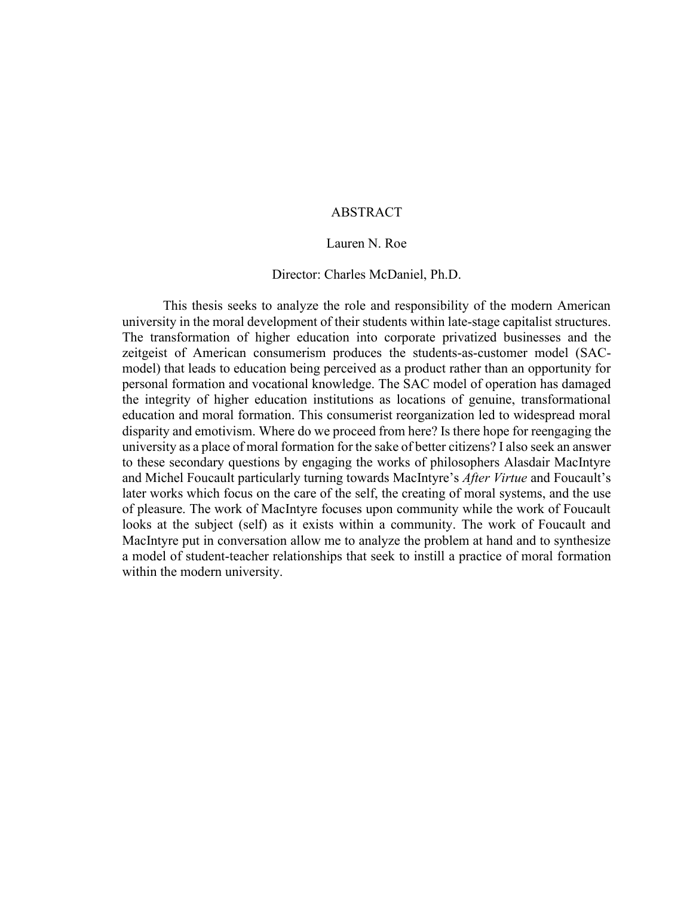# ABSTRACT

Lauren N. Roe

Director: Charles McDaniel, Ph.D.

This thesis seeks to analyze the role and responsibility of the modern American university in the moral development of their students within late-stage capitalist structures. The transformation of higher education into corporate privatized businesses and the zeitgeist of American consumerism produces the students-as-customer model (SAC-model) that leads to education being perceived as a product rather than an opportunity for personal formation and vocational knowledge. The SAC model of operation has damaged the integrity of higher education institutions as locations of genuine, transformational education and moral formation. This consumerist reorganization led to widespread moral disparity and emotivism. Where do we proceed from here? Is there hope for reengaging the university as a place of moral formation for the sake of better citizens? I also seek an answer to these secondary questions by engaging the works of philosophers Alasdair MacIntyre and Michel Foucault particularly turning towards MacIntyre's *After Virtue* and Foucault's later works which focus on the care of the self, the creating of moral systems, and the use of pleasure. The work of MacIntyre focuses upon community while the work of Foucault looks at the subject (self) as it exists within a community. The work of Foucault and MacIntyre put in conversation allow me to analyze the problem at hand and to synthesize a model of student-teacher relationships that seek to instill a practice of moral formation within the modern university.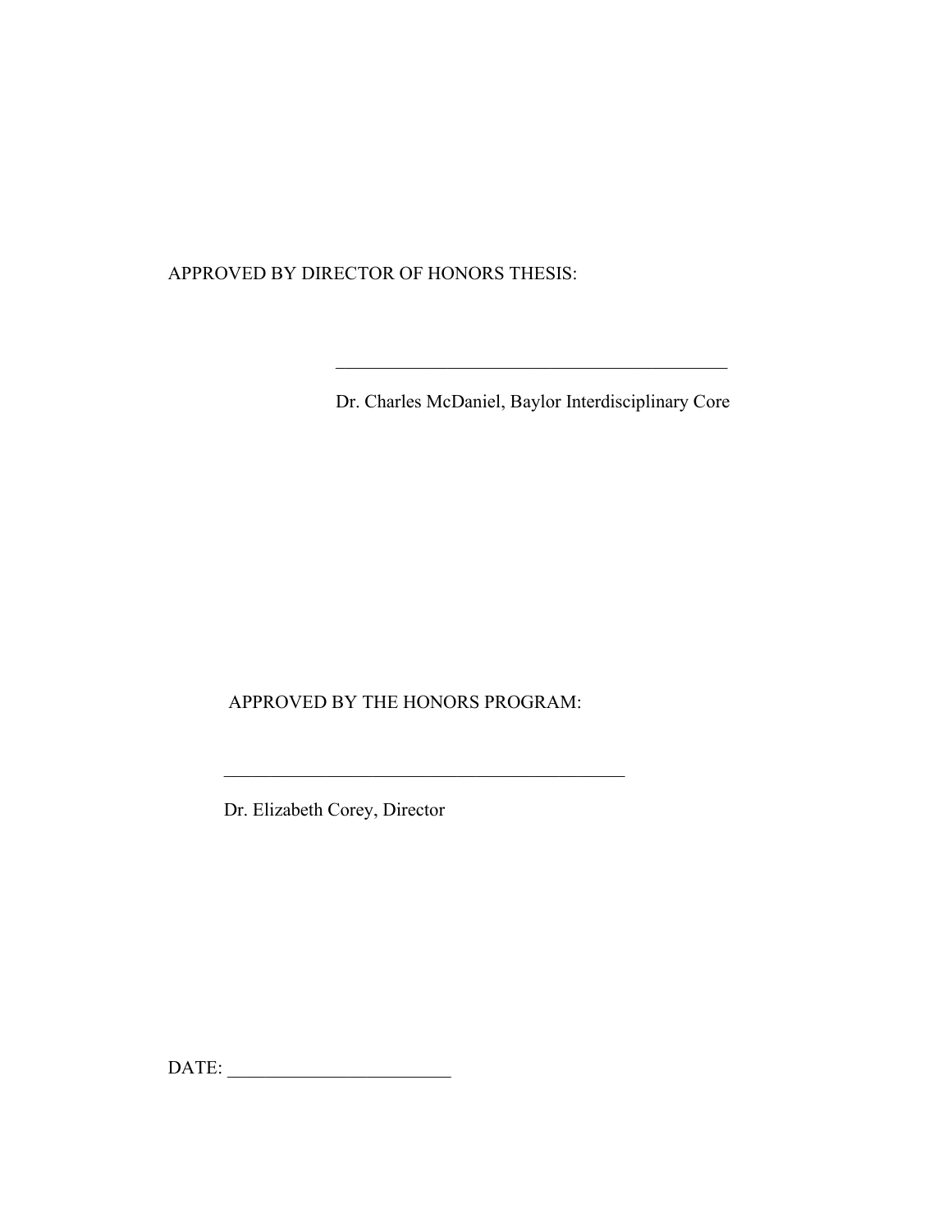APPROVED BY DIRECTOR OF HONORS THESIS:

\_\_\_\_\_\_\_\_\_\_\_\_\_\_\_\_\_\_\_\_\_\_\_\_\_\_\_\_\_\_\_\_\_\_\_\_\_\_\_\_\_\_

Dr. Charles McDaniel, Baylor Interdisciplinary Core

APPROVED BY THE HONORS PROGRAM:

\_\_\_\_\_\_\_\_\_\_\_\_\_\_\_\_\_\_\_\_\_\_\_\_\_\_\_\_\_\_\_\_\_\_\_\_\_\_\_\_\_\_

Dr. Elizabeth Corey, Director

DATE: \_\_\_\_\_\_\_\_\_\_\_\_\_\_\_\_\_\_\_\_\_\_\_\_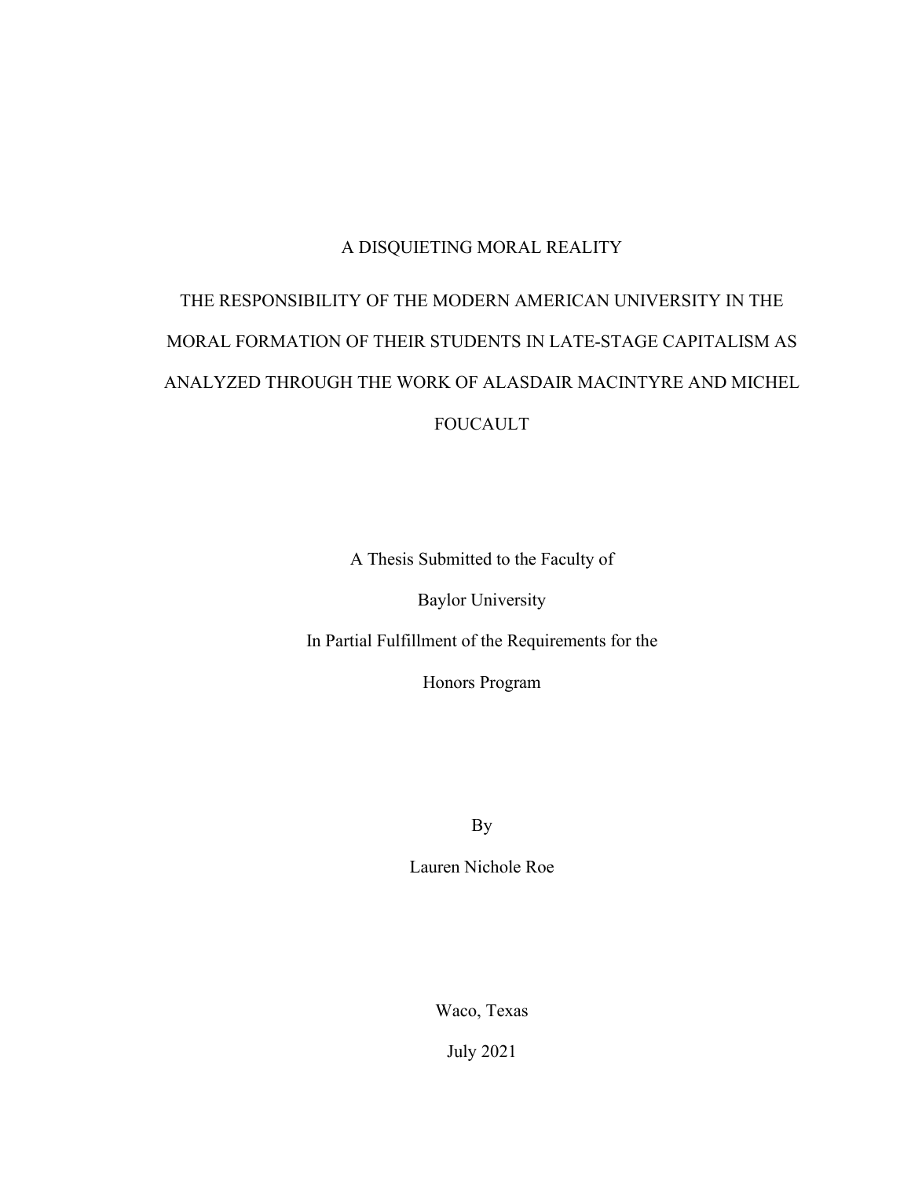# A DISQUIETING MORAL REALITY

## THE RESPONSIBILITY OF THE MODERN AMERICAN UNIVERSITY IN THE MORAL FORMATION OF THEIR STUDENTS IN LATE-STAGE CAPITALISM AS ANALYZED THROUGH THE WORK OF ALASDAIR MACINTYRE AND MICHEL FOUCAULT

A Thesis Submitted to the Faculty of

Baylor University

In Partial Fulfillment of the Requirements for the

Honors Program

By

Lauren Nichole Roe

Waco, Texas

July 2021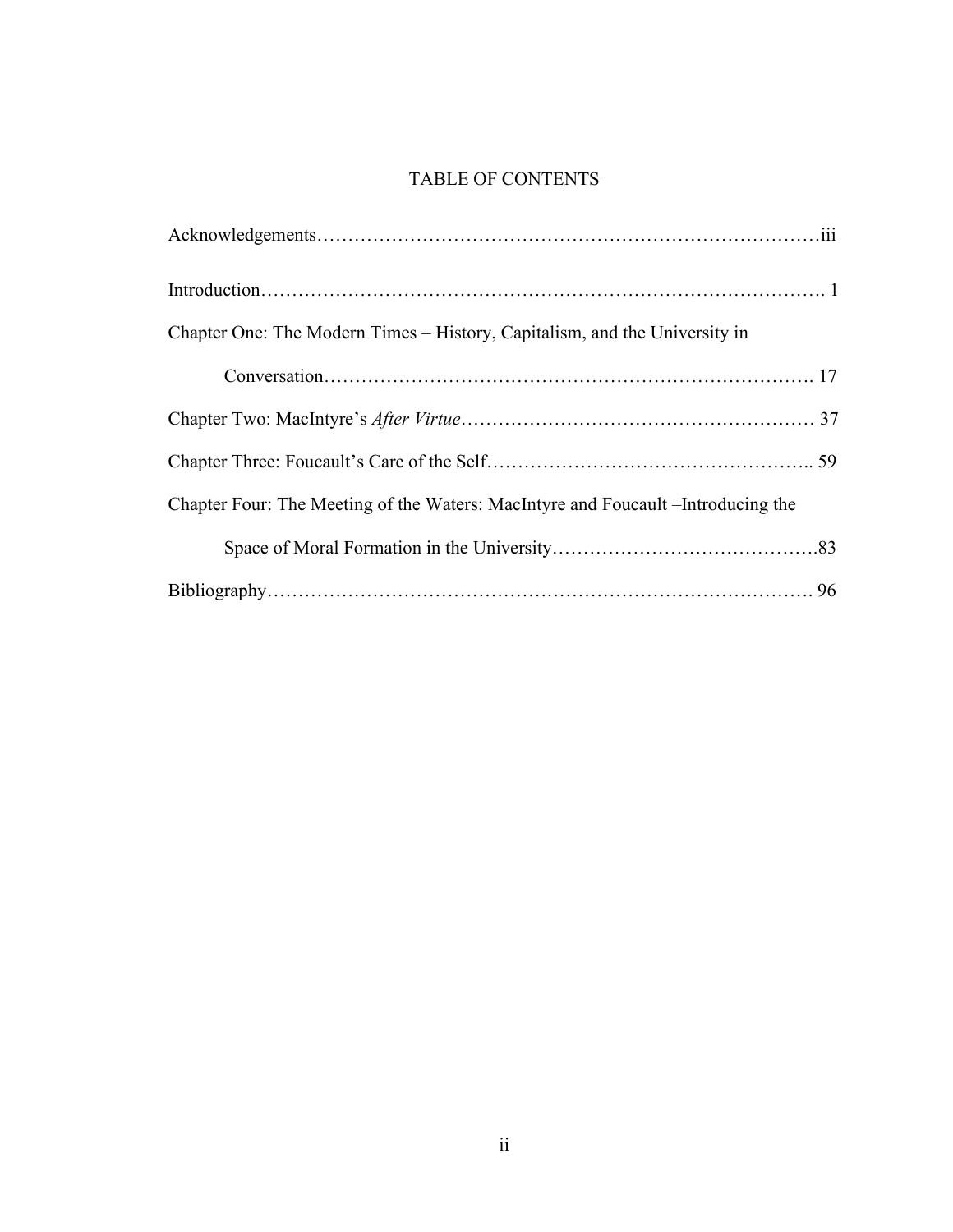# TABLE OF CONTENTS

Acknowledgements……………………………………………………………………iii

Introduction………………………………………………………………………. 1

Chapter One: The Modern Times – History, Capitalism, and the University in Conversation…………………………………………………………………. 17

Chapter Two: MacIntyre's *After Virtue*………………………………………………… 37

Chapter Three: Foucault's Care of the Self………………………………………….. 59

Chapter Four: The Meeting of the Waters: MacIntyre and Foucault –Introducing the Space of Moral Formation in the University…………………………………..83

Bibliography……………………………………………………………………. 96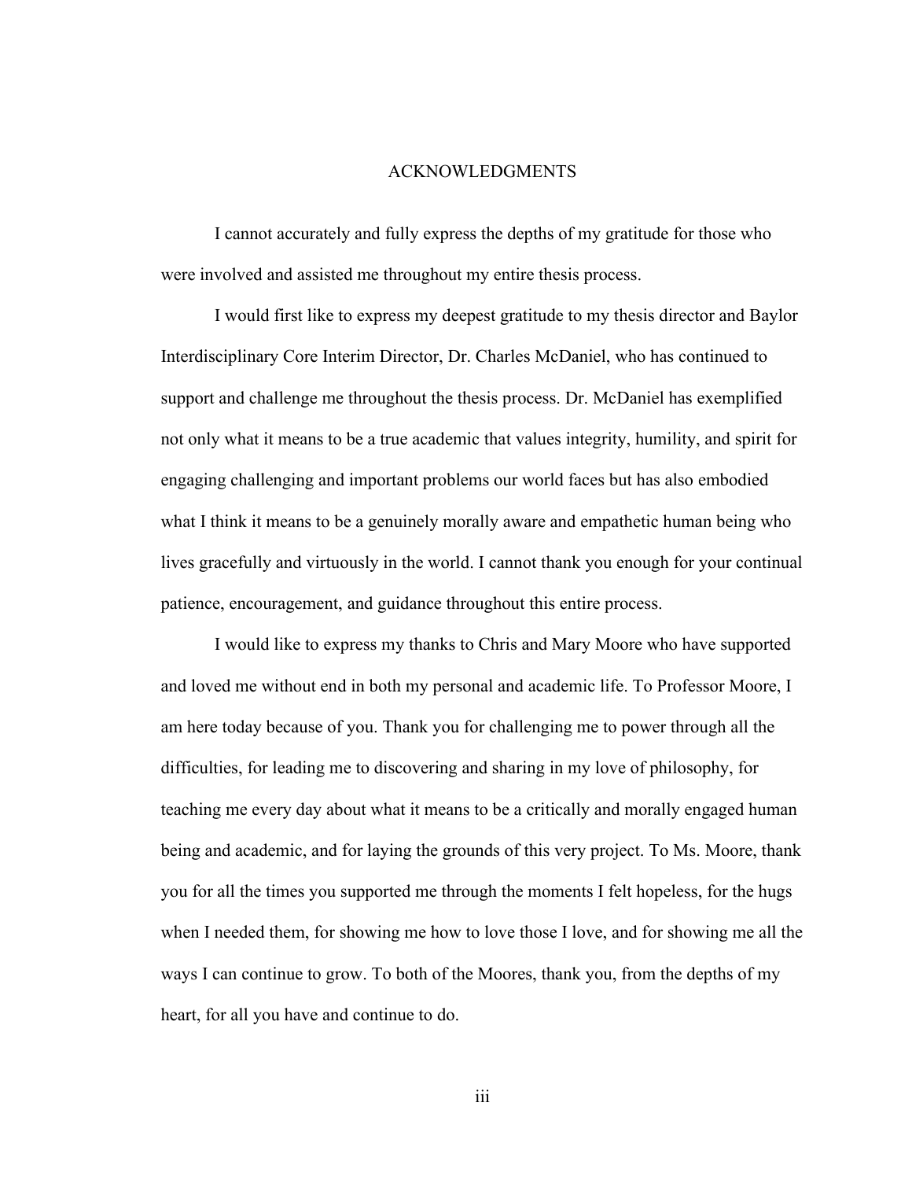# ACKNOWLEDGMENTS

I cannot accurately and fully express the depths of my gratitude for those who were involved and assisted me throughout my entire thesis process.

I would first like to express my deepest gratitude to my thesis director and Baylor Interdisciplinary Core Interim Director, Dr. Charles McDaniel, who has continued to support and challenge me throughout the thesis process. Dr. McDaniel has exemplified not only what it means to be a true academic that values integrity, humility, and spirit for engaging challenging and important problems our world faces but has also embodied what I think it means to be a genuinely morally aware and empathetic human being who lives gracefully and virtuously in the world. I cannot thank you enough for your continual patience, encouragement, and guidance throughout this entire process.

I would like to express my thanks to Chris and Mary Moore who have supported and loved me without end in both my personal and academic life. To Professor Moore, I am here today because of you. Thank you for challenging me to power through all the difficulties, for leading me to discovering and sharing in my love of philosophy, for teaching me every day about what it means to be a critically and morally engaged human being and academic, and for laying the grounds of this very project. To Ms. Moore, thank you for all the times you supported me through the moments I felt hopeless, for the hugs when I needed them, for showing me how to love those I love, and for showing me all the ways I can continue to grow. To both of the Moores, thank you, from the depths of my heart, for all you have and continue to do.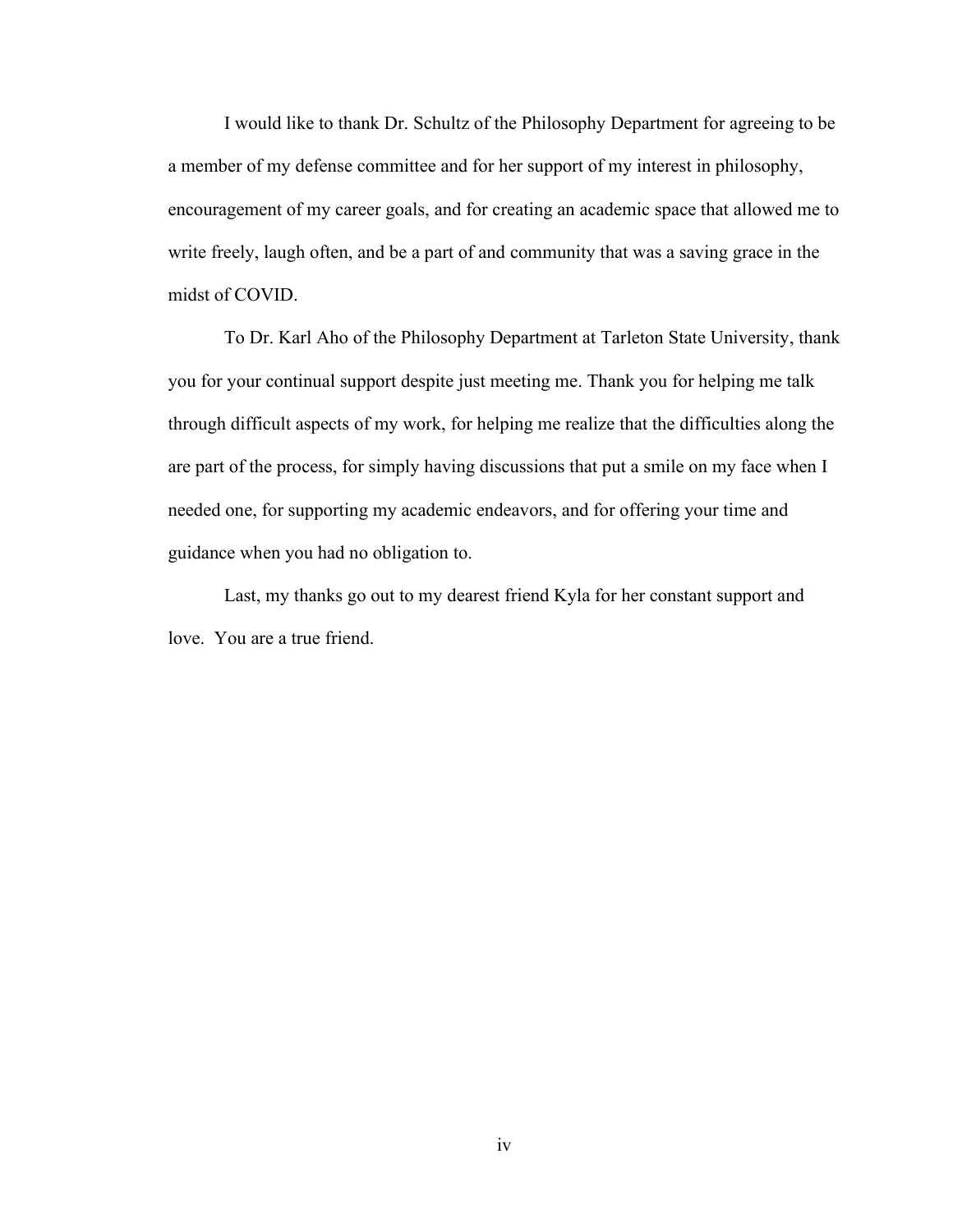I would like to thank Dr. Schultz of the Philosophy Department for agreeing to be a member of my defense committee and for her support of my interest in philosophy, encouragement of my career goals, and for creating an academic space that allowed me to write freely, laugh often, and be a part of and community that was a saving grace in the midst of COVID.

To Dr. Karl Aho of the Philosophy Department at Tarleton State University, thank you for your continual support despite just meeting me. Thank you for helping me talk through difficult aspects of my work, for helping me realize that the difficulties along the are part of the process, for simply having discussions that put a smile on my face when I needed one, for supporting my academic endeavors, and for offering your time and guidance when you had no obligation to.

Last, my thanks go out to my dearest friend Kyla for her constant support and love. You are a true friend.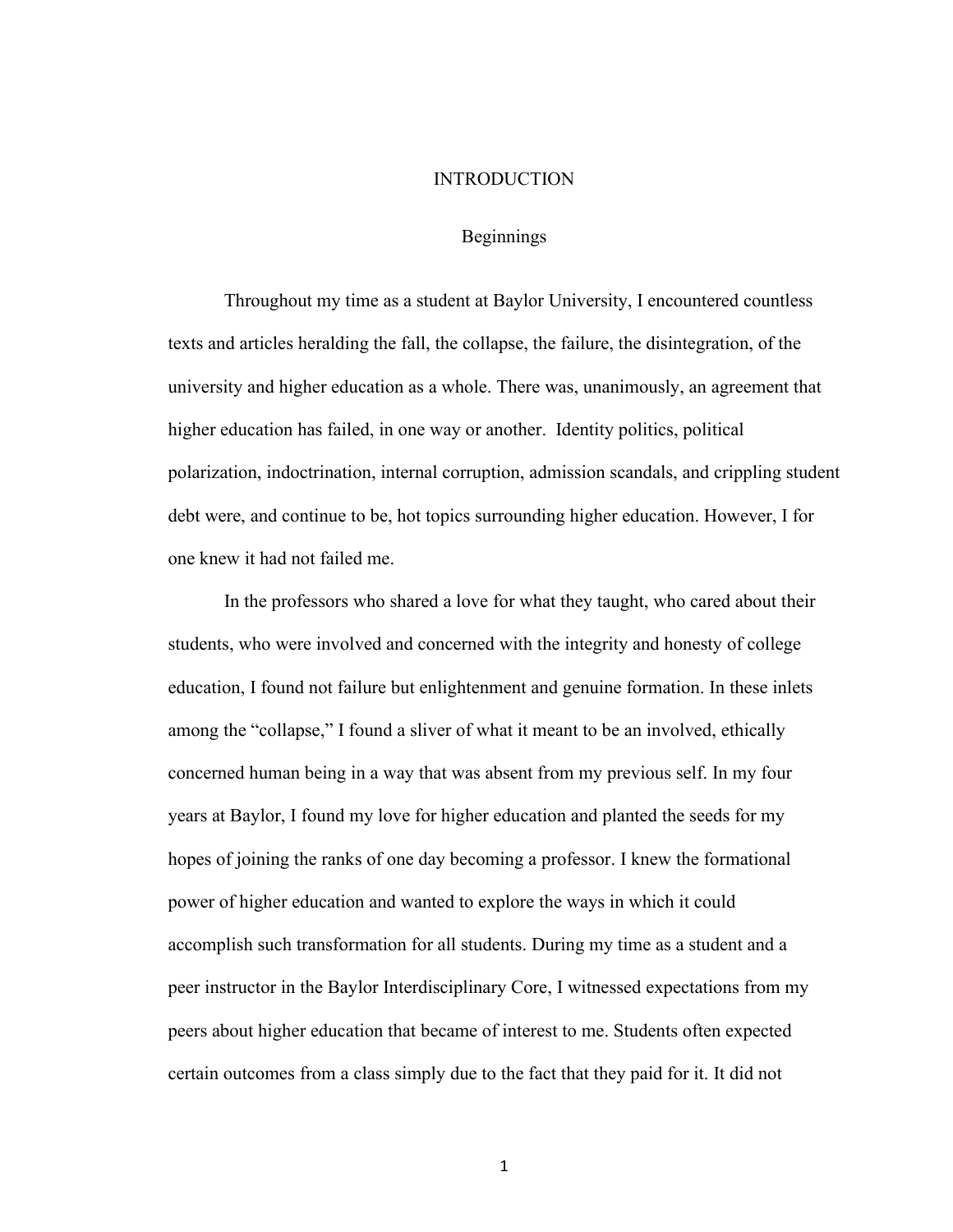# INTRODUCTION

## Beginnings

Throughout my time as a student at Baylor University, I encountered countless texts and articles heralding the fall, the collapse, the failure, the disintegration, of the university and higher education as a whole. There was, unanimously, an agreement that higher education has failed, in one way or another.  Identity politics, political polarization, indoctrination, internal corruption, admission scandals, and crippling student debt were, and continue to be, hot topics surrounding higher education. However, I for one knew it had not failed me.

In the professors who shared a love for what they taught, who cared about their students, who were involved and concerned with the integrity and honesty of college education, I found not failure but enlightenment and genuine formation. In these inlets among the "collapse," I found a sliver of what it meant to be an involved, ethically concerned human being in a way that was absent from my previous self. In my four years at Baylor, I found my love for higher education and planted the seeds for my hopes of joining the ranks of one day becoming a professor. I knew the formational power of higher education and wanted to explore the ways in which it could accomplish such transformation for all students. During my time as a student and a peer instructor in the Baylor Interdisciplinary Core, I witnessed expectations from my peers about higher education that became of interest to me. Students often expected certain outcomes from a class simply due to the fact that they paid for it. It did not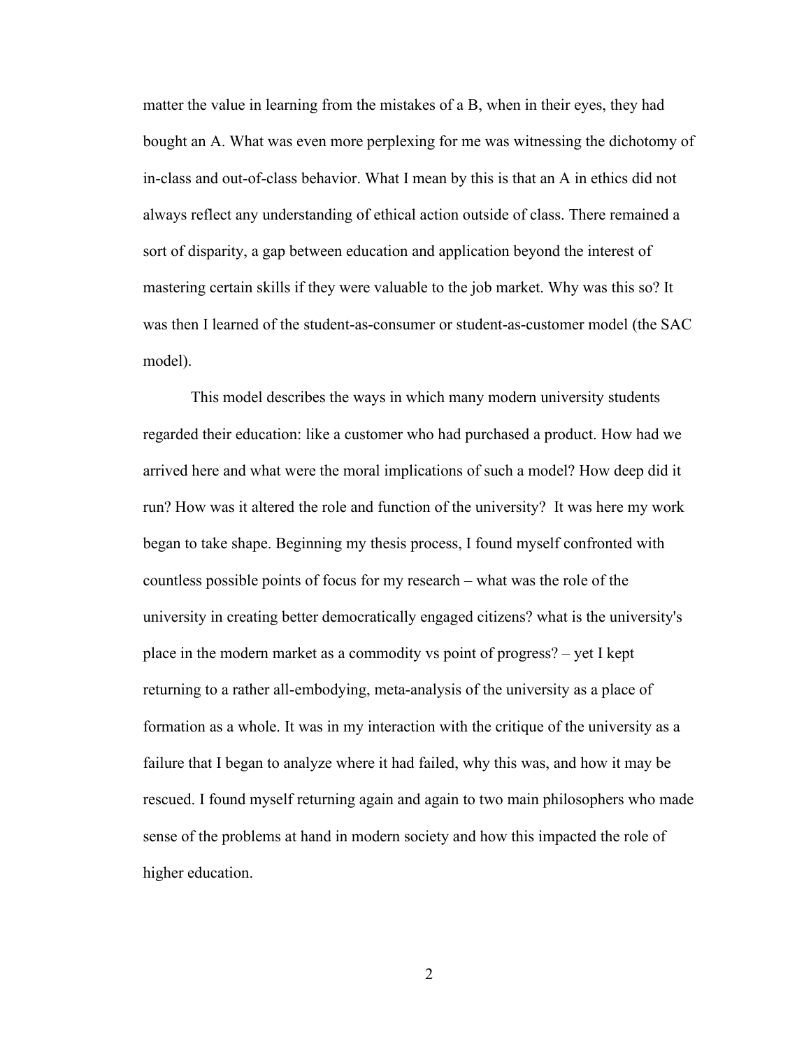matter the value in learning from the mistakes of a B, when in their eyes, they had bought an A. What was even more perplexing for me was witnessing the dichotomy of in-class and out-of-class behavior. What I mean by this is that an A in ethics did not always reflect any understanding of ethical action outside of class. There remained a sort of disparity, a gap between education and application beyond the interest of mastering certain skills if they were valuable to the job market. Why was this so? It was then I learned of the student-as-consumer or student-as-customer model (the SAC model).

This model describes the ways in which many modern university students regarded their education: like a customer who had purchased a product. How had we arrived here and what were the moral implications of such a model? How deep did it run? How was it altered the role and function of the university? It was here my work began to take shape. Beginning my thesis process, I found myself confronted with countless possible points of focus for my research – what was the role of the university in creating better democratically engaged citizens? what is the university's place in the modern market as a commodity vs point of progress? – yet I kept returning to a rather all-embodying, meta-analysis of the university as a place of formation as a whole. It was in my interaction with the critique of the university as a failure that I began to analyze where it had failed, why this was, and how it may be rescued. I found myself returning again and again to two main philosophers who made sense of the problems at hand in modern society and how this impacted the role of higher education.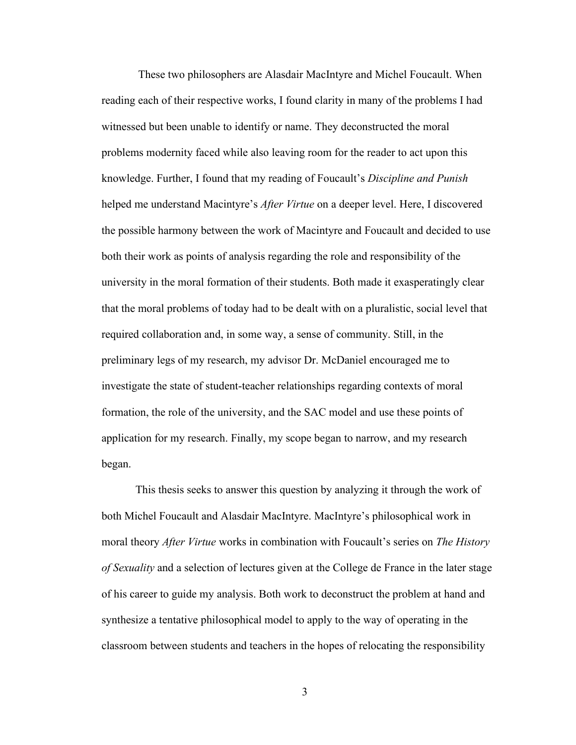These two philosophers are Alasdair MacIntyre and Michel Foucault. When reading each of their respective works, I found clarity in many of the problems I had witnessed but been unable to identify or name. They deconstructed the moral problems modernity faced while also leaving room for the reader to act upon this knowledge. Further, I found that my reading of Foucault's *Discipline and Punish* helped me understand Macintyre's *After Virtue* on a deeper level. Here, I discovered the possible harmony between the work of Macintyre and Foucault and decided to use both their work as points of analysis regarding the role and responsibility of the university in the moral formation of their students. Both made it exasperatingly clear that the moral problems of today had to be dealt with on a pluralistic, social level that required collaboration and, in some way, a sense of community. Still, in the preliminary legs of my research, my advisor Dr. McDaniel encouraged me to investigate the state of student-teacher relationships regarding contexts of moral formation, the role of the university, and the SAC model and use these points of application for my research. Finally, my scope began to narrow, and my research began.

This thesis seeks to answer this question by analyzing it through the work of both Michel Foucault and Alasdair MacIntyre. MacIntyre's philosophical work in moral theory *After Virtue* works in combination with Foucault's series on *The History of Sexuality* and a selection of lectures given at the College de France in the later stage of his career to guide my analysis. Both work to deconstruct the problem at hand and synthesize a tentative philosophical model to apply to the way of operating in the classroom between students and teachers in the hopes of relocating the responsibility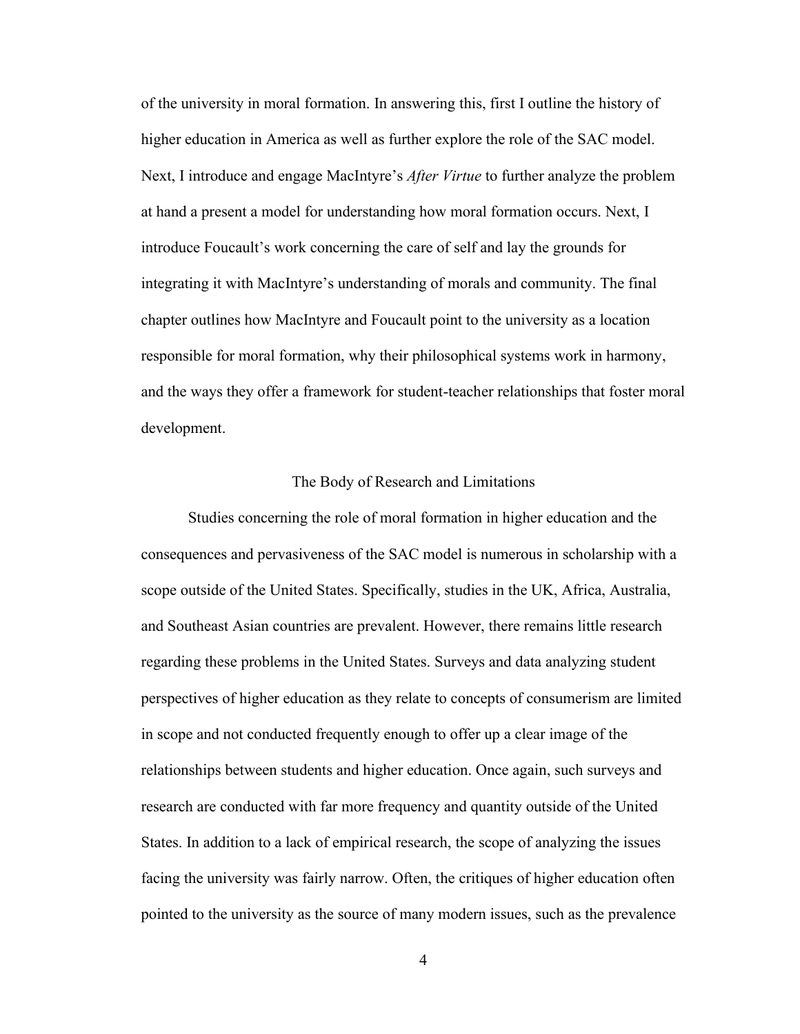of the university in moral formation. In answering this, first I outline the history of higher education in America as well as further explore the role of the SAC model. Next, I introduce and engage MacIntyre's *After Virtue* to further analyze the problem at hand a present a model for understanding how moral formation occurs. Next, I introduce Foucault's work concerning the care of self and lay the grounds for integrating it with MacIntyre's understanding of morals and community. The final chapter outlines how MacIntyre and Foucault point to the university as a location responsible for moral formation, why their philosophical systems work in harmony, and the ways they offer a framework for student-teacher relationships that foster moral development.

## The Body of Research and Limitations

Studies concerning the role of moral formation in higher education and the consequences and pervasiveness of the SAC model is numerous in scholarship with a scope outside of the United States. Specifically, studies in the UK, Africa, Australia, and Southeast Asian countries are prevalent. However, there remains little research regarding these problems in the United States. Surveys and data analyzing student perspectives of higher education as they relate to concepts of consumerism are limited in scope and not conducted frequently enough to offer up a clear image of the relationships between students and higher education. Once again, such surveys and research are conducted with far more frequency and quantity outside of the United States. In addition to a lack of empirical research, the scope of analyzing the issues facing the university was fairly narrow. Often, the critiques of higher education often pointed to the university as the source of many modern issues, such as the prevalence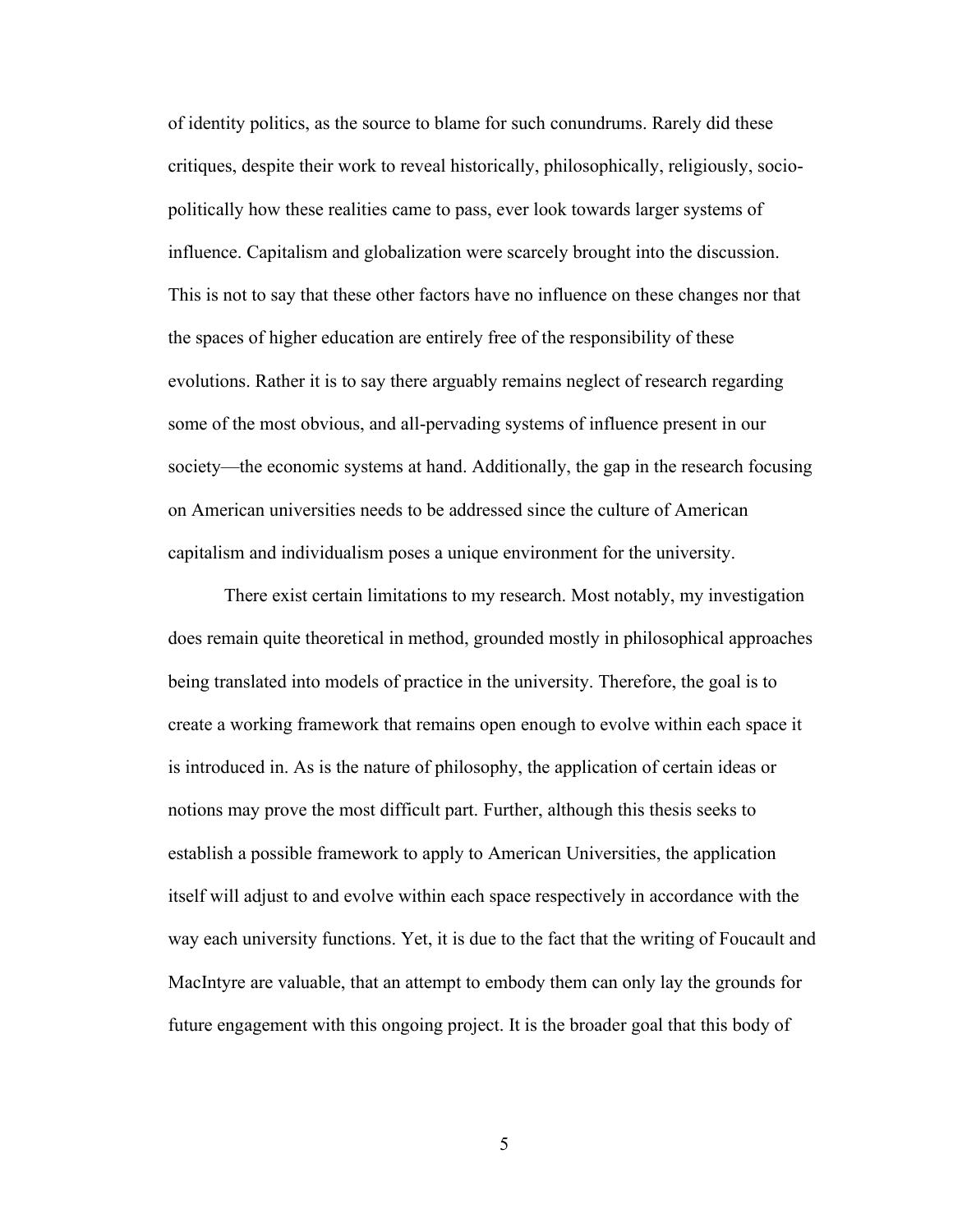of identity politics, as the source to blame for such conundrums. Rarely did these critiques, despite their work to reveal historically, philosophically, religiously, socio-politically how these realities came to pass, ever look towards larger systems of influence. Capitalism and globalization were scarcely brought into the discussion. This is not to say that these other factors have no influence on these changes nor that the spaces of higher education are entirely free of the responsibility of these evolutions. Rather it is to say there arguably remains neglect of research regarding some of the most obvious, and all-pervading systems of influence present in our society—the economic systems at hand. Additionally, the gap in the research focusing on American universities needs to be addressed since the culture of American capitalism and individualism poses a unique environment for the university.

There exist certain limitations to my research. Most notably, my investigation does remain quite theoretical in method, grounded mostly in philosophical approaches being translated into models of practice in the university. Therefore, the goal is to create a working framework that remains open enough to evolve within each space it is introduced in. As is the nature of philosophy, the application of certain ideas or notions may prove the most difficult part. Further, although this thesis seeks to establish a possible framework to apply to American Universities, the application itself will adjust to and evolve within each space respectively in accordance with the way each university functions. Yet, it is due to the fact that the writing of Foucault and MacIntyre are valuable, that an attempt to embody them can only lay the grounds for future engagement with this ongoing project. It is the broader goal that this body of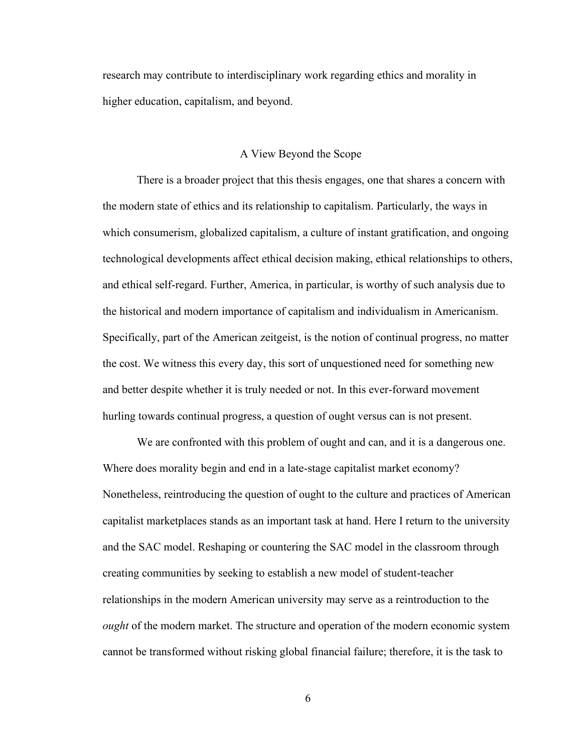research may contribute to interdisciplinary work regarding ethics and morality in higher education, capitalism, and beyond.

## A View Beyond the Scope

There is a broader project that this thesis engages, one that shares a concern with the modern state of ethics and its relationship to capitalism. Particularly, the ways in which consumerism, globalized capitalism, a culture of instant gratification, and ongoing technological developments affect ethical decision making, ethical relationships to others, and ethical self-regard. Further, America, in particular, is worthy of such analysis due to the historical and modern importance of capitalism and individualism in Americanism. Specifically, part of the American zeitgeist, is the notion of continual progress, no matter the cost. We witness this every day, this sort of unquestioned need for something new and better despite whether it is truly needed or not. In this ever-forward movement hurling towards continual progress, a question of ought versus can is not present.

We are confronted with this problem of ought and can, and it is a dangerous one. Where does morality begin and end in a late-stage capitalist market economy? Nonetheless, reintroducing the question of ought to the culture and practices of American capitalist marketplaces stands as an important task at hand. Here I return to the university and the SAC model. Reshaping or countering the SAC model in the classroom through creating communities by seeking to establish a new model of student-teacher relationships in the modern American university may serve as a reintroduction to the *ought* of the modern market. The structure and operation of the modern economic system cannot be transformed without risking global financial failure; therefore, it is the task to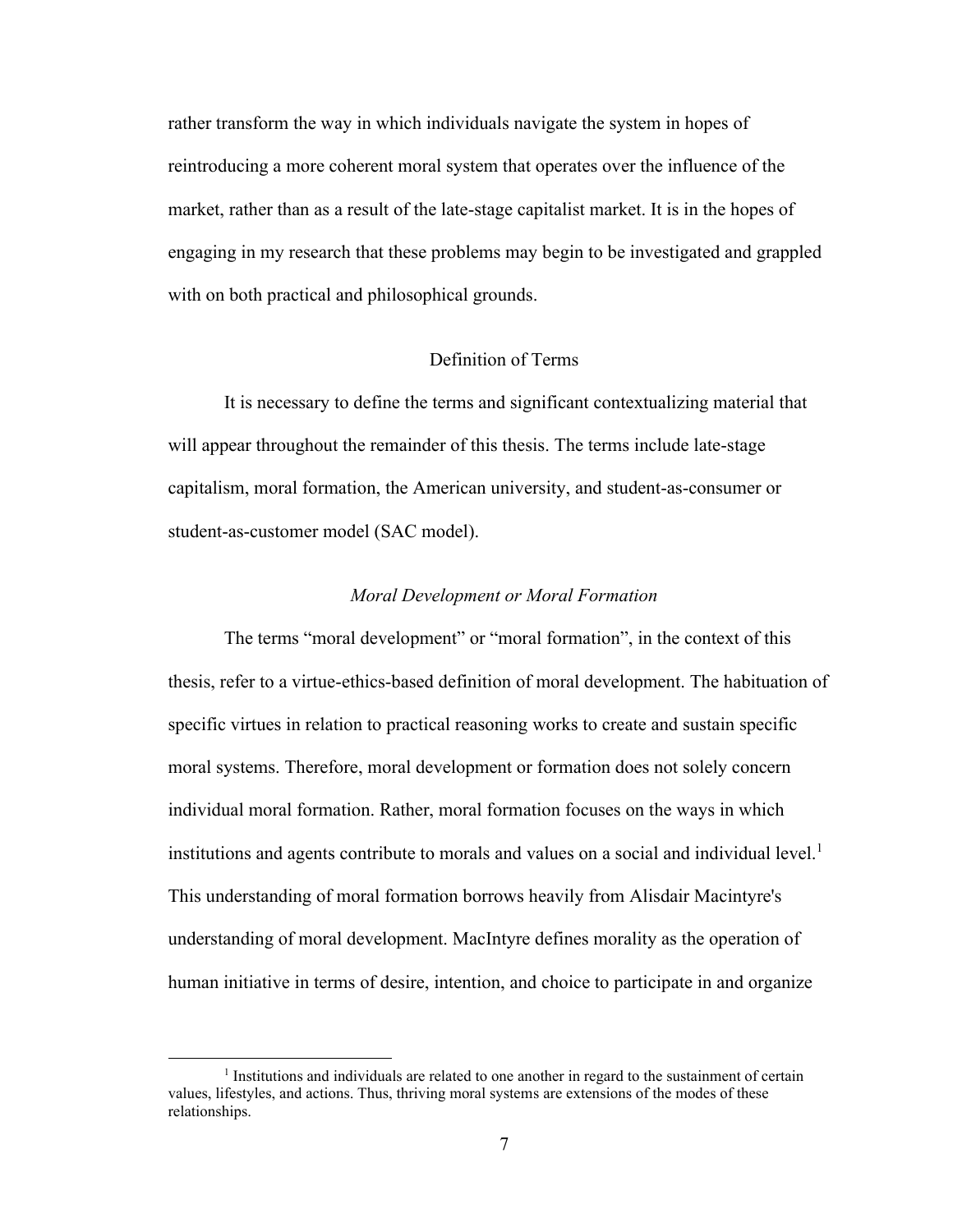rather transform the way in which individuals navigate the system in hopes of reintroducing a more coherent moral system that operates over the influence of the market, rather than as a result of the late-stage capitalist market. It is in the hopes of engaging in my research that these problems may begin to be investigated and grappled with on both practical and philosophical grounds.

## Definition of Terms

It is necessary to define the terms and significant contextualizing material that will appear throughout the remainder of this thesis. The terms include late-stage capitalism, moral formation, the American university, and student-as-consumer or student-as-customer model (SAC model).

### *Moral Development or Moral Formation*

The terms “moral development” or “moral formation”, in the context of this thesis, refer to a virtue-ethics-based definition of moral development. The habituation of specific virtues in relation to practical reasoning works to create and sustain specific moral systems. Therefore, moral development or formation does not solely concern individual moral formation. Rather, moral formation focuses on the ways in which institutions and agents contribute to morals and values on a social and individual level.[1] This understanding of moral formation borrows heavily from Alisdair Macintyre's understanding of moral development. MacIntyre defines morality as the operation of human initiative in terms of desire, intention, and choice to participate in and organize

[1] Institutions and individuals are related to one another in regard to the sustainment of certain values, lifestyles, and actions. Thus, thriving moral systems are extensions of the modes of these relationships.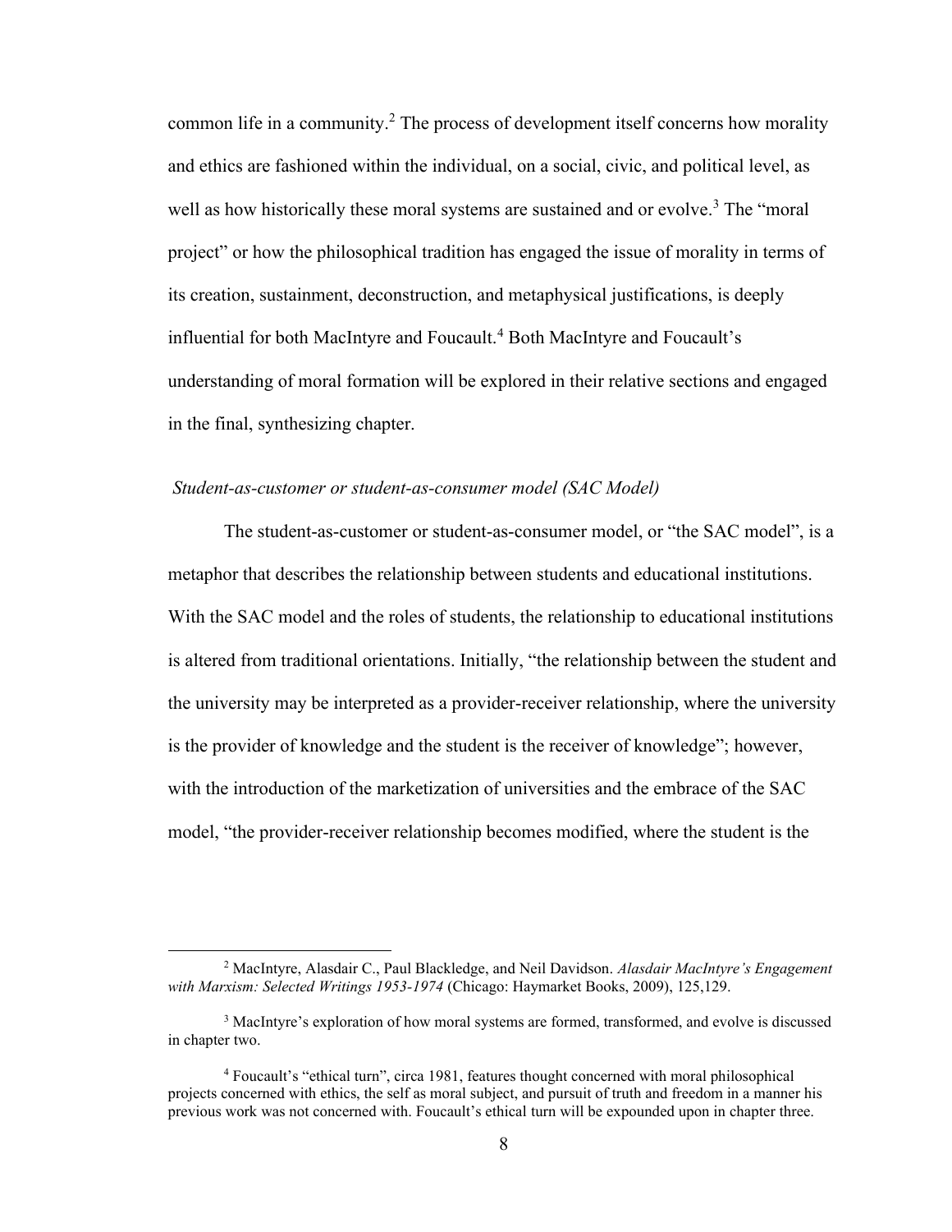common life in a community.[2] The process of development itself concerns how morality and ethics are fashioned within the individual, on a social, civic, and political level, as well as how historically these moral systems are sustained and or evolve.[3] The "moral project" or how the philosophical tradition has engaged the issue of morality in terms of its creation, sustainment, deconstruction, and metaphysical justifications, is deeply influential for both MacIntyre and Foucault.[4] Both MacIntyre and Foucault's understanding of moral formation will be explored in their relative sections and engaged in the final, synthesizing chapter.

*Student-as-customer or student-as-consumer model (SAC Model)*

The student-as-customer or student-as-consumer model, or "the SAC model", is a metaphor that describes the relationship between students and educational institutions. With the SAC model and the roles of students, the relationship to educational institutions is altered from traditional orientations. Initially, "the relationship between the student and the university may be interpreted as a provider-receiver relationship, where the university is the provider of knowledge and the student is the receiver of knowledge"; however, with the introduction of the marketization of universities and the embrace of the SAC model, "the provider-receiver relationship becomes modified, where the student is the

---

[2] MacIntyre, Alasdair C., Paul Blackledge, and Neil Davidson. *Alasdair MacIntyre's Engagement with Marxism: Selected Writings 1953-1974* (Chicago: Haymarket Books, 2009), 125,129.

[3] MacIntyre's exploration of how moral systems are formed, transformed, and evolve is discussed in chapter two.

[4] Foucault's "ethical turn", circa 1981, features thought concerned with moral philosophical projects concerned with ethics, the self as moral subject, and pursuit of truth and freedom in a manner his previous work was not concerned with. Foucault's ethical turn will be expounded upon in chapter three.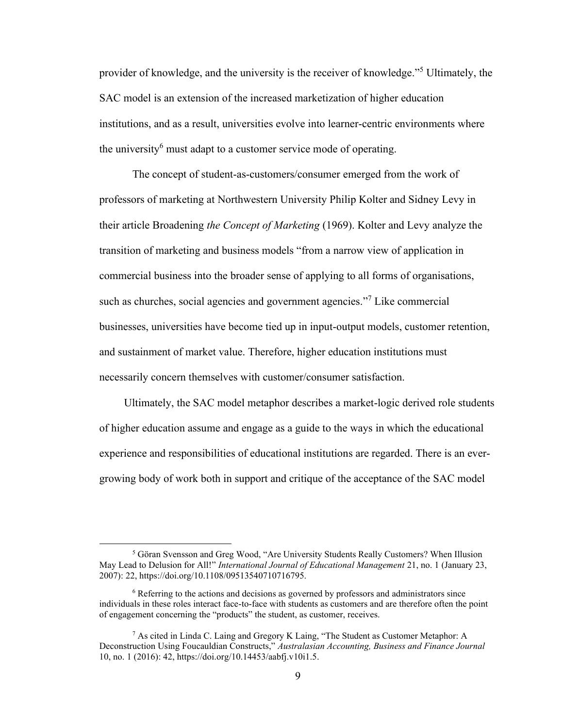provider of knowledge, and the university is the receiver of knowledge."[5] Ultimately, the SAC model is an extension of the increased marketization of higher education institutions, and as a result, universities evolve into learner-centric environments where the university[6] must adapt to a customer service mode of operating.

The concept of student-as-customers/consumer emerged from the work of professors of marketing at Northwestern University Philip Kolter and Sidney Levy in their article Broadening *the Concept of Marketing* (1969). Kolter and Levy analyze the transition of marketing and business models "from a narrow view of application in commercial business into the broader sense of applying to all forms of organisations, such as churches, social agencies and government agencies."[7] Like commercial businesses, universities have become tied up in input-output models, customer retention, and sustainment of market value. Therefore, higher education institutions must necessarily concern themselves with customer/consumer satisfaction.

Ultimately, the SAC model metaphor describes a market-logic derived role students of higher education assume and engage as a guide to the ways in which the educational experience and responsibilities of educational institutions are regarded. There is an ever-growing body of work both in support and critique of the acceptance of the SAC model

---

[5] Göran Svensson and Greg Wood, "Are University Students Really Customers? When Illusion May Lead to Delusion for All!" *International Journal of Educational Management* 21, no. 1 (January 23, 2007): 22, https://doi.org/10.1108/09513540710716795.

[6] Referring to the actions and decisions as governed by professors and administrators since individuals in these roles interact face-to-face with students as customers and are therefore often the point of engagement concerning the "products" the student, as customer, receives.

[7] As cited in Linda C. Laing and Gregory K Laing, "The Student as Customer Metaphor: A Deconstruction Using Foucauldian Constructs," *Australasian Accounting, Business and Finance Journal* 10, no. 1 (2016): 42, https://doi.org/10.14453/aabfj.v10i1.5.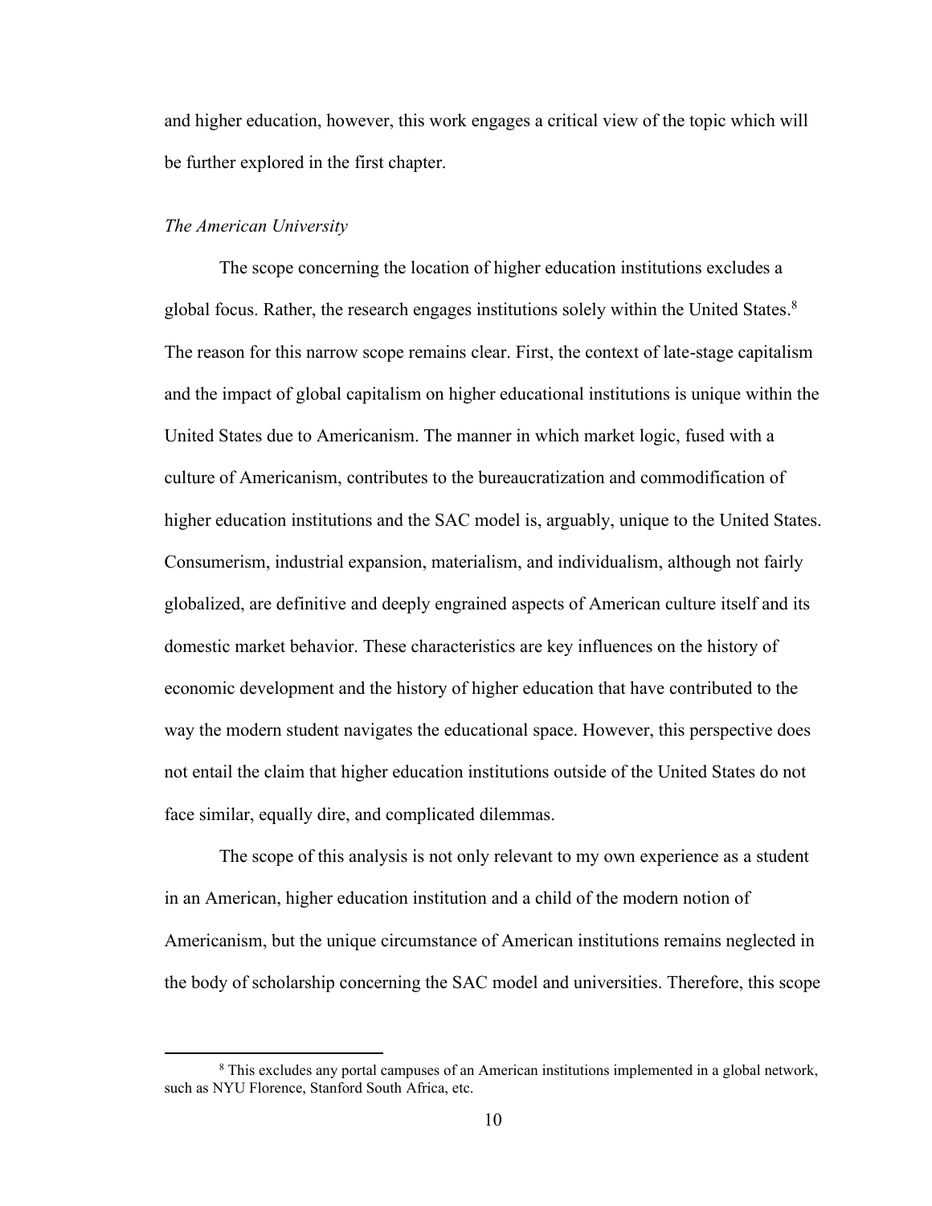and higher education, however, this work engages a critical view of the topic which will be further explored in the first chapter.

*The American University*

The scope concerning the location of higher education institutions excludes a global focus. Rather, the research engages institutions solely within the United States.[8] The reason for this narrow scope remains clear. First, the context of late-stage capitalism and the impact of global capitalism on higher educational institutions is unique within the United States due to Americanism. The manner in which market logic, fused with a culture of Americanism, contributes to the bureaucratization and commodification of higher education institutions and the SAC model is, arguably, unique to the United States. Consumerism, industrial expansion, materialism, and individualism, although not fairly globalized, are definitive and deeply engrained aspects of American culture itself and its domestic market behavior. These characteristics are key influences on the history of economic development and the history of higher education that have contributed to the way the modern student navigates the educational space. However, this perspective does not entail the claim that higher education institutions outside of the United States do not face similar, equally dire, and complicated dilemmas.

The scope of this analysis is not only relevant to my own experience as a student in an American, higher education institution and a child of the modern notion of Americanism, but the unique circumstance of American institutions remains neglected in the body of scholarship concerning the SAC model and universities. Therefore, this scope

[8] This excludes any portal campuses of an American institutions implemented in a global network, such as NYU Florence, Stanford South Africa, etc.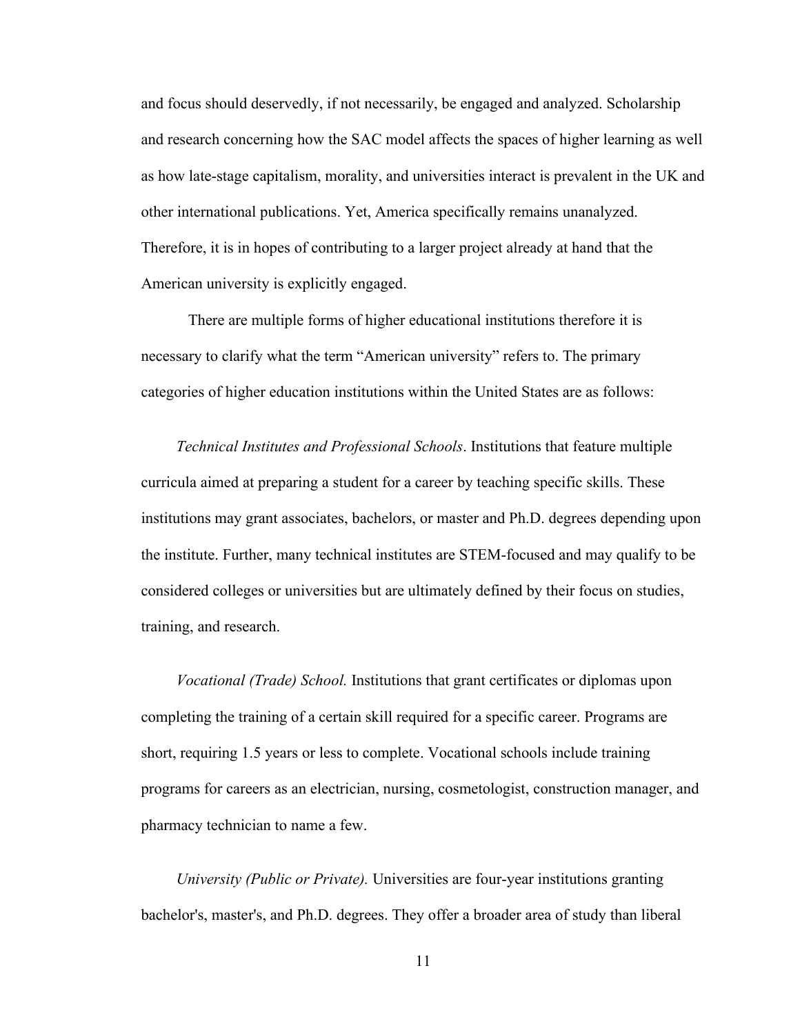and focus should deservedly, if not necessarily, be engaged and analyzed. Scholarship and research concerning how the SAC model affects the spaces of higher learning as well as how late-stage capitalism, morality, and universities interact is prevalent in the UK and other international publications. Yet, America specifically remains unanalyzed. Therefore, it is in hopes of contributing to a larger project already at hand that the American university is explicitly engaged.

There are multiple forms of higher educational institutions therefore it is necessary to clarify what the term "American university" refers to. The primary categories of higher education institutions within the United States are as follows:

*Technical Institutes and Professional Schools*. Institutions that feature multiple curricula aimed at preparing a student for a career by teaching specific skills. These institutions may grant associates, bachelors, or master and Ph.D. degrees depending upon the institute. Further, many technical institutes are STEM-focused and may qualify to be considered colleges or universities but are ultimately defined by their focus on studies, training, and research.

*Vocational (Trade) School.* Institutions that grant certificates or diplomas upon completing the training of a certain skill required for a specific career. Programs are short, requiring 1.5 years or less to complete. Vocational schools include training programs for careers as an electrician, nursing, cosmetologist, construction manager, and pharmacy technician to name a few.

*University (Public or Private).* Universities are four-year institutions granting bachelor's, master's, and Ph.D. degrees. They offer a broader area of study than liberal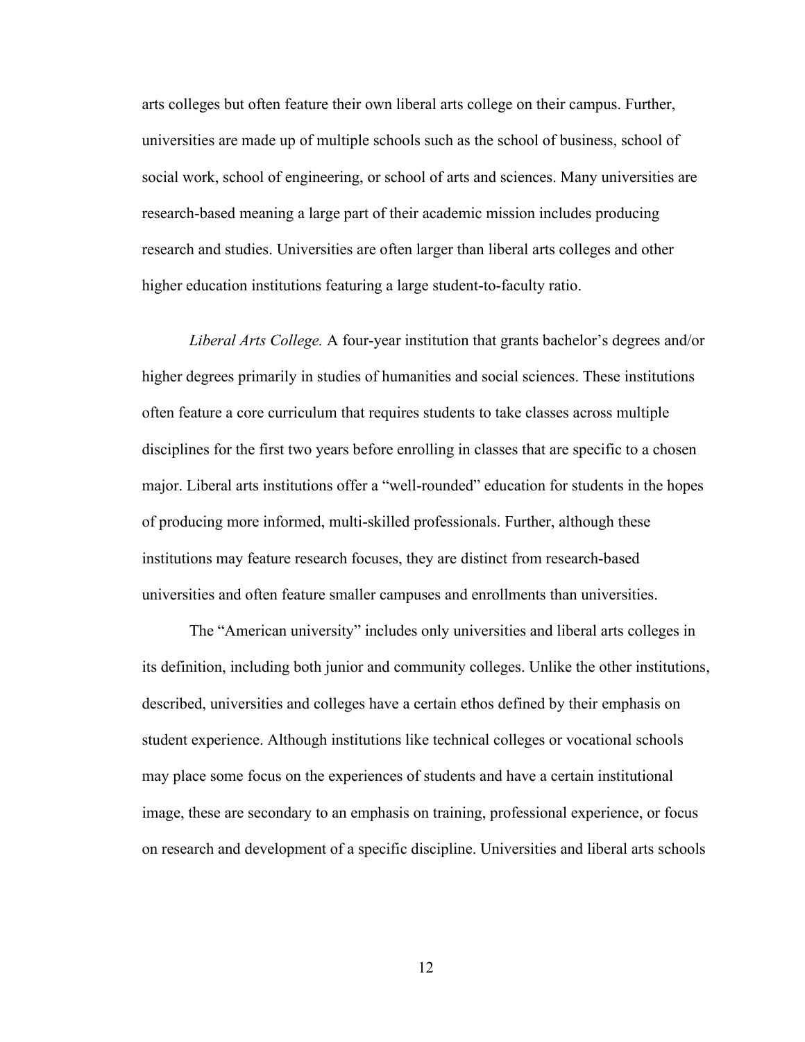arts colleges but often feature their own liberal arts college on their campus. Further, universities are made up of multiple schools such as the school of business, school of social work, school of engineering, or school of arts and sciences. Many universities are research-based meaning a large part of their academic mission includes producing research and studies. Universities are often larger than liberal arts colleges and other higher education institutions featuring a large student-to-faculty ratio.

*Liberal Arts College.* A four-year institution that grants bachelor's degrees and/or higher degrees primarily in studies of humanities and social sciences. These institutions often feature a core curriculum that requires students to take classes across multiple disciplines for the first two years before enrolling in classes that are specific to a chosen major. Liberal arts institutions offer a "well-rounded" education for students in the hopes of producing more informed, multi-skilled professionals. Further, although these institutions may feature research focuses, they are distinct from research-based universities and often feature smaller campuses and enrollments than universities.

The "American university" includes only universities and liberal arts colleges in its definition, including both junior and community colleges. Unlike the other institutions, described, universities and colleges have a certain ethos defined by their emphasis on student experience. Although institutions like technical colleges or vocational schools may place some focus on the experiences of students and have a certain institutional image, these are secondary to an emphasis on training, professional experience, or focus on research and development of a specific discipline. Universities and liberal arts schools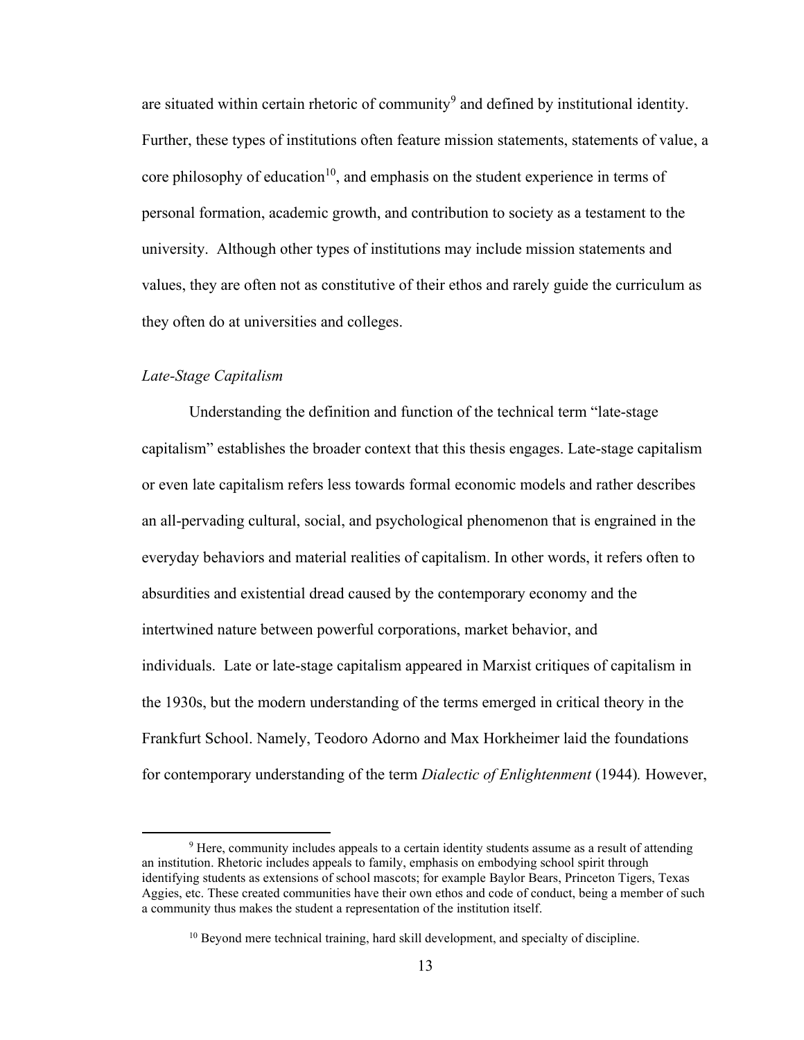are situated within certain rhetoric of community[9] and defined by institutional identity. Further, these types of institutions often feature mission statements, statements of value, a core philosophy of education[10], and emphasis on the student experience in terms of personal formation, academic growth, and contribution to society as a testament to the university. Although other types of institutions may include mission statements and values, they are often not as constitutive of their ethos and rarely guide the curriculum as they often do at universities and colleges.

### *Late-Stage Capitalism*

Understanding the definition and function of the technical term "late-stage capitalism" establishes the broader context that this thesis engages. Late-stage capitalism or even late capitalism refers less towards formal economic models and rather describes an all-pervading cultural, social, and psychological phenomenon that is engrained in the everyday behaviors and material realities of capitalism. In other words, it refers often to absurdities and existential dread caused by the contemporary economy and the intertwined nature between powerful corporations, market behavior, and individuals. Late or late-stage capitalism appeared in Marxist critiques of capitalism in the 1930s, but the modern understanding of the terms emerged in critical theory in the Frankfurt School. Namely, Teodoro Adorno and Max Horkheimer laid the foundations for contemporary understanding of the term *Dialectic of Enlightenment* (1944)*.* However,

---

[9] Here, community includes appeals to a certain identity students assume as a result of attending an institution. Rhetoric includes appeals to family, emphasis on embodying school spirit through identifying students as extensions of school mascots; for example Baylor Bears, Princeton Tigers, Texas Aggies, etc. These created communities have their own ethos and code of conduct, being a member of such a community thus makes the student a representation of the institution itself.

[10] Beyond mere technical training, hard skill development, and specialty of discipline.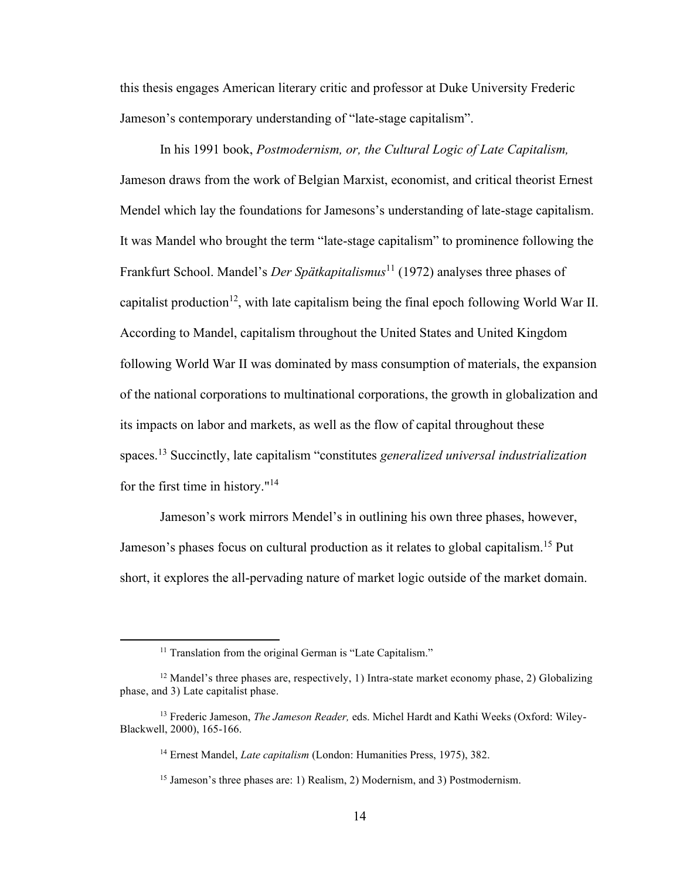this thesis engages American literary critic and professor at Duke University Frederic Jameson's contemporary understanding of "late-stage capitalism".

In his 1991 book, *Postmodernism, or, the Cultural Logic of Late Capitalism,* Jameson draws from the work of Belgian Marxist, economist, and critical theorist Ernest Mendel which lay the foundations for Jamesons's understanding of late-stage capitalism. It was Mandel who brought the term "late-stage capitalism" to prominence following the Frankfurt School. Mandel's *Der Spätkapitalismus*[11] (1972) analyses three phases of capitalist production[12], with late capitalism being the final epoch following World War II. According to Mandel, capitalism throughout the United States and United Kingdom following World War II was dominated by mass consumption of materials, the expansion of the national corporations to multinational corporations, the growth in globalization and its impacts on labor and markets, as well as the flow of capital throughout these spaces.[13] Succinctly, late capitalism "constitutes *generalized universal industrialization* for the first time in history."[14]

Jameson's work mirrors Mendel's in outlining his own three phases, however, Jameson's phases focus on cultural production as it relates to global capitalism.[15] Put short, it explores the all-pervading nature of market logic outside of the market domain.

---

[11] Translation from the original German is "Late Capitalism."

[12] Mandel's three phases are, respectively, 1) Intra-state market economy phase, 2) Globalizing phase, and 3) Late capitalist phase.

[13] Frederic Jameson, *The Jameson Reader,* eds. Michel Hardt and Kathi Weeks (Oxford: Wiley-Blackwell, 2000), 165-166.

[14] Ernest Mandel, *Late capitalism* (London: Humanities Press, 1975), 382.

[15] Jameson's three phases are: 1) Realism, 2) Modernism, and 3) Postmodernism.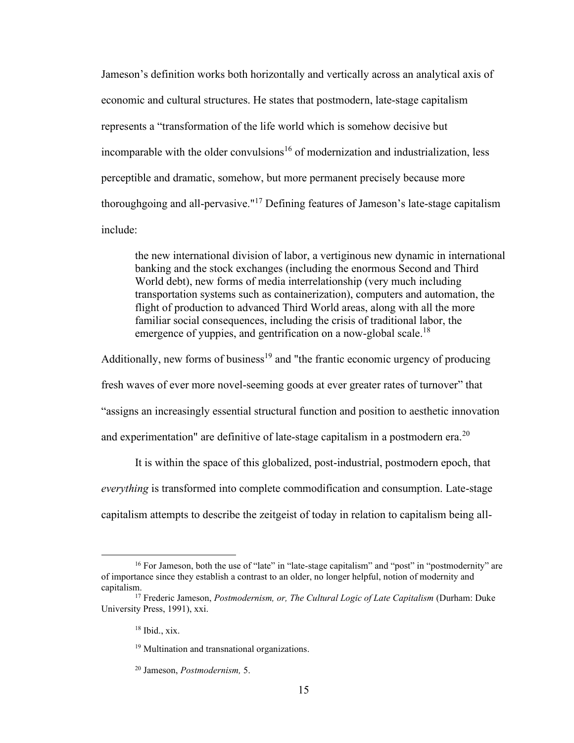Jameson's definition works both horizontally and vertically across an analytical axis of economic and cultural structures. He states that postmodern, late-stage capitalism represents a "transformation of the life world which is somehow decisive but incomparable with the older convulsions[16] of modernization and industrialization, less perceptible and dramatic, somehow, but more permanent precisely because more thoroughgoing and all-pervasive."[17] Defining features of Jameson's late-stage capitalism include:

> the new international division of labor, a vertiginous new dynamic in international banking and the stock exchanges (including the enormous Second and Third World debt), new forms of media interrelationship (very much including transportation systems such as containerization), computers and automation, the flight of production to advanced Third World areas, along with all the more familiar social consequences, including the crisis of traditional labor, the emergence of yuppies, and gentrification on a now-global scale.[18]

Additionally, new forms of business[19] and "the frantic economic urgency of producing fresh waves of ever more novel-seeming goods at ever greater rates of turnover" that "assigns an increasingly essential structural function and position to aesthetic innovation and experimentation" are definitive of late-stage capitalism in a postmodern era.[20]

It is within the space of this globalized, post-industrial, postmodern epoch, that *everything* is transformed into complete commodification and consumption. Late-stage capitalism attempts to describe the zeitgeist of today in relation to capitalism being all-

---

[16] For Jameson, both the use of "late" in "late-stage capitalism" and "post" in "postmodernity" are of importance since they establish a contrast to an older, no longer helpful, notion of modernity and capitalism.

[17] Frederic Jameson, *Postmodernism, or, The Cultural Logic of Late Capitalism* (Durham: Duke University Press, 1991), xxi.

[18] Ibid., xix.

[19] Multination and transnational organizations.

[20] Jameson, *Postmodernism,* 5.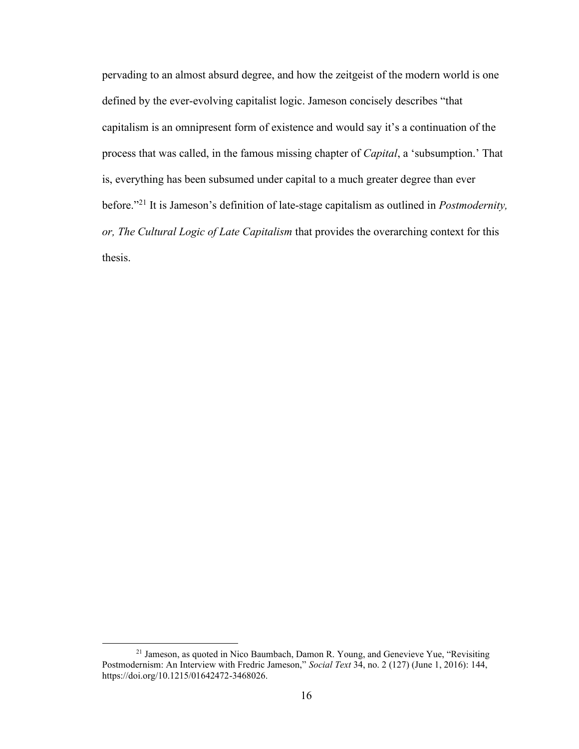pervading to an almost absurd degree, and how the zeitgeist of the modern world is one defined by the ever-evolving capitalist logic. Jameson concisely describes "that capitalism is an omnipresent form of existence and would say it's a continuation of the process that was called, in the famous missing chapter of *Capital*, a 'subsumption.' That is, everything has been subsumed under capital to a much greater degree than ever before."[21] It is Jameson's definition of late-stage capitalism as outlined in *Postmodernity, or, The Cultural Logic of Late Capitalism* that provides the overarching context for this thesis.

---

[21] Jameson, as quoted in Nico Baumbach, Damon R. Young, and Genevieve Yue, "Revisiting Postmodernism: An Interview with Fredric Jameson," *Social Text* 34, no. 2 (127) (June 1, 2016): 144, https://doi.org/10.1215/01642472-3468026.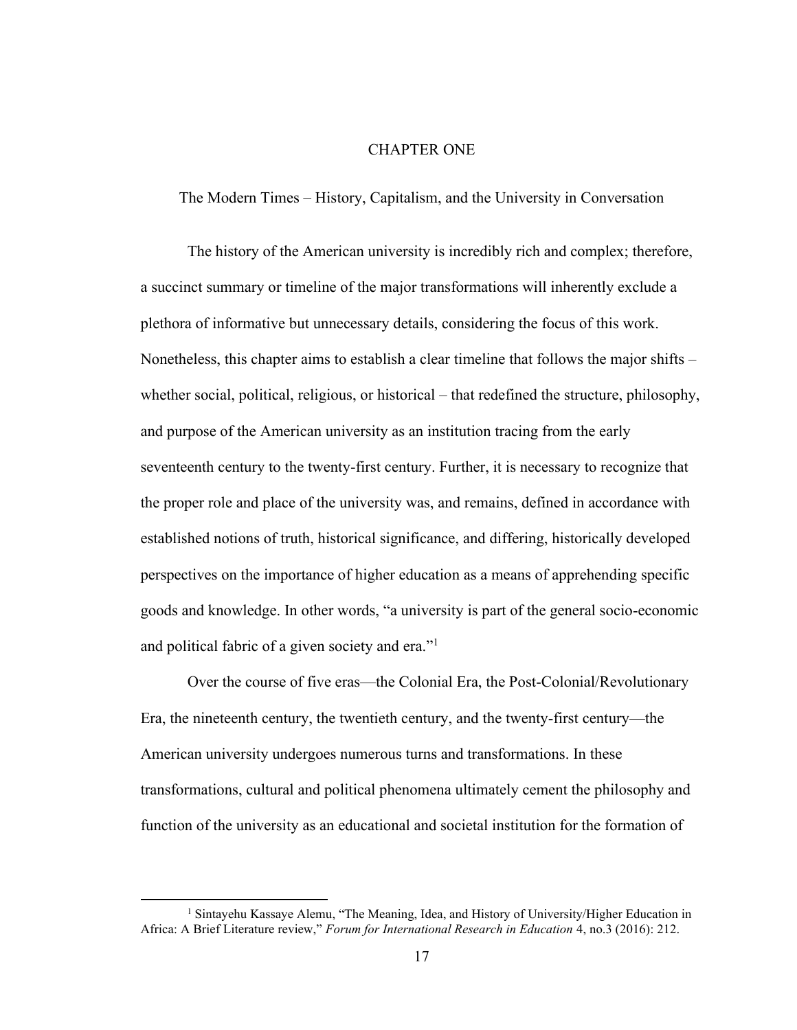# CHAPTER ONE

## The Modern Times – History, Capitalism, and the University in Conversation

The history of the American university is incredibly rich and complex; therefore, a succinct summary or timeline of the major transformations will inherently exclude a plethora of informative but unnecessary details, considering the focus of this work. Nonetheless, this chapter aims to establish a clear timeline that follows the major shifts – whether social, political, religious, or historical – that redefined the structure, philosophy, and purpose of the American university as an institution tracing from the early seventeenth century to the twenty-first century. Further, it is necessary to recognize that the proper role and place of the university was, and remains, defined in accordance with established notions of truth, historical significance, and differing, historically developed perspectives on the importance of higher education as a means of apprehending specific goods and knowledge. In other words, "a university is part of the general socio-economic and political fabric of a given society and era."[1]

Over the course of five eras—the Colonial Era, the Post-Colonial/Revolutionary Era, the nineteenth century, the twentieth century, and the twenty-first century—the American university undergoes numerous turns and transformations. In these transformations, cultural and political phenomena ultimately cement the philosophy and function of the university as an educational and societal institution for the formation of

---

[1] Sintayehu Kassaye Alemu, "The Meaning, Idea, and History of University/Higher Education in Africa: A Brief Literature review," *Forum for International Research in Education* 4, no.3 (2016): 212.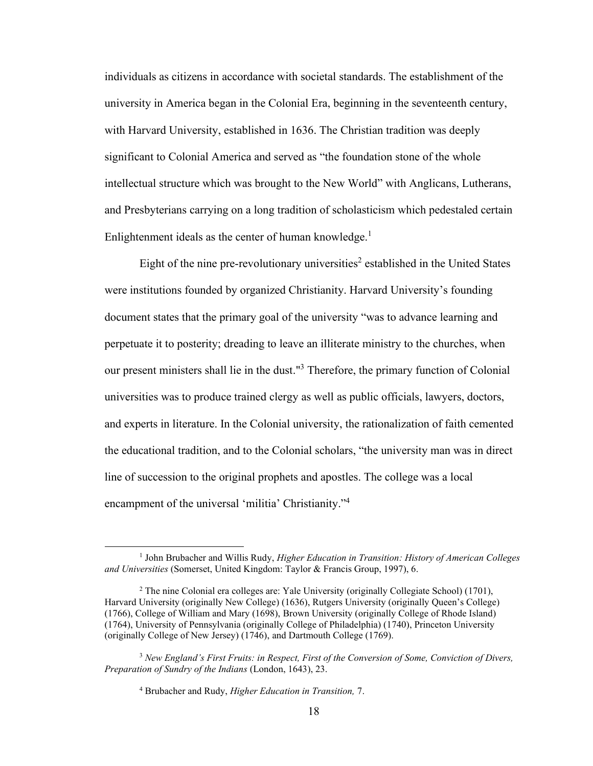individuals as citizens in accordance with societal standards. The establishment of the university in America began in the Colonial Era, beginning in the seventeenth century, with Harvard University, established in 1636. The Christian tradition was deeply significant to Colonial America and served as "the foundation stone of the whole intellectual structure which was brought to the New World" with Anglicans, Lutherans, and Presbyterians carrying on a long tradition of scholasticism which pedestaled certain Enlightenment ideals as the center of human knowledge.[1]

Eight of the nine pre-revolutionary universities[2] established in the United States were institutions founded by organized Christianity. Harvard University's founding document states that the primary goal of the university "was to advance learning and perpetuate it to posterity; dreading to leave an illiterate ministry to the churches, when our present ministers shall lie in the dust."[3] Therefore, the primary function of Colonial universities was to produce trained clergy as well as public officials, lawyers, doctors, and experts in literature. In the Colonial university, the rationalization of faith cemented the educational tradition, and to the Colonial scholars, "the university man was in direct line of succession to the original prophets and apostles. The college was a local encampment of the universal 'militia' Christianity."[4]

---

[1] John Brubacher and Willis Rudy, *Higher Education in Transition: History of American Colleges and Universities* (Somerset, United Kingdom: Taylor & Francis Group, 1997), 6.

[2] The nine Colonial era colleges are: Yale University (originally Collegiate School) (1701), Harvard University (originally New College) (1636), Rutgers University (originally Queen's College) (1766), College of William and Mary (1698), Brown University (originally College of Rhode Island) (1764), University of Pennsylvania (originally College of Philadelphia) (1740), Princeton University (originally College of New Jersey) (1746), and Dartmouth College (1769).

[3] *New England's First Fruits: in Respect, First of the Conversion of Some, Conviction of Divers, Preparation of Sundry of the Indians* (London, 1643), 23.

[4] Brubacher and Rudy, *Higher Education in Transition,* 7.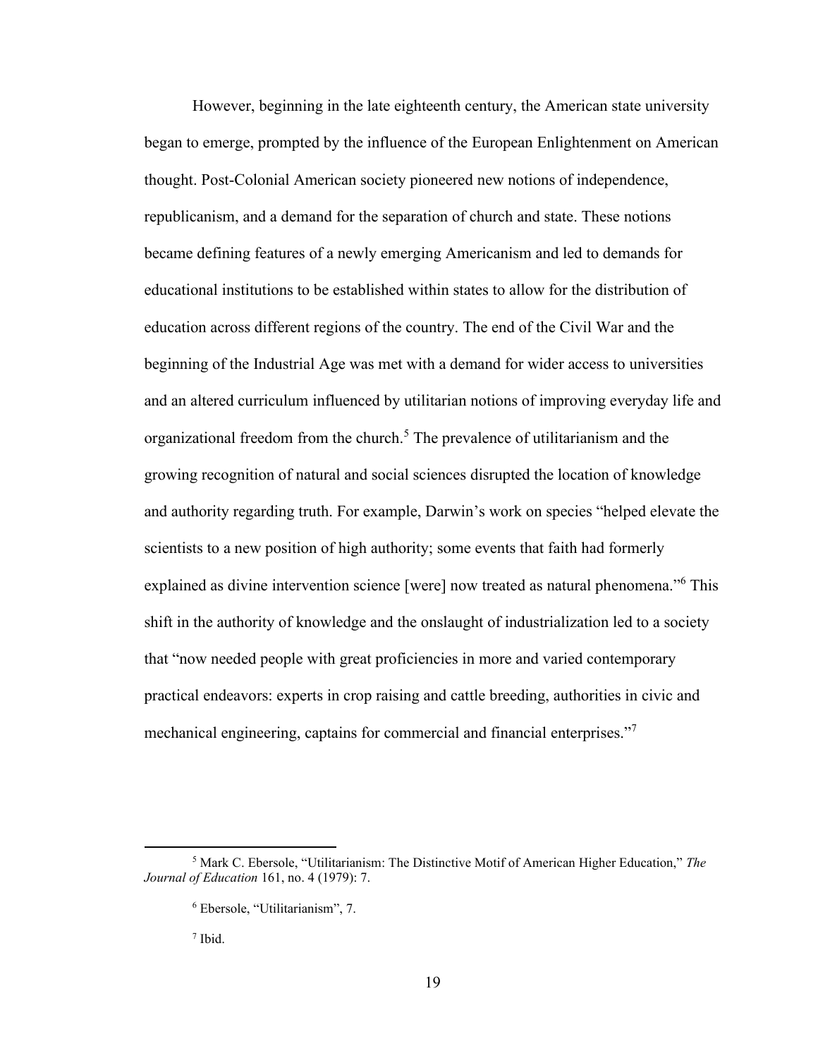However, beginning in the late eighteenth century, the American state university began to emerge, prompted by the influence of the European Enlightenment on American thought. Post-Colonial American society pioneered new notions of independence, republicanism, and a demand for the separation of church and state. These notions became defining features of a newly emerging Americanism and led to demands for educational institutions to be established within states to allow for the distribution of education across different regions of the country. The end of the Civil War and the beginning of the Industrial Age was met with a demand for wider access to universities and an altered curriculum influenced by utilitarian notions of improving everyday life and organizational freedom from the church.[5] The prevalence of utilitarianism and the growing recognition of natural and social sciences disrupted the location of knowledge and authority regarding truth. For example, Darwin's work on species "helped elevate the scientists to a new position of high authority; some events that faith had formerly explained as divine intervention science [were] now treated as natural phenomena."[6] This shift in the authority of knowledge and the onslaught of industrialization led to a society that "now needed people with great proficiencies in more and varied contemporary practical endeavors: experts in crop raising and cattle breeding, authorities in civic and mechanical engineering, captains for commercial and financial enterprises."[7]

---

[5] Mark C. Ebersole, "Utilitarianism: The Distinctive Motif of American Higher Education," *The Journal of Education* 161, no. 4 (1979): 7.

[6] Ebersole, "Utilitarianism", 7.

[7] Ibid.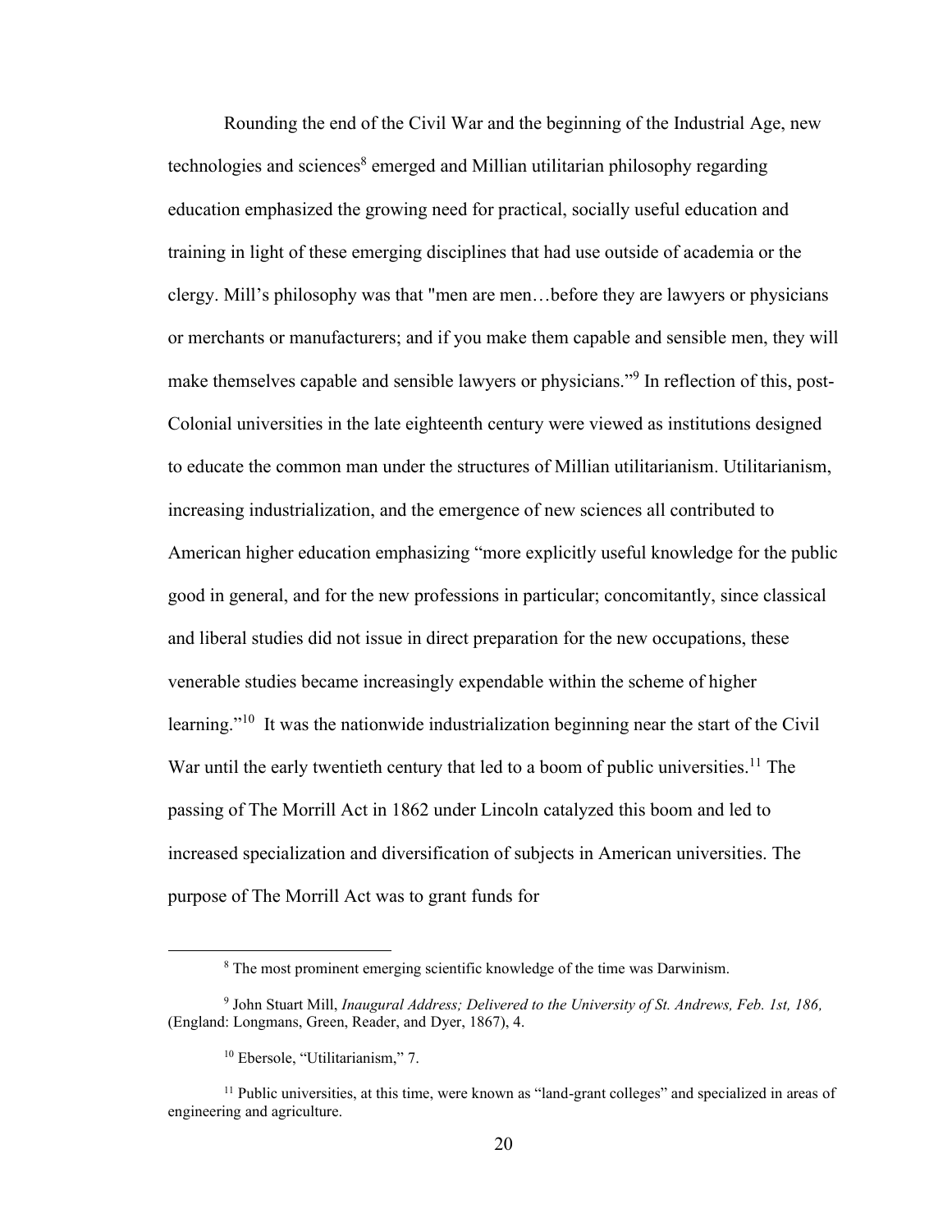Rounding the end of the Civil War and the beginning of the Industrial Age, new technologies and sciences[8] emerged and Millian utilitarian philosophy regarding education emphasized the growing need for practical, socially useful education and training in light of these emerging disciplines that had use outside of academia or the clergy. Mill's philosophy was that "men are men…before they are lawyers or physicians or merchants or manufacturers; and if you make them capable and sensible men, they will make themselves capable and sensible lawyers or physicians."[9] In reflection of this, post-Colonial universities in the late eighteenth century were viewed as institutions designed to educate the common man under the structures of Millian utilitarianism. Utilitarianism, increasing industrialization, and the emergence of new sciences all contributed to American higher education emphasizing "more explicitly useful knowledge for the public good in general, and for the new professions in particular; concomitantly, since classical and liberal studies did not issue in direct preparation for the new occupations, these venerable studies became increasingly expendable within the scheme of higher learning."[10] It was the nationwide industrialization beginning near the start of the Civil War until the early twentieth century that led to a boom of public universities.[11] The passing of The Morrill Act in 1862 under Lincoln catalyzed this boom and led to increased specialization and diversification of subjects in American universities. The purpose of The Morrill Act was to grant funds for

---

[8] The most prominent emerging scientific knowledge of the time was Darwinism.

[9] John Stuart Mill, *Inaugural Address; Delivered to the University of St. Andrews, Feb. 1st, 186,* (England: Longmans, Green, Reader, and Dyer, 1867), 4.

[10] Ebersole, "Utilitarianism," 7.

[11] Public universities, at this time, were known as "land-grant colleges" and specialized in areas of engineering and agriculture.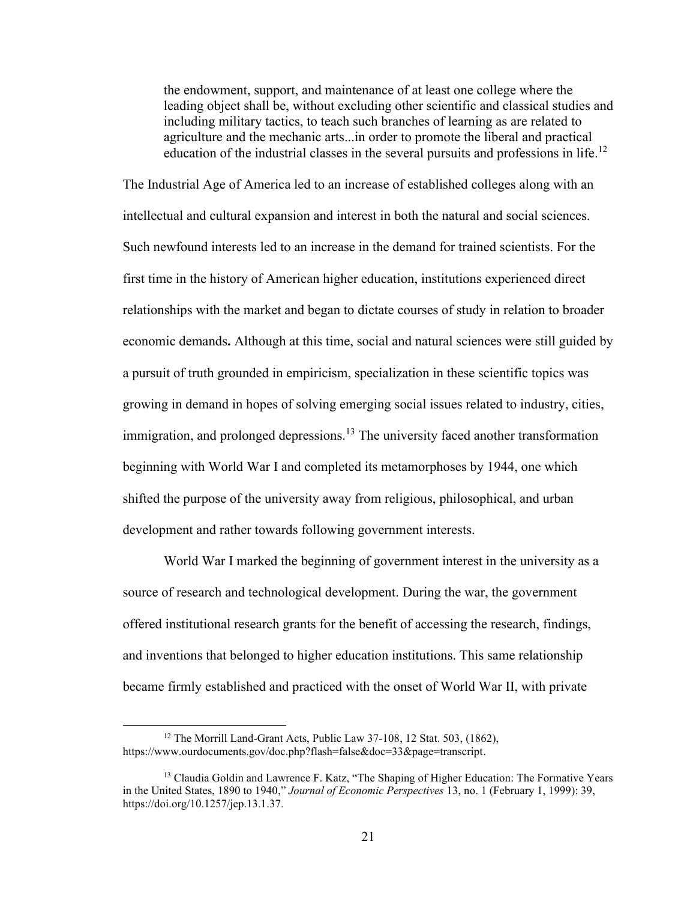> the endowment, support, and maintenance of at least one college where the leading object shall be, without excluding other scientific and classical studies and including military tactics, to teach such branches of learning as are related to agriculture and the mechanic arts...in order to promote the liberal and practical education of the industrial classes in the several pursuits and professions in life.[12]

The Industrial Age of America led to an increase of established colleges along with an intellectual and cultural expansion and interest in both the natural and social sciences. Such newfound interests led to an increase in the demand for trained scientists. For the first time in the history of American higher education, institutions experienced direct relationships with the market and began to dictate courses of study in relation to broader economic demands**.** Although at this time, social and natural sciences were still guided by a pursuit of truth grounded in empiricism, specialization in these scientific topics was growing in demand in hopes of solving emerging social issues related to industry, cities, immigration, and prolonged depressions.[13] The university faced another transformation beginning with World War I and completed its metamorphoses by 1944, one which shifted the purpose of the university away from religious, philosophical, and urban development and rather towards following government interests.

World War I marked the beginning of government interest in the university as a source of research and technological development. During the war, the government offered institutional research grants for the benefit of accessing the research, findings, and inventions that belonged to higher education institutions. This same relationship became firmly established and practiced with the onset of World War II, with private

---

[12] The Morrill Land-Grant Acts, Public Law 37-108, 12 Stat. 503, (1862), https://www.ourdocuments.gov/doc.php?flash=false&doc=33&page=transcript.

[13] Claudia Goldin and Lawrence F. Katz, "The Shaping of Higher Education: The Formative Years in the United States, 1890 to 1940," *Journal of Economic Perspectives* 13, no. 1 (February 1, 1999): 39, https://doi.org/10.1257/jep.13.1.37.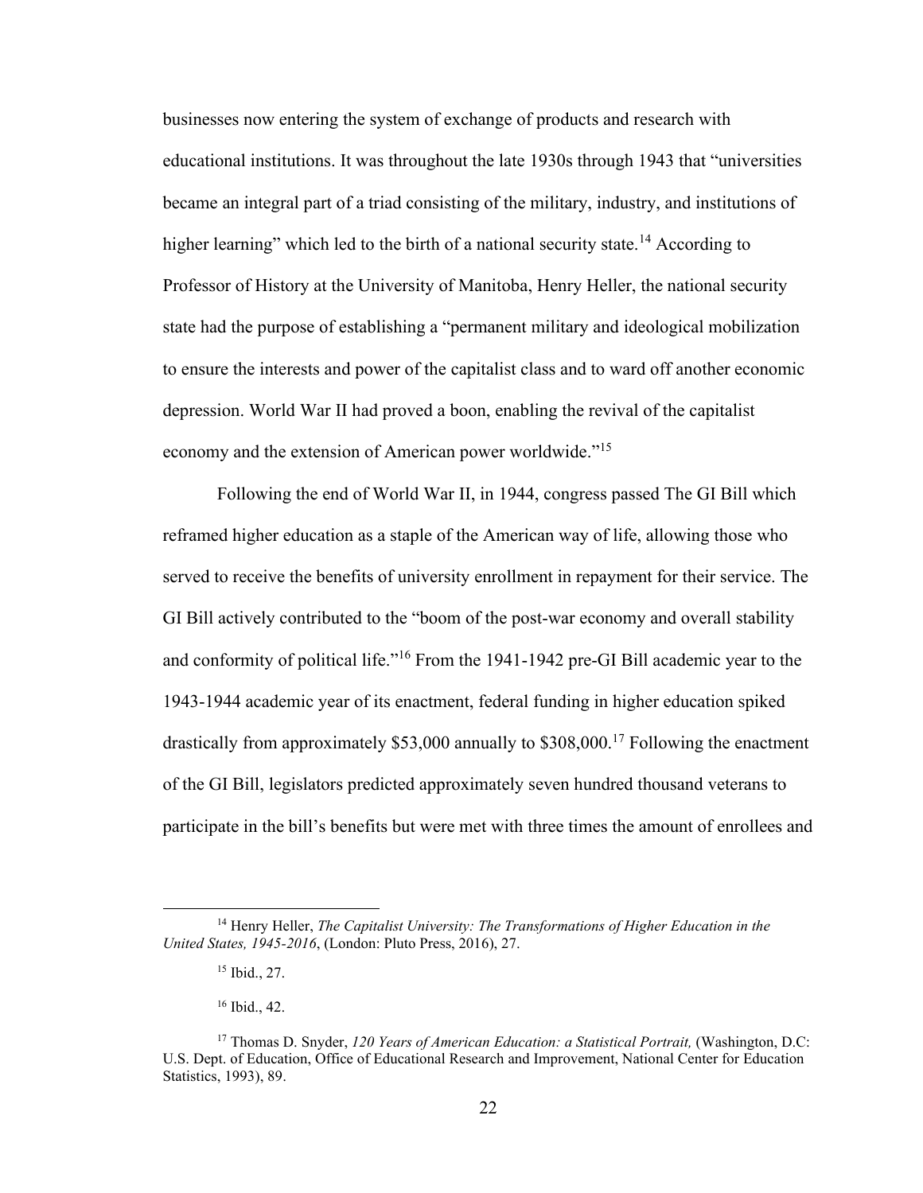businesses now entering the system of exchange of products and research with educational institutions. It was throughout the late 1930s through 1943 that "universities became an integral part of a triad consisting of the military, industry, and institutions of higher learning" which led to the birth of a national security state.[14] According to Professor of History at the University of Manitoba, Henry Heller, the national security state had the purpose of establishing a "permanent military and ideological mobilization to ensure the interests and power of the capitalist class and to ward off another economic depression. World War II had proved a boon, enabling the revival of the capitalist economy and the extension of American power worldwide."[15]

Following the end of World War II, in 1944, congress passed The GI Bill which reframed higher education as a staple of the American way of life, allowing those who served to receive the benefits of university enrollment in repayment for their service. The GI Bill actively contributed to the "boom of the post-war economy and overall stability and conformity of political life."[16] From the 1941-1942 pre-GI Bill academic year to the 1943-1944 academic year of its enactment, federal funding in higher education spiked drastically from approximately \$53,000 annually to \$308,000.[17] Following the enactment of the GI Bill, legislators predicted approximately seven hundred thousand veterans to participate in the bill's benefits but were met with three times the amount of enrollees and

---

[14] Henry Heller, *The Capitalist University: The Transformations of Higher Education in the United States, 1945-2016*, (London: Pluto Press, 2016), 27.

[15] Ibid., 27.

[16] Ibid., 42.

[17] Thomas D. Snyder, *120 Years of American Education: a Statistical Portrait,* (Washington, D.C: U.S. Dept. of Education, Office of Educational Research and Improvement, National Center for Education Statistics, 1993), 89.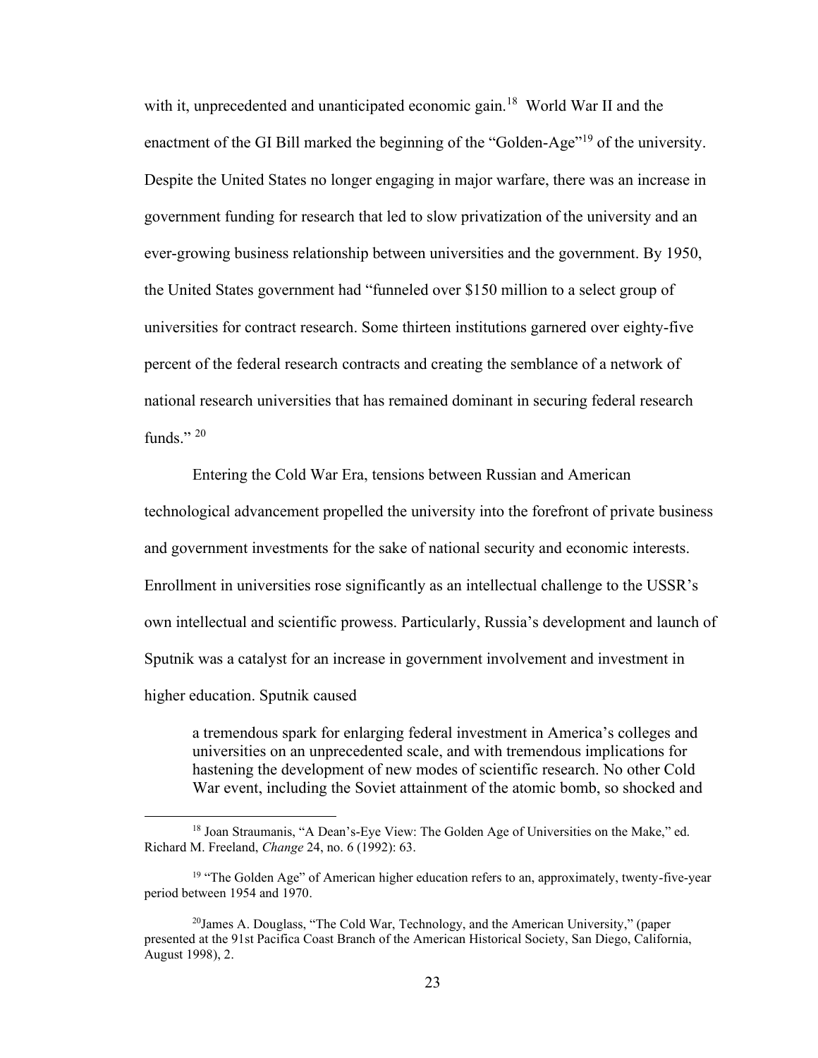with it, unprecedented and unanticipated economic gain.[18] World War II and the enactment of the GI Bill marked the beginning of the "Golden-Age"[19] of the university. Despite the United States no longer engaging in major warfare, there was an increase in government funding for research that led to slow privatization of the university and an ever-growing business relationship between universities and the government. By 1950, the United States government had "funneled over $150 million to a select group of universities for contract research. Some thirteen institutions garnered over eighty-five percent of the federal research contracts and creating the semblance of a network of national research universities that has remained dominant in securing federal research funds." [20]

Entering the Cold War Era, tensions between Russian and American technological advancement propelled the university into the forefront of private business and government investments for the sake of national security and economic interests. Enrollment in universities rose significantly as an intellectual challenge to the USSR's own intellectual and scientific prowess. Particularly, Russia's development and launch of Sputnik was a catalyst for an increase in government involvement and investment in higher education. Sputnik caused

> a tremendous spark for enlarging federal investment in America's colleges and universities on an unprecedented scale, and with tremendous implications for hastening the development of new modes of scientific research. No other Cold War event, including the Soviet attainment of the atomic bomb, so shocked and

---

[18] Joan Straumanis, "A Dean's-Eye View: The Golden Age of Universities on the Make," ed. Richard M. Freeland, *Change* 24, no. 6 (1992): 63.

[19] "The Golden Age" of American higher education refers to an, approximately, twenty-five-year period between 1954 and 1970.

[20] James A. Douglass, "The Cold War, Technology, and the American University," (paper presented at the 91st Pacifica Coast Branch of the American Historical Society, San Diego, California, August 1998), 2.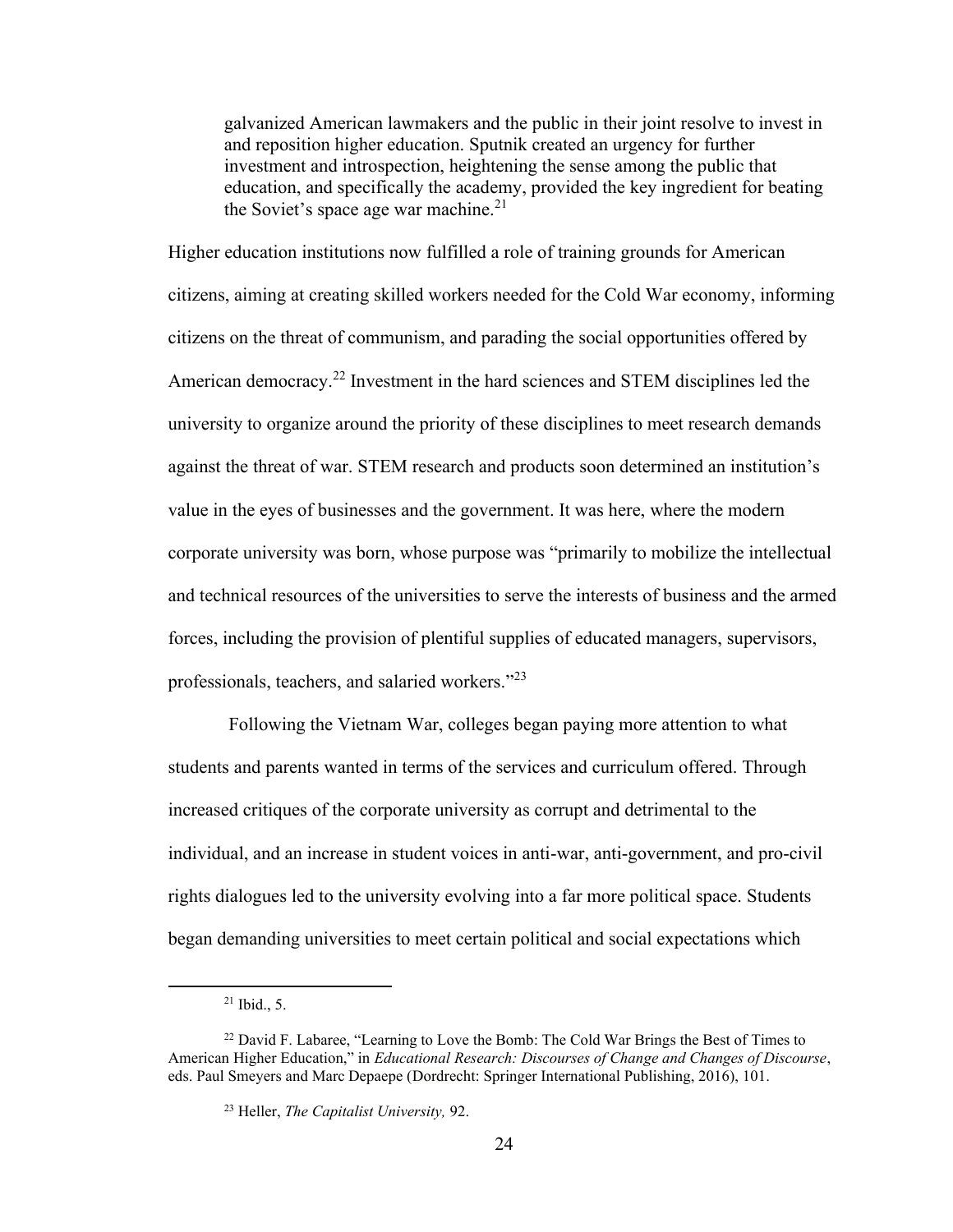> galvanized American lawmakers and the public in their joint resolve to invest in and reposition higher education. Sputnik created an urgency for further investment and introspection, heightening the sense among the public that education, and specifically the academy, provided the key ingredient for beating the Soviet's space age war machine.[21]

Higher education institutions now fulfilled a role of training grounds for American citizens, aiming at creating skilled workers needed for the Cold War economy, informing citizens on the threat of communism, and parading the social opportunities offered by American democracy.[22] Investment in the hard sciences and STEM disciplines led the university to organize around the priority of these disciplines to meet research demands against the threat of war. STEM research and products soon determined an institution's value in the eyes of businesses and the government. It was here, where the modern corporate university was born, whose purpose was "primarily to mobilize the intellectual and technical resources of the universities to serve the interests of business and the armed forces, including the provision of plentiful supplies of educated managers, supervisors, professionals, teachers, and salaried workers."[23]

Following the Vietnam War, colleges began paying more attention to what students and parents wanted in terms of the services and curriculum offered. Through increased critiques of the corporate university as corrupt and detrimental to the individual, and an increase in student voices in anti-war, anti-government, and pro-civil rights dialogues led to the university evolving into a far more political space. Students began demanding universities to meet certain political and social expectations which

---

[21] Ibid., 5.

[22] David F. Labaree, "Learning to Love the Bomb: The Cold War Brings the Best of Times to American Higher Education," in *Educational Research: Discourses of Change and Changes of Discourse*, eds. Paul Smeyers and Marc Depaepe (Dordrecht: Springer International Publishing, 2016), 101.

[23] Heller, *The Capitalist University,* 92.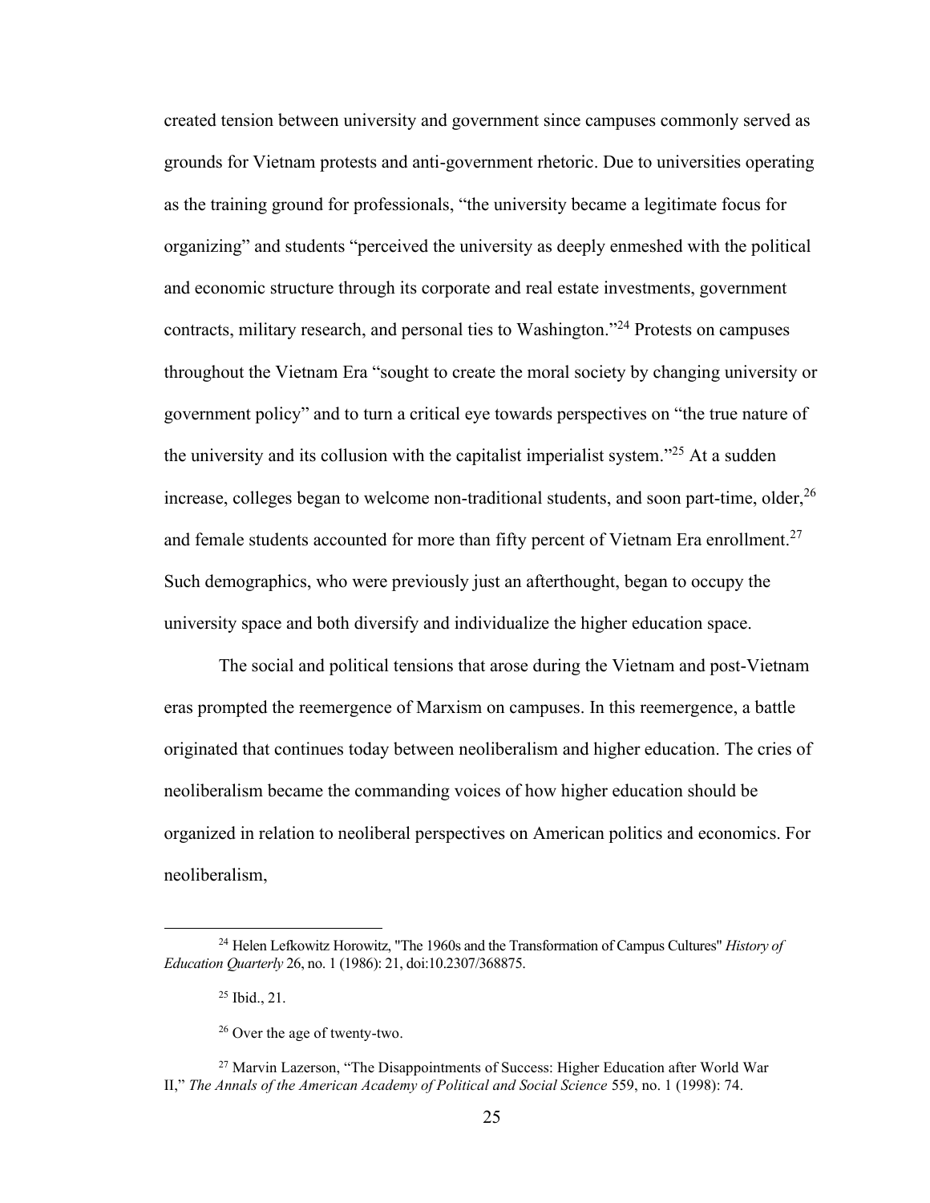created tension between university and government since campuses commonly served as grounds for Vietnam protests and anti-government rhetoric. Due to universities operating as the training ground for professionals, "the university became a legitimate focus for organizing" and students "perceived the university as deeply enmeshed with the political and economic structure through its corporate and real estate investments, government contracts, military research, and personal ties to Washington."[24] Protests on campuses throughout the Vietnam Era "sought to create the moral society by changing university or government policy" and to turn a critical eye towards perspectives on "the true nature of the university and its collusion with the capitalist imperialist system."[25] At a sudden increase, colleges began to welcome non-traditional students, and soon part-time, older,[26] and female students accounted for more than fifty percent of Vietnam Era enrollment.[27] Such demographics, who were previously just an afterthought, began to occupy the university space and both diversify and individualize the higher education space.

The social and political tensions that arose during the Vietnam and post-Vietnam eras prompted the reemergence of Marxism on campuses. In this reemergence, a battle originated that continues today between neoliberalism and higher education. The cries of neoliberalism became the commanding voices of how higher education should be organized in relation to neoliberal perspectives on American politics and economics. For neoliberalism,

---

[24] Helen Lefkowitz Horowitz, "The 1960s and the Transformation of Campus Cultures" *History of Education Quarterly* 26, no. 1 (1986): 21, doi:10.2307/368875.

[25] Ibid., 21.

[26] Over the age of twenty-two.

[27] Marvin Lazerson, "The Disappointments of Success: Higher Education after World War II," *The Annals of the American Academy of Political and Social Science* 559, no. 1 (1998): 74.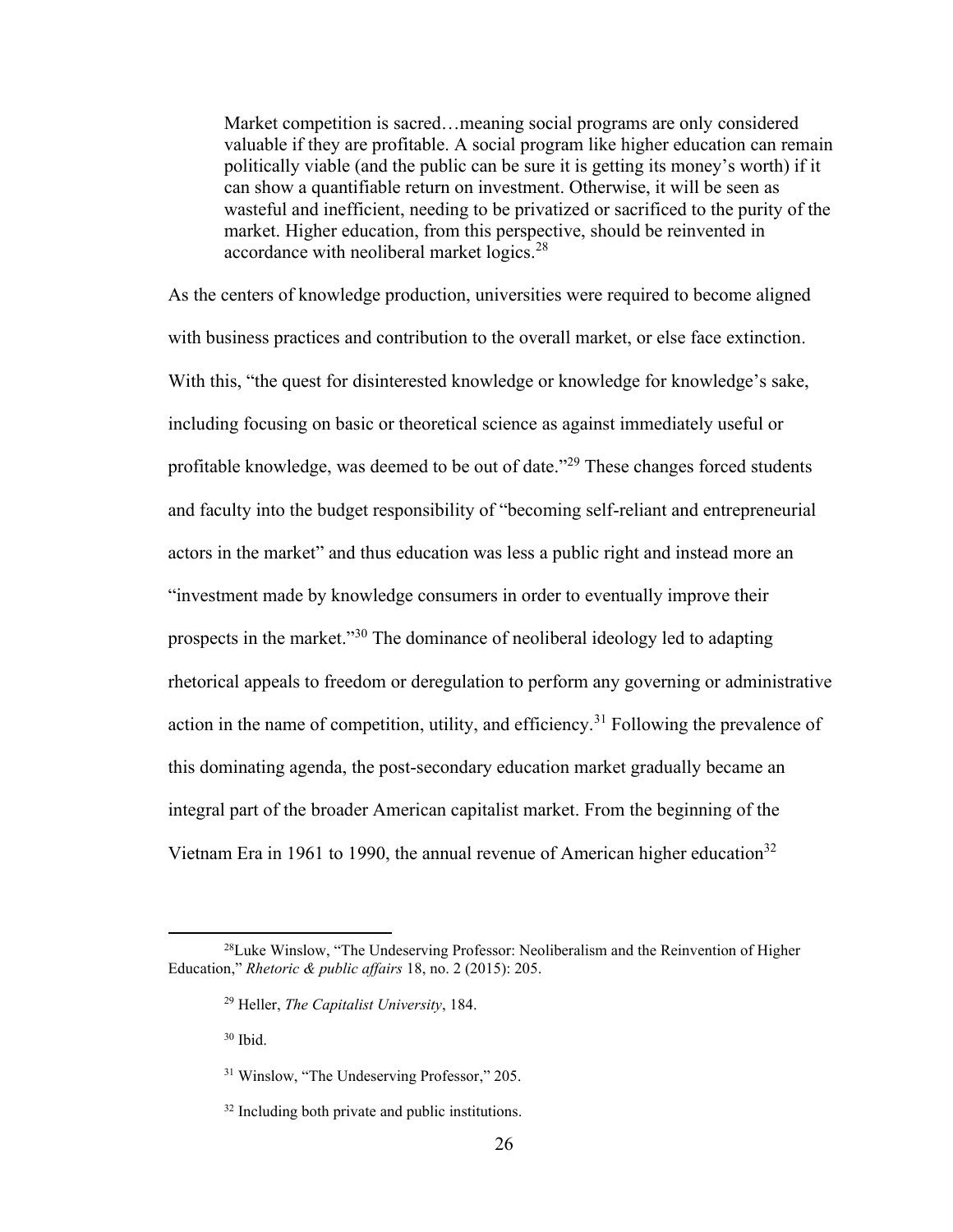> Market competition is sacred…meaning social programs are only considered valuable if they are profitable. A social program like higher education can remain politically viable (and the public can be sure it is getting its money's worth) if it can show a quantifiable return on investment. Otherwise, it will be seen as wasteful and inefficient, needing to be privatized or sacrificed to the purity of the market. Higher education, from this perspective, should be reinvented in accordance with neoliberal market logics.[28]

As the centers of knowledge production, universities were required to become aligned with business practices and contribution to the overall market, or else face extinction. With this, "the quest for disinterested knowledge or knowledge for knowledge's sake, including focusing on basic or theoretical science as against immediately useful or profitable knowledge, was deemed to be out of date."[29] These changes forced students and faculty into the budget responsibility of "becoming self-reliant and entrepreneurial actors in the market" and thus education was less a public right and instead more an "investment made by knowledge consumers in order to eventually improve their prospects in the market."[30] The dominance of neoliberal ideology led to adapting rhetorical appeals to freedom or deregulation to perform any governing or administrative action in the name of competition, utility, and efficiency.[31] Following the prevalence of this dominating agenda, the post-secondary education market gradually became an integral part of the broader American capitalist market. From the beginning of the Vietnam Era in 1961 to 1990, the annual revenue of American higher education[32]

---

[28] Luke Winslow, "The Undeserving Professor: Neoliberalism and the Reinvention of Higher Education," *Rhetoric & public affairs* 18, no. 2 (2015): 205.

[29] Heller, *The Capitalist University*, 184.

[30] Ibid.

[31] Winslow, "The Undeserving Professor," 205.

[32] Including both private and public institutions.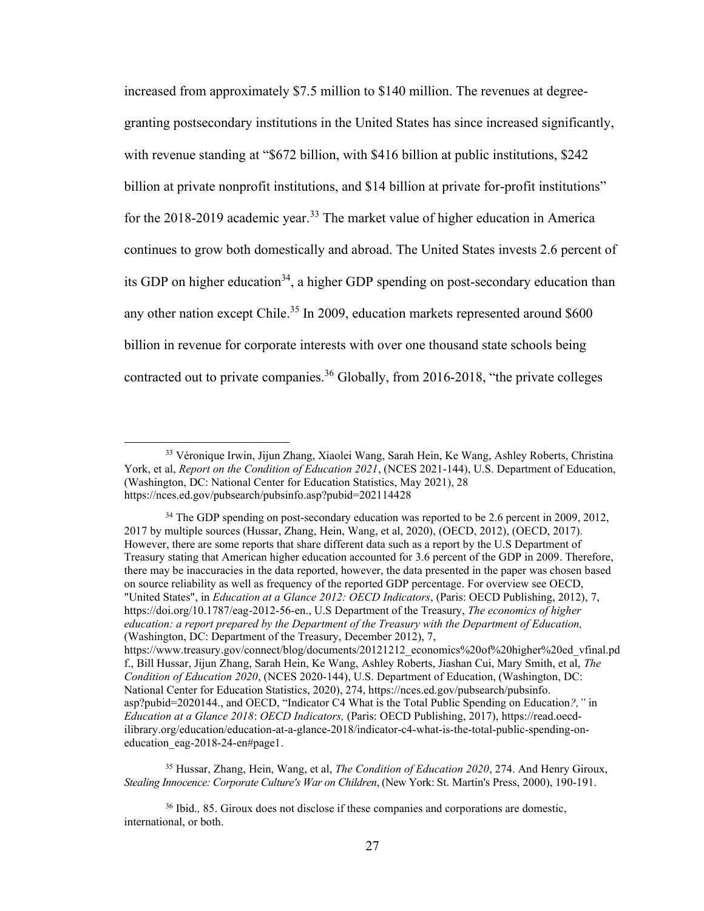increased from approximately $7.5 million to $140 million. The revenues at degree-granting postsecondary institutions in the United States has since increased significantly, with revenue standing at "$672 billion, with $416 billion at public institutions, $242 billion at private nonprofit institutions, and $14 billion at private for-profit institutions" for the 2018-2019 academic year.[33] The market value of higher education in America continues to grow both domestically and abroad. The United States invests 2.6 percent of its GDP on higher education[34], a higher GDP spending on post-secondary education than any other nation except Chile.[35] In 2009, education markets represented around $600 billion in revenue for corporate interests with over one thousand state schools being contracted out to private companies.[36] Globally, from 2016-2018, "the private colleges

---

[33] Véronique Irwin, Jijun Zhang, Xiaolei Wang, Sarah Hein, Ke Wang, Ashley Roberts, Christina York, et al, *Report on the Condition of Education 2021*, (NCES 2021-144), U.S. Department of Education, (Washington, DC: National Center for Education Statistics, May 2021), 28 https://nces.ed.gov/pubsearch/pubsinfo.asp?pubid=202114428

[34] The GDP spending on post-secondary education was reported to be 2.6 percent in 2009, 2012, 2017 by multiple sources (Hussar, Zhang, Hein, Wang, et al, 2020), (OECD, 2012), (OECD, 2017). However, there are some reports that share different data such as a report by the U.S Department of Treasury stating that American higher education accounted for 3.6 percent of the GDP in 2009. Therefore, there may be inaccuracies in the data reported, however, the data presented in the paper was chosen based on source reliability as well as frequency of the reported GDP percentage. For overview see OECD, "United States", in *Education at a Glance 2012: OECD Indicators*, (Paris: OECD Publishing, 2012), 7, https://doi.org/10.1787/eag-2012-56-en., U.S Department of the Treasury, *The economics of higher education: a report prepared by the Department of the Treasury with the Department of Education,* (Washington, DC: Department of the Treasury, December 2012), 7, https://www.treasury.gov/connect/blog/documents/20121212_economics%20of%20higher%20ed_vfinal.pdf., Bill Hussar, Jijun Zhang, Sarah Hein, Ke Wang, Ashley Roberts, Jiashan Cui, Mary Smith, et al, *The Condition of Education 2020*, (NCES 2020-144), U.S. Department of Education, (Washington, DC: National Center for Education Statistics, 2020), 274, https://nces.ed.gov/pubsearch/pubsinfo.asp?pubid=2020144., and OECD, "Indicator C4 What is the Total Public Spending on Education*?,"* in *Education at a Glance 2018*: *OECD Indicators,* (Paris: OECD Publishing, 2017), https://read.oecd-ilibrary.org/education/education-at-a-glance-2018/indicator-c4-what-is-the-total-public-spending-on-education_eag-2018-24-en#page1.

[35] Hussar, Zhang, Hein, Wang, et al, *The Condition of Education 2020*, 274. And Henry Giroux, *Stealing Innocence: Corporate Culture's War on Children*, (New York: St. Martin's Press, 2000), 190-191.

[36] Ibid.*,* 85. Giroux does not disclose if these companies and corporations are domestic, international, or both.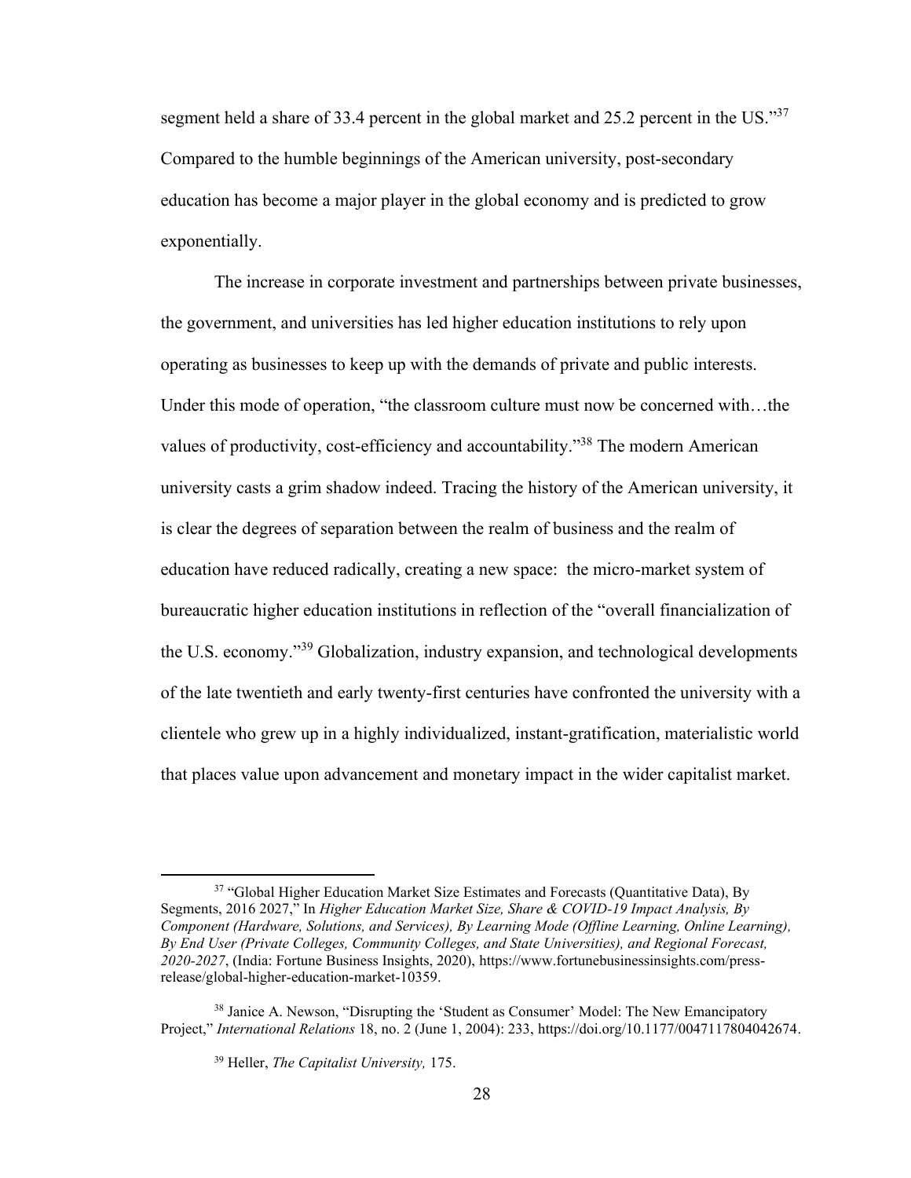segment held a share of 33.4 percent in the global market and 25.2 percent in the US."[37] Compared to the humble beginnings of the American university, post-secondary education has become a major player in the global economy and is predicted to grow exponentially.

The increase in corporate investment and partnerships between private businesses, the government, and universities has led higher education institutions to rely upon operating as businesses to keep up with the demands of private and public interests. Under this mode of operation, "the classroom culture must now be concerned with…the values of productivity, cost-efficiency and accountability."[38] The modern American university casts a grim shadow indeed. Tracing the history of the American university, it is clear the degrees of separation between the realm of business and the realm of education have reduced radically, creating a new space: the micro-market system of bureaucratic higher education institutions in reflection of the "overall financialization of the U.S. economy."[39] Globalization, industry expansion, and technological developments of the late twentieth and early twenty-first centuries have confronted the university with a clientele who grew up in a highly individualized, instant-gratification, materialistic world that places value upon advancement and monetary impact in the wider capitalist market.

---

[37] "Global Higher Education Market Size Estimates and Forecasts (Quantitative Data), By Segments, 2016 2027," In *Higher Education Market Size, Share & COVID-19 Impact Analysis, By Component (Hardware, Solutions, and Services), By Learning Mode (Offline Learning, Online Learning), By End User (Private Colleges, Community Colleges, and State Universities), and Regional Forecast, 2020-2027*, (India: Fortune Business Insights, 2020), https://www.fortunebusinessinsights.com/press-release/global-higher-education-market-10359.

[38] Janice A. Newson, "Disrupting the 'Student as Consumer' Model: The New Emancipatory Project," *International Relations* 18, no. 2 (June 1, 2004): 233, https://doi.org/10.1177/0047117804042674.

[39] Heller, *The Capitalist University,* 175.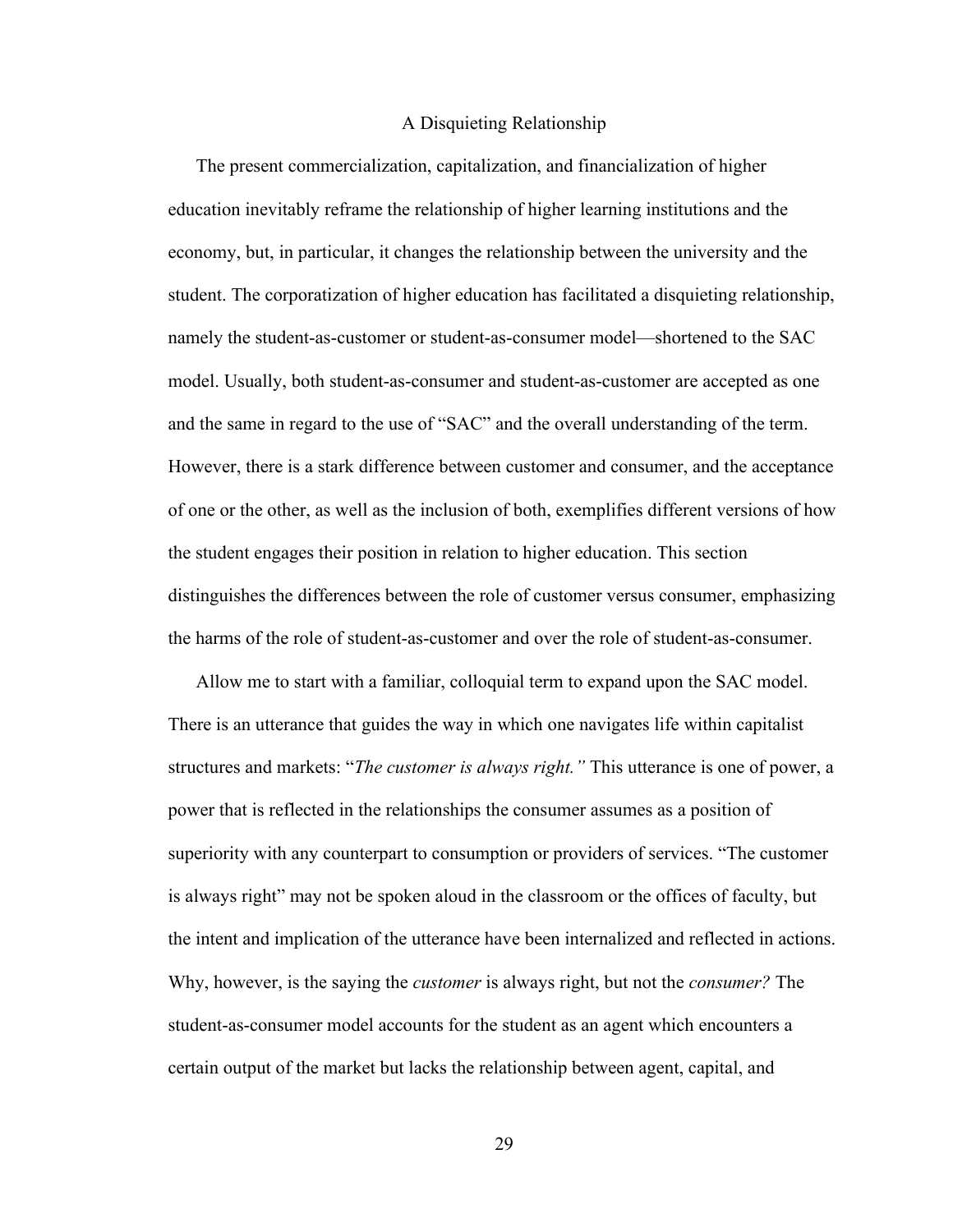## A Disquieting Relationship

The present commercialization, capitalization, and financialization of higher education inevitably reframe the relationship of higher learning institutions and the economy, but, in particular, it changes the relationship between the university and the student. The corporatization of higher education has facilitated a disquieting relationship, namely the student-as-customer or student-as-consumer model—shortened to the SAC model. Usually, both student-as-consumer and student-as-customer are accepted as one and the same in regard to the use of "SAC" and the overall understanding of the term. However, there is a stark difference between customer and consumer, and the acceptance of one or the other, as well as the inclusion of both, exemplifies different versions of how the student engages their position in relation to higher education. This section distinguishes the differences between the role of customer versus consumer, emphasizing the harms of the role of student-as-customer and over the role of student-as-consumer.

Allow me to start with a familiar, colloquial term to expand upon the SAC model. There is an utterance that guides the way in which one navigates life within capitalist structures and markets: "*The customer is always right."* This utterance is one of power, a power that is reflected in the relationships the consumer assumes as a position of superiority with any counterpart to consumption or providers of services. "The customer is always right" may not be spoken aloud in the classroom or the offices of faculty, but the intent and implication of the utterance have been internalized and reflected in actions. Why, however, is the saying the *customer* is always right, but not the *consumer?* The student-as-consumer model accounts for the student as an agent which encounters a certain output of the market but lacks the relationship between agent, capital, and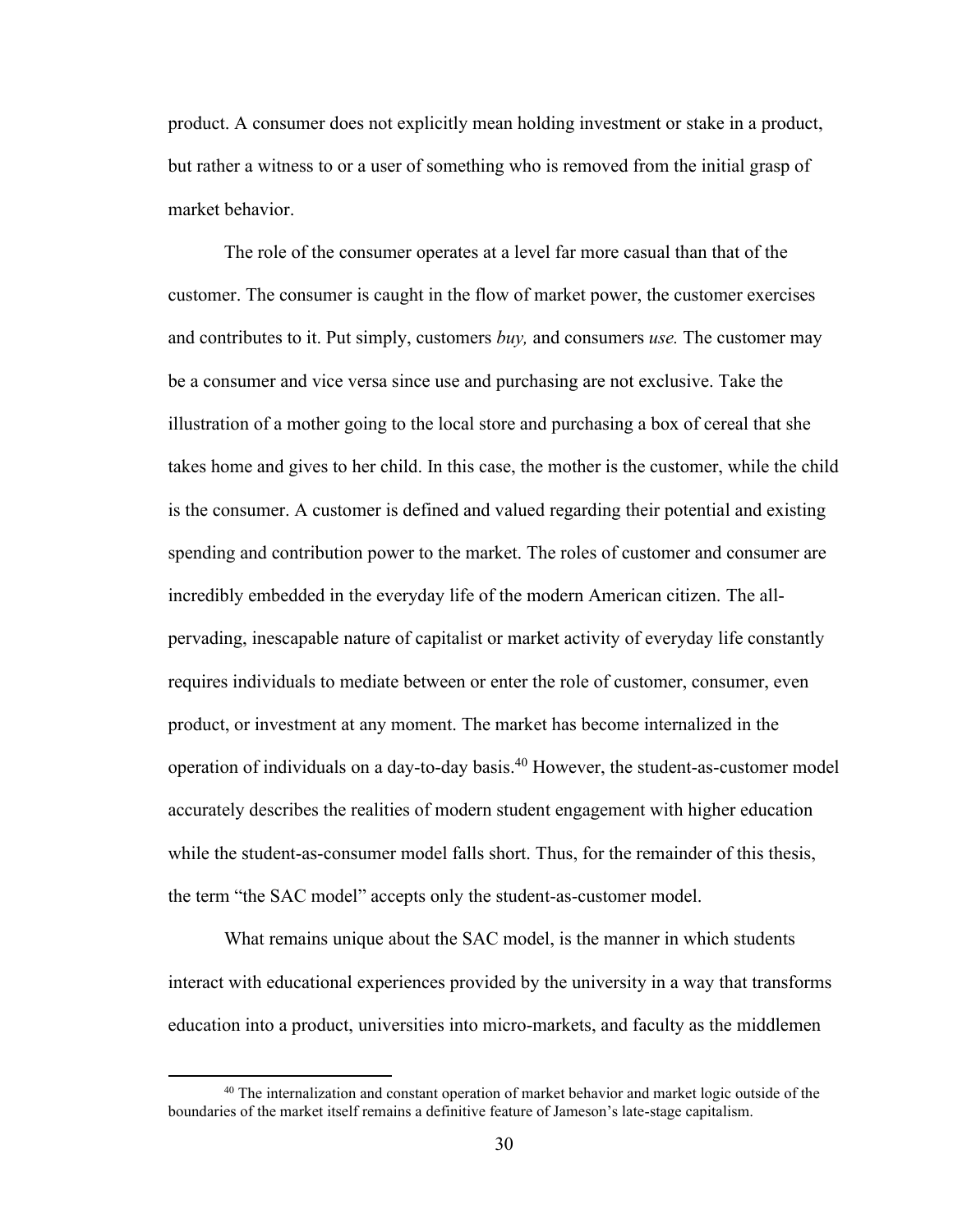product. A consumer does not explicitly mean holding investment or stake in a product, but rather a witness to or a user of something who is removed from the initial grasp of market behavior.

The role of the consumer operates at a level far more casual than that of the customer. The consumer is caught in the flow of market power, the customer exercises and contributes to it. Put simply, customers *buy,* and consumers *use.* The customer may be a consumer and vice versa since use and purchasing are not exclusive. Take the illustration of a mother going to the local store and purchasing a box of cereal that she takes home and gives to her child. In this case, the mother is the customer, while the child is the consumer. A customer is defined and valued regarding their potential and existing spending and contribution power to the market. The roles of customer and consumer are incredibly embedded in the everyday life of the modern American citizen. The all-pervading, inescapable nature of capitalist or market activity of everyday life constantly requires individuals to mediate between or enter the role of customer, consumer, even product, or investment at any moment. The market has become internalized in the operation of individuals on a day-to-day basis.[40] However, the student-as-customer model accurately describes the realities of modern student engagement with higher education while the student-as-consumer model falls short. Thus, for the remainder of this thesis, the term "the SAC model" accepts only the student-as-customer model.

What remains unique about the SAC model, is the manner in which students interact with educational experiences provided by the university in a way that transforms education into a product, universities into micro-markets, and faculty as the middlemen

[40] The internalization and constant operation of market behavior and market logic outside of the boundaries of the market itself remains a definitive feature of Jameson's late-stage capitalism.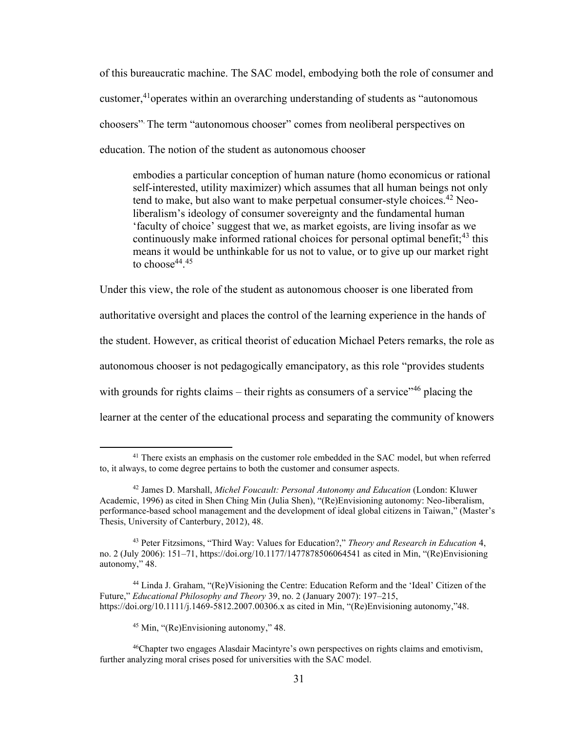of this bureaucratic machine. The SAC model, embodying both the role of consumer and customer,[41]operates within an overarching understanding of students as "autonomous choosers". The term "autonomous chooser" comes from neoliberal perspectives on education. The notion of the student as autonomous chooser

> embodies a particular conception of human nature (homo economicus or rational self-interested, utility maximizer) which assumes that all human beings not only tend to make, but also want to make perpetual consumer-style choices.[42] Neo-liberalism's ideology of consumer sovereignty and the fundamental human 'faculty of choice' suggest that we, as market egoists, are living insofar as we continuously make informed rational choices for personal optimal benefit;[43] this means it would be unthinkable for us not to value, or to give up our market right to choose[44].[45]

Under this view, the role of the student as autonomous chooser is one liberated from authoritative oversight and places the control of the learning experience in the hands of the student. However, as critical theorist of education Michael Peters remarks, the role as autonomous chooser is not pedagogically emancipatory, as this role "provides students with grounds for rights claims – their rights as consumers of a service"[46] placing the learner at the center of the educational process and separating the community of knowers

---

[41] There exists an emphasis on the customer role embedded in the SAC model, but when referred to, it always, to come degree pertains to both the customer and consumer aspects.

[42] James D. Marshall, *Michel Foucault: Personal Autonomy and Education* (London: Kluwer Academic, 1996) as cited in Shen Ching Min (Julia Shen), "(Re)Envisioning autonomy: Neo-liberalism, performance-based school management and the development of ideal global citizens in Taiwan," (Master's Thesis, University of Canterbury, 2012), 48.

[43] Peter Fitzsimons, "Third Way: Values for Education?," *Theory and Research in Education* 4, no. 2 (July 2006): 151–71, https://doi.org/10.1177/1477878506064541 as cited in Min, "(Re)Envisioning autonomy," 48.

[44] Linda J. Graham, "(Re)Visioning the Centre: Education Reform and the 'Ideal' Citizen of the Future," *Educational Philosophy and Theory* 39, no. 2 (January 2007): 197–215, https://doi.org/10.1111/j.1469-5812.2007.00306.x as cited in Min, "(Re)Envisioning autonomy,"48.

[45] Min, "(Re)Envisioning autonomy," 48.

[46]Chapter two engages Alasdair Macintyre's own perspectives on rights claims and emotivism, further analyzing moral crises posed for universities with the SAC model.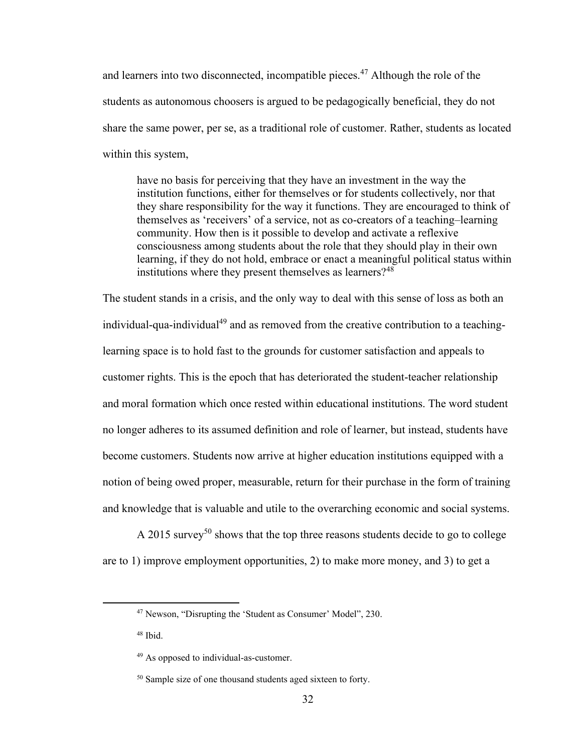and learners into two disconnected, incompatible pieces.[47] Although the role of the students as autonomous choosers is argued to be pedagogically beneficial, they do not share the same power, per se, as a traditional role of customer. Rather, students as located within this system,

> have no basis for perceiving that they have an investment in the way the institution functions, either for themselves or for students collectively, nor that they share responsibility for the way it functions. They are encouraged to think of themselves as 'receivers' of a service, not as co-creators of a teaching–learning community. How then is it possible to develop and activate a reflexive consciousness among students about the role that they should play in their own learning, if they do not hold, embrace or enact a meaningful political status within institutions where they present themselves as learners?[48]

The student stands in a crisis, and the only way to deal with this sense of loss as both an individual-qua-individual[49] and as removed from the creative contribution to a teaching-learning space is to hold fast to the grounds for customer satisfaction and appeals to customer rights. This is the epoch that has deteriorated the student-teacher relationship and moral formation which once rested within educational institutions. The word student no longer adheres to its assumed definition and role of learner, but instead, students have become customers. Students now arrive at higher education institutions equipped with a notion of being owed proper, measurable, return for their purchase in the form of training and knowledge that is valuable and utile to the overarching economic and social systems.

A 2015 survey[50] shows that the top three reasons students decide to go to college are to 1) improve employment opportunities, 2) to make more money, and 3) to get a

---

[47] Newson, "Disrupting the 'Student as Consumer' Model", 230.

[48] Ibid.

[49] As opposed to individual-as-customer.

[50] Sample size of one thousand students aged sixteen to forty.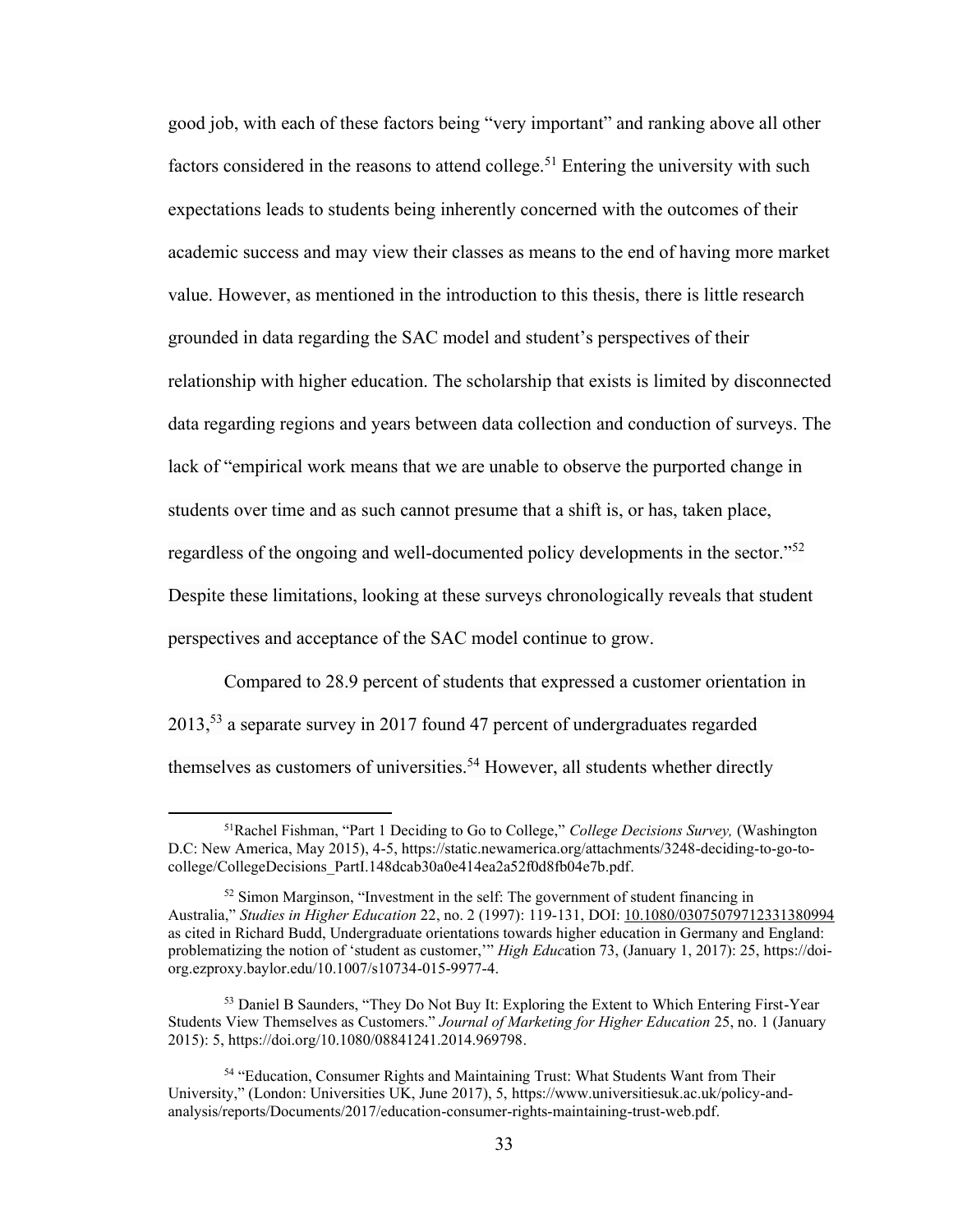good job, with each of these factors being "very important" and ranking above all other factors considered in the reasons to attend college.[51] Entering the university with such expectations leads to students being inherently concerned with the outcomes of their academic success and may view their classes as means to the end of having more market value. However, as mentioned in the introduction to this thesis, there is little research grounded in data regarding the SAC model and student's perspectives of their relationship with higher education. The scholarship that exists is limited by disconnected data regarding regions and years between data collection and conduction of surveys. The lack of "empirical work means that we are unable to observe the purported change in students over time and as such cannot presume that a shift is, or has, taken place, regardless of the ongoing and well-documented policy developments in the sector."[52] Despite these limitations, looking at these surveys chronologically reveals that student perspectives and acceptance of the SAC model continue to grow.

Compared to 28.9 percent of students that expressed a customer orientation in 2013,[53] a separate survey in 2017 found 47 percent of undergraduates regarded themselves as customers of universities.[54] However, all students whether directly

---

[51]Rachel Fishman, "Part 1 Deciding to Go to College," *College Decisions Survey,* (Washington D.C: New America, May 2015), 4-5, https://static.newamerica.org/attachments/3248-deciding-to-go-to-college/CollegeDecisions_PartI.148dcab30a0e414ea2a52f0d8fb04e7b.pdf.

[52] Simon Marginson, "Investment in the self: The government of student financing in Australia," *Studies in Higher Education* 22, no. 2 (1997): 119-131, DOI: 10.1080/03075079712331380994 as cited in Richard Budd, Undergraduate orientations towards higher education in Germany and England: problematizing the notion of 'student as customer,'" *High Education* 73, (January 1, 2017): 25, https://doi-org.ezproxy.baylor.edu/10.1007/s10734-015-9977-4.

[53] Daniel B Saunders, "They Do Not Buy It: Exploring the Extent to Which Entering First-Year Students View Themselves as Customers." *Journal of Marketing for Higher Education* 25, no. 1 (January 2015): 5, https://doi.org/10.1080/08841241.2014.969798.

[54] "Education, Consumer Rights and Maintaining Trust: What Students Want from Their University," (London: Universities UK, June 2017), 5, https://www.universitiesuk.ac.uk/policy-and-analysis/reports/Documents/2017/education-consumer-rights-maintaining-trust-web.pdf.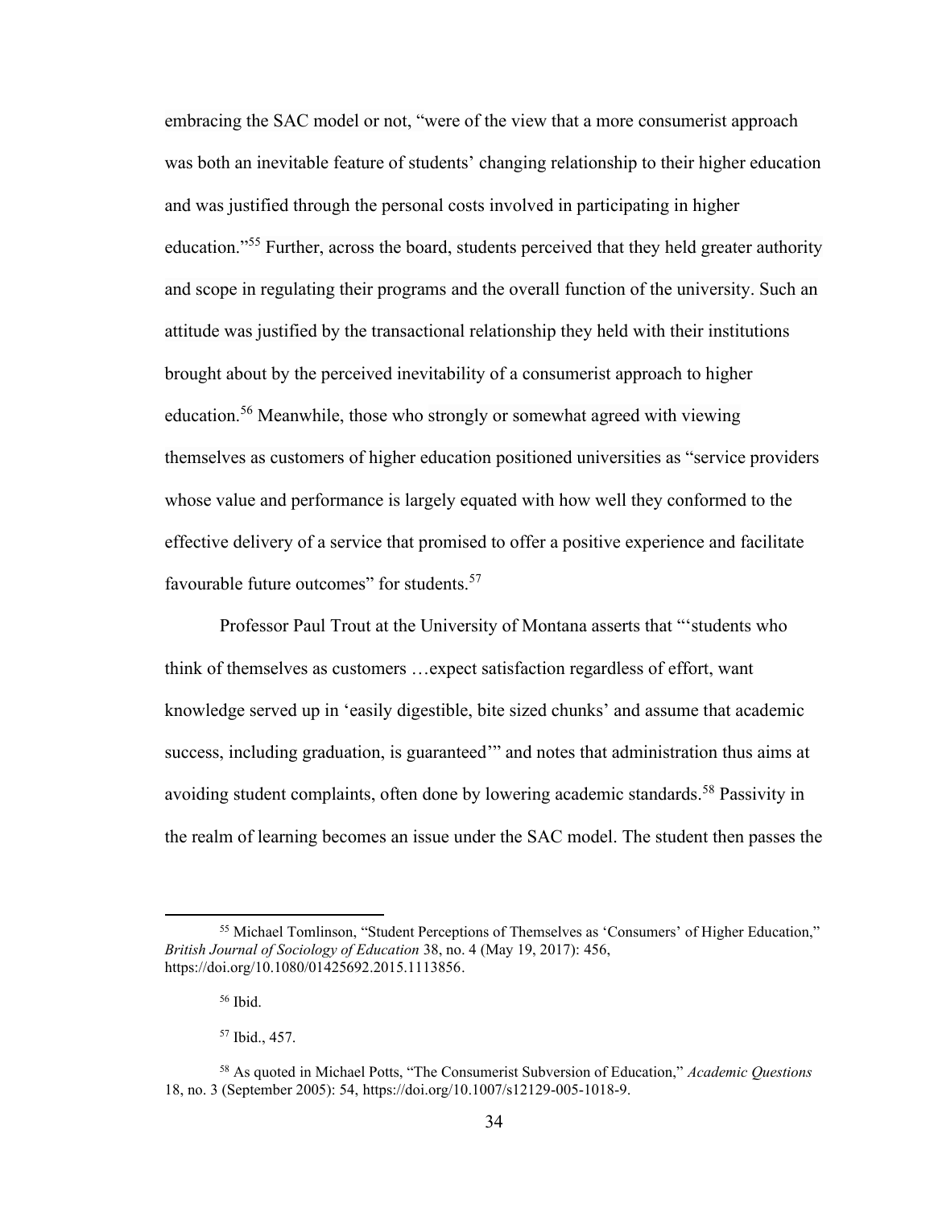embracing the SAC model or not, "were of the view that a more consumerist approach was both an inevitable feature of students' changing relationship to their higher education and was justified through the personal costs involved in participating in higher education."[55] Further, across the board, students perceived that they held greater authority and scope in regulating their programs and the overall function of the university. Such an attitude was justified by the transactional relationship they held with their institutions brought about by the perceived inevitability of a consumerist approach to higher education.[56] Meanwhile, those who strongly or somewhat agreed with viewing themselves as customers of higher education positioned universities as "service providers whose value and performance is largely equated with how well they conformed to the effective delivery of a service that promised to offer a positive experience and facilitate favourable future outcomes" for students.[57]

Professor Paul Trout at the University of Montana asserts that "'students who think of themselves as customers …expect satisfaction regardless of effort, want knowledge served up in 'easily digestible, bite sized chunks' and assume that academic success, including graduation, is guaranteed'" and notes that administration thus aims at avoiding student complaints, often done by lowering academic standards.[58] Passivity in the realm of learning becomes an issue under the SAC model. The student then passes the

---

[55] Michael Tomlinson, "Student Perceptions of Themselves as 'Consumers' of Higher Education," *British Journal of Sociology of Education* 38, no. 4 (May 19, 2017): 456, https://doi.org/10.1080/01425692.2015.1113856.

[56] Ibid.

[57] Ibid., 457.

[58] As quoted in Michael Potts, "The Consumerist Subversion of Education," *Academic Questions* 18, no. 3 (September 2005): 54, https://doi.org/10.1007/s12129-005-1018-9.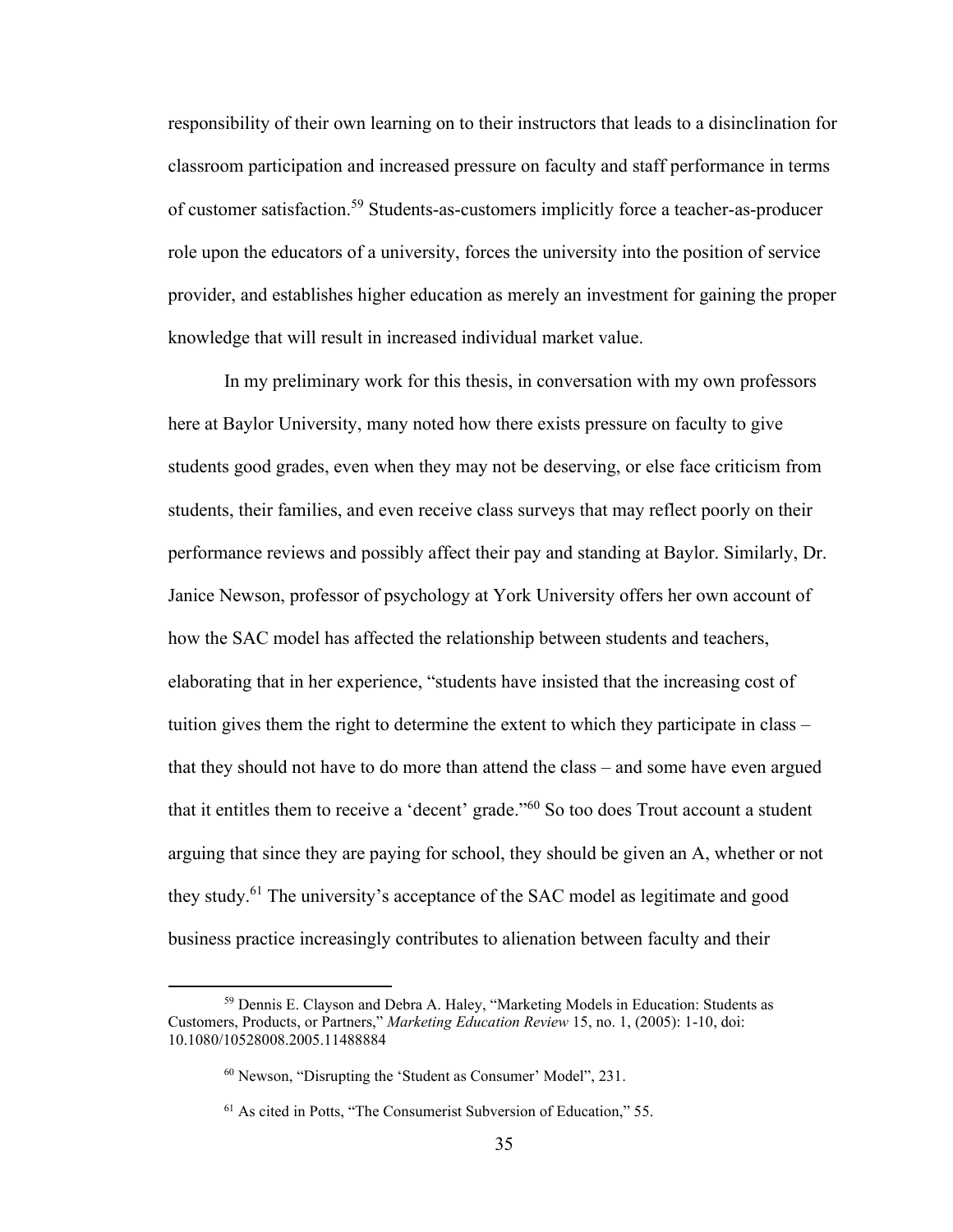responsibility of their own learning on to their instructors that leads to a disinclination for classroom participation and increased pressure on faculty and staff performance in terms of customer satisfaction.[59] Students-as-customers implicitly force a teacher-as-producer role upon the educators of a university, forces the university into the position of service provider, and establishes higher education as merely an investment for gaining the proper knowledge that will result in increased individual market value.

In my preliminary work for this thesis, in conversation with my own professors here at Baylor University, many noted how there exists pressure on faculty to give students good grades, even when they may not be deserving, or else face criticism from students, their families, and even receive class surveys that may reflect poorly on their performance reviews and possibly affect their pay and standing at Baylor. Similarly, Dr. Janice Newson, professor of psychology at York University offers her own account of how the SAC model has affected the relationship between students and teachers, elaborating that in her experience, "students have insisted that the increasing cost of tuition gives them the right to determine the extent to which they participate in class – that they should not have to do more than attend the class – and some have even argued that it entitles them to receive a 'decent' grade."[60] So too does Trout account a student arguing that since they are paying for school, they should be given an A, whether or not they study.[61] The university's acceptance of the SAC model as legitimate and good business practice increasingly contributes to alienation between faculty and their

---

[59] Dennis E. Clayson and Debra A. Haley, "Marketing Models in Education: Students as Customers, Products, or Partners," *Marketing Education Review* 15, no. 1, (2005): 1-10, doi: 10.1080/10528008.2005.11488884

[60] Newson, "Disrupting the 'Student as Consumer' Model", 231.

[61] As cited in Potts, "The Consumerist Subversion of Education," 55.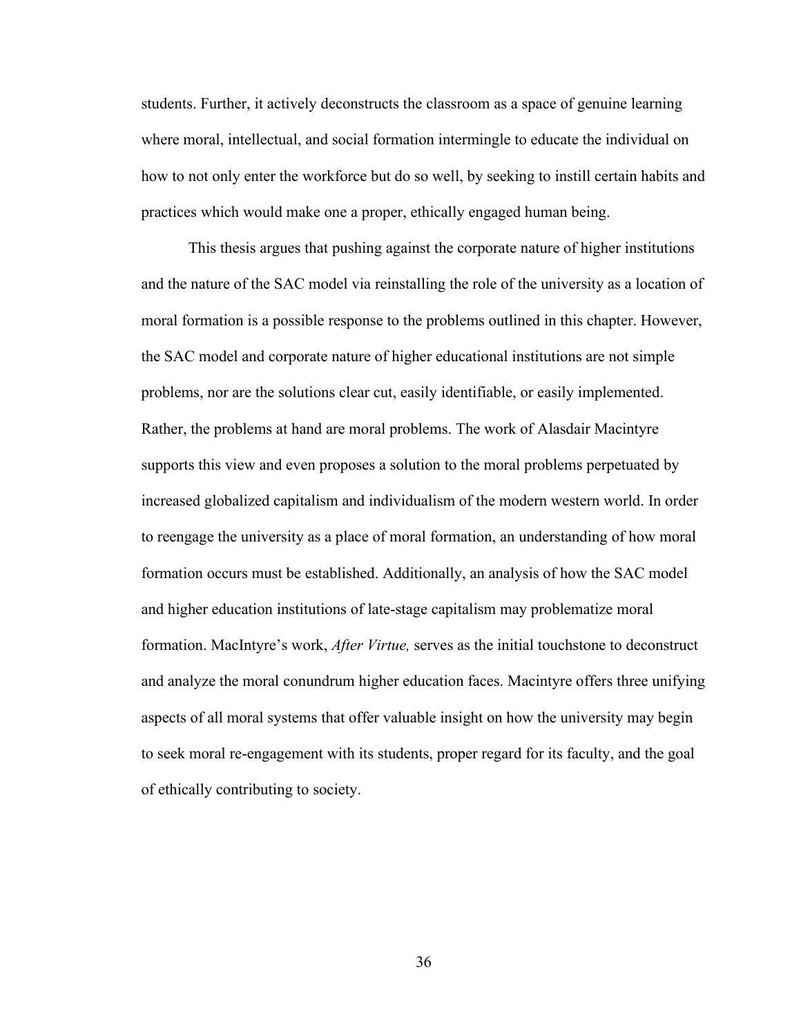students. Further, it actively deconstructs the classroom as a space of genuine learning where moral, intellectual, and social formation intermingle to educate the individual on how to not only enter the workforce but do so well, by seeking to instill certain habits and practices which would make one a proper, ethically engaged human being.

This thesis argues that pushing against the corporate nature of higher institutions and the nature of the SAC model via reinstalling the role of the university as a location of moral formation is a possible response to the problems outlined in this chapter. However, the SAC model and corporate nature of higher educational institutions are not simple problems, nor are the solutions clear cut, easily identifiable, or easily implemented. Rather, the problems at hand are moral problems. The work of Alasdair Macintyre supports this view and even proposes a solution to the moral problems perpetuated by increased globalized capitalism and individualism of the modern western world. In order to reengage the university as a place of moral formation, an understanding of how moral formation occurs must be established. Additionally, an analysis of how the SAC model and higher education institutions of late-stage capitalism may problematize moral formation. MacIntyre's work, *After Virtue,* serves as the initial touchstone to deconstruct and analyze the moral conundrum higher education faces. Macintyre offers three unifying aspects of all moral systems that offer valuable insight on how the university may begin to seek moral re-engagement with its students, proper regard for its faculty, and the goal of ethically contributing to society.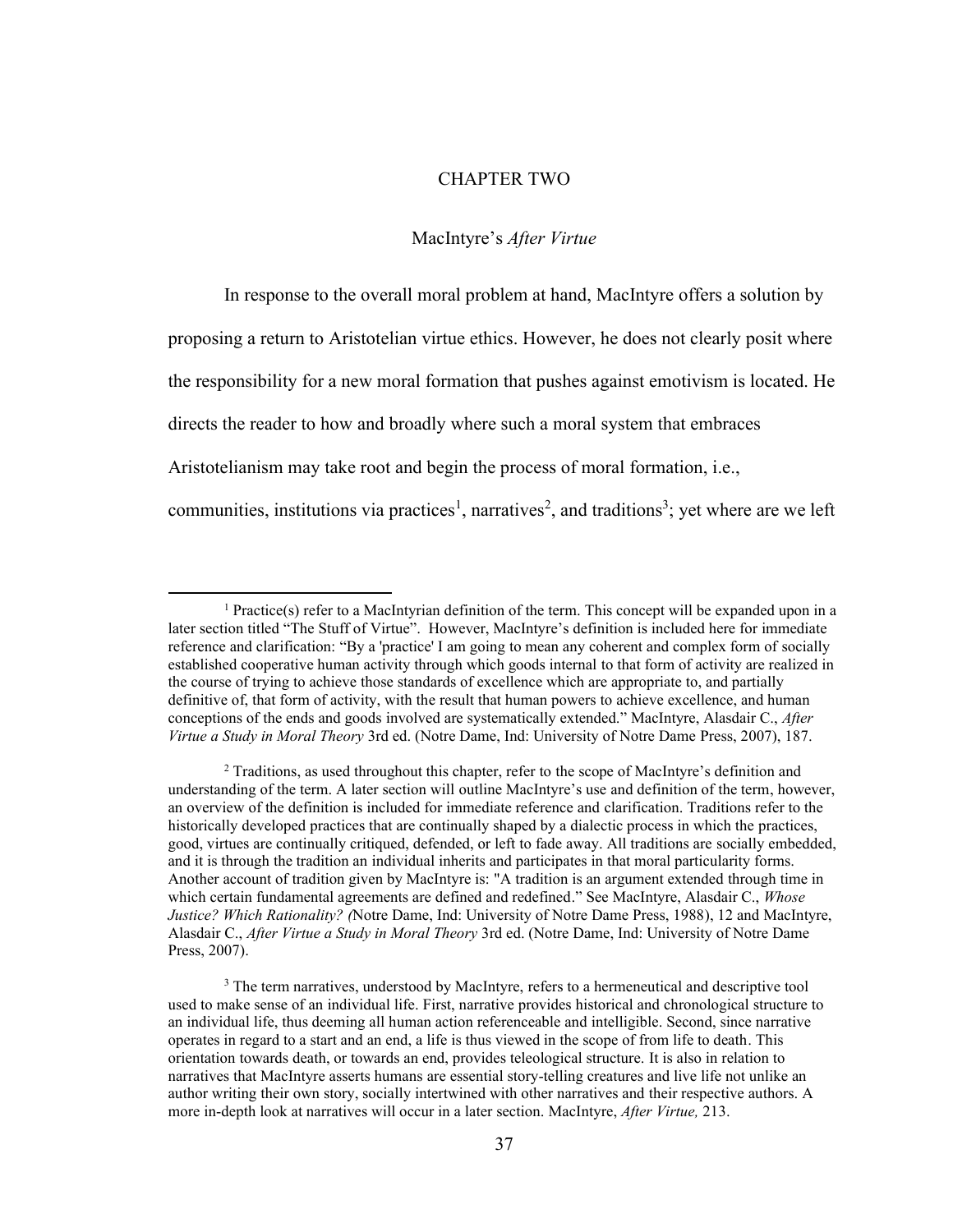# CHAPTER TWO

## MacIntyre's *After Virtue*

In response to the overall moral problem at hand, MacIntyre offers a solution by proposing a return to Aristotelian virtue ethics. However, he does not clearly posit where the responsibility for a new moral formation that pushes against emotivism is located. He directs the reader to how and broadly where such a moral system that embraces Aristotelianism may take root and begin the process of moral formation, i.e., communities, institutions via practices[1], narratives[2], and traditions[3]; yet where are we left

---

[1] Practice(s) refer to a MacIntyrian definition of the term. This concept will be expanded upon in a later section titled "The Stuff of Virtue". However, MacIntyre's definition is included here for immediate reference and clarification: "By a 'practice' I am going to mean any coherent and complex form of socially established cooperative human activity through which goods internal to that form of activity are realized in the course of trying to achieve those standards of excellence which are appropriate to, and partially definitive of, that form of activity, with the result that human powers to achieve excellence, and human conceptions of the ends and goods involved are systematically extended." MacIntyre, Alasdair C., *After Virtue a Study in Moral Theory* 3rd ed. (Notre Dame, Ind: University of Notre Dame Press, 2007), 187.

[2] Traditions, as used throughout this chapter, refer to the scope of MacIntyre's definition and understanding of the term. A later section will outline MacIntyre's use and definition of the term, however, an overview of the definition is included for immediate reference and clarification. Traditions refer to the historically developed practices that are continually shaped by a dialectic process in which the practices, good, virtues are continually critiqued, defended, or left to fade away. All traditions are socially embedded, and it is through the tradition an individual inherits and participates in that moral particularity forms. Another account of tradition given by MacIntyre is: "A tradition is an argument extended through time in which certain fundamental agreements are defined and redefined." See MacIntyre, Alasdair C., *Whose Justice? Which Rationality? (*Notre Dame, Ind: University of Notre Dame Press, 1988), 12 and MacIntyre, Alasdair C., *After Virtue a Study in Moral Theory* 3rd ed. (Notre Dame, Ind: University of Notre Dame Press, 2007).

[3] The term narratives, understood by MacIntyre, refers to a hermeneutical and descriptive tool used to make sense of an individual life. First, narrative provides historical and chronological structure to an individual life, thus deeming all human action referenceable and intelligible. Second, since narrative operates in regard to a start and an end, a life is thus viewed in the scope of from life to death. This orientation towards death, or towards an end, provides teleological structure. It is also in relation to narratives that MacIntyre asserts humans are essential story-telling creatures and live life not unlike an author writing their own story, socially intertwined with other narratives and their respective authors. A more in-depth look at narratives will occur in a later section. MacIntyre, *After Virtue,* 213.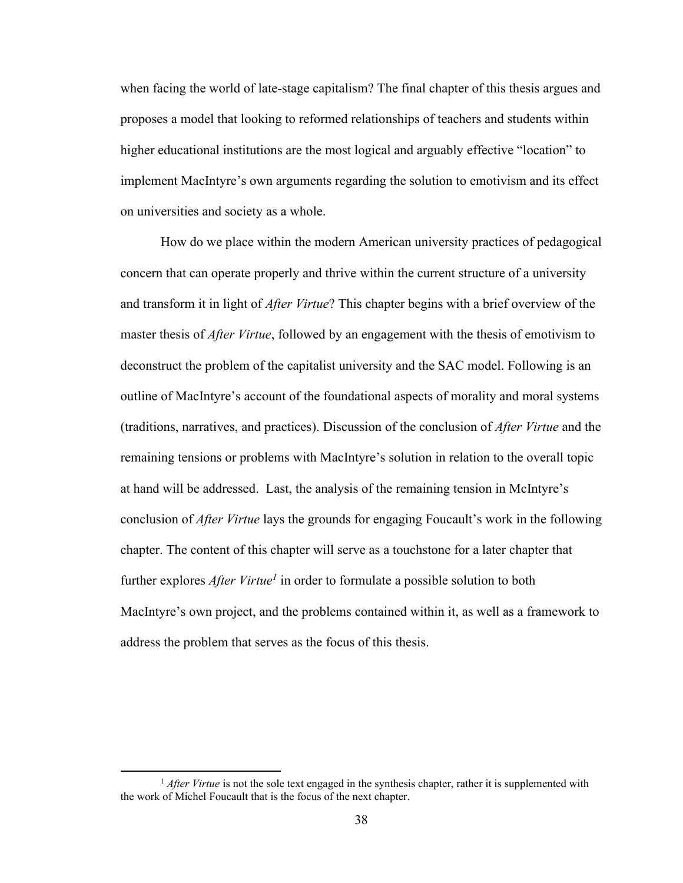when facing the world of late-stage capitalism? The final chapter of this thesis argues and proposes a model that looking to reformed relationships of teachers and students within higher educational institutions are the most logical and arguably effective "location" to implement MacIntyre's own arguments regarding the solution to emotivism and its effect on universities and society as a whole.

How do we place within the modern American university practices of pedagogical concern that can operate properly and thrive within the current structure of a university and transform it in light of *After Virtue*? This chapter begins with a brief overview of the master thesis of *After Virtue*, followed by an engagement with the thesis of emotivism to deconstruct the problem of the capitalist university and the SAC model. Following is an outline of MacIntyre's account of the foundational aspects of morality and moral systems (traditions, narratives, and practices). Discussion of the conclusion of *After Virtue* and the remaining tensions or problems with MacIntyre's solution in relation to the overall topic at hand will be addressed. Last, the analysis of the remaining tension in McIntyre's conclusion of *After Virtue* lays the grounds for engaging Foucault's work in the following chapter. The content of this chapter will serve as a touchstone for a later chapter that further explores *After Virtue*[1] in order to formulate a possible solution to both MacIntyre's own project, and the problems contained within it, as well as a framework to address the problem that serves as the focus of this thesis.

---

[1] *After Virtue* is not the sole text engaged in the synthesis chapter, rather it is supplemented with the work of Michel Foucault that is the focus of the next chapter.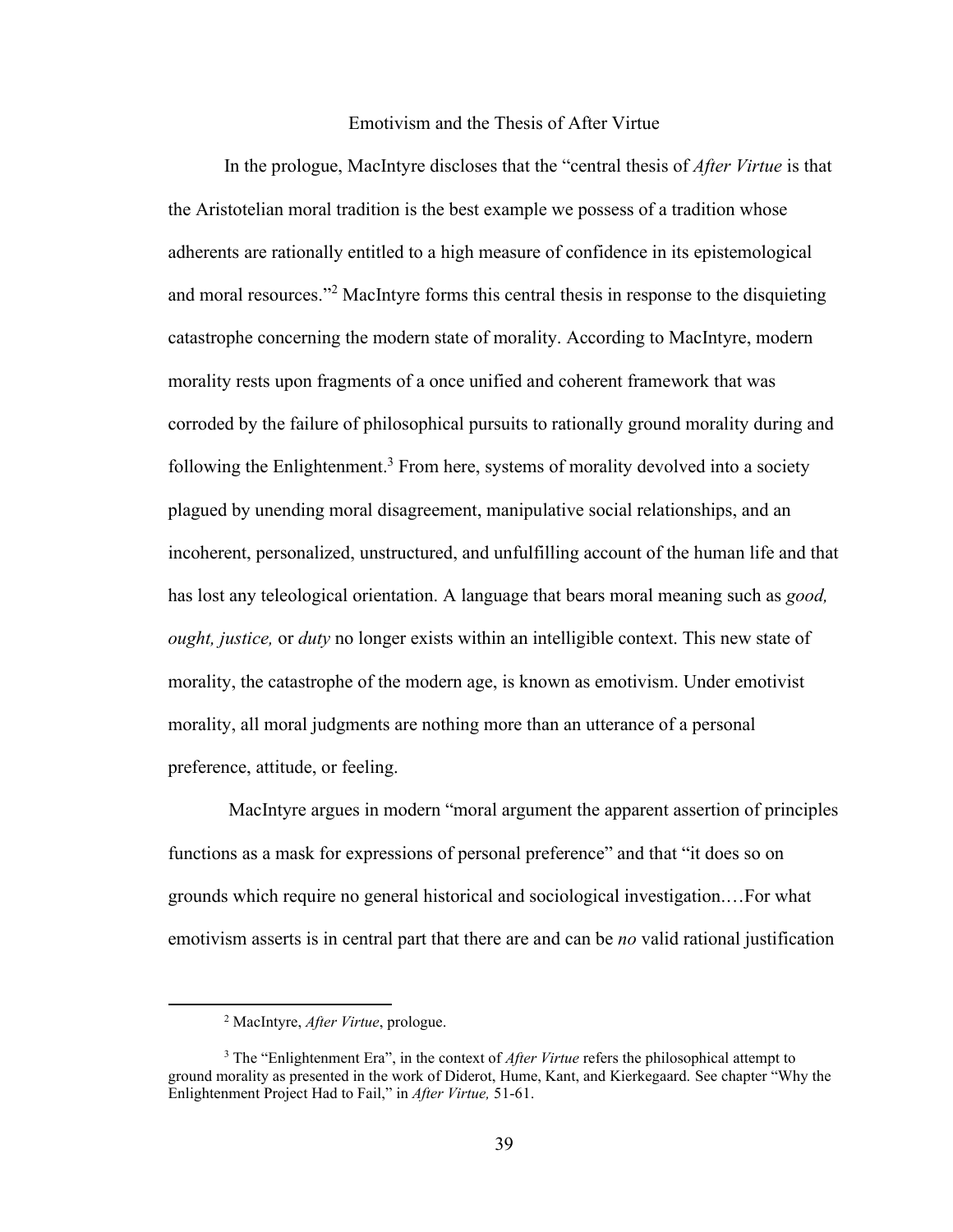## Emotivism and the Thesis of After Virtue

In the prologue, MacIntyre discloses that the "central thesis of *After Virtue* is that the Aristotelian moral tradition is the best example we possess of a tradition whose adherents are rationally entitled to a high measure of confidence in its epistemological and moral resources."[2] MacIntyre forms this central thesis in response to the disquieting catastrophe concerning the modern state of morality. According to MacIntyre, modern morality rests upon fragments of a once unified and coherent framework that was corroded by the failure of philosophical pursuits to rationally ground morality during and following the Enlightenment.[3] From here, systems of morality devolved into a society plagued by unending moral disagreement, manipulative social relationships, and an incoherent, personalized, unstructured, and unfulfilling account of the human life and that has lost any teleological orientation. A language that bears moral meaning such as *good, ought, justice,* or *duty* no longer exists within an intelligible context. This new state of morality, the catastrophe of the modern age, is known as emotivism. Under emotivist morality, all moral judgments are nothing more than an utterance of a personal preference, attitude, or feeling.

MacIntyre argues in modern "moral argument the apparent assertion of principles functions as a mask for expressions of personal preference" and that "it does so on grounds which require no general historical and sociological investigation.…For what emotivism asserts is in central part that there are and can be *no* valid rational justification

---

[2] MacIntyre, *After Virtue*, prologue.

[3] The "Enlightenment Era", in the context of *After Virtue* refers the philosophical attempt to ground morality as presented in the work of Diderot, Hume, Kant, and Kierkegaard. See chapter "Why the Enlightenment Project Had to Fail," in *After Virtue,* 51-61.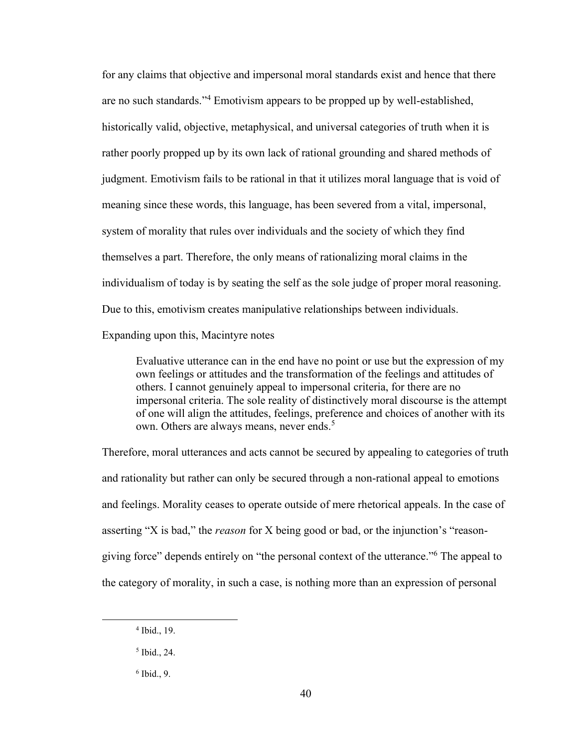for any claims that objective and impersonal moral standards exist and hence that there are no such standards."[4] Emotivism appears to be propped up by well-established, historically valid, objective, metaphysical, and universal categories of truth when it is rather poorly propped up by its own lack of rational grounding and shared methods of judgment. Emotivism fails to be rational in that it utilizes moral language that is void of meaning since these words, this language, has been severed from a vital, impersonal, system of morality that rules over individuals and the society of which they find themselves a part. Therefore, the only means of rationalizing moral claims in the individualism of today is by seating the self as the sole judge of proper moral reasoning. Due to this, emotivism creates manipulative relationships between individuals. Expanding upon this, Macintyre notes

> Evaluative utterance can in the end have no point or use but the expression of my own feelings or attitudes and the transformation of the feelings and attitudes of others. I cannot genuinely appeal to impersonal criteria, for there are no impersonal criteria. The sole reality of distinctively moral discourse is the attempt of one will align the attitudes, feelings, preference and choices of another with its own. Others are always means, never ends.[5]

Therefore, moral utterances and acts cannot be secured by appealing to categories of truth and rationality but rather can only be secured through a non-rational appeal to emotions and feelings. Morality ceases to operate outside of mere rhetorical appeals. In the case of asserting "X is bad," the *reason* for X being good or bad, or the injunction's "reason-giving force" depends entirely on "the personal context of the utterance."[6] The appeal to the category of morality, in such a case, is nothing more than an expression of personal

---

[4] Ibid., 19.

[5] Ibid., 24.

[6] Ibid., 9.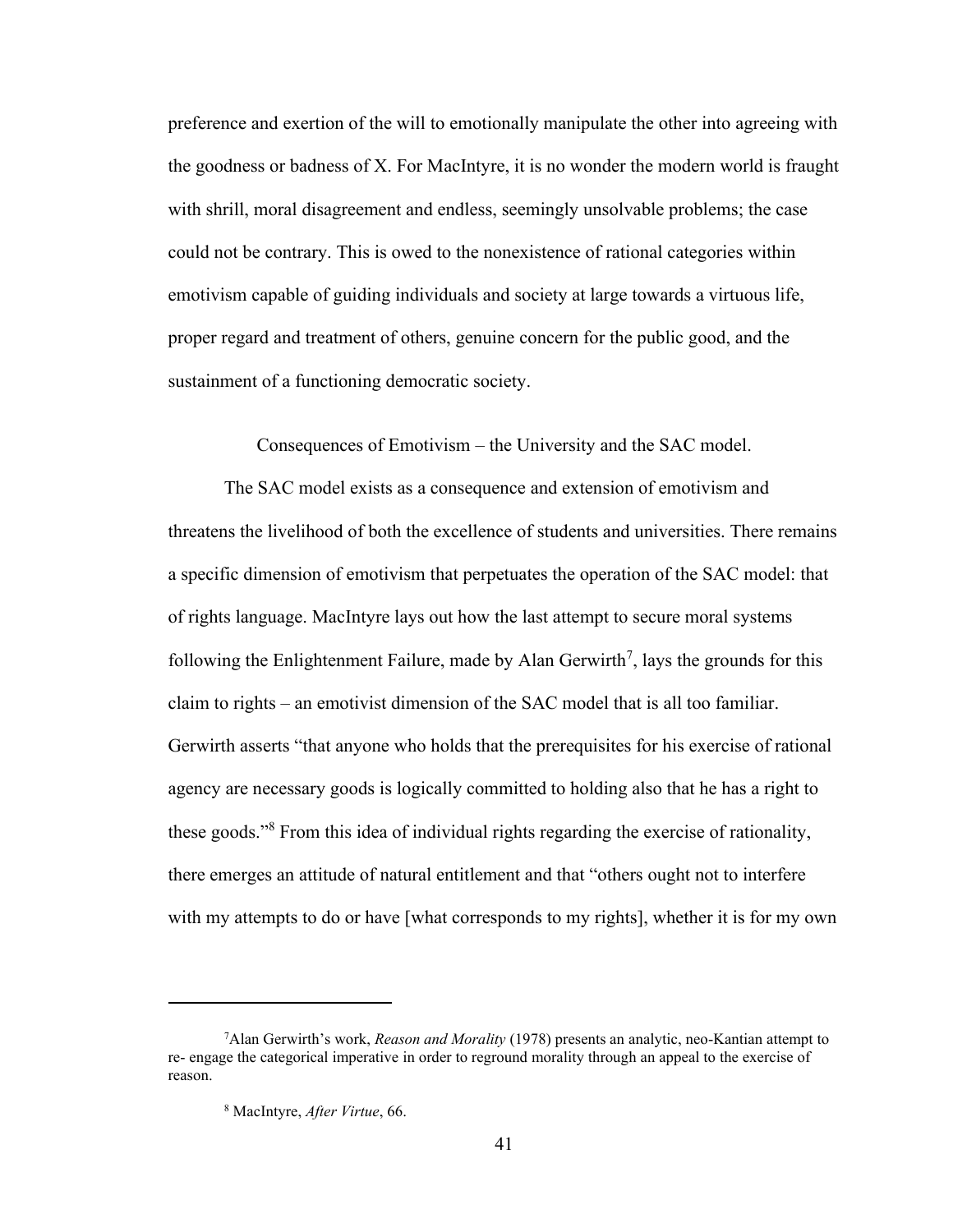preference and exertion of the will to emotionally manipulate the other into agreeing with the goodness or badness of X. For MacIntyre, it is no wonder the modern world is fraught with shrill, moral disagreement and endless, seemingly unsolvable problems; the case could not be contrary. This is owed to the nonexistence of rational categories within emotivism capable of guiding individuals and society at large towards a virtuous life, proper regard and treatment of others, genuine concern for the public good, and the sustainment of a functioning democratic society.

### Consequences of Emotivism – the University and the SAC model.

The SAC model exists as a consequence and extension of emotivism and threatens the livelihood of both the excellence of students and universities. There remains a specific dimension of emotivism that perpetuates the operation of the SAC model: that of rights language. MacIntyre lays out how the last attempt to secure moral systems following the Enlightenment Failure, made by Alan Gerwirth[7], lays the grounds for this claim to rights – an emotivist dimension of the SAC model that is all too familiar. Gerwirth asserts "that anyone who holds that the prerequisites for his exercise of rational agency are necessary goods is logically committed to holding also that he has a right to these goods."[8] From this idea of individual rights regarding the exercise of rationality, there emerges an attitude of natural entitlement and that "others ought not to interfere with my attempts to do or have [what corresponds to my rights], whether it is for my own

---

[7] Alan Gerwirth's work, *Reason and Morality* (1978) presents an analytic, neo-Kantian attempt to re- engage the categorical imperative in order to reground morality through an appeal to the exercise of reason.

[8] MacIntyre, *After Virtue*, 66.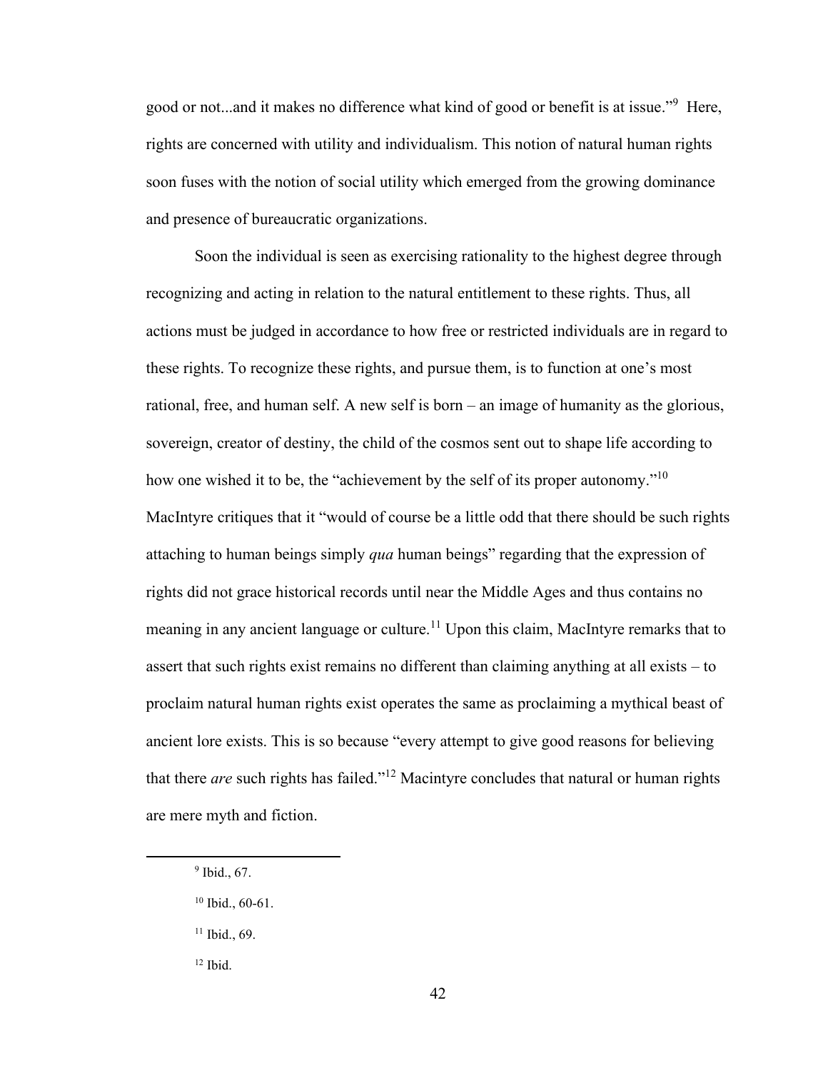good or not...and it makes no difference what kind of good or benefit is at issue."[9] Here, rights are concerned with utility and individualism. This notion of natural human rights soon fuses with the notion of social utility which emerged from the growing dominance and presence of bureaucratic organizations.

Soon the individual is seen as exercising rationality to the highest degree through recognizing and acting in relation to the natural entitlement to these rights. Thus, all actions must be judged in accordance to how free or restricted individuals are in regard to these rights. To recognize these rights, and pursue them, is to function at one's most rational, free, and human self. A new self is born – an image of humanity as the glorious, sovereign, creator of destiny, the child of the cosmos sent out to shape life according to how one wished it to be, the "achievement by the self of its proper autonomy."[10] MacIntyre critiques that it "would of course be a little odd that there should be such rights attaching to human beings simply *qua* human beings" regarding that the expression of rights did not grace historical records until near the Middle Ages and thus contains no meaning in any ancient language or culture.[11] Upon this claim, MacIntyre remarks that to assert that such rights exist remains no different than claiming anything at all exists – to proclaim natural human rights exist operates the same as proclaiming a mythical beast of ancient lore exists. This is so because "every attempt to give good reasons for believing that there *are* such rights has failed."[12] Macintyre concludes that natural or human rights are mere myth and fiction.

---

[9] Ibid., 67.

[10] Ibid., 60-61.

[11] Ibid., 69.

[12] Ibid.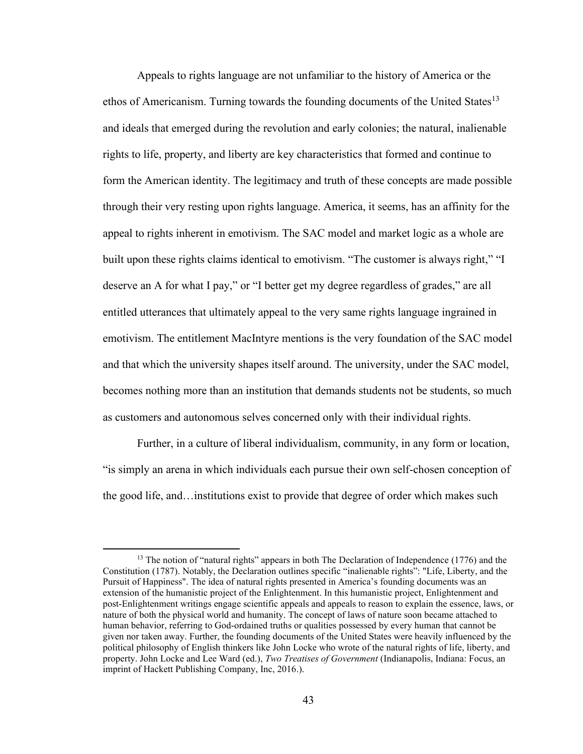Appeals to rights language are not unfamiliar to the history of America or the ethos of Americanism. Turning towards the founding documents of the United States[13] and ideals that emerged during the revolution and early colonies; the natural, inalienable rights to life, property, and liberty are key characteristics that formed and continue to form the American identity. The legitimacy and truth of these concepts are made possible through their very resting upon rights language. America, it seems, has an affinity for the appeal to rights inherent in emotivism. The SAC model and market logic as a whole are built upon these rights claims identical to emotivism. "The customer is always right," "I deserve an A for what I pay," or "I better get my degree regardless of grades," are all entitled utterances that ultimately appeal to the very same rights language ingrained in emotivism. The entitlement MacIntyre mentions is the very foundation of the SAC model and that which the university shapes itself around. The university, under the SAC model, becomes nothing more than an institution that demands students not be students, so much as customers and autonomous selves concerned only with their individual rights.

Further, in a culture of liberal individualism, community, in any form or location, "is simply an arena in which individuals each pursue their own self-chosen conception of the good life, and…institutions exist to provide that degree of order which makes such

---

[13] The notion of "natural rights" appears in both The Declaration of Independence (1776) and the Constitution (1787). Notably, the Declaration outlines specific "inalienable rights": "Life, Liberty, and the Pursuit of Happiness". The idea of natural rights presented in America's founding documents was an extension of the humanistic project of the Enlightenment. In this humanistic project, Enlightenment and post-Enlightenment writings engage scientific appeals and appeals to reason to explain the essence, laws, or nature of both the physical world and humanity. The concept of laws of nature soon became attached to human behavior, referring to God-ordained truths or qualities possessed by every human that cannot be given nor taken away. Further, the founding documents of the United States were heavily influenced by the political philosophy of English thinkers like John Locke who wrote of the natural rights of life, liberty, and property. John Locke and Lee Ward (ed.), *Two Treatises of Government* (Indianapolis, Indiana: Focus, an imprint of Hackett Publishing Company, Inc, 2016.).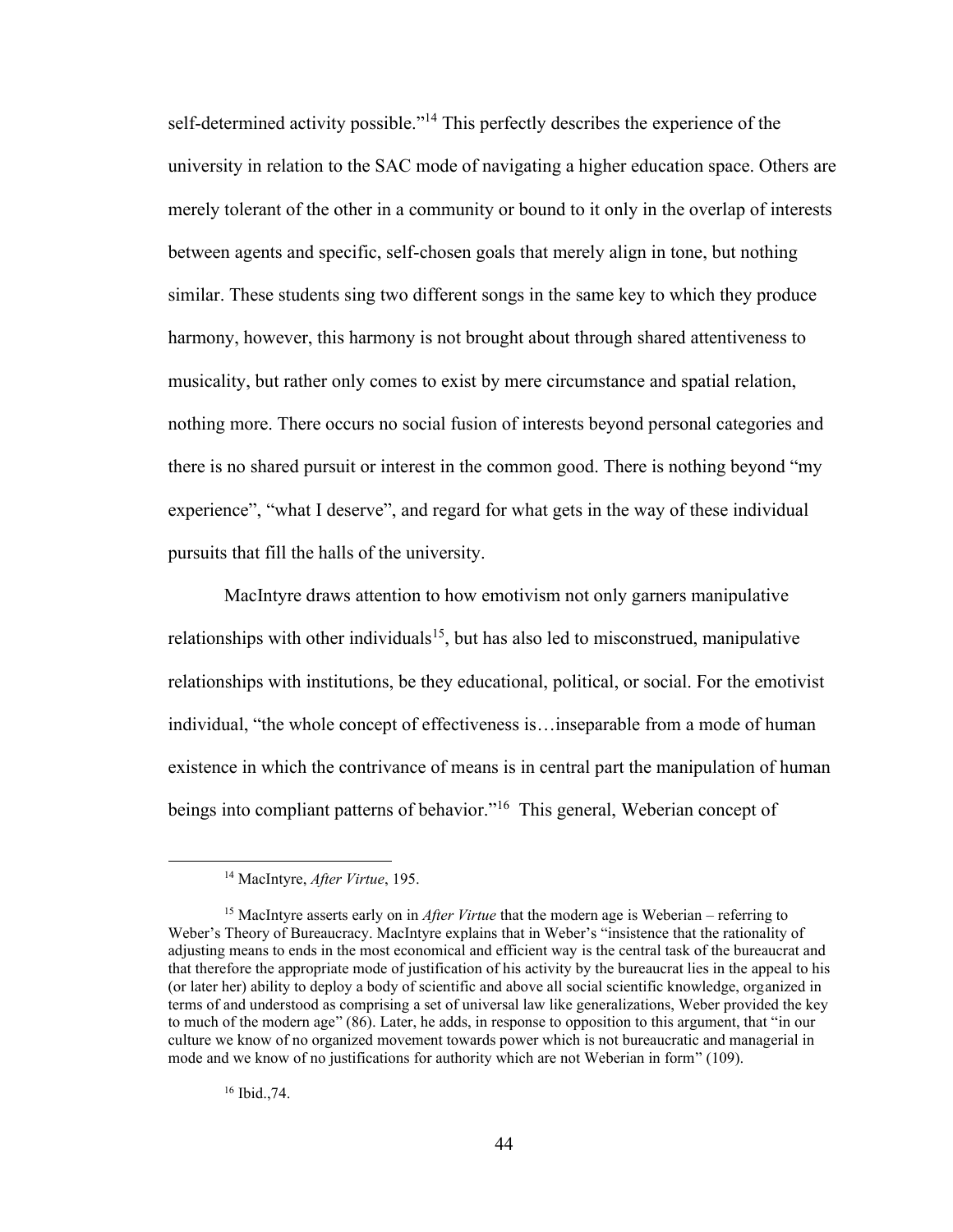self-determined activity possible."[14] This perfectly describes the experience of the university in relation to the SAC mode of navigating a higher education space. Others are merely tolerant of the other in a community or bound to it only in the overlap of interests between agents and specific, self-chosen goals that merely align in tone, but nothing similar. These students sing two different songs in the same key to which they produce harmony, however, this harmony is not brought about through shared attentiveness to musicality, but rather only comes to exist by mere circumstance and spatial relation, nothing more. There occurs no social fusion of interests beyond personal categories and there is no shared pursuit or interest in the common good. There is nothing beyond "my experience", "what I deserve", and regard for what gets in the way of these individual pursuits that fill the halls of the university.

MacIntyre draws attention to how emotivism not only garners manipulative relationships with other individuals[15], but has also led to misconstrued, manipulative relationships with institutions, be they educational, political, or social. For the emotivist individual, "the whole concept of effectiveness is…inseparable from a mode of human existence in which the contrivance of means is in central part the manipulation of human beings into compliant patterns of behavior."[16] This general, Weberian concept of

---

[14] MacIntyre, *After Virtue*, 195.

[15] MacIntyre asserts early on in *After Virtue* that the modern age is Weberian – referring to Weber's Theory of Bureaucracy. MacIntyre explains that in Weber's "insistence that the rationality of adjusting means to ends in the most economical and efficient way is the central task of the bureaucrat and that therefore the appropriate mode of justification of his activity by the bureaucrat lies in the appeal to his (or later her) ability to deploy a body of scientific and above all social scientific knowledge, organized in terms of and understood as comprising a set of universal law like generalizations, Weber provided the key to much of the modern age" (86). Later, he adds, in response to opposition to this argument, that "in our culture we know of no organized movement towards power which is not bureaucratic and managerial in mode and we know of no justifications for authority which are not Weberian in form" (109).

[16] Ibid.,74.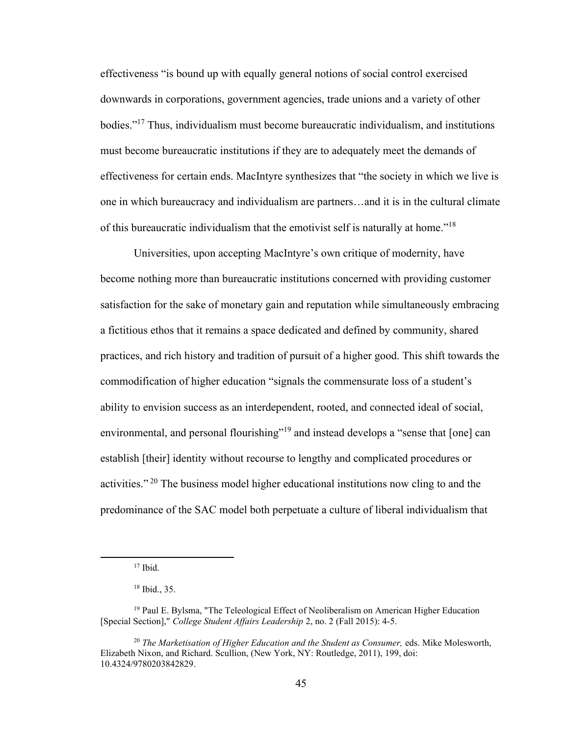effectiveness “is bound up with equally general notions of social control exercised downwards in corporations, government agencies, trade unions and a variety of other bodies.”[17] Thus, individualism must become bureaucratic individualism, and institutions must become bureaucratic institutions if they are to adequately meet the demands of effectiveness for certain ends. MacIntyre synthesizes that “the society in which we live is one in which bureaucracy and individualism are partners…and it is in the cultural climate of this bureaucratic individualism that the emotivist self is naturally at home.”[18]

Universities, upon accepting MacIntyre’s own critique of modernity, have become nothing more than bureaucratic institutions concerned with providing customer satisfaction for the sake of monetary gain and reputation while simultaneously embracing a fictitious ethos that it remains a space dedicated and defined by community, shared practices, and rich history and tradition of pursuit of a higher good. This shift towards the commodification of higher education “signals the commensurate loss of a student’s ability to envision success as an interdependent, rooted, and connected ideal of social, environmental, and personal flourishing”[19] and instead develops a “sense that [one] can establish [their] identity without recourse to lengthy and complicated procedures or activities.”[20] The business model higher educational institutions now cling to and the predominance of the SAC model both perpetuate a culture of liberal individualism that

---

[17] Ibid.

[18] Ibid., 35.

[19] Paul E. Bylsma, "The Teleological Effect of Neoliberalism on American Higher Education [Special Section]," *College Student Affairs Leadership* 2, no. 2 (Fall 2015): 4-5.

[20] *The Marketisation of Higher Education and the Student as Consumer,* eds. Mike Molesworth, Elizabeth Nixon, and Richard. Scullion, (New York, NY: Routledge, 2011), 199, doi: 10.4324/9780203842829.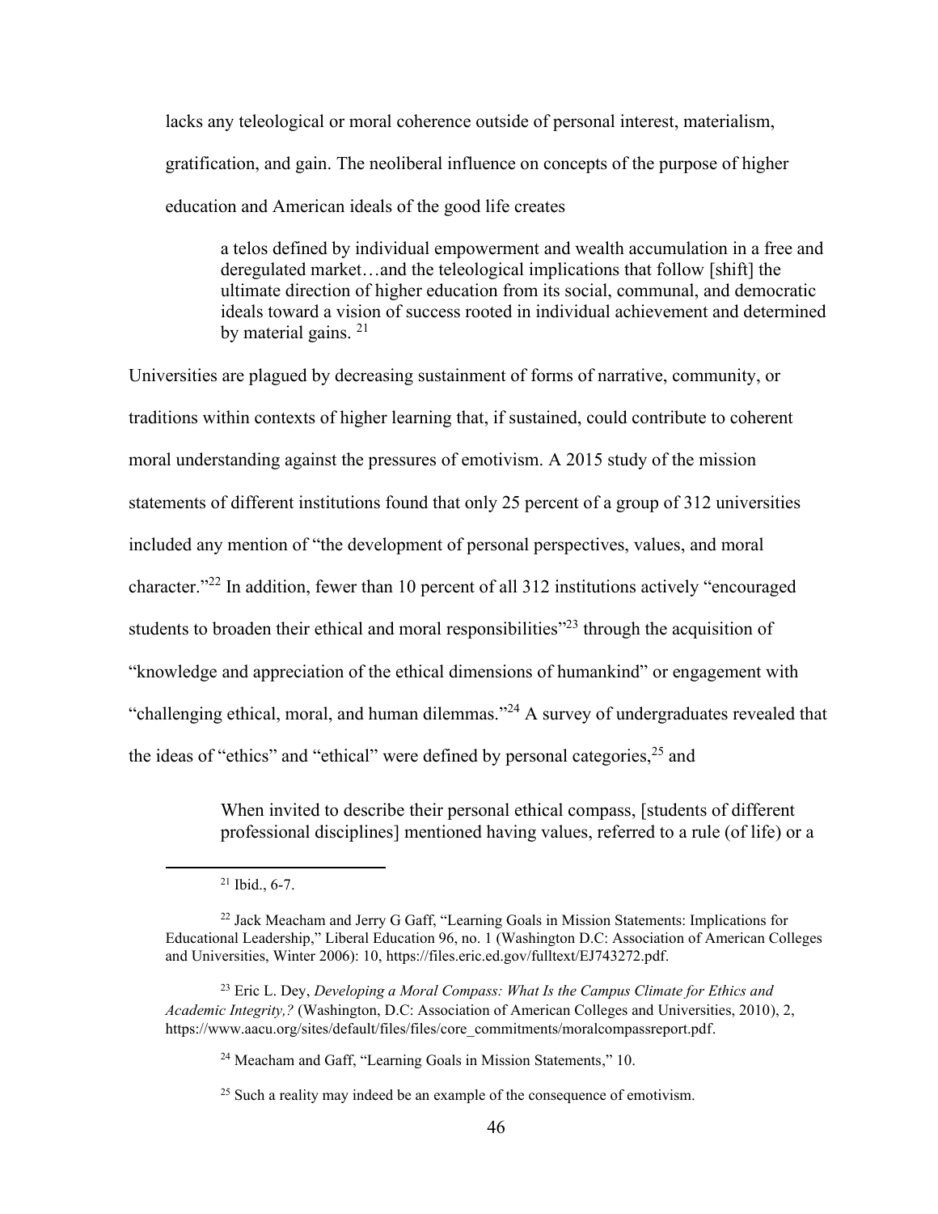lacks any teleological or moral coherence outside of personal interest, materialism, gratification, and gain. The neoliberal influence on concepts of the purpose of higher education and American ideals of the good life creates

> a telos defined by individual empowerment and wealth accumulation in a free and deregulated market…and the teleological implications that follow [shift] the ultimate direction of higher education from its social, communal, and democratic ideals toward a vision of success rooted in individual achievement and determined by material gains. [21]

Universities are plagued by decreasing sustainment of forms of narrative, community, or traditions within contexts of higher learning that, if sustained, could contribute to coherent moral understanding against the pressures of emotivism. A 2015 study of the mission statements of different institutions found that only 25 percent of a group of 312 universities included any mention of "the development of personal perspectives, values, and moral character."[22] In addition, fewer than 10 percent of all 312 institutions actively "encouraged students to broaden their ethical and moral responsibilities"[23] through the acquisition of "knowledge and appreciation of the ethical dimensions of humankind" or engagement with "challenging ethical, moral, and human dilemmas."[24] A survey of undergraduates revealed that the ideas of "ethics" and "ethical" were defined by personal categories,[25] and

> When invited to describe their personal ethical compass, [students of different professional disciplines] mentioned having values, referred to a rule (of life) or a

---

[21] Ibid., 6-7.

[22] Jack Meacham and Jerry G Gaff, "Learning Goals in Mission Statements: Implications for Educational Leadership," Liberal Education 96, no. 1 (Washington D.C: Association of American Colleges and Universities, Winter 2006): 10, https://files.eric.ed.gov/fulltext/EJ743272.pdf.

[23] Eric L. Dey, *Developing a Moral Compass: What Is the Campus Climate for Ethics and Academic Integrity,?* (Washington, D.C: Association of American Colleges and Universities, 2010), 2, https://www.aacu.org/sites/default/files/files/core_commitments/moralcompassreport.pdf.

[24] Meacham and Gaff, "Learning Goals in Mission Statements," 10.

[25] Such a reality may indeed be an example of the consequence of emotivism.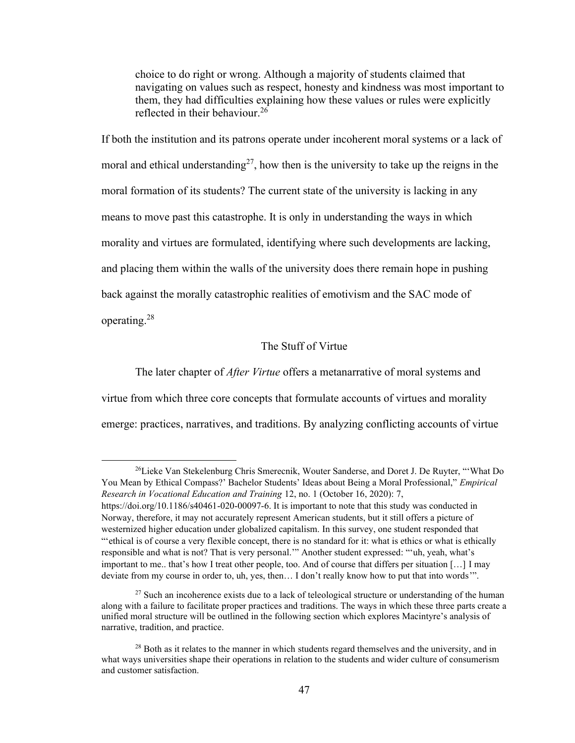> choice to do right or wrong. Although a majority of students claimed that navigating on values such as respect, honesty and kindness was most important to them, they had difficulties explaining how these values or rules were explicitly reflected in their behaviour.[26]

If both the institution and its patrons operate under incoherent moral systems or a lack of moral and ethical understanding[27], how then is the university to take up the reigns in the moral formation of its students? The current state of the university is lacking in any means to move past this catastrophe. It is only in understanding the ways in which morality and virtues are formulated, identifying where such developments are lacking, and placing them within the walls of the university does there remain hope in pushing back against the morally catastrophic realities of emotivism and the SAC mode of operating.[28]

## The Stuff of Virtue

The later chapter of *After Virtue* offers a metanarrative of moral systems and virtue from which three core concepts that formulate accounts of virtues and morality emerge: practices, narratives, and traditions. By analyzing conflicting accounts of virtue

---

[26] Lieke Van Stekelenburg Chris Smerecnik, Wouter Sanderse, and Doret J. De Ruyter, "'What Do You Mean by Ethical Compass?' Bachelor Students' Ideas about Being a Moral Professional," *Empirical Research in Vocational Education and Training* 12, no. 1 (October 16, 2020): 7, https://doi.org/10.1186/s40461-020-00097-6. It is important to note that this study was conducted in Norway, therefore, it may not accurately represent American students, but it still offers a picture of westernized higher education under globalized capitalism. In this survey, one student responded that "'ethical is of course a very flexible concept, there is no standard for it: what is ethics or what is ethically responsible and what is not? That is very personal.'" Another student expressed: "'uh, yeah, what's important to me.. that's how I treat other people, too. And of course that differs per situation […] I may deviate from my course in order to, uh, yes, then… I don't really know how to put that into words'".

[27] Such an incoherence exists due to a lack of teleological structure or understanding of the human along with a failure to facilitate proper practices and traditions. The ways in which these three parts create a unified moral structure will be outlined in the following section which explores Macintyre's analysis of narrative, tradition, and practice.

[28] Both as it relates to the manner in which students regard themselves and the university, and in what ways universities shape their operations in relation to the students and wider culture of consumerism and customer satisfaction.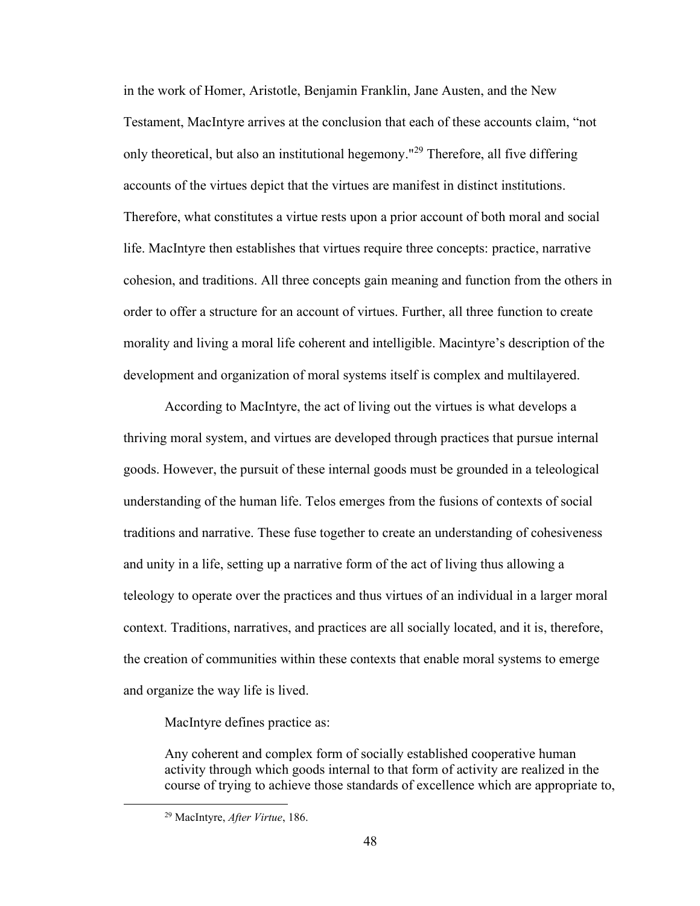in the work of Homer, Aristotle, Benjamin Franklin, Jane Austen, and the New Testament, MacIntyre arrives at the conclusion that each of these accounts claim, "not only theoretical, but also an institutional hegemony."[29] Therefore, all five differing accounts of the virtues depict that the virtues are manifest in distinct institutions. Therefore, what constitutes a virtue rests upon a prior account of both moral and social life. MacIntyre then establishes that virtues require three concepts: practice, narrative cohesion, and traditions. All three concepts gain meaning and function from the others in order to offer a structure for an account of virtues. Further, all three function to create morality and living a moral life coherent and intelligible. Macintyre's description of the development and organization of moral systems itself is complex and multilayered.

According to MacIntyre, the act of living out the virtues is what develops a thriving moral system, and virtues are developed through practices that pursue internal goods. However, the pursuit of these internal goods must be grounded in a teleological understanding of the human life. Telos emerges from the fusions of contexts of social traditions and narrative. These fuse together to create an understanding of cohesiveness and unity in a life, setting up a narrative form of the act of living thus allowing a teleology to operate over the practices and thus virtues of an individual in a larger moral context. Traditions, narratives, and practices are all socially located, and it is, therefore, the creation of communities within these contexts that enable moral systems to emerge and organize the way life is lived.

MacIntyre defines practice as:

> Any coherent and complex form of socially established cooperative human activity through which goods internal to that form of activity are realized in the course of trying to achieve those standards of excellence which are appropriate to,

[29] MacIntyre, *After Virtue*, 186.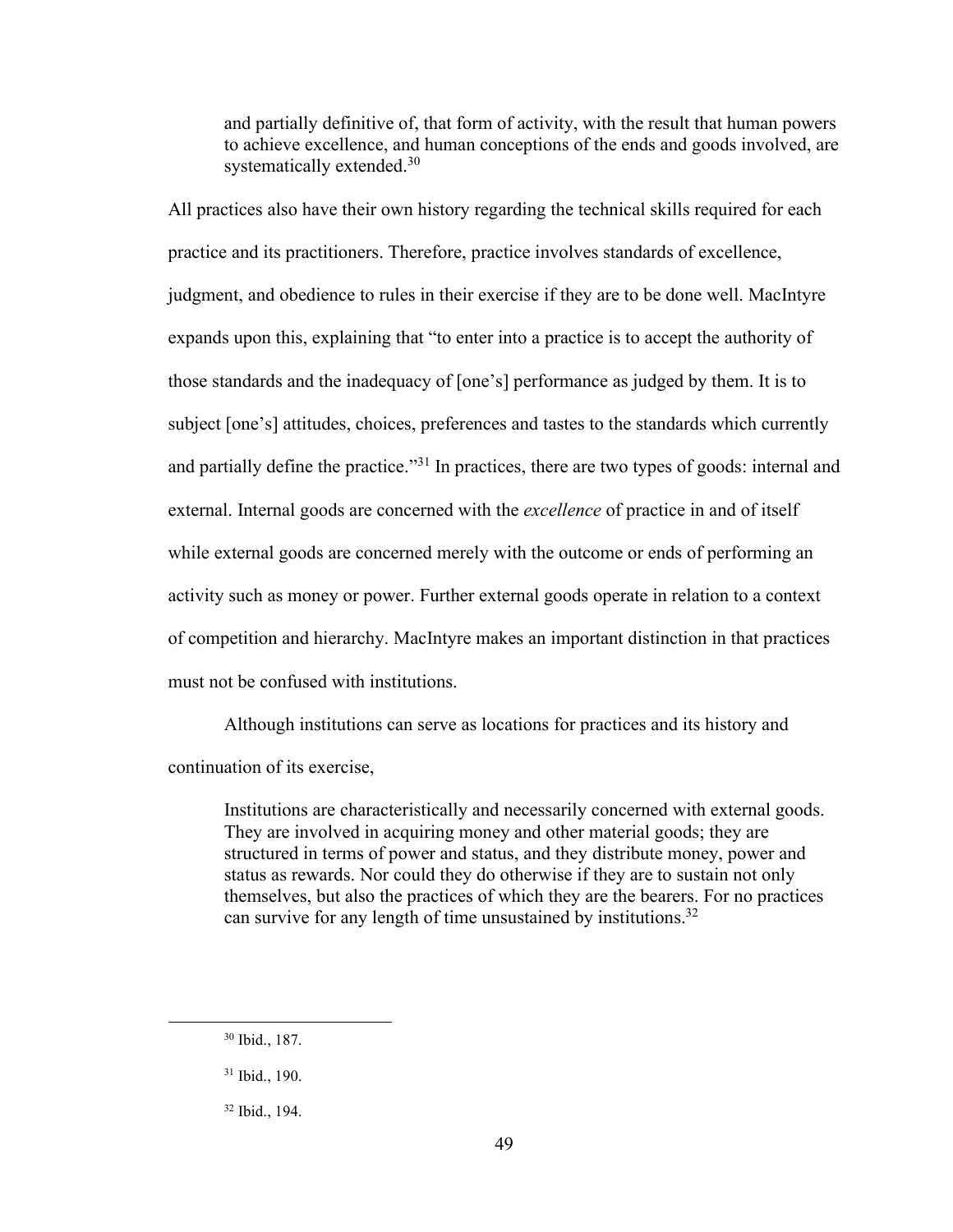> and partially definitive of, that form of activity, with the result that human powers to achieve excellence, and human conceptions of the ends and goods involved, are systematically extended.[30]

All practices also have their own history regarding the technical skills required for each practice and its practitioners. Therefore, practice involves standards of excellence, judgment, and obedience to rules in their exercise if they are to be done well. MacIntyre expands upon this, explaining that "to enter into a practice is to accept the authority of those standards and the inadequacy of [one's] performance as judged by them. It is to subject [one's] attitudes, choices, preferences and tastes to the standards which currently and partially define the practice."[31] In practices, there are two types of goods: internal and external. Internal goods are concerned with the *excellence* of practice in and of itself while external goods are concerned merely with the outcome or ends of performing an activity such as money or power. Further external goods operate in relation to a context of competition and hierarchy. MacIntyre makes an important distinction in that practices must not be confused with institutions.

Although institutions can serve as locations for practices and its history and continuation of its exercise,

> Institutions are characteristically and necessarily concerned with external goods. They are involved in acquiring money and other material goods; they are structured in terms of power and status, and they distribute money, power and status as rewards. Nor could they do otherwise if they are to sustain not only themselves, but also the practices of which they are the bearers. For no practices can survive for any length of time unsustained by institutions.[32]

---

[30] Ibid., 187.

[31] Ibid., 190.

[32] Ibid., 194.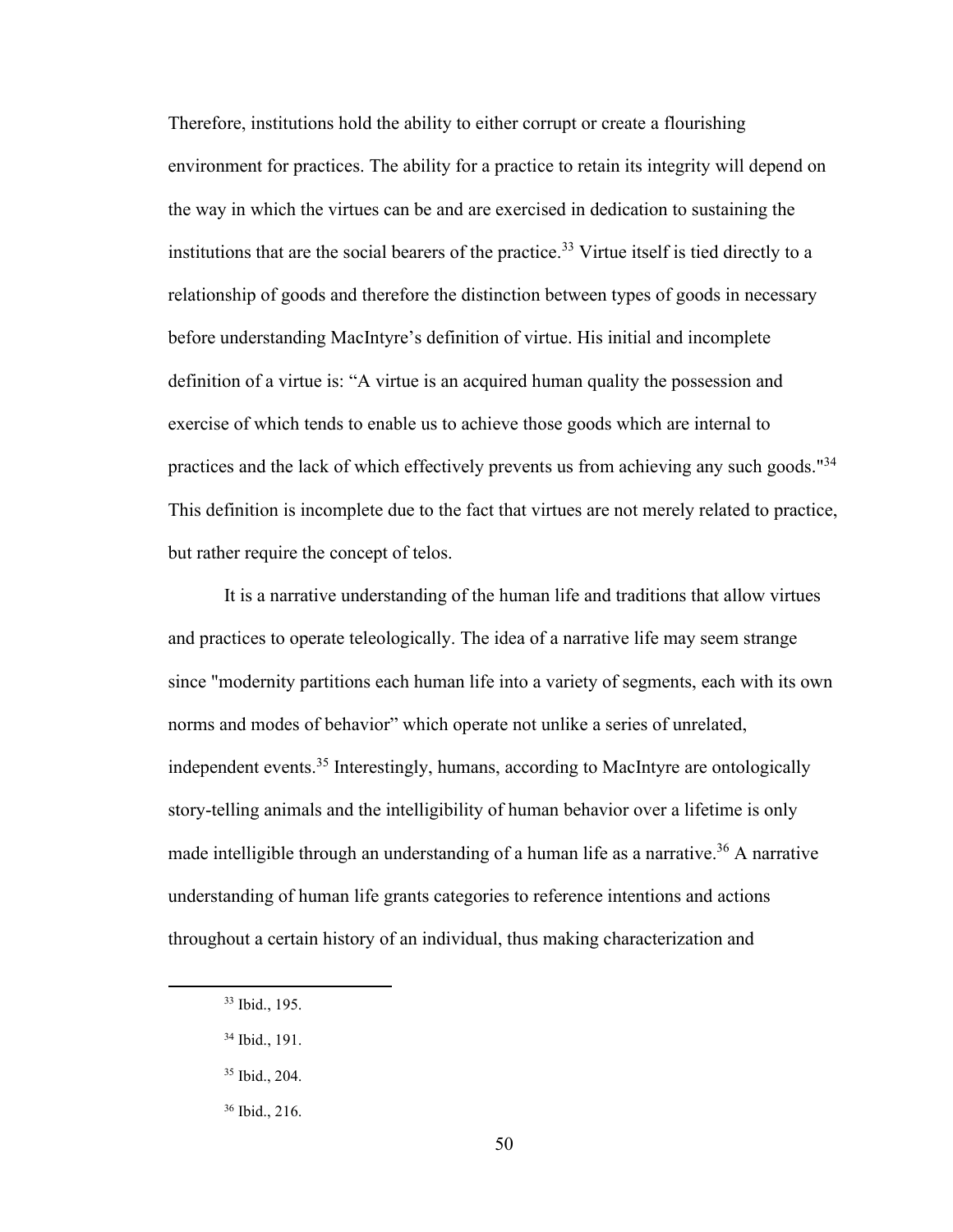Therefore, institutions hold the ability to either corrupt or create a flourishing environment for practices. The ability for a practice to retain its integrity will depend on the way in which the virtues can be and are exercised in dedication to sustaining the institutions that are the social bearers of the practice.[33] Virtue itself is tied directly to a relationship of goods and therefore the distinction between types of goods in necessary before understanding MacIntyre's definition of virtue. His initial and incomplete definition of a virtue is: "A virtue is an acquired human quality the possession and exercise of which tends to enable us to achieve those goods which are internal to practices and the lack of which effectively prevents us from achieving any such goods."[34] This definition is incomplete due to the fact that virtues are not merely related to practice, but rather require the concept of telos.

It is a narrative understanding of the human life and traditions that allow virtues and practices to operate teleologically. The idea of a narrative life may seem strange since "modernity partitions each human life into a variety of segments, each with its own norms and modes of behavior" which operate not unlike a series of unrelated, independent events.[35] Interestingly, humans, according to MacIntyre are ontologically story-telling animals and the intelligibility of human behavior over a lifetime is only made intelligible through an understanding of a human life as a narrative.[36] A narrative understanding of human life grants categories to reference intentions and actions throughout a certain history of an individual, thus making characterization and

[33] Ibid., 195.

[34] Ibid., 191.

[35] Ibid., 204.

[36] Ibid., 216.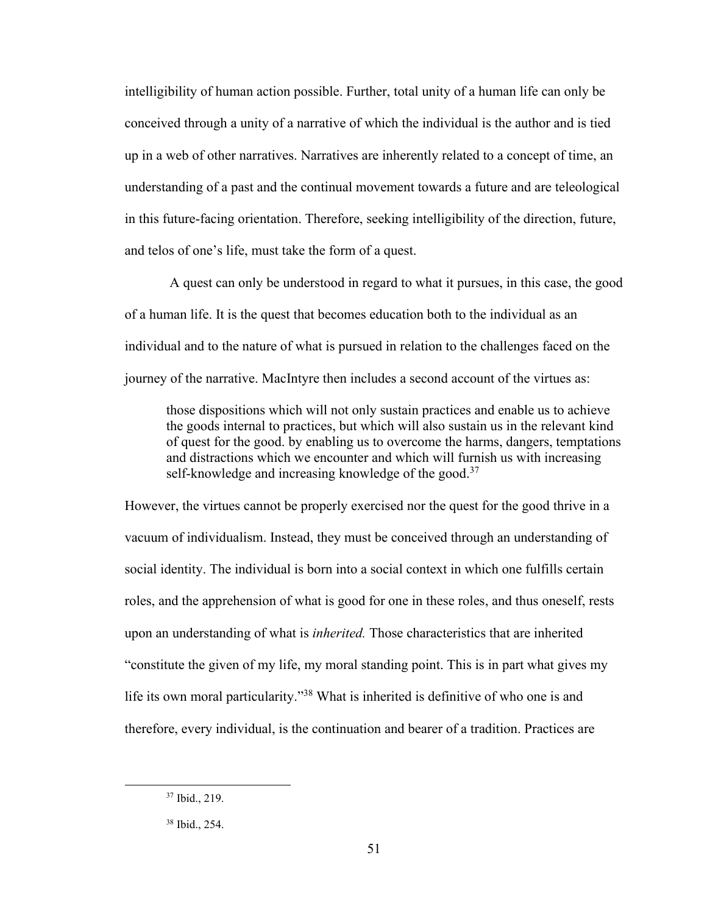intelligibility of human action possible. Further, total unity of a human life can only be conceived through a unity of a narrative of which the individual is the author and is tied up in a web of other narratives. Narratives are inherently related to a concept of time, an understanding of a past and the continual movement towards a future and are teleological in this future-facing orientation. Therefore, seeking intelligibility of the direction, future, and telos of one's life, must take the form of a quest.

A quest can only be understood in regard to what it pursues, in this case, the good of a human life. It is the quest that becomes education both to the individual as an individual and to the nature of what is pursued in relation to the challenges faced on the journey of the narrative. MacIntyre then includes a second account of the virtues as:

> those dispositions which will not only sustain practices and enable us to achieve the goods internal to practices, but which will also sustain us in the relevant kind of quest for the good. by enabling us to overcome the harms, dangers, temptations and distractions which we encounter and which will furnish us with increasing self-knowledge and increasing knowledge of the good.[37]

However, the virtues cannot be properly exercised nor the quest for the good thrive in a vacuum of individualism. Instead, they must be conceived through an understanding of social identity. The individual is born into a social context in which one fulfills certain roles, and the apprehension of what is good for one in these roles, and thus oneself, rests upon an understanding of what is *inherited.* Those characteristics that are inherited "constitute the given of my life, my moral standing point. This is in part what gives my life its own moral particularity."[38] What is inherited is definitive of who one is and therefore, every individual, is the continuation and bearer of a tradition. Practices are

[37] Ibid., 219.

[38] Ibid., 254.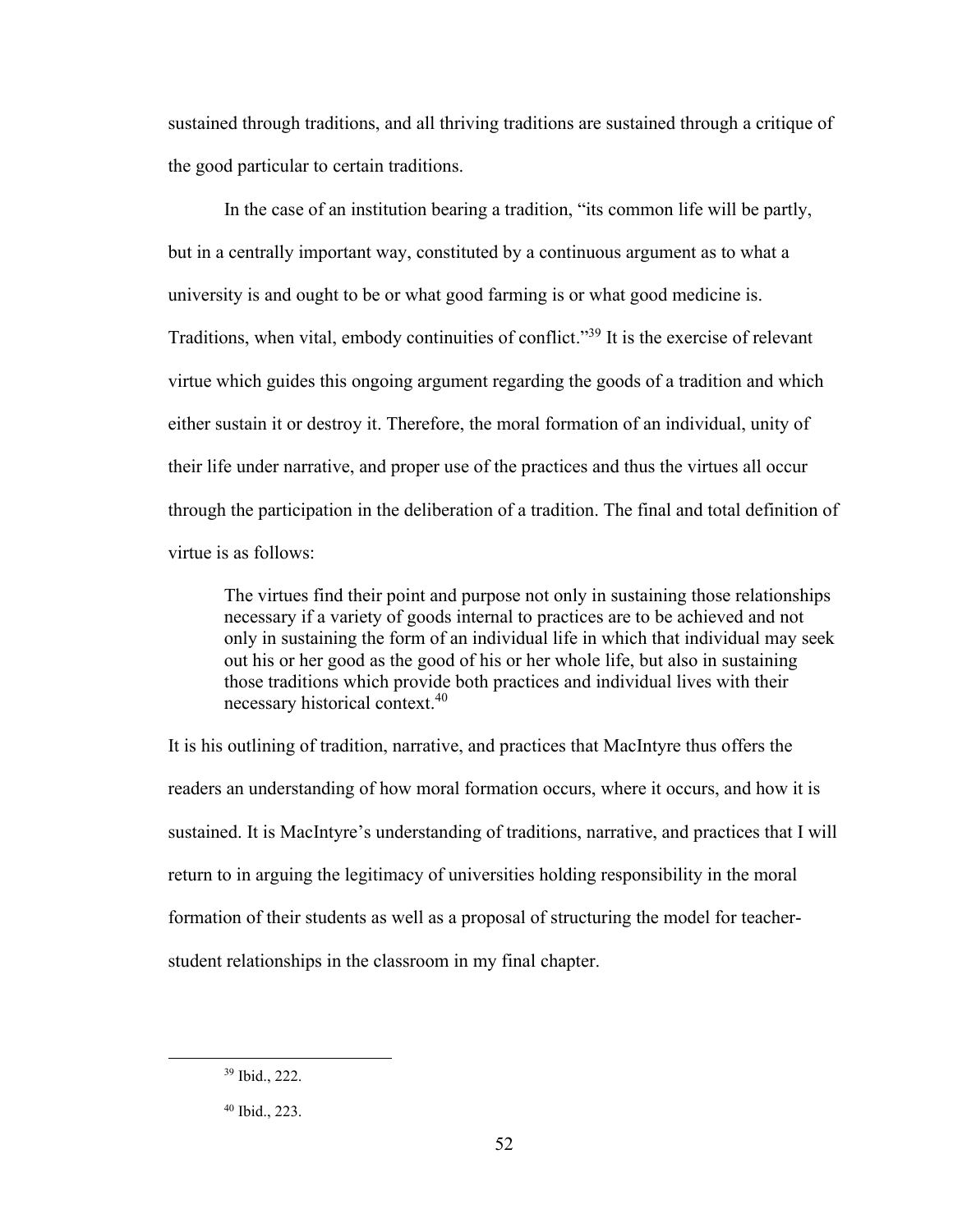sustained through traditions, and all thriving traditions are sustained through a critique of the good particular to certain traditions.

In the case of an institution bearing a tradition, "its common life will be partly, but in a centrally important way, constituted by a continuous argument as to what a university is and ought to be or what good farming is or what good medicine is. Traditions, when vital, embody continuities of conflict."[39] It is the exercise of relevant virtue which guides this ongoing argument regarding the goods of a tradition and which either sustain it or destroy it. Therefore, the moral formation of an individual, unity of their life under narrative, and proper use of the practices and thus the virtues all occur through the participation in the deliberation of a tradition. The final and total definition of virtue is as follows:

> The virtues find their point and purpose not only in sustaining those relationships necessary if a variety of goods internal to practices are to be achieved and not only in sustaining the form of an individual life in which that individual may seek out his or her good as the good of his or her whole life, but also in sustaining those traditions which provide both practices and individual lives with their necessary historical context.[40]

It is his outlining of tradition, narrative, and practices that MacIntyre thus offers the readers an understanding of how moral formation occurs, where it occurs, and how it is sustained. It is MacIntyre's understanding of traditions, narrative, and practices that I will return to in arguing the legitimacy of universities holding responsibility in the moral formation of their students as well as a proposal of structuring the model for teacher-student relationships in the classroom in my final chapter.

---

[39] Ibid., 222.

[40] Ibid., 223.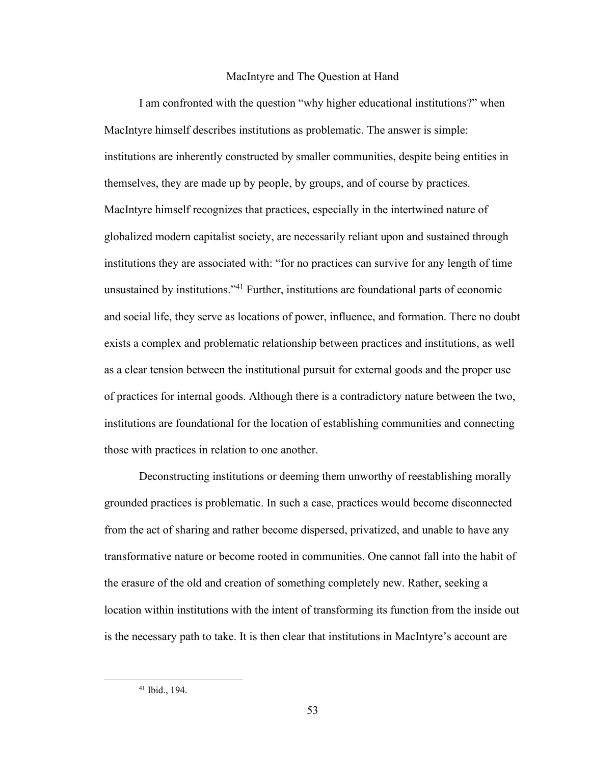## MacIntyre and The Question at Hand

I am confronted with the question "why higher educational institutions?" when MacIntyre himself describes institutions as problematic. The answer is simple: institutions are inherently constructed by smaller communities, despite being entities in themselves, they are made up by people, by groups, and of course by practices. MacIntyre himself recognizes that practices, especially in the intertwined nature of globalized modern capitalist society, are necessarily reliant upon and sustained through institutions they are associated with: "for no practices can survive for any length of time unsustained by institutions."[41] Further, institutions are foundational parts of economic and social life, they serve as locations of power, influence, and formation. There no doubt exists a complex and problematic relationship between practices and institutions, as well as a clear tension between the institutional pursuit for external goods and the proper use of practices for internal goods. Although there is a contradictory nature between the two, institutions are foundational for the location of establishing communities and connecting those with practices in relation to one another.

Deconstructing institutions or deeming them unworthy of reestablishing morally grounded practices is problematic. In such a case, practices would become disconnected from the act of sharing and rather become dispersed, privatized, and unable to have any transformative nature or become rooted in communities. One cannot fall into the habit of the erasure of the old and creation of something completely new. Rather, seeking a location within institutions with the intent of transforming its function from the inside out is the necessary path to take. It is then clear that institutions in MacIntyre's account are

[41] Ibid., 194.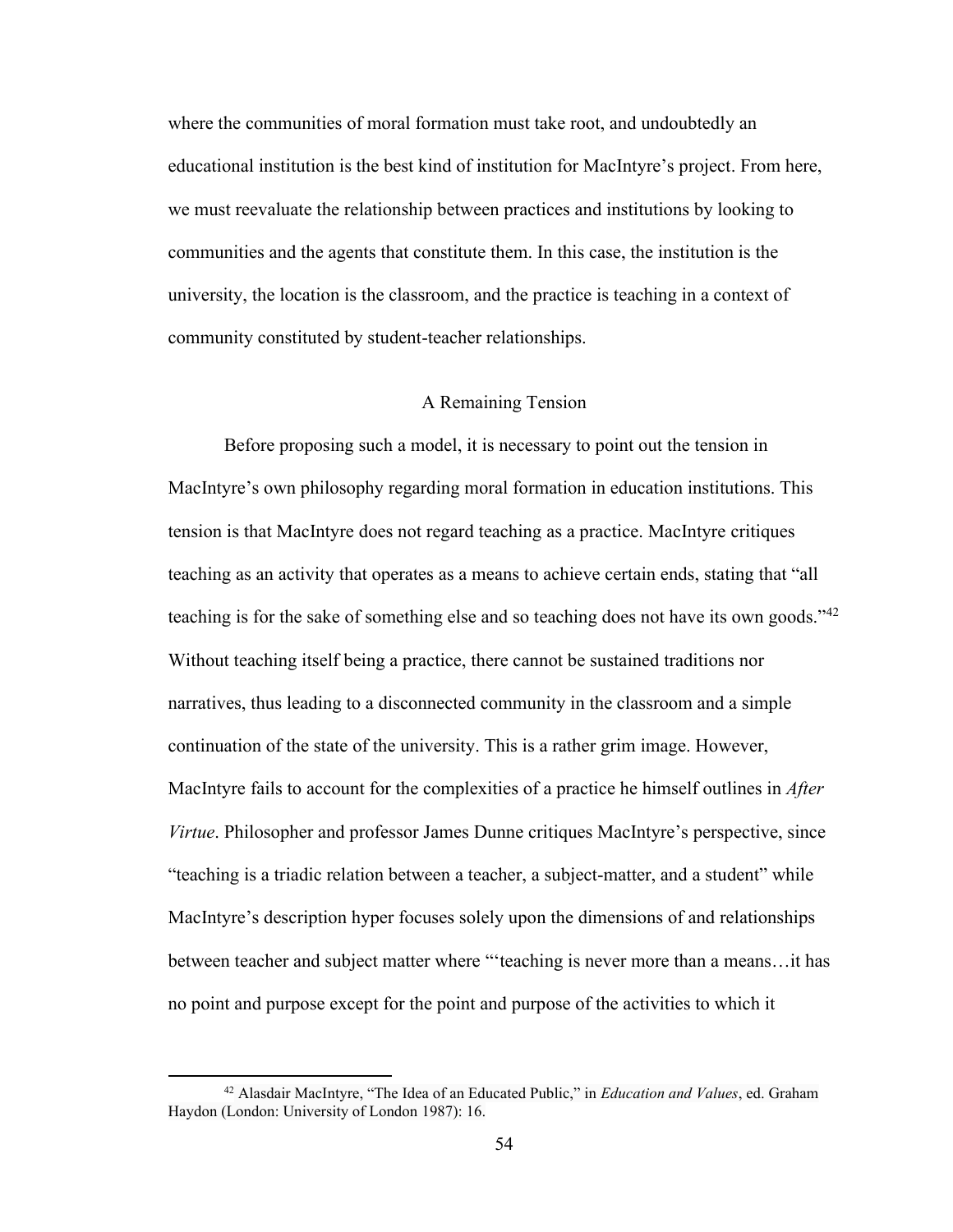where the communities of moral formation must take root, and undoubtedly an educational institution is the best kind of institution for MacIntyre's project. From here, we must reevaluate the relationship between practices and institutions by looking to communities and the agents that constitute them. In this case, the institution is the university, the location is the classroom, and the practice is teaching in a context of community constituted by student-teacher relationships.

## A Remaining Tension

Before proposing such a model, it is necessary to point out the tension in MacIntyre's own philosophy regarding moral formation in education institutions. This tension is that MacIntyre does not regard teaching as a practice. MacIntyre critiques teaching as an activity that operates as a means to achieve certain ends, stating that "all teaching is for the sake of something else and so teaching does not have its own goods."[42] Without teaching itself being a practice, there cannot be sustained traditions nor narratives, thus leading to a disconnected community in the classroom and a simple continuation of the state of the university. This is a rather grim image. However, MacIntyre fails to account for the complexities of a practice he himself outlines in *After Virtue*. Philosopher and professor James Dunne critiques MacIntyre's perspective, since "teaching is a triadic relation between a teacher, a subject-matter, and a student" while MacIntyre's description hyper focuses solely upon the dimensions of and relationships between teacher and subject matter where "'teaching is never more than a means…it has no point and purpose except for the point and purpose of the activities to which it

---

[42] Alasdair MacIntyre, "The Idea of an Educated Public," in *Education and Values*, ed. Graham Haydon (London: University of London 1987): 16.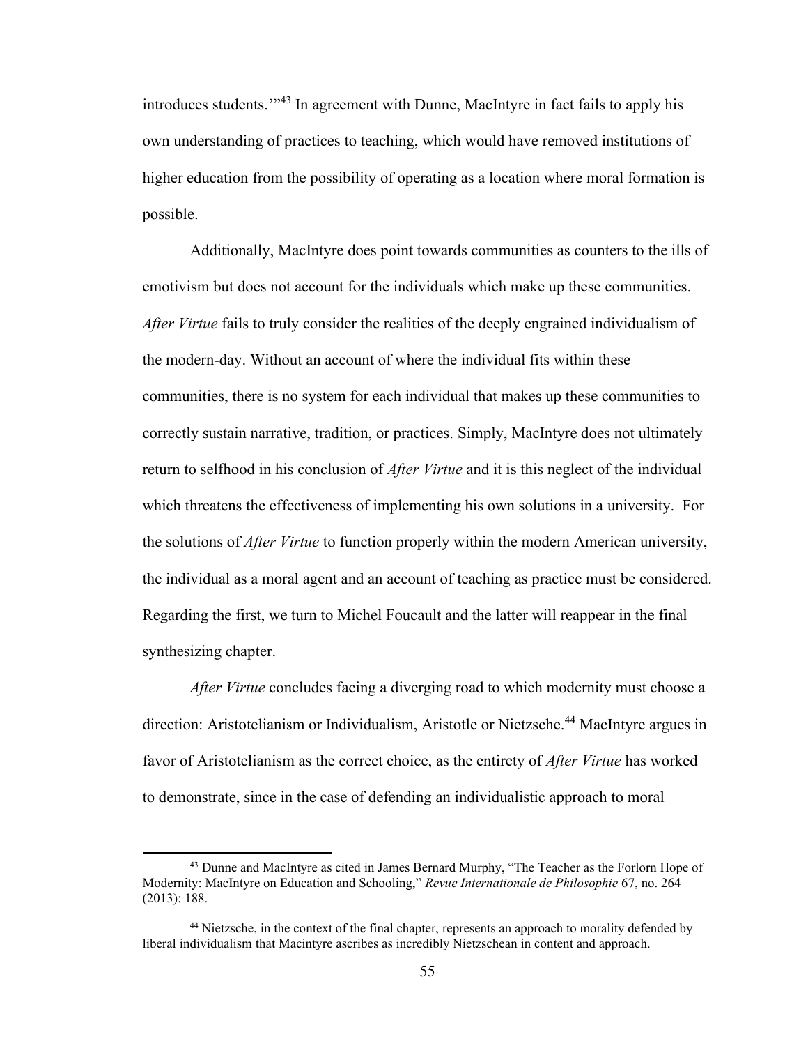introduces students.'"[43] In agreement with Dunne, MacIntyre in fact fails to apply his own understanding of practices to teaching, which would have removed institutions of higher education from the possibility of operating as a location where moral formation is possible.

Additionally, MacIntyre does point towards communities as counters to the ills of emotivism but does not account for the individuals which make up these communities. *After Virtue* fails to truly consider the realities of the deeply engrained individualism of the modern-day. Without an account of where the individual fits within these communities, there is no system for each individual that makes up these communities to correctly sustain narrative, tradition, or practices. Simply, MacIntyre does not ultimately return to selfhood in his conclusion of *After Virtue* and it is this neglect of the individual which threatens the effectiveness of implementing his own solutions in a university. For the solutions of *After Virtue* to function properly within the modern American university, the individual as a moral agent and an account of teaching as practice must be considered. Regarding the first, we turn to Michel Foucault and the latter will reappear in the final synthesizing chapter.

*After Virtue* concludes facing a diverging road to which modernity must choose a direction: Aristotelianism or Individualism, Aristotle or Nietzsche.[44] MacIntyre argues in favor of Aristotelianism as the correct choice, as the entirety of *After Virtue* has worked to demonstrate, since in the case of defending an individualistic approach to moral

---

[43] Dunne and MacIntyre as cited in James Bernard Murphy, "The Teacher as the Forlorn Hope of Modernity: MacIntyre on Education and Schooling," *Revue Internationale de Philosophie* 67, no. 264 (2013): 188.

[44] Nietzsche, in the context of the final chapter, represents an approach to morality defended by liberal individualism that Macintyre ascribes as incredibly Nietzschean in content and approach.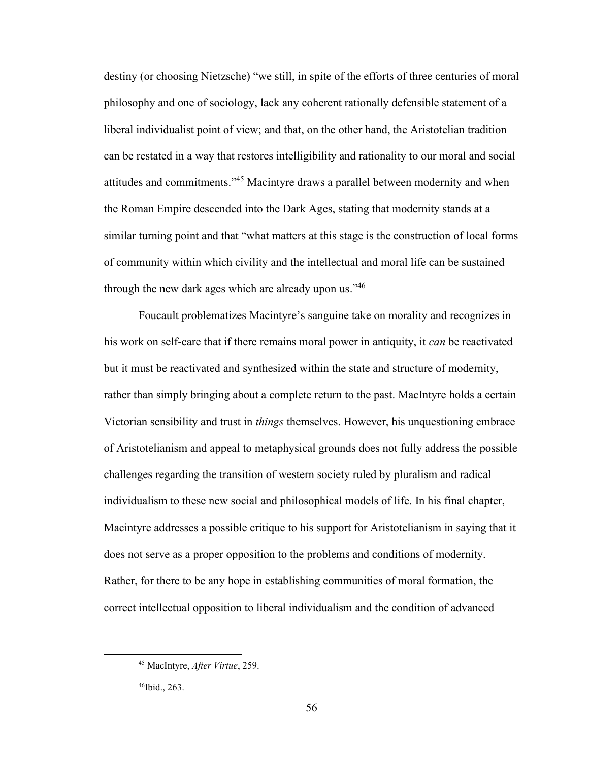destiny (or choosing Nietzsche) "we still, in spite of the efforts of three centuries of moral philosophy and one of sociology, lack any coherent rationally defensible statement of a liberal individualist point of view; and that, on the other hand, the Aristotelian tradition can be restated in a way that restores intelligibility and rationality to our moral and social attitudes and commitments."[45] Macintyre draws a parallel between modernity and when the Roman Empire descended into the Dark Ages, stating that modernity stands at a similar turning point and that "what matters at this stage is the construction of local forms of community within which civility and the intellectual and moral life can be sustained through the new dark ages which are already upon us."[46]

Foucault problematizes Macintyre's sanguine take on morality and recognizes in his work on self-care that if there remains moral power in antiquity, it *can* be reactivated but it must be reactivated and synthesized within the state and structure of modernity, rather than simply bringing about a complete return to the past. MacIntyre holds a certain Victorian sensibility and trust in *things* themselves. However, his unquestioning embrace of Aristotelianism and appeal to metaphysical grounds does not fully address the possible challenges regarding the transition of western society ruled by pluralism and radical individualism to these new social and philosophical models of life. In his final chapter, Macintyre addresses a possible critique to his support for Aristotelianism in saying that it does not serve as a proper opposition to the problems and conditions of modernity. Rather, for there to be any hope in establishing communities of moral formation, the correct intellectual opposition to liberal individualism and the condition of advanced

---

[45] MacIntyre, *After Virtue*, 259.

[46] Ibid., 263.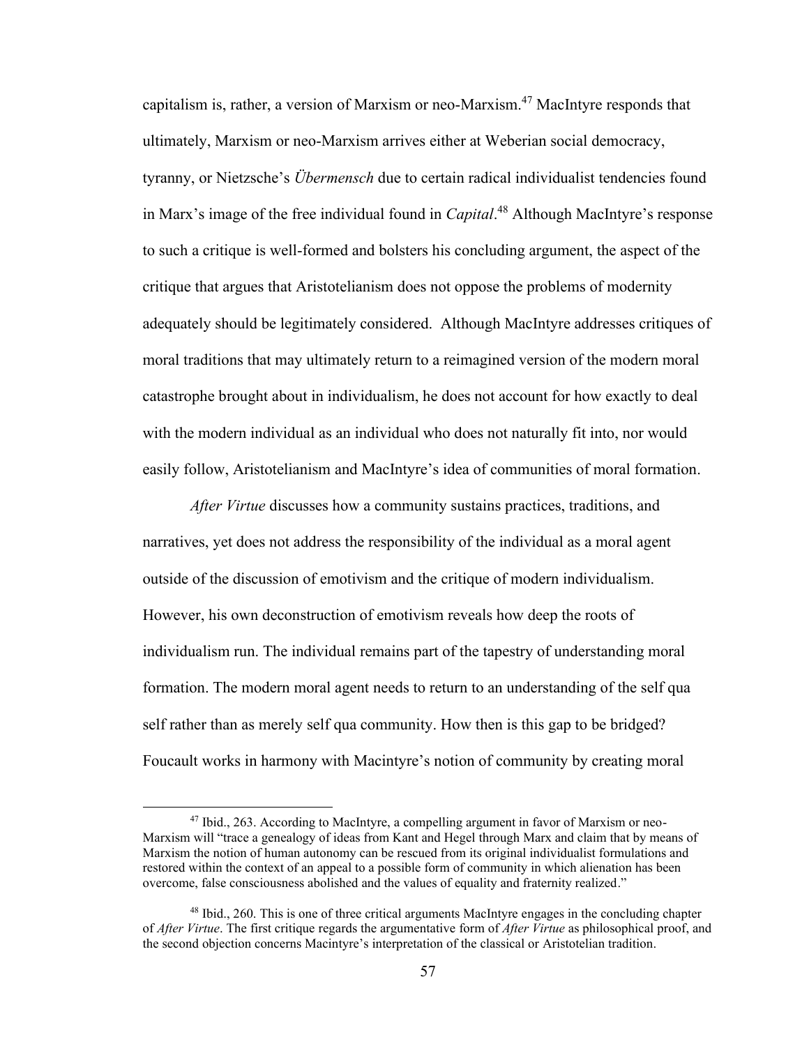capitalism is, rather, a version of Marxism or neo-Marxism.[47] MacIntyre responds that ultimately, Marxism or neo-Marxism arrives either at Weberian social democracy, tyranny, or Nietzsche's *Übermensch* due to certain radical individualist tendencies found in Marx's image of the free individual found in *Capital*.[48] Although MacIntyre's response to such a critique is well-formed and bolsters his concluding argument, the aspect of the critique that argues that Aristotelianism does not oppose the problems of modernity adequately should be legitimately considered. Although MacIntyre addresses critiques of moral traditions that may ultimately return to a reimagined version of the modern moral catastrophe brought about in individualism, he does not account for how exactly to deal with the modern individual as an individual who does not naturally fit into, nor would easily follow, Aristotelianism and MacIntyre's idea of communities of moral formation.

*After Virtue* discusses how a community sustains practices, traditions, and narratives, yet does not address the responsibility of the individual as a moral agent outside of the discussion of emotivism and the critique of modern individualism. However, his own deconstruction of emotivism reveals how deep the roots of individualism run. The individual remains part of the tapestry of understanding moral formation. The modern moral agent needs to return to an understanding of the self qua self rather than as merely self qua community. How then is this gap to be bridged? Foucault works in harmony with Macintyre's notion of community by creating moral

---

[47] Ibid., 263. According to MacIntyre, a compelling argument in favor of Marxism or neo-Marxism will "trace a genealogy of ideas from Kant and Hegel through Marx and claim that by means of Marxism the notion of human autonomy can be rescued from its original individualist formulations and restored within the context of an appeal to a possible form of community in which alienation has been overcome, false consciousness abolished and the values of equality and fraternity realized."

[48] Ibid., 260. This is one of three critical arguments MacIntyre engages in the concluding chapter of *After Virtue*. The first critique regards the argumentative form of *After Virtue* as philosophical proof, and the second objection concerns Macintyre's interpretation of the classical or Aristotelian tradition.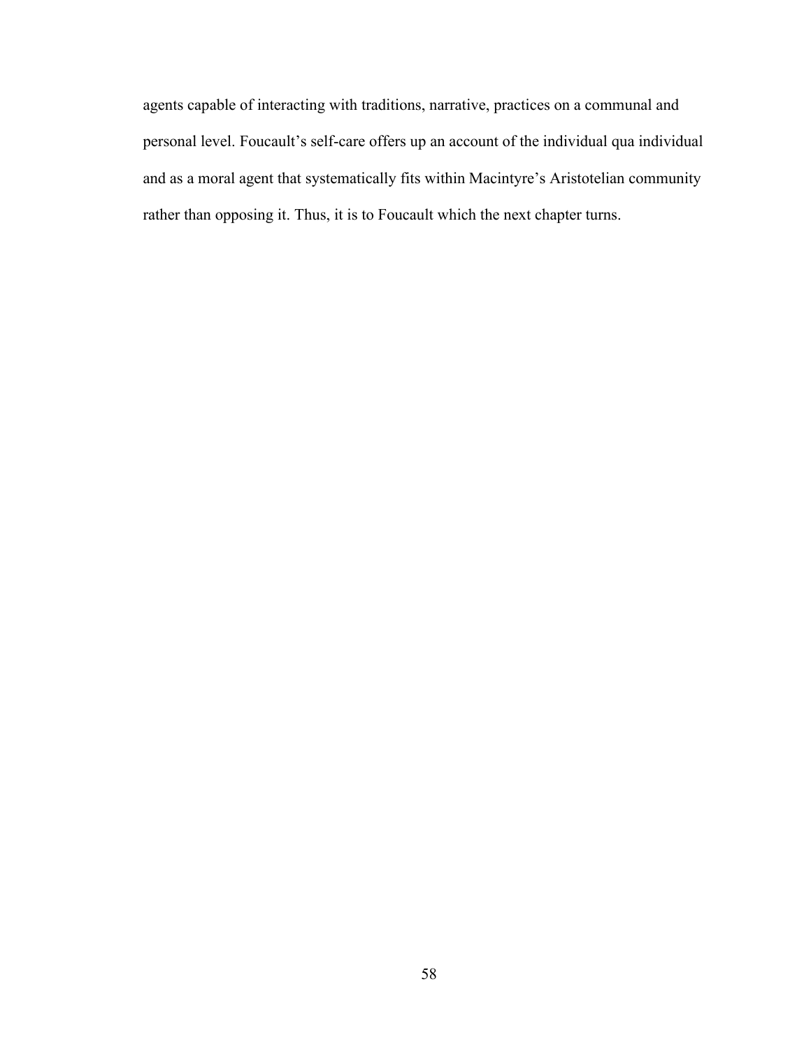agents capable of interacting with traditions, narrative, practices on a communal and personal level. Foucault's self-care offers up an account of the individual qua individual and as a moral agent that systematically fits within Macintyre's Aristotelian community rather than opposing it. Thus, it is to Foucault which the next chapter turns.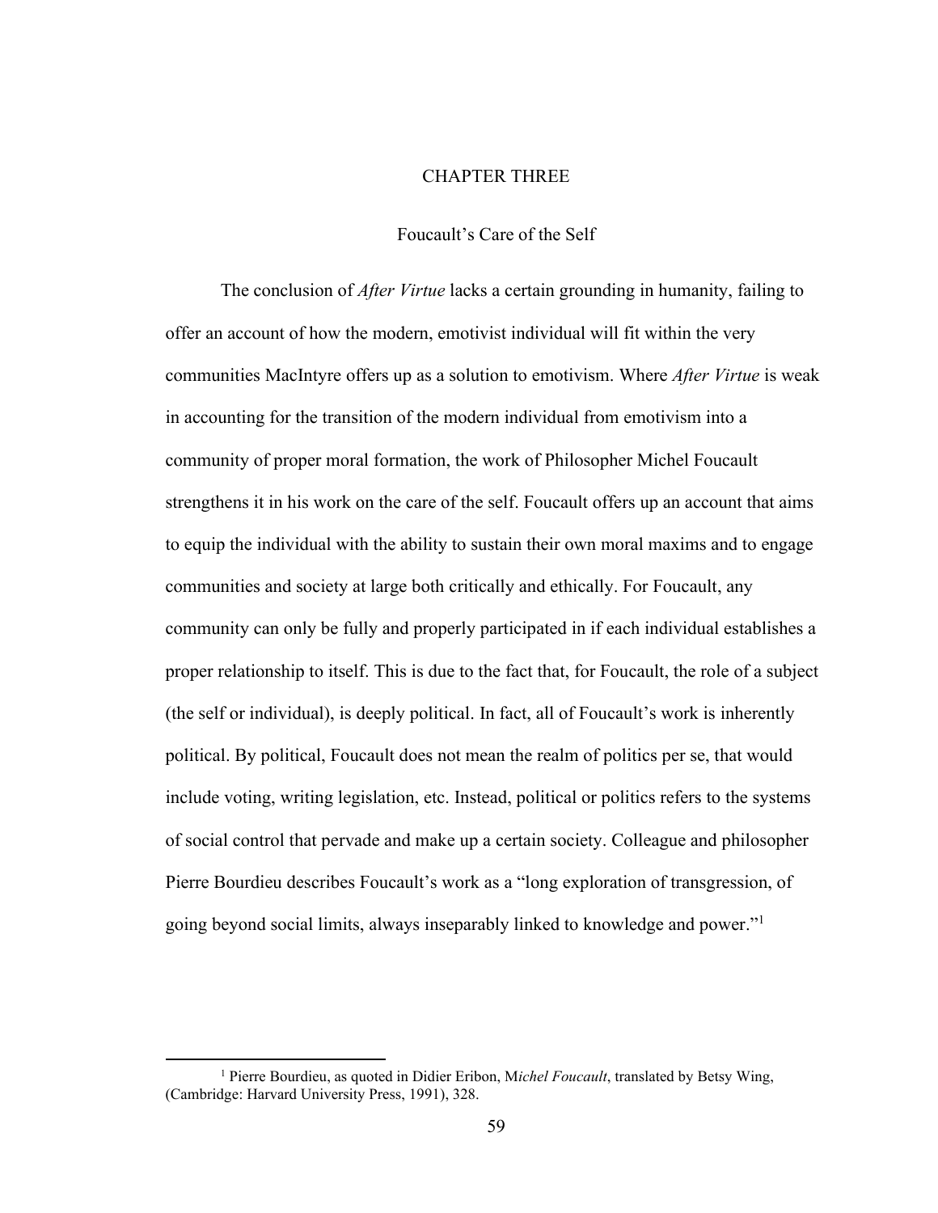# CHAPTER THREE

## Foucault's Care of the Self

The conclusion of *After Virtue* lacks a certain grounding in humanity, failing to offer an account of how the modern, emotivist individual will fit within the very communities MacIntyre offers up as a solution to emotivism. Where *After Virtue* is weak in accounting for the transition of the modern individual from emotivism into a community of proper moral formation, the work of Philosopher Michel Foucault strengthens it in his work on the care of the self. Foucault offers up an account that aims to equip the individual with the ability to sustain their own moral maxims and to engage communities and society at large both critically and ethically. For Foucault, any community can only be fully and properly participated in if each individual establishes a proper relationship to itself. This is due to the fact that, for Foucault, the role of a subject (the self or individual), is deeply political. In fact, all of Foucault's work is inherently political. By political, Foucault does not mean the realm of politics per se, that would include voting, writing legislation, etc. Instead, political or politics refers to the systems of social control that pervade and make up a certain society. Colleague and philosopher Pierre Bourdieu describes Foucault's work as a "long exploration of transgression, of going beyond social limits, always inseparably linked to knowledge and power."[1]

---

[1] Pierre Bourdieu, as quoted in Didier Eribon, M*ichel Foucault*, translated by Betsy Wing, (Cambridge: Harvard University Press, 1991), 328.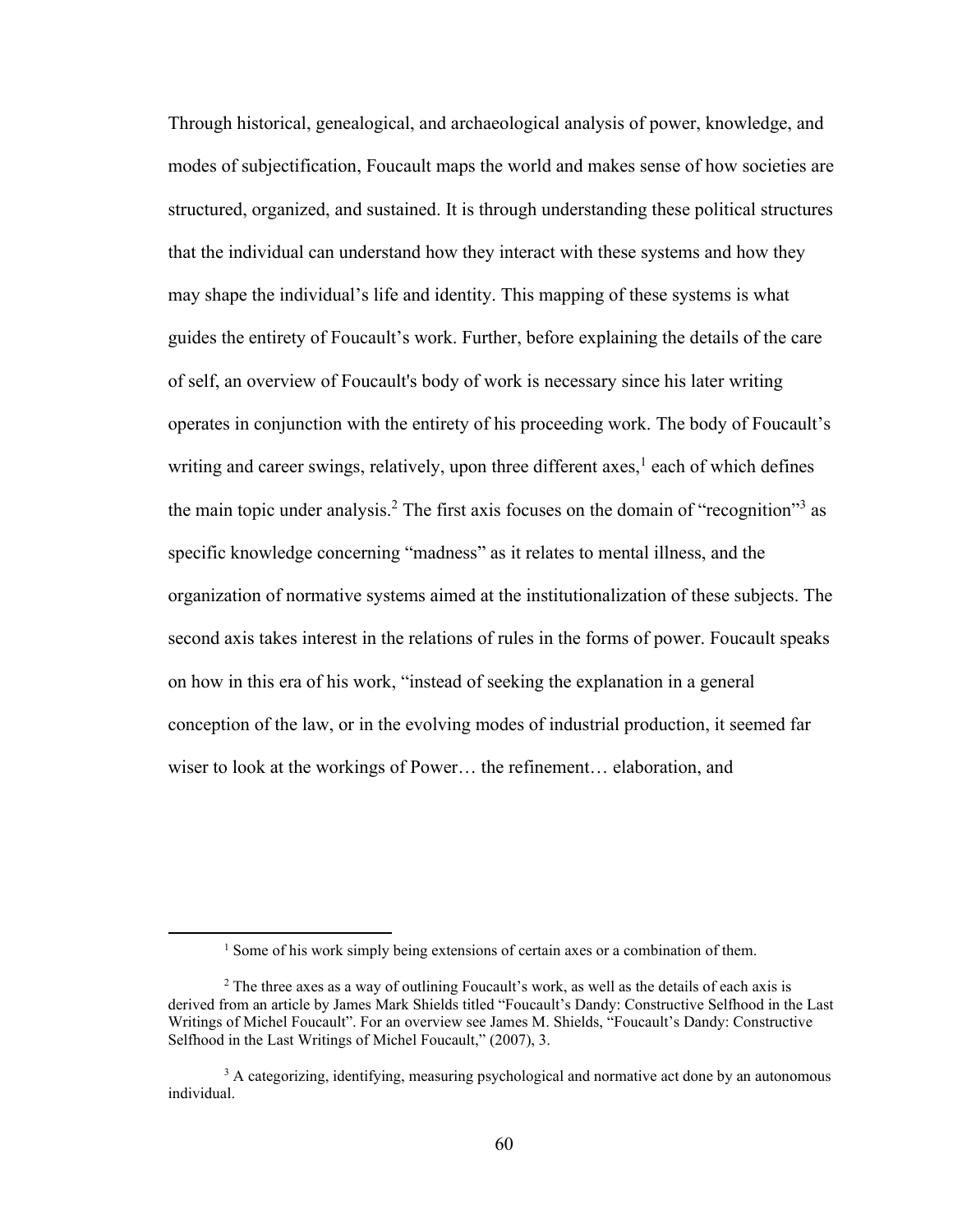Through historical, genealogical, and archaeological analysis of power, knowledge, and modes of subjectification, Foucault maps the world and makes sense of how societies are structured, organized, and sustained. It is through understanding these political structures that the individual can understand how they interact with these systems and how they may shape the individual's life and identity. This mapping of these systems is what guides the entirety of Foucault's work. Further, before explaining the details of the care of self, an overview of Foucault's body of work is necessary since his later writing operates in conjunction with the entirety of his proceeding work. The body of Foucault's writing and career swings, relatively, upon three different axes,[1] each of which defines the main topic under analysis.[2] The first axis focuses on the domain of "recognition"[3] as specific knowledge concerning "madness" as it relates to mental illness, and the organization of normative systems aimed at the institutionalization of these subjects. The second axis takes interest in the relations of rules in the forms of power. Foucault speaks on how in this era of his work, "instead of seeking the explanation in a general conception of the law, or in the evolving modes of industrial production, it seemed far wiser to look at the workings of Power… the refinement… elaboration, and

---

[1] Some of his work simply being extensions of certain axes or a combination of them.

[2] The three axes as a way of outlining Foucault's work, as well as the details of each axis is derived from an article by James Mark Shields titled "Foucault's Dandy: Constructive Selfhood in the Last Writings of Michel Foucault". For an overview see James M. Shields, "Foucault's Dandy: Constructive Selfhood in the Last Writings of Michel Foucault," (2007), 3.

[3] A categorizing, identifying, measuring psychological and normative act done by an autonomous individual.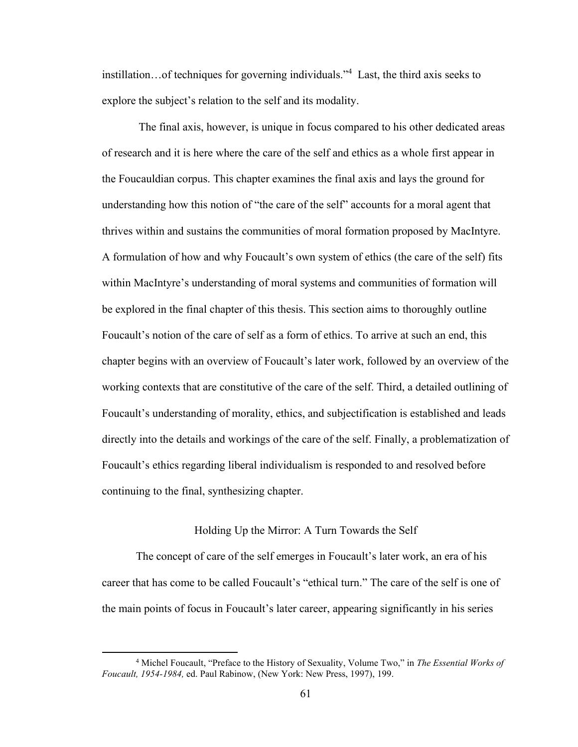instillation…of techniques for governing individuals."[4] Last, the third axis seeks to explore the subject's relation to the self and its modality.

The final axis, however, is unique in focus compared to his other dedicated areas of research and it is here where the care of the self and ethics as a whole first appear in the Foucauldian corpus. This chapter examines the final axis and lays the ground for understanding how this notion of "the care of the self" accounts for a moral agent that thrives within and sustains the communities of moral formation proposed by MacIntyre. A formulation of how and why Foucault's own system of ethics (the care of the self) fits within MacIntyre's understanding of moral systems and communities of formation will be explored in the final chapter of this thesis. This section aims to thoroughly outline Foucault's notion of the care of self as a form of ethics. To arrive at such an end, this chapter begins with an overview of Foucault's later work, followed by an overview of the working contexts that are constitutive of the care of the self. Third, a detailed outlining of Foucault's understanding of morality, ethics, and subjectification is established and leads directly into the details and workings of the care of the self. Finally, a problematization of Foucault's ethics regarding liberal individualism is responded to and resolved before continuing to the final, synthesizing chapter.

## Holding Up the Mirror: A Turn Towards the Self

The concept of care of the self emerges in Foucault's later work, an era of his career that has come to be called Foucault's "ethical turn." The care of the self is one of the main points of focus in Foucault's later career, appearing significantly in his series

[4] Michel Foucault, "Preface to the History of Sexuality, Volume Two," in *The Essential Works of Foucault, 1954-1984,* ed. Paul Rabinow, (New York: New Press, 1997), 199.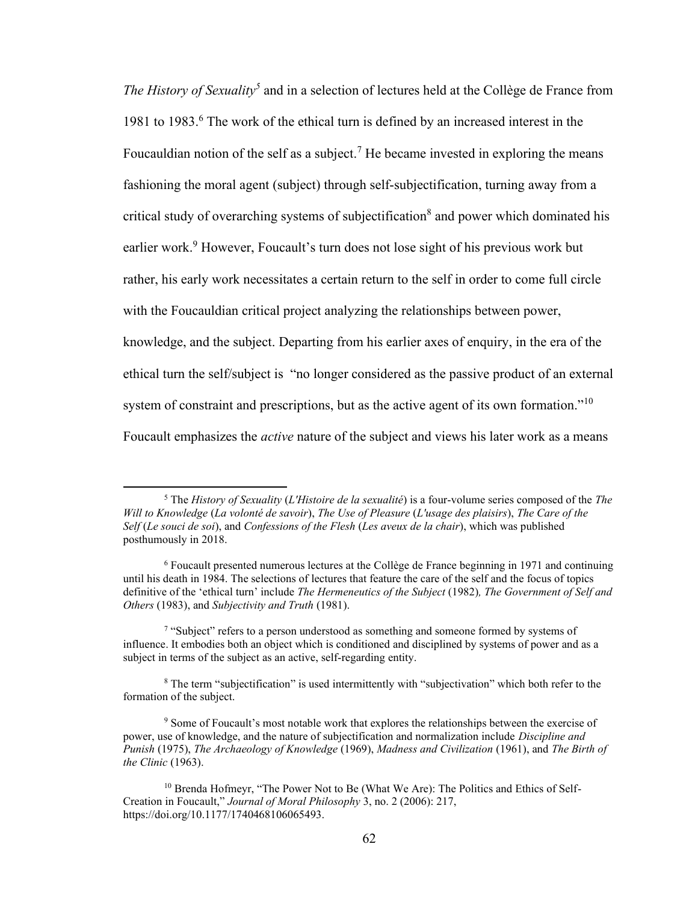*The History of Sexuality*[5] and in a selection of lectures held at the Collège de France from 1981 to 1983.[6] The work of the ethical turn is defined by an increased interest in the Foucauldian notion of the self as a subject.[7] He became invested in exploring the means fashioning the moral agent (subject) through self-subjectification, turning away from a critical study of overarching systems of subjectification[8] and power which dominated his earlier work.[9] However, Foucault's turn does not lose sight of his previous work but rather, his early work necessitates a certain return to the self in order to come full circle with the Foucauldian critical project analyzing the relationships between power, knowledge, and the subject. Departing from his earlier axes of enquiry, in the era of the ethical turn the self/subject is "no longer considered as the passive product of an external system of constraint and prescriptions, but as the active agent of its own formation."[10] Foucault emphasizes the *active* nature of the subject and views his later work as a means

---

[5] The *History of Sexuality* (*L'Histoire de la sexualité*) is a four-volume series composed of the *The Will to Knowledge* (*La volonté de savoir*), *The Use of Pleasure* (*L'usage des plaisirs*), *The Care of the Self* (*Le souci de soi*), and *Confessions of the Flesh* (*Les aveux de la chair*), which was published posthumously in 2018.

[6] Foucault presented numerous lectures at the Collège de France beginning in 1971 and continuing until his death in 1984. The selections of lectures that feature the care of the self and the focus of topics definitive of the 'ethical turn' include *The Hermeneutics of the Subject* (1982)*, The Government of Self and Others* (1983), and *Subjectivity and Truth* (1981).

[7] "Subject" refers to a person understood as something and someone formed by systems of influence. It embodies both an object which is conditioned and disciplined by systems of power and as a subject in terms of the subject as an active, self-regarding entity.

[8] The term "subjectification" is used intermittently with "subjectivation" which both refer to the formation of the subject.

[9] Some of Foucault's most notable work that explores the relationships between the exercise of power, use of knowledge, and the nature of subjectification and normalization include *Discipline and Punish* (1975), *The Archaeology of Knowledge* (1969), *Madness and Civilization* (1961), and *The Birth of the Clinic* (1963).

[10] Brenda Hofmeyr, "The Power Not to Be (What We Are): The Politics and Ethics of Self-Creation in Foucault," *Journal of Moral Philosophy* 3, no. 2 (2006): 217, https://doi.org/10.1177/1740468106065493.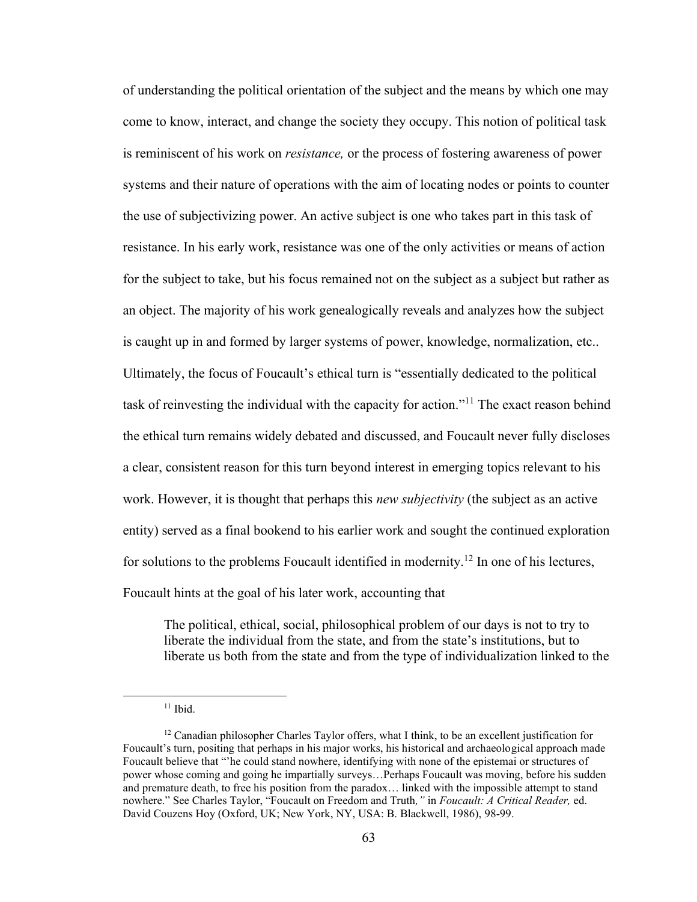of understanding the political orientation of the subject and the means by which one may come to know, interact, and change the society they occupy. This notion of political task is reminiscent of his work on *resistance,* or the process of fostering awareness of power systems and their nature of operations with the aim of locating nodes or points to counter the use of subjectivizing power. An active subject is one who takes part in this task of resistance. In his early work, resistance was one of the only activities or means of action for the subject to take, but his focus remained not on the subject as a subject but rather as an object. The majority of his work genealogically reveals and analyzes how the subject is caught up in and formed by larger systems of power, knowledge, normalization, etc.. Ultimately, the focus of Foucault's ethical turn is "essentially dedicated to the political task of reinvesting the individual with the capacity for action."[11] The exact reason behind the ethical turn remains widely debated and discussed, and Foucault never fully discloses a clear, consistent reason for this turn beyond interest in emerging topics relevant to his work. However, it is thought that perhaps this *new subjectivity* (the subject as an active entity) served as a final bookend to his earlier work and sought the continued exploration for solutions to the problems Foucault identified in modernity.[12] In one of his lectures, Foucault hints at the goal of his later work, accounting that

> The political, ethical, social, philosophical problem of our days is not to try to liberate the individual from the state, and from the state's institutions, but to liberate us both from the state and from the type of individualization linked to the

---

[11] Ibid.

[12] Canadian philosopher Charles Taylor offers, what I think, to be an excellent justification for Foucault's turn, positing that perhaps in his major works, his historical and archaeological approach made Foucault believe that "'he could stand nowhere, identifying with none of the epistemai or structures of power whose coming and going he impartially surveys…Perhaps Foucault was moving, before his sudden and premature death, to free his position from the paradox… linked with the impossible attempt to stand nowhere." See Charles Taylor, "Foucault on Freedom and Truth*,"* in *Foucault: A Critical Reader,* ed. David Couzens Hoy (Oxford, UK; New York, NY, USA: B. Blackwell, 1986), 98-99.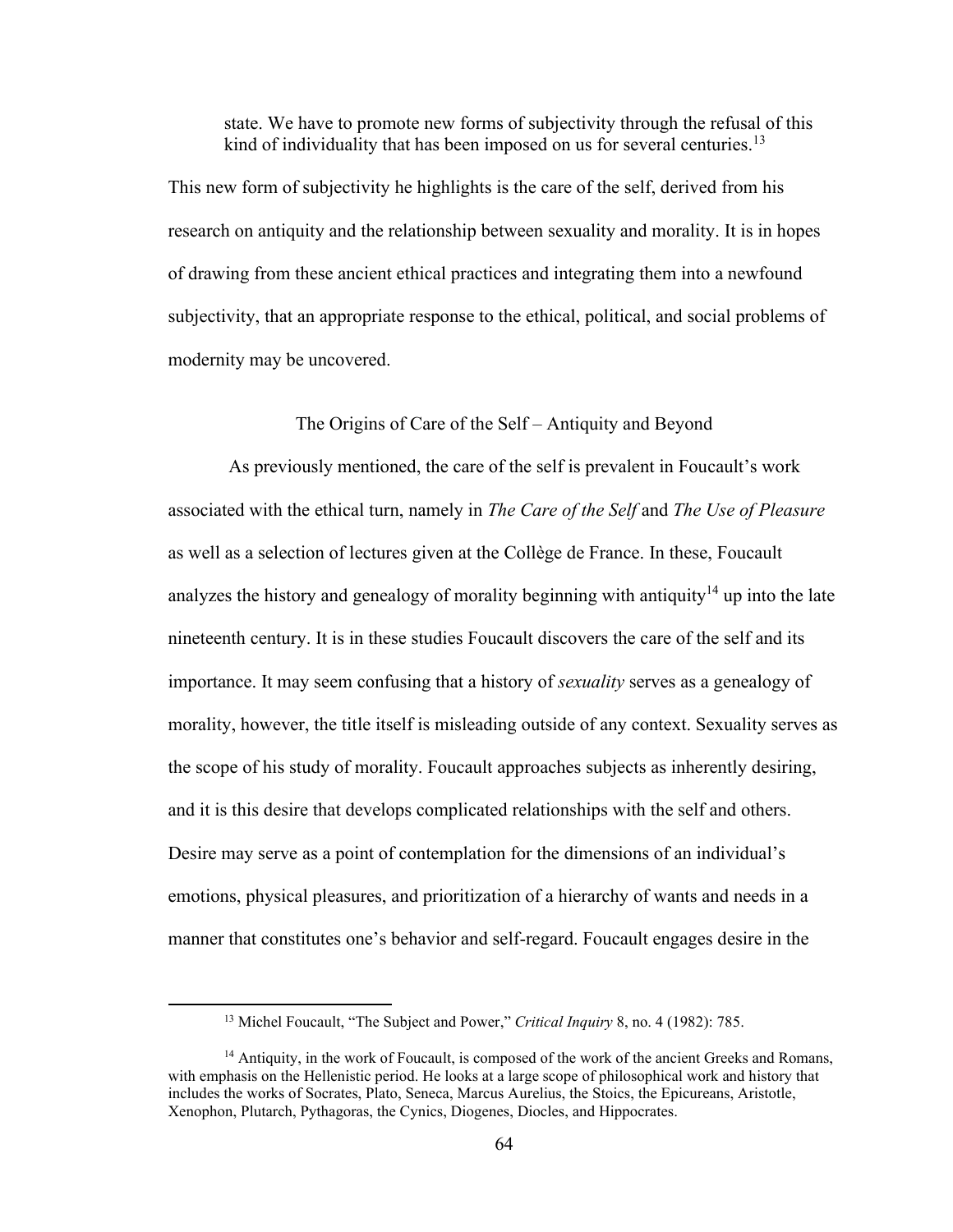> state. We have to promote new forms of subjectivity through the refusal of this kind of individuality that has been imposed on us for several centuries.[13]

This new form of subjectivity he highlights is the care of the self, derived from his research on antiquity and the relationship between sexuality and morality. It is in hopes of drawing from these ancient ethical practices and integrating them into a newfound subjectivity, that an appropriate response to the ethical, political, and social problems of modernity may be uncovered.

## The Origins of Care of the Self – Antiquity and Beyond

As previously mentioned, the care of the self is prevalent in Foucault's work associated with the ethical turn, namely in *The Care of the Self* and *The Use of Pleasure* as well as a selection of lectures given at the Collège de France. In these, Foucault analyzes the history and genealogy of morality beginning with antiquity[14] up into the late nineteenth century. It is in these studies Foucault discovers the care of the self and its importance. It may seem confusing that a history of *sexuality* serves as a genealogy of morality, however, the title itself is misleading outside of any context. Sexuality serves as the scope of his study of morality. Foucault approaches subjects as inherently desiring, and it is this desire that develops complicated relationships with the self and others. Desire may serve as a point of contemplation for the dimensions of an individual's emotions, physical pleasures, and prioritization of a hierarchy of wants and needs in a manner that constitutes one's behavior and self-regard. Foucault engages desire in the

---

[13] Michel Foucault, "The Subject and Power," *Critical Inquiry* 8, no. 4 (1982): 785.

[14] Antiquity, in the work of Foucault, is composed of the work of the ancient Greeks and Romans, with emphasis on the Hellenistic period. He looks at a large scope of philosophical work and history that includes the works of Socrates, Plato, Seneca, Marcus Aurelius, the Stoics, the Epicureans, Aristotle, Xenophon, Plutarch, Pythagoras, the Cynics, Diogenes, Diocles, and Hippocrates.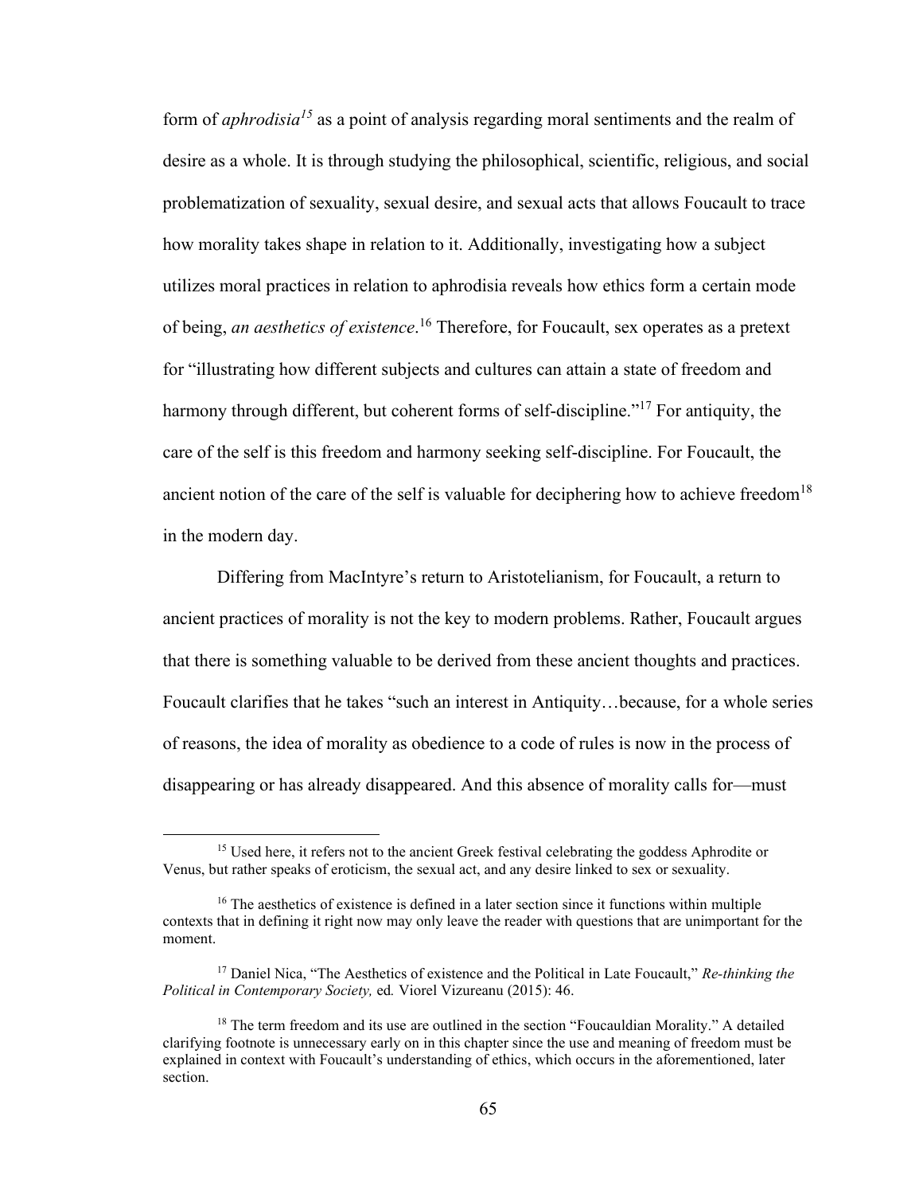form of *aphrodisia*[15] as a point of analysis regarding moral sentiments and the realm of desire as a whole. It is through studying the philosophical, scientific, religious, and social problematization of sexuality, sexual desire, and sexual acts that allows Foucault to trace how morality takes shape in relation to it. Additionally, investigating how a subject utilizes moral practices in relation to aphrodisia reveals how ethics form a certain mode of being, *an aesthetics of existence*.[16] Therefore, for Foucault, sex operates as a pretext for "illustrating how different subjects and cultures can attain a state of freedom and harmony through different, but coherent forms of self-discipline."[17] For antiquity, the care of the self is this freedom and harmony seeking self-discipline. For Foucault, the ancient notion of the care of the self is valuable for deciphering how to achieve freedom[18] in the modern day.

Differing from MacIntyre's return to Aristotelianism, for Foucault, a return to ancient practices of morality is not the key to modern problems. Rather, Foucault argues that there is something valuable to be derived from these ancient thoughts and practices. Foucault clarifies that he takes "such an interest in Antiquity…because, for a whole series of reasons, the idea of morality as obedience to a code of rules is now in the process of disappearing or has already disappeared. And this absence of morality calls for—must

---

[15] Used here, it refers not to the ancient Greek festival celebrating the goddess Aphrodite or Venus, but rather speaks of eroticism, the sexual act, and any desire linked to sex or sexuality.

[16] The aesthetics of existence is defined in a later section since it functions within multiple contexts that in defining it right now may only leave the reader with questions that are unimportant for the moment.

[17] Daniel Nica, "The Aesthetics of existence and the Political in Late Foucault," *Re-thinking the Political in Contemporary Society,* ed*.* Viorel Vizureanu (2015): 46.

[18] The term freedom and its use are outlined in the section "Foucauldian Morality." A detailed clarifying footnote is unnecessary early on in this chapter since the use and meaning of freedom must be explained in context with Foucault's understanding of ethics, which occurs in the aforementioned, later section.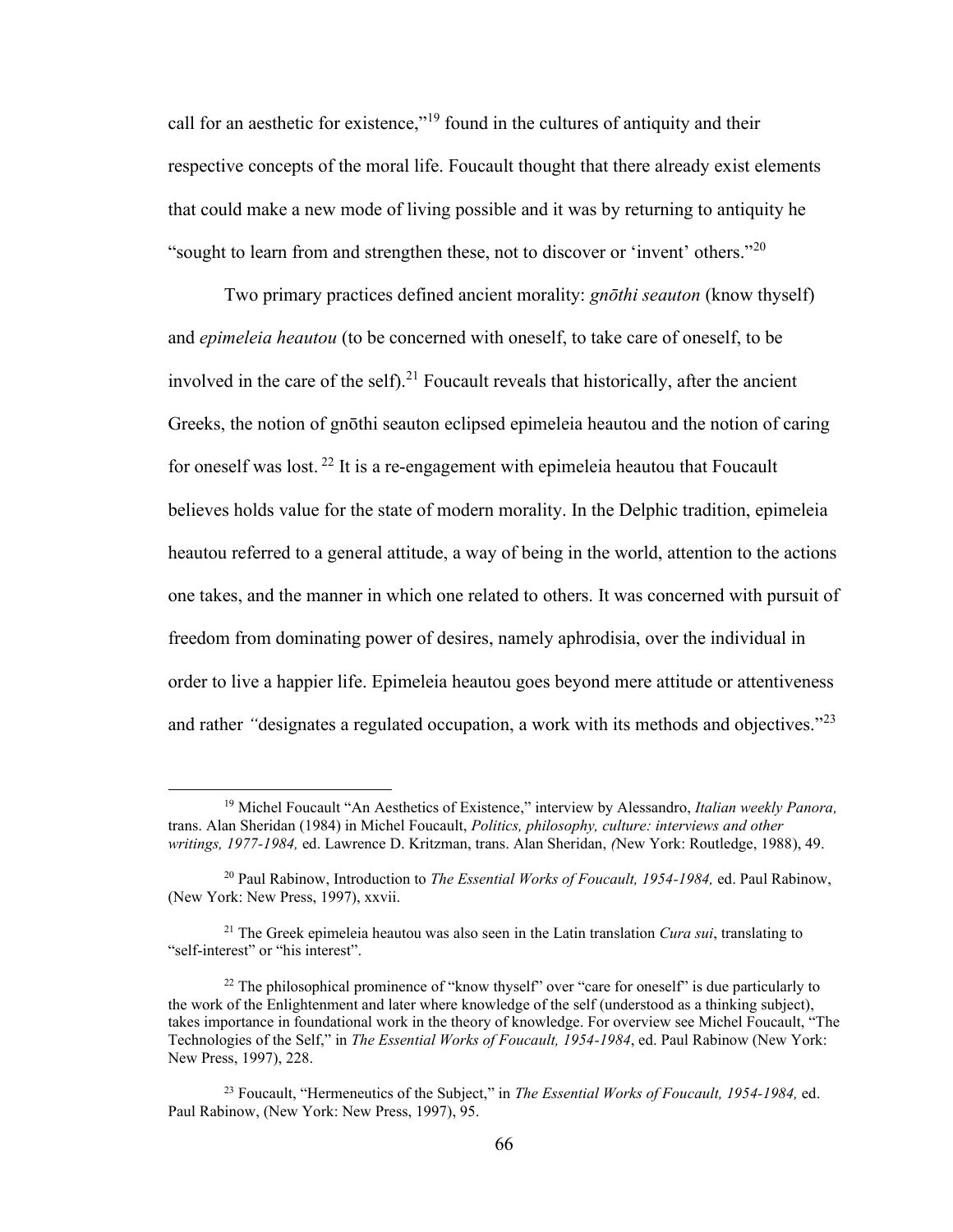call for an aesthetic for existence,"[19] found in the cultures of antiquity and their respective concepts of the moral life. Foucault thought that there already exist elements that could make a new mode of living possible and it was by returning to antiquity he "sought to learn from and strengthen these, not to discover or 'invent' others."[20]

Two primary practices defined ancient morality: *gnōthi seauton* (know thyself) and *epimeleia heautou* (to be concerned with oneself, to take care of oneself, to be involved in the care of the self).[21] Foucault reveals that historically, after the ancient Greeks, the notion of gnōthi seauton eclipsed epimeleia heautou and the notion of caring for oneself was lost. [22] It is a re-engagement with epimeleia heautou that Foucault believes holds value for the state of modern morality. In the Delphic tradition, epimeleia heautou referred to a general attitude, a way of being in the world, attention to the actions one takes, and the manner in which one related to others. It was concerned with pursuit of freedom from dominating power of desires, namely aphrodisia, over the individual in order to live a happier life. Epimeleia heautou goes beyond mere attitude or attentiveness and rather *"*designates a regulated occupation, a work with its methods and objectives."[23]

---

[19] Michel Foucault "An Aesthetics of Existence," interview by Alessandro, *Italian weekly Panora,* trans. Alan Sheridan (1984) in Michel Foucault, *Politics, philosophy, culture: interviews and other writings, 1977-1984,* ed. Lawrence D. Kritzman, trans. Alan Sheridan, *(*New York: Routledge, 1988), 49.

[20] Paul Rabinow, Introduction to *The Essential Works of Foucault, 1954-1984,* ed. Paul Rabinow, (New York: New Press, 1997), xxvii.

[21] The Greek epimeleia heautou was also seen in the Latin translation *Cura sui*, translating to "self-interest" or "his interest".

[22] The philosophical prominence of "know thyself" over "care for oneself" is due particularly to the work of the Enlightenment and later where knowledge of the self (understood as a thinking subject), takes importance in foundational work in the theory of knowledge. For overview see Michel Foucault, "The Technologies of the Self," in *The Essential Works of Foucault, 1954-1984*, ed. Paul Rabinow (New York: New Press, 1997), 228.

[23] Foucault, "Hermeneutics of the Subject," in *The Essential Works of Foucault, 1954-1984,* ed. Paul Rabinow, (New York: New Press, 1997), 95.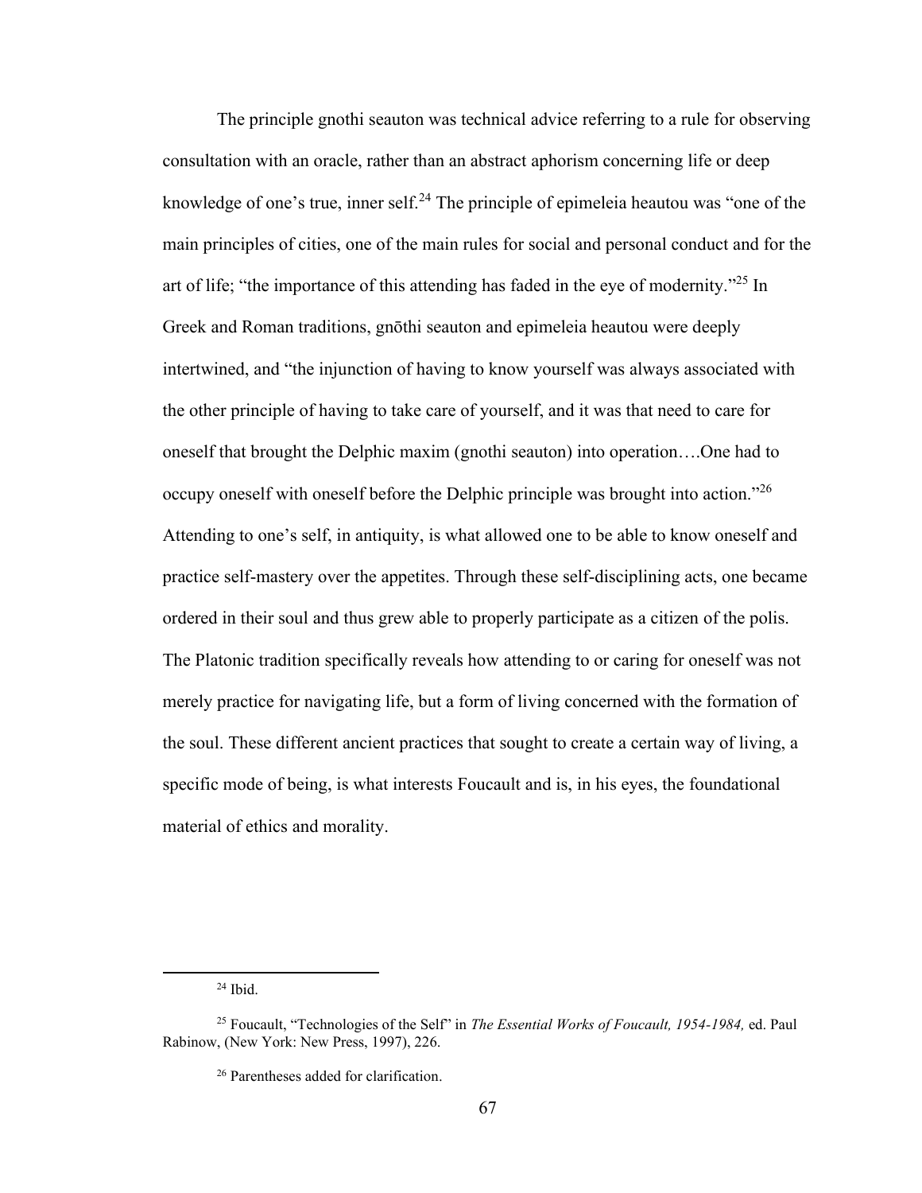The principle gnothi seauton was technical advice referring to a rule for observing consultation with an oracle, rather than an abstract aphorism concerning life or deep knowledge of one's true, inner self.[24] The principle of epimeleia heautou was "one of the main principles of cities, one of the main rules for social and personal conduct and for the art of life; "the importance of this attending has faded in the eye of modernity."[25] In Greek and Roman traditions, gnōthi seauton and epimeleia heautou were deeply intertwined, and "the injunction of having to know yourself was always associated with the other principle of having to take care of yourself, and it was that need to care for oneself that brought the Delphic maxim (gnothi seauton) into operation….One had to occupy oneself with oneself before the Delphic principle was brought into action."[26] Attending to one's self, in antiquity, is what allowed one to be able to know oneself and practice self-mastery over the appetites. Through these self-disciplining acts, one became ordered in their soul and thus grew able to properly participate as a citizen of the polis. The Platonic tradition specifically reveals how attending to or caring for oneself was not merely practice for navigating life, but a form of living concerned with the formation of the soul. These different ancient practices that sought to create a certain way of living, a specific mode of being, is what interests Foucault and is, in his eyes, the foundational material of ethics and morality.

---

[24] Ibid.

[25] Foucault, "Technologies of the Self" in *The Essential Works of Foucault, 1954-1984,* ed. Paul Rabinow, (New York: New Press, 1997), 226.

[26] Parentheses added for clarification.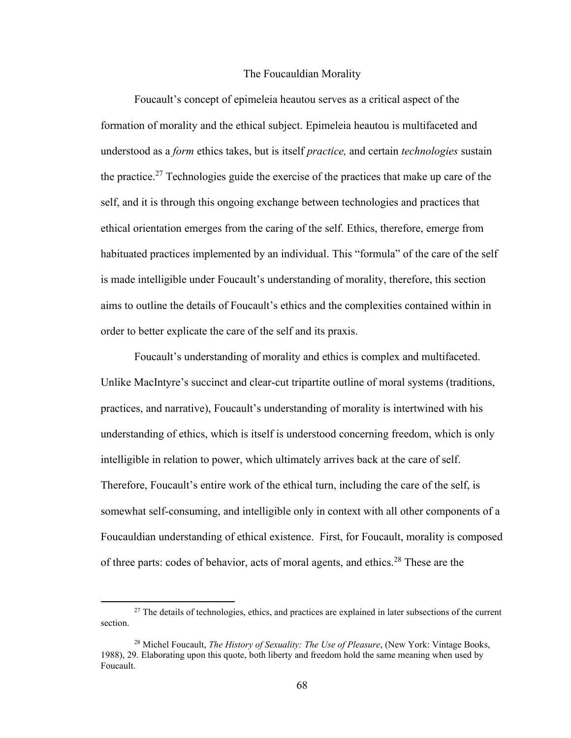## The Foucauldian Morality

Foucault's concept of epimeleia heautou serves as a critical aspect of the formation of morality and the ethical subject. Epimeleia heautou is multifaceted and understood as a *form* ethics takes, but is itself *practice,* and certain *technologies* sustain the practice.[27] Technologies guide the exercise of the practices that make up care of the self, and it is through this ongoing exchange between technologies and practices that ethical orientation emerges from the caring of the self. Ethics, therefore, emerge from habituated practices implemented by an individual. This "formula" of the care of the self is made intelligible under Foucault's understanding of morality, therefore, this section aims to outline the details of Foucault's ethics and the complexities contained within in order to better explicate the care of the self and its praxis.

Foucault's understanding of morality and ethics is complex and multifaceted. Unlike MacIntyre's succinct and clear-cut tripartite outline of moral systems (traditions, practices, and narrative), Foucault's understanding of morality is intertwined with his understanding of ethics, which is itself is understood concerning freedom, which is only intelligible in relation to power, which ultimately arrives back at the care of self. Therefore, Foucault's entire work of the ethical turn, including the care of the self, is somewhat self-consuming, and intelligible only in context with all other components of a Foucauldian understanding of ethical existence. First, for Foucault, morality is composed of three parts: codes of behavior, acts of moral agents, and ethics.[28] These are the

[27] The details of technologies, ethics, and practices are explained in later subsections of the current section.

[28] Michel Foucault, *The History of Sexuality: The Use of Pleasure*, (New York: Vintage Books, 1988), 29. Elaborating upon this quote, both liberty and freedom hold the same meaning when used by Foucault.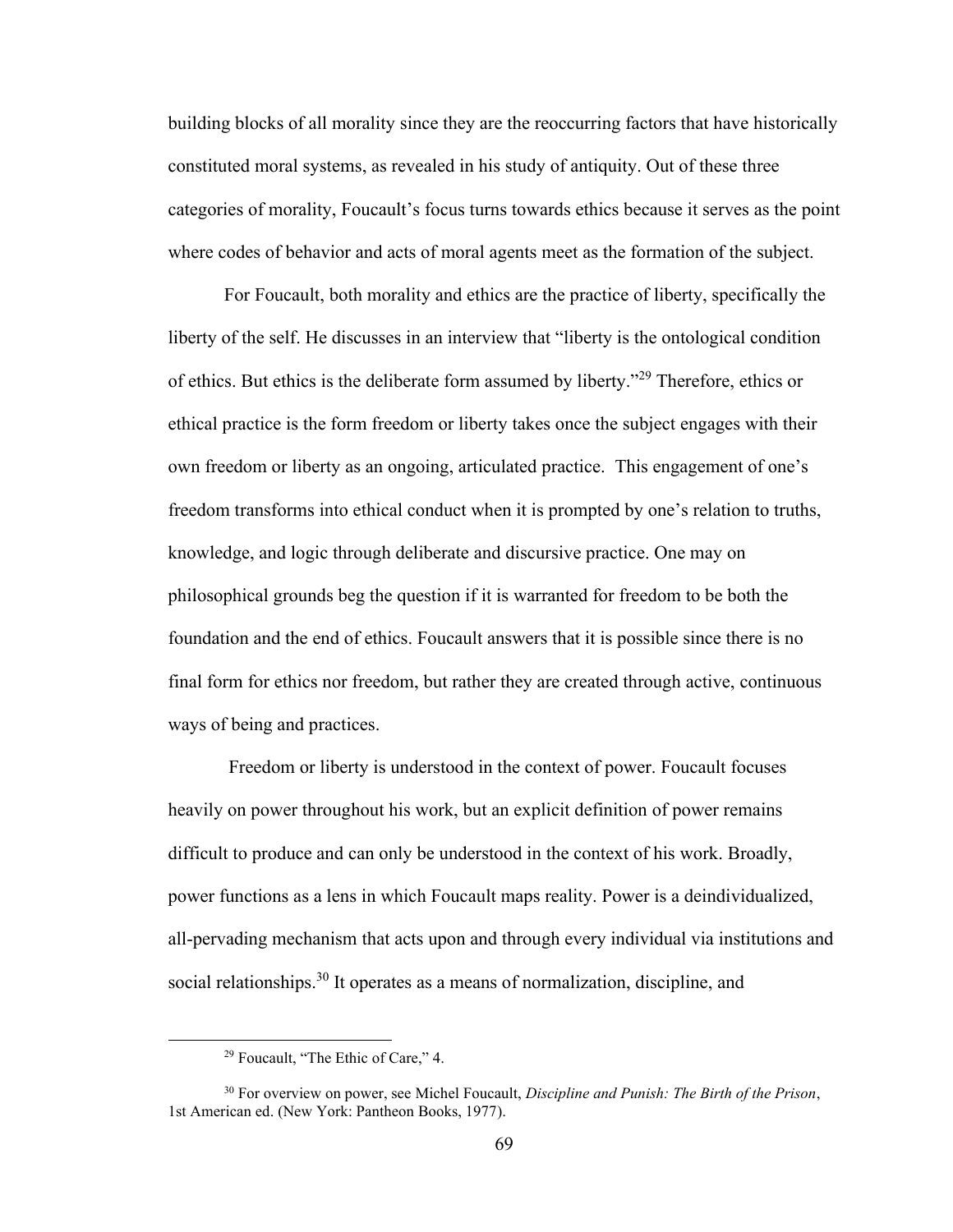building blocks of all morality since they are the reoccurring factors that have historically constituted moral systems, as revealed in his study of antiquity. Out of these three categories of morality, Foucault's focus turns towards ethics because it serves as the point where codes of behavior and acts of moral agents meet as the formation of the subject.

For Foucault, both morality and ethics are the practice of liberty, specifically the liberty of the self. He discusses in an interview that "liberty is the ontological condition of ethics. But ethics is the deliberate form assumed by liberty."[29] Therefore, ethics or ethical practice is the form freedom or liberty takes once the subject engages with their own freedom or liberty as an ongoing, articulated practice. This engagement of one's freedom transforms into ethical conduct when it is prompted by one's relation to truths, knowledge, and logic through deliberate and discursive practice. One may on philosophical grounds beg the question if it is warranted for freedom to be both the foundation and the end of ethics. Foucault answers that it is possible since there is no final form for ethics nor freedom, but rather they are created through active, continuous ways of being and practices.

Freedom or liberty is understood in the context of power. Foucault focuses heavily on power throughout his work, but an explicit definition of power remains difficult to produce and can only be understood in the context of his work. Broadly, power functions as a lens in which Foucault maps reality. Power is a deindividualized, all-pervading mechanism that acts upon and through every individual via institutions and social relationships.[30] It operates as a means of normalization, discipline, and

---

[29] Foucault, "The Ethic of Care," 4.

[30] For overview on power, see Michel Foucault, *Discipline and Punish: The Birth of the Prison*, 1st American ed. (New York: Pantheon Books, 1977).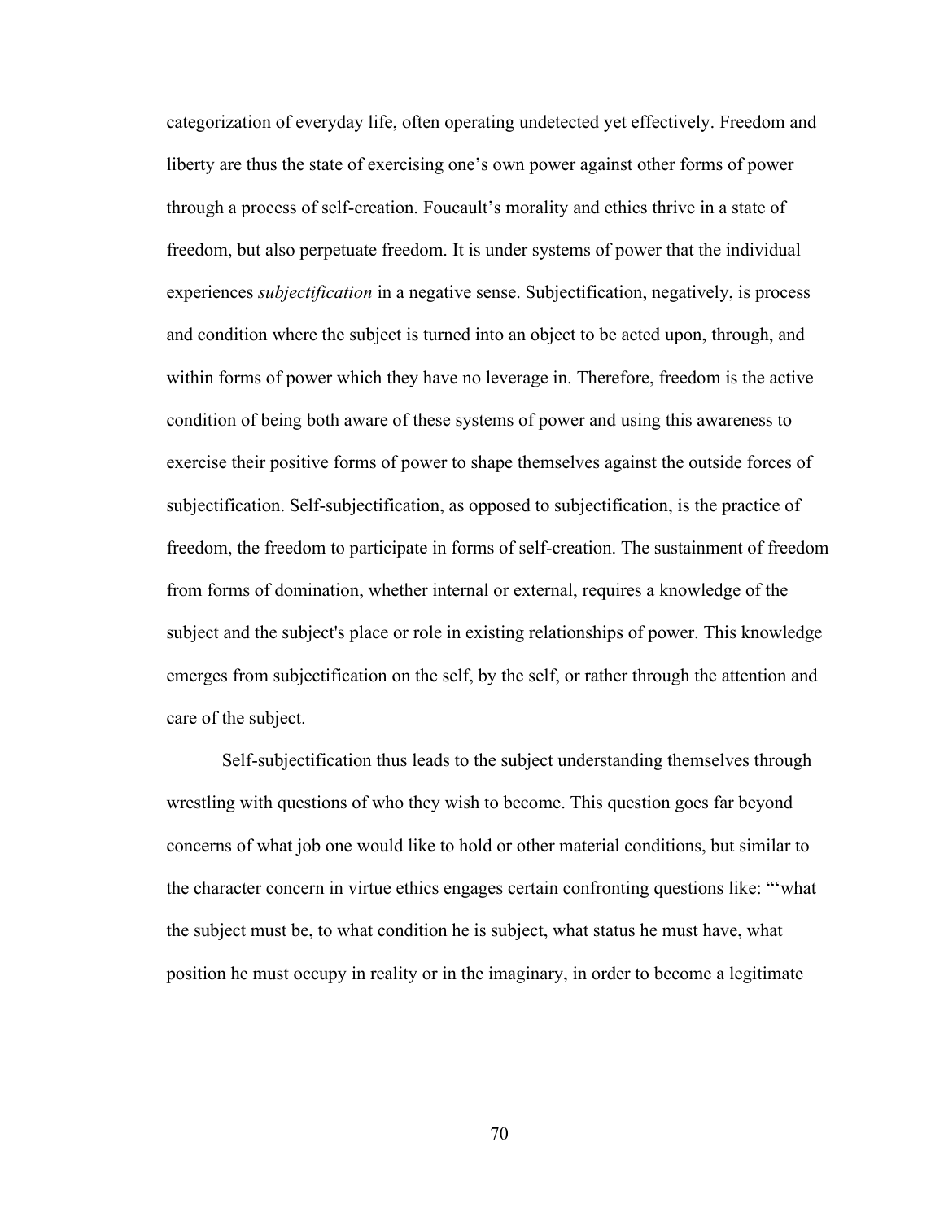categorization of everyday life, often operating undetected yet effectively. Freedom and liberty are thus the state of exercising one's own power against other forms of power through a process of self-creation. Foucault's morality and ethics thrive in a state of freedom, but also perpetuate freedom. It is under systems of power that the individual experiences *subjectification* in a negative sense. Subjectification, negatively, is process and condition where the subject is turned into an object to be acted upon, through, and within forms of power which they have no leverage in. Therefore, freedom is the active condition of being both aware of these systems of power and using this awareness to exercise their positive forms of power to shape themselves against the outside forces of subjectification. Self-subjectification, as opposed to subjectification, is the practice of freedom, the freedom to participate in forms of self-creation. The sustainment of freedom from forms of domination, whether internal or external, requires a knowledge of the subject and the subject's place or role in existing relationships of power. This knowledge emerges from subjectification on the self, by the self, or rather through the attention and care of the subject.

Self-subjectification thus leads to the subject understanding themselves through wrestling with questions of who they wish to become. This question goes far beyond concerns of what job one would like to hold or other material conditions, but similar to the character concern in virtue ethics engages certain confronting questions like: "'what the subject must be, to what condition he is subject, what status he must have, what position he must occupy in reality or in the imaginary, in order to become a legitimate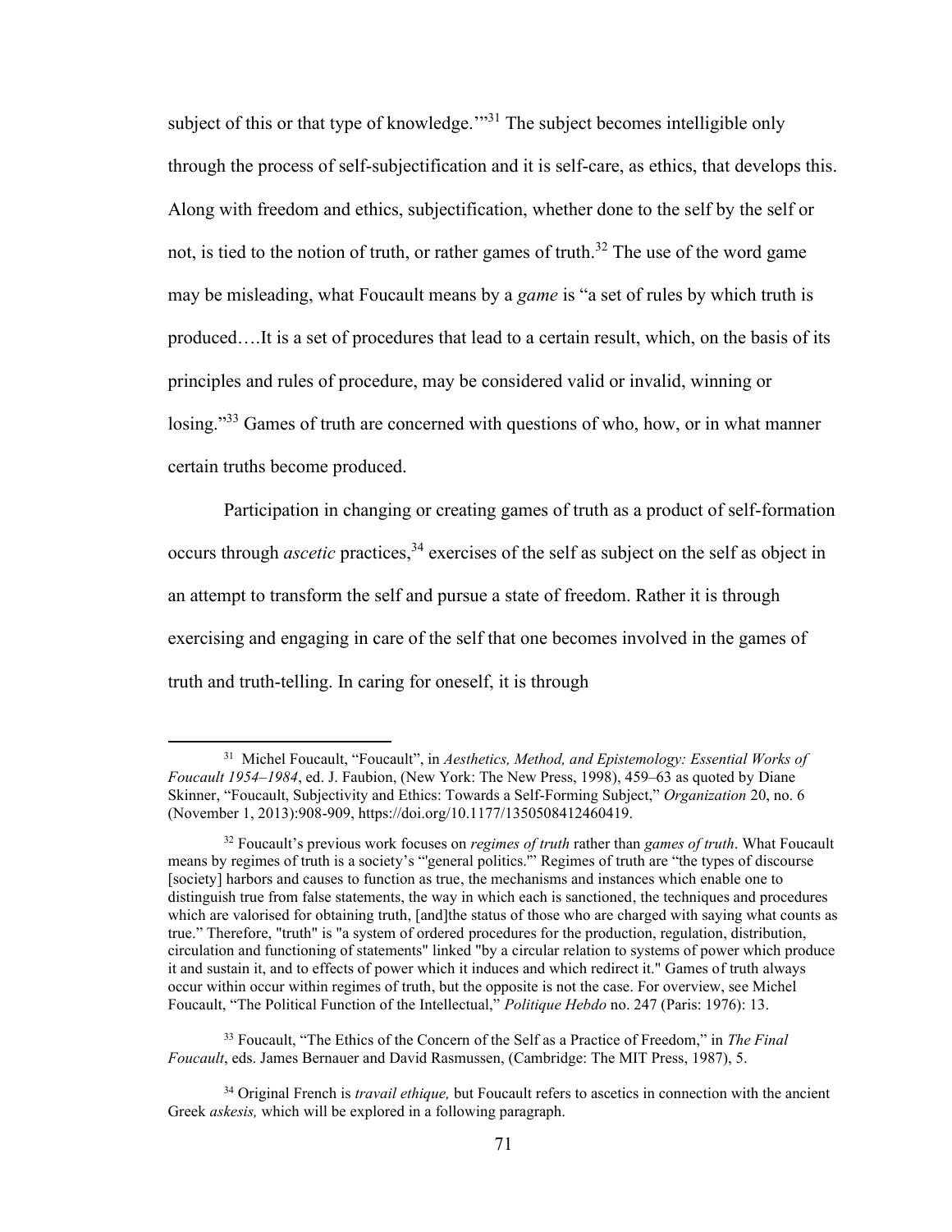subject of this or that type of knowledge.'"[31] The subject becomes intelligible only through the process of self-subjectification and it is self-care, as ethics, that develops this. Along with freedom and ethics, subjectification, whether done to the self by the self or not, is tied to the notion of truth, or rather games of truth.[32] The use of the word game may be misleading, what Foucault means by a *game* is "a set of rules by which truth is produced….It is a set of procedures that lead to a certain result, which, on the basis of its principles and rules of procedure, may be considered valid or invalid, winning or losing."[33] Games of truth are concerned with questions of who, how, or in what manner certain truths become produced.

Participation in changing or creating games of truth as a product of self-formation occurs through *ascetic* practices,[34] exercises of the self as subject on the self as object in an attempt to transform the self and pursue a state of freedom. Rather it is through exercising and engaging in care of the self that one becomes involved in the games of truth and truth-telling. In caring for oneself, it is through

---

[31] Michel Foucault, "Foucault", in *Aesthetics, Method, and Epistemology: Essential Works of Foucault 1954–1984*, ed. J. Faubion, (New York: The New Press, 1998), 459–63 as quoted by Diane Skinner, "Foucault, Subjectivity and Ethics: Towards a Self-Forming Subject," *Organization* 20, no. 6 (November 1, 2013):908-909, https://doi.org/10.1177/1350508412460419.

[32] Foucault's previous work focuses on *regimes of truth* rather than *games of truth*. What Foucault means by regimes of truth is a society's "'general politics.'" Regimes of truth are "the types of discourse [society] harbors and causes to function as true, the mechanisms and instances which enable one to distinguish true from false statements, the way in which each is sanctioned, the techniques and procedures which are valorised for obtaining truth, [and]the status of those who are charged with saying what counts as true." Therefore, "truth" is "a system of ordered procedures for the production, regulation, distribution, circulation and functioning of statements" linked "by a circular relation to systems of power which produce it and sustain it, and to effects of power which it induces and which redirect it." Games of truth always occur within occur within regimes of truth, but the opposite is not the case. For overview, see Michel Foucault, "The Political Function of the Intellectual," *Politique Hebdo* no. 247 (Paris: 1976): 13.

[33] Foucault, "The Ethics of the Concern of the Self as a Practice of Freedom," in *The Final Foucault*, eds. James Bernauer and David Rasmussen, (Cambridge: The MIT Press, 1987), 5.

[34] Original French is *travail ethique,* but Foucault refers to ascetics in connection with the ancient Greek *askesis,* which will be explored in a following paragraph.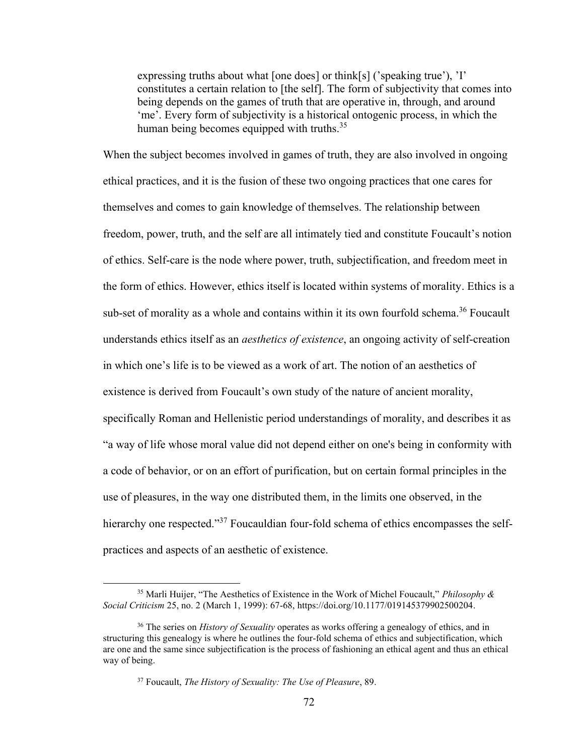> expressing truths about what [one does] or think[s] ('speaking true'), 'I' constitutes a certain relation to [the self]. The form of subjectivity that comes into being depends on the games of truth that are operative in, through, and around 'me'. Every form of subjectivity is a historical ontogenic process, in which the human being becomes equipped with truths.[35]

When the subject becomes involved in games of truth, they are also involved in ongoing ethical practices, and it is the fusion of these two ongoing practices that one cares for themselves and comes to gain knowledge of themselves. The relationship between freedom, power, truth, and the self are all intimately tied and constitute Foucault's notion of ethics. Self-care is the node where power, truth, subjectification, and freedom meet in the form of ethics. However, ethics itself is located within systems of morality. Ethics is a sub-set of morality as a whole and contains within it its own fourfold schema.[36] Foucault understands ethics itself as an *aesthetics of existence*, an ongoing activity of self-creation in which one's life is to be viewed as a work of art. The notion of an aesthetics of existence is derived from Foucault's own study of the nature of ancient morality, specifically Roman and Hellenistic period understandings of morality, and describes it as "a way of life whose moral value did not depend either on one's being in conformity with a code of behavior, or on an effort of purification, but on certain formal principles in the use of pleasures, in the way one distributed them, in the limits one observed, in the hierarchy one respected."[37] Foucauldian four-fold schema of ethics encompasses the self-practices and aspects of an aesthetic of existence.

---

[35] Marli Huijer, "The Aesthetics of Existence in the Work of Michel Foucault," *Philosophy & Social Criticism* 25, no. 2 (March 1, 1999): 67-68, https://doi.org/10.1177/019145379902500204.

[36] The series on *History of Sexuality* operates as works offering a genealogy of ethics, and in structuring this genealogy is where he outlines the four-fold schema of ethics and subjectification, which are one and the same since subjectification is the process of fashioning an ethical agent and thus an ethical way of being.

[37] Foucault, *The History of Sexuality: The Use of Pleasure*, 89.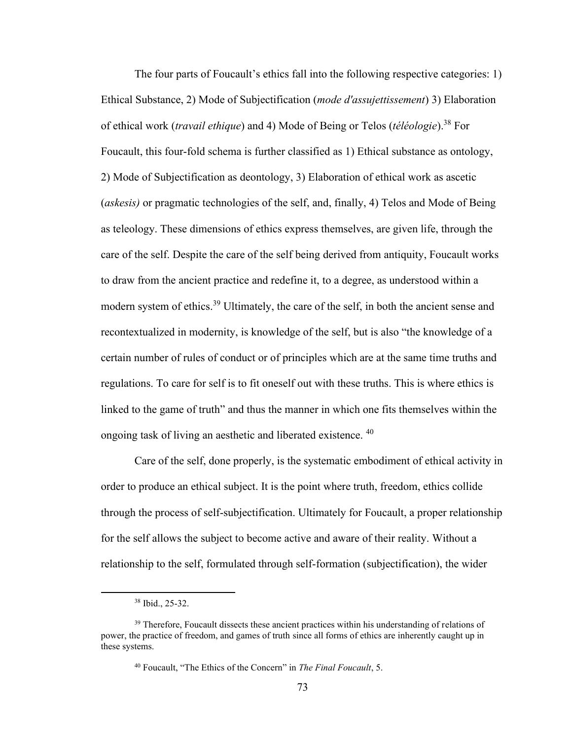The four parts of Foucault's ethics fall into the following respective categories: 1) Ethical Substance, 2) Mode of Subjectification (*mode d'assujettissement*) 3) Elaboration of ethical work (*travail ethique*) and 4) Mode of Being or Telos (*téléologie*).[38] For Foucault, this four-fold schema is further classified as 1) Ethical substance as ontology, 2) Mode of Subjectification as deontology, 3) Elaboration of ethical work as ascetic (*askesis)* or pragmatic technologies of the self, and, finally, 4) Telos and Mode of Being as teleology. These dimensions of ethics express themselves, are given life, through the care of the self. Despite the care of the self being derived from antiquity, Foucault works to draw from the ancient practice and redefine it, to a degree, as understood within a modern system of ethics.[39] Ultimately, the care of the self, in both the ancient sense and recontextualized in modernity, is knowledge of the self, but is also "the knowledge of a certain number of rules of conduct or of principles which are at the same time truths and regulations. To care for self is to fit oneself out with these truths. This is where ethics is linked to the game of truth" and thus the manner in which one fits themselves within the ongoing task of living an aesthetic and liberated existence. [40]

Care of the self, done properly, is the systematic embodiment of ethical activity in order to produce an ethical subject. It is the point where truth, freedom, ethics collide through the process of self-subjectification. Ultimately for Foucault, a proper relationship for the self allows the subject to become active and aware of their reality. Without a relationship to the self, formulated through self-formation (subjectification), the wider

---

[38] Ibid., 25-32.

[39] Therefore, Foucault dissects these ancient practices within his understanding of relations of power, the practice of freedom, and games of truth since all forms of ethics are inherently caught up in these systems.

[40] Foucault, "The Ethics of the Concern" in *The Final Foucault*, 5.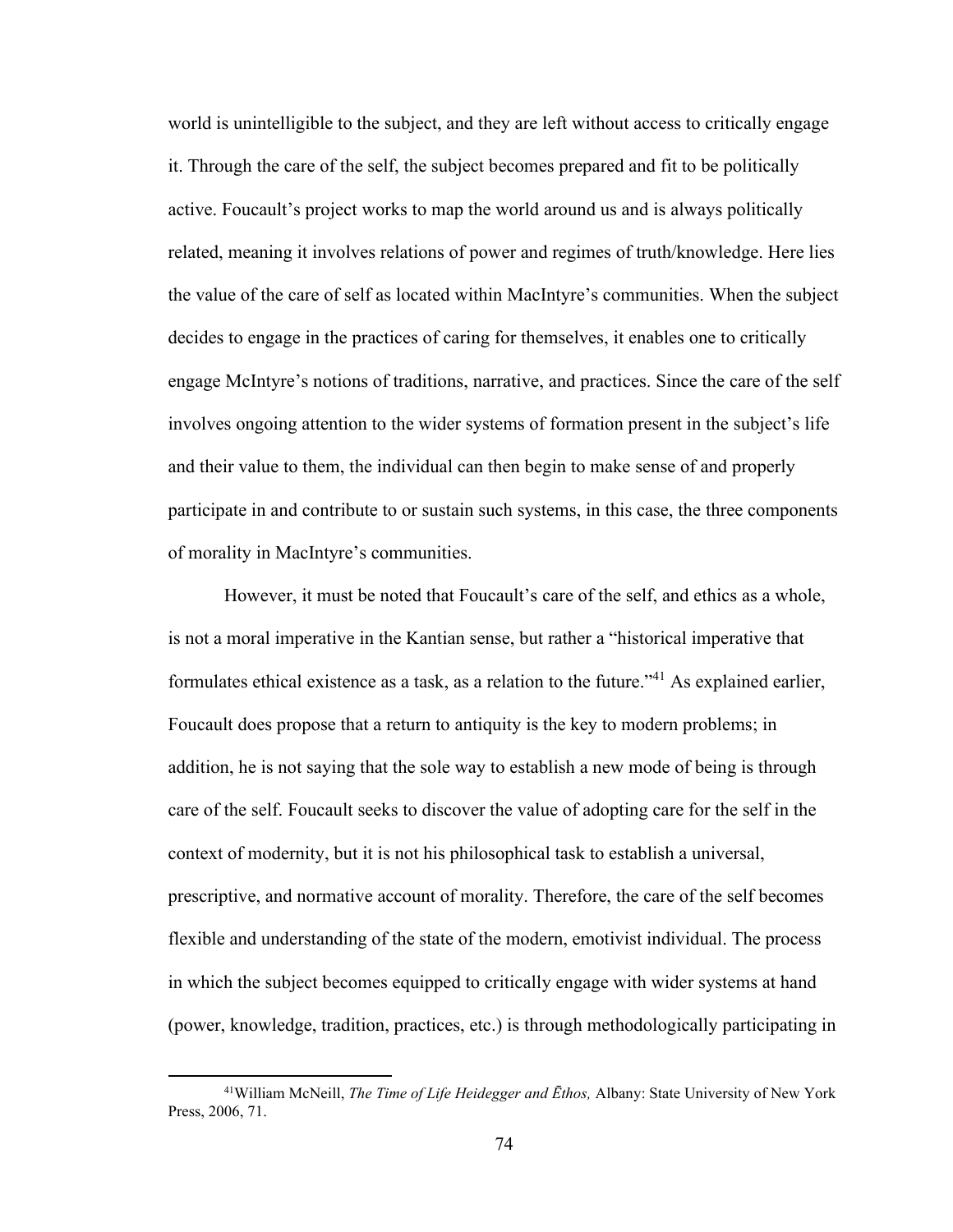world is unintelligible to the subject, and they are left without access to critically engage it. Through the care of the self, the subject becomes prepared and fit to be politically active. Foucault's project works to map the world around us and is always politically related, meaning it involves relations of power and regimes of truth/knowledge. Here lies the value of the care of self as located within MacIntyre's communities. When the subject decides to engage in the practices of caring for themselves, it enables one to critically engage McIntyre's notions of traditions, narrative, and practices. Since the care of the self involves ongoing attention to the wider systems of formation present in the subject's life and their value to them, the individual can then begin to make sense of and properly participate in and contribute to or sustain such systems, in this case, the three components of morality in MacIntyre's communities.

However, it must be noted that Foucault's care of the self, and ethics as a whole, is not a moral imperative in the Kantian sense, but rather a "historical imperative that formulates ethical existence as a task, as a relation to the future."[41] As explained earlier, Foucault does propose that a return to antiquity is the key to modern problems; in addition, he is not saying that the sole way to establish a new mode of being is through care of the self. Foucault seeks to discover the value of adopting care for the self in the context of modernity, but it is not his philosophical task to establish a universal, prescriptive, and normative account of morality. Therefore, the care of the self becomes flexible and understanding of the state of the modern, emotivist individual. The process in which the subject becomes equipped to critically engage with wider systems at hand (power, knowledge, tradition, practices, etc.) is through methodologically participating in

---

[41]William McNeill, *The Time of Life Heidegger and Ēthos,* Albany: State University of New York Press, 2006, 71.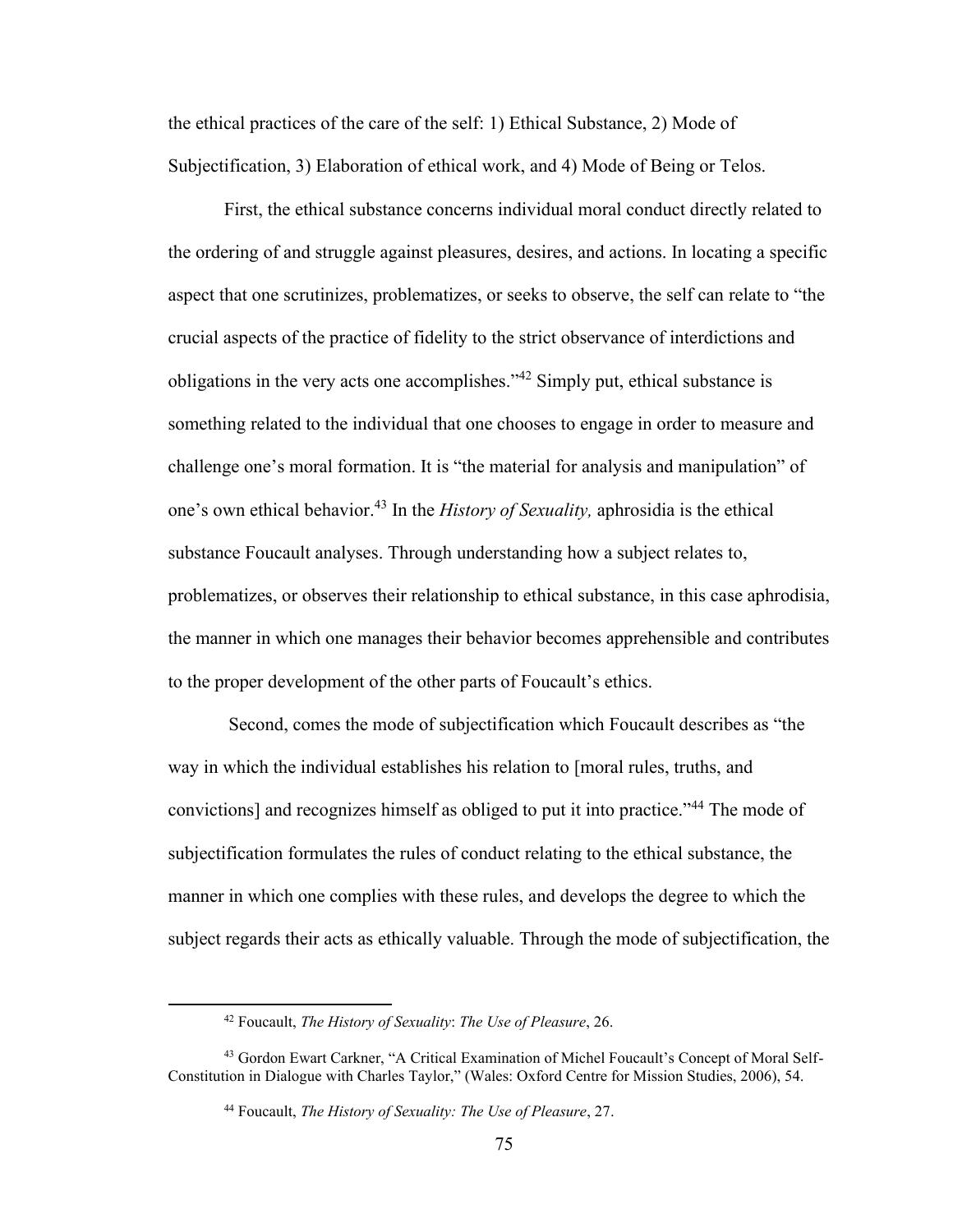the ethical practices of the care of the self: 1) Ethical Substance, 2) Mode of Subjectification, 3) Elaboration of ethical work, and 4) Mode of Being or Telos.

First, the ethical substance concerns individual moral conduct directly related to the ordering of and struggle against pleasures, desires, and actions. In locating a specific aspect that one scrutinizes, problematizes, or seeks to observe, the self can relate to "the crucial aspects of the practice of fidelity to the strict observance of interdictions and obligations in the very acts one accomplishes."[42] Simply put, ethical substance is something related to the individual that one chooses to engage in order to measure and challenge one's moral formation. It is "the material for analysis and manipulation" of one's own ethical behavior.[43] In the *History of Sexuality,* aphrosidia is the ethical substance Foucault analyses. Through understanding how a subject relates to, problematizes, or observes their relationship to ethical substance, in this case aphrodisia, the manner in which one manages their behavior becomes apprehensible and contributes to the proper development of the other parts of Foucault's ethics.

Second, comes the mode of subjectification which Foucault describes as "the way in which the individual establishes his relation to [moral rules, truths, and convictions] and recognizes himself as obliged to put it into practice."[44] The mode of subjectification formulates the rules of conduct relating to the ethical substance, the manner in which one complies with these rules, and develops the degree to which the subject regards their acts as ethically valuable. Through the mode of subjectification, the

---

[42] Foucault, *The History of Sexuality*: *The Use of Pleasure*, 26.

[43] Gordon Ewart Carkner, "A Critical Examination of Michel Foucault's Concept of Moral Self-Constitution in Dialogue with Charles Taylor," (Wales: Oxford Centre for Mission Studies, 2006), 54.

[44] Foucault, *The History of Sexuality: The Use of Pleasure*, 27.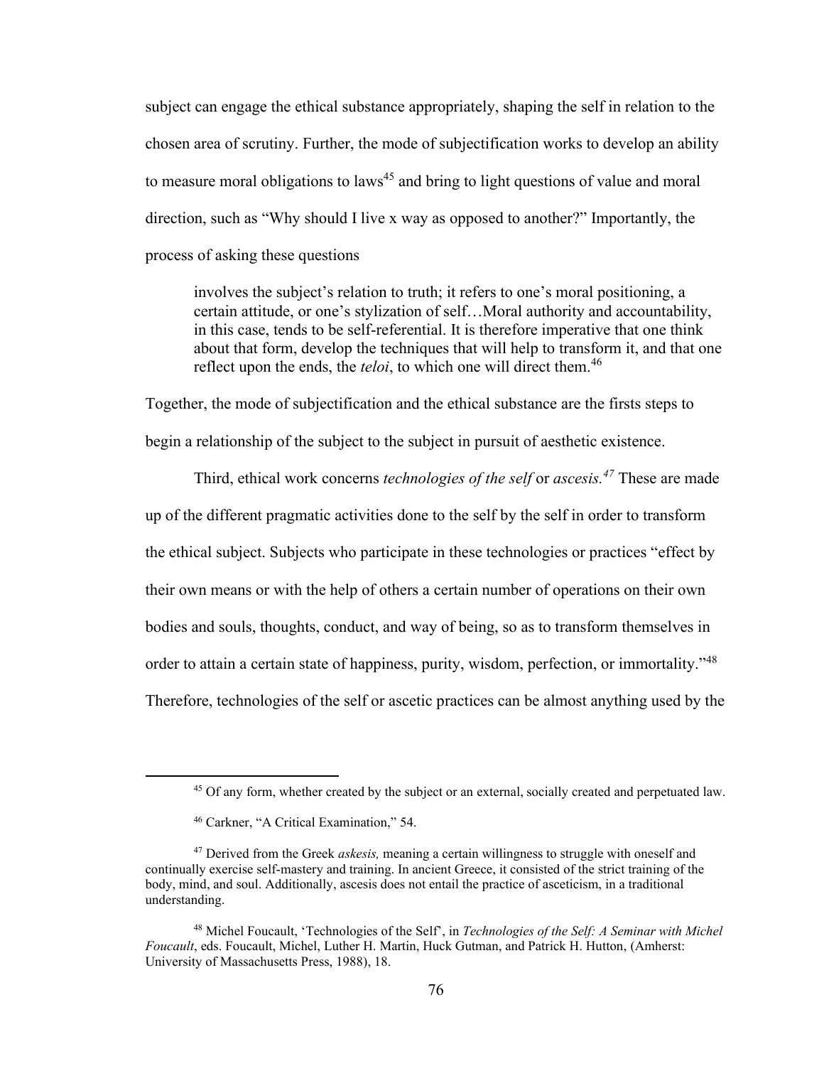subject can engage the ethical substance appropriately, shaping the self in relation to the chosen area of scrutiny. Further, the mode of subjectification works to develop an ability to measure moral obligations to laws[45] and bring to light questions of value and moral direction, such as "Why should I live x way as opposed to another?" Importantly, the process of asking these questions

> involves the subject's relation to truth; it refers to one's moral positioning, a certain attitude, or one's stylization of self…Moral authority and accountability, in this case, tends to be self-referential. It is therefore imperative that one think about that form, develop the techniques that will help to transform it, and that one reflect upon the ends, the *teloi*, to which one will direct them.[46]

Together, the mode of subjectification and the ethical substance are the firsts steps to begin a relationship of the subject to the subject in pursuit of aesthetic existence.

Third, ethical work concerns *technologies of the self* or *ascesis.*[47] These are made up of the different pragmatic activities done to the self by the self in order to transform the ethical subject. Subjects who participate in these technologies or practices "effect by their own means or with the help of others a certain number of operations on their own bodies and souls, thoughts, conduct, and way of being, so as to transform themselves in order to attain a certain state of happiness, purity, wisdom, perfection, or immortality."[48] Therefore, technologies of the self or ascetic practices can be almost anything used by the

---

[45] Of any form, whether created by the subject or an external, socially created and perpetuated law.

[46] Carkner, "A Critical Examination," 54.

[47] Derived from the Greek *askesis,* meaning a certain willingness to struggle with oneself and continually exercise self-mastery and training. In ancient Greece, it consisted of the strict training of the body, mind, and soul. Additionally, ascesis does not entail the practice of asceticism, in a traditional understanding.

[48] Michel Foucault, 'Technologies of the Self', in *Technologies of the Self: A Seminar with Michel Foucault*, eds. Foucault, Michel, Luther H. Martin, Huck Gutman, and Patrick H. Hutton, (Amherst: University of Massachusetts Press, 1988), 18.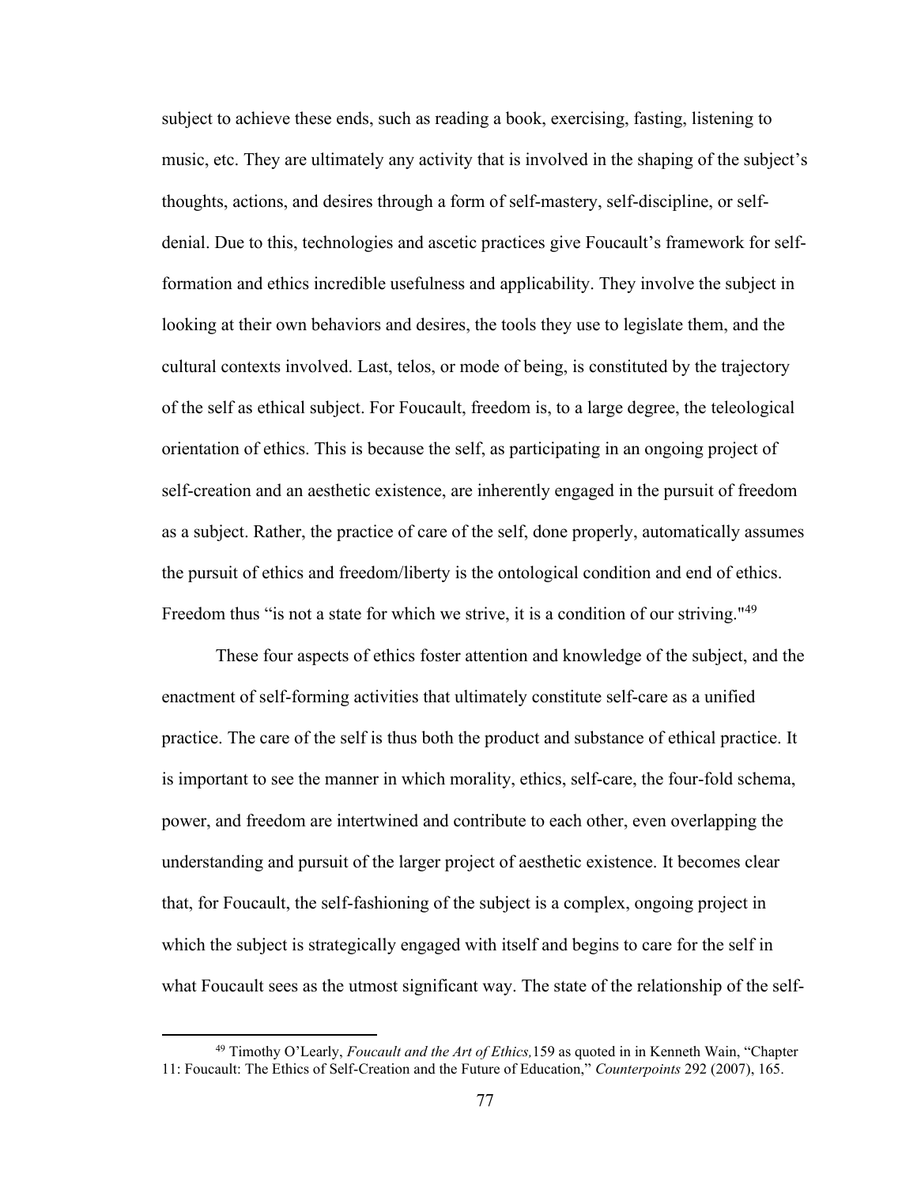subject to achieve these ends, such as reading a book, exercising, fasting, listening to music, etc. They are ultimately any activity that is involved in the shaping of the subject's thoughts, actions, and desires through a form of self-mastery, self-discipline, or self-denial. Due to this, technologies and ascetic practices give Foucault's framework for self-formation and ethics incredible usefulness and applicability. They involve the subject in looking at their own behaviors and desires, the tools they use to legislate them, and the cultural contexts involved. Last, telos, or mode of being, is constituted by the trajectory of the self as ethical subject. For Foucault, freedom is, to a large degree, the teleological orientation of ethics. This is because the self, as participating in an ongoing project of self-creation and an aesthetic existence, are inherently engaged in the pursuit of freedom as a subject. Rather, the practice of care of the self, done properly, automatically assumes the pursuit of ethics and freedom/liberty is the ontological condition and end of ethics. Freedom thus "is not a state for which we strive, it is a condition of our striving."[49]

These four aspects of ethics foster attention and knowledge of the subject, and the enactment of self-forming activities that ultimately constitute self-care as a unified practice. The care of the self is thus both the product and substance of ethical practice. It is important to see the manner in which morality, ethics, self-care, the four-fold schema, power, and freedom are intertwined and contribute to each other, even overlapping the understanding and pursuit of the larger project of aesthetic existence. It becomes clear that, for Foucault, the self-fashioning of the subject is a complex, ongoing project in which the subject is strategically engaged with itself and begins to care for the self in what Foucault sees as the utmost significant way. The state of the relationship of the self-

---

[49] Timothy O'Learly, *Foucault and the Art of Ethics,*159 as quoted in in Kenneth Wain, "Chapter 11: Foucault: The Ethics of Self-Creation and the Future of Education," *Counterpoints* 292 (2007), 165.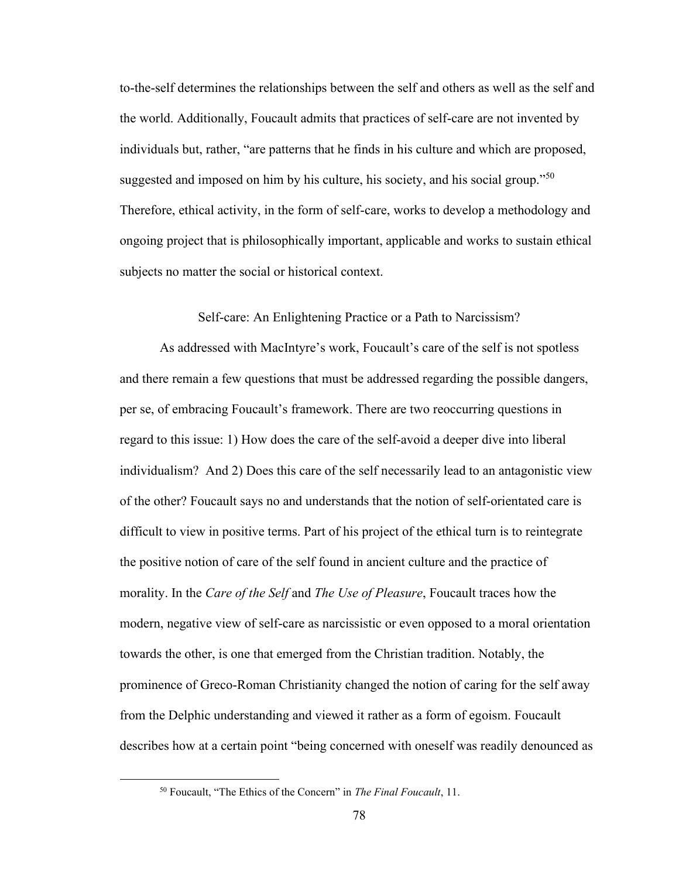to-the-self determines the relationships between the self and others as well as the self and the world. Additionally, Foucault admits that practices of self-care are not invented by individuals but, rather, "are patterns that he finds in his culture and which are proposed, suggested and imposed on him by his culture, his society, and his social group."[50] Therefore, ethical activity, in the form of self-care, works to develop a methodology and ongoing project that is philosophically important, applicable and works to sustain ethical subjects no matter the social or historical context.

## Self-care: An Enlightening Practice or a Path to Narcissism?

As addressed with MacIntyre's work, Foucault's care of the self is not spotless and there remain a few questions that must be addressed regarding the possible dangers, per se, of embracing Foucault's framework. There are two reoccurring questions in regard to this issue: 1) How does the care of the self-avoid a deeper dive into liberal individualism? And 2) Does this care of the self necessarily lead to an antagonistic view of the other? Foucault says no and understands that the notion of self-orientated care is difficult to view in positive terms. Part of his project of the ethical turn is to reintegrate the positive notion of care of the self found in ancient culture and the practice of morality. In the *Care of the Self* and *The Use of Pleasure*, Foucault traces how the modern, negative view of self-care as narcissistic or even opposed to a moral orientation towards the other, is one that emerged from the Christian tradition. Notably, the prominence of Greco-Roman Christianity changed the notion of caring for the self away from the Delphic understanding and viewed it rather as a form of egoism. Foucault describes how at a certain point "being concerned with oneself was readily denounced as

[50] Foucault, "The Ethics of the Concern" in *The Final Foucault*, 11.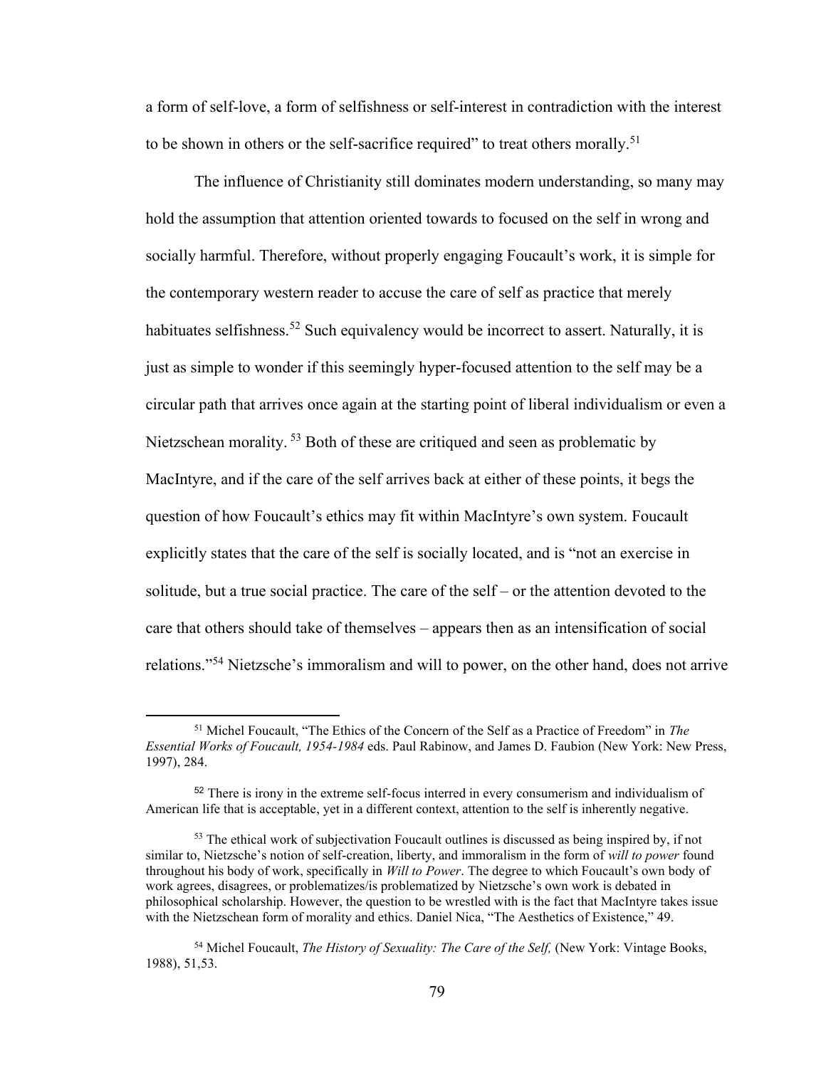a form of self-love, a form of selfishness or self-interest in contradiction with the interest to be shown in others or the self-sacrifice required" to treat others morally.[51]

The influence of Christianity still dominates modern understanding, so many may hold the assumption that attention oriented towards to focused on the self in wrong and socially harmful. Therefore, without properly engaging Foucault's work, it is simple for the contemporary western reader to accuse the care of self as practice that merely habituates selfishness.[52] Such equivalency would be incorrect to assert. Naturally, it is just as simple to wonder if this seemingly hyper-focused attention to the self may be a circular path that arrives once again at the starting point of liberal individualism or even a Nietzschean morality.[53] Both of these are critiqued and seen as problematic by MacIntyre, and if the care of the self arrives back at either of these points, it begs the question of how Foucault's ethics may fit within MacIntyre's own system. Foucault explicitly states that the care of the self is socially located, and is "not an exercise in solitude, but a true social practice. The care of the self – or the attention devoted to the care that others should take of themselves – appears then as an intensification of social relations."[54] Nietzsche's immoralism and will to power, on the other hand, does not arrive

---

[51] Michel Foucault, "The Ethics of the Concern of the Self as a Practice of Freedom" in *The Essential Works of Foucault, 1954-1984* eds. Paul Rabinow, and James D. Faubion (New York: New Press, 1997), 284.

[52] There is irony in the extreme self-focus interred in every consumerism and individualism of American life that is acceptable, yet in a different context, attention to the self is inherently negative.

[53] The ethical work of subjectivation Foucault outlines is discussed as being inspired by, if not similar to, Nietzsche's notion of self-creation, liberty, and immoralism in the form of *will to power* found throughout his body of work, specifically in *Will to Power*. The degree to which Foucault's own body of work agrees, disagrees, or problematizes/is problematized by Nietzsche's own work is debated in philosophical scholarship. However, the question to be wrestled with is the fact that MacIntyre takes issue with the Nietzschean form of morality and ethics. Daniel Nica, "The Aesthetics of Existence," 49.

[54] Michel Foucault, *The History of Sexuality: The Care of the Self,* (New York: Vintage Books, 1988), 51,53.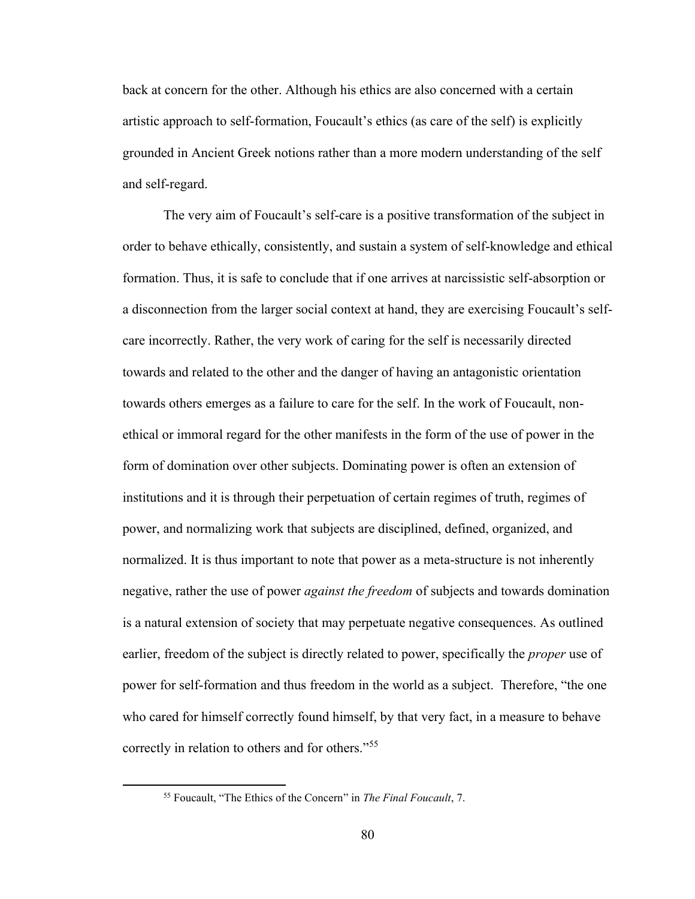back at concern for the other. Although his ethics are also concerned with a certain artistic approach to self-formation, Foucault's ethics (as care of the self) is explicitly grounded in Ancient Greek notions rather than a more modern understanding of the self and self-regard.

The very aim of Foucault's self-care is a positive transformation of the subject in order to behave ethically, consistently, and sustain a system of self-knowledge and ethical formation. Thus, it is safe to conclude that if one arrives at narcissistic self-absorption or a disconnection from the larger social context at hand, they are exercising Foucault's self-care incorrectly. Rather, the very work of caring for the self is necessarily directed towards and related to the other and the danger of having an antagonistic orientation towards others emerges as a failure to care for the self. In the work of Foucault, non-ethical or immoral regard for the other manifests in the form of the use of power in the form of domination over other subjects. Dominating power is often an extension of institutions and it is through their perpetuation of certain regimes of truth, regimes of power, and normalizing work that subjects are disciplined, defined, organized, and normalized. It is thus important to note that power as a meta-structure is not inherently negative, rather the use of power *against the freedom* of subjects and towards domination is a natural extension of society that may perpetuate negative consequences. As outlined earlier, freedom of the subject is directly related to power, specifically the *proper* use of power for self-formation and thus freedom in the world as a subject. Therefore, "the one who cared for himself correctly found himself, by that very fact, in a measure to behave correctly in relation to others and for others."[55]

---

[55] Foucault, "The Ethics of the Concern" in *The Final Foucault*, 7.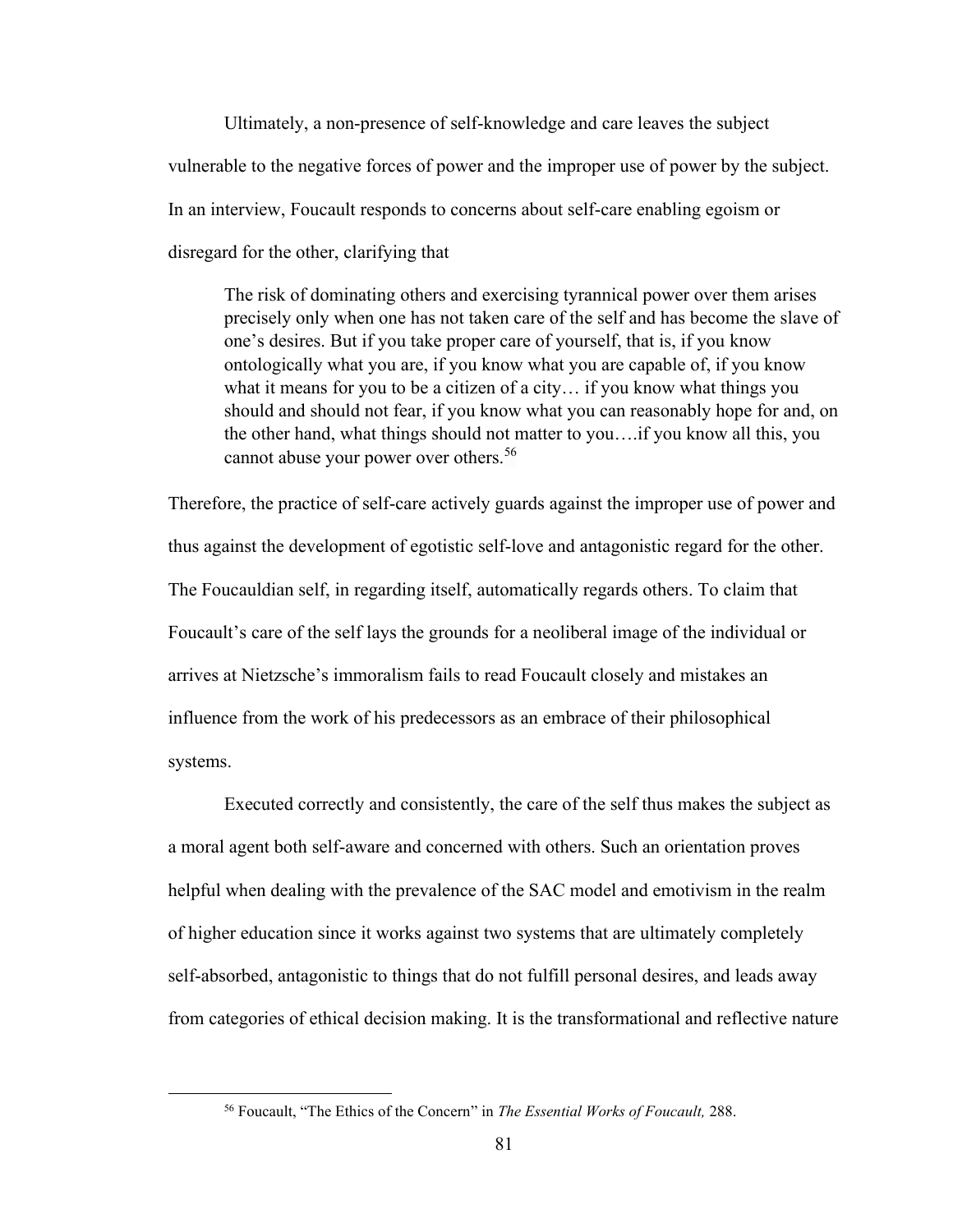Ultimately, a non-presence of self-knowledge and care leaves the subject vulnerable to the negative forces of power and the improper use of power by the subject. In an interview, Foucault responds to concerns about self-care enabling egoism or disregard for the other, clarifying that

> The risk of dominating others and exercising tyrannical power over them arises precisely only when one has not taken care of the self and has become the slave of one's desires. But if you take proper care of yourself, that is, if you know ontologically what you are, if you know what you are capable of, if you know what it means for you to be a citizen of a city… if you know what things you should and should not fear, if you know what you can reasonably hope for and, on the other hand, what things should not matter to you….if you know all this, you cannot abuse your power over others.[56]

Therefore, the practice of self-care actively guards against the improper use of power and thus against the development of egotistic self-love and antagonistic regard for the other. The Foucauldian self, in regarding itself, automatically regards others. To claim that Foucault's care of the self lays the grounds for a neoliberal image of the individual or arrives at Nietzsche's immoralism fails to read Foucault closely and mistakes an influence from the work of his predecessors as an embrace of their philosophical systems.

Executed correctly and consistently, the care of the self thus makes the subject as a moral agent both self-aware and concerned with others. Such an orientation proves helpful when dealing with the prevalence of the SAC model and emotivism in the realm of higher education since it works against two systems that are ultimately completely self-absorbed, antagonistic to things that do not fulfill personal desires, and leads away from categories of ethical decision making. It is the transformational and reflective nature

---

[56] Foucault, "The Ethics of the Concern" in *The Essential Works of Foucault,* 288.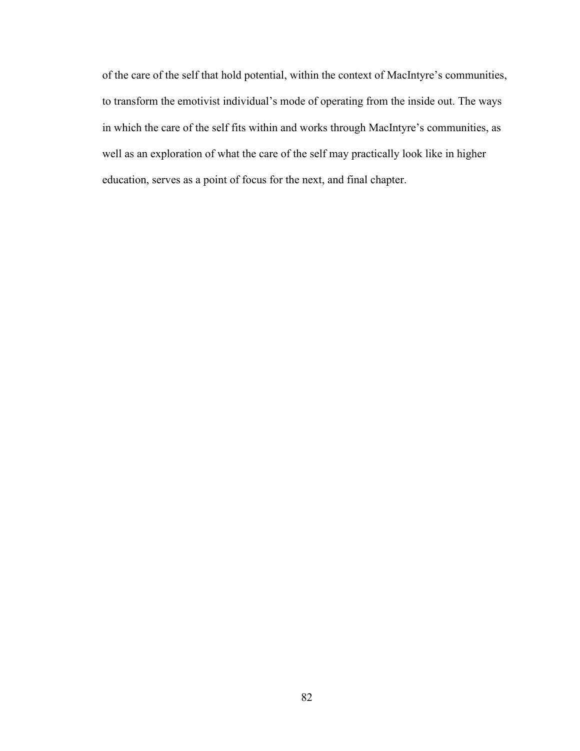of the care of the self that hold potential, within the context of MacIntyre’s communities, to transform the emotivist individual’s mode of operating from the inside out. The ways in which the care of the self fits within and works through MacIntyre’s communities, as well as an exploration of what the care of the self may practically look like in higher education, serves as a point of focus for the next, and final chapter.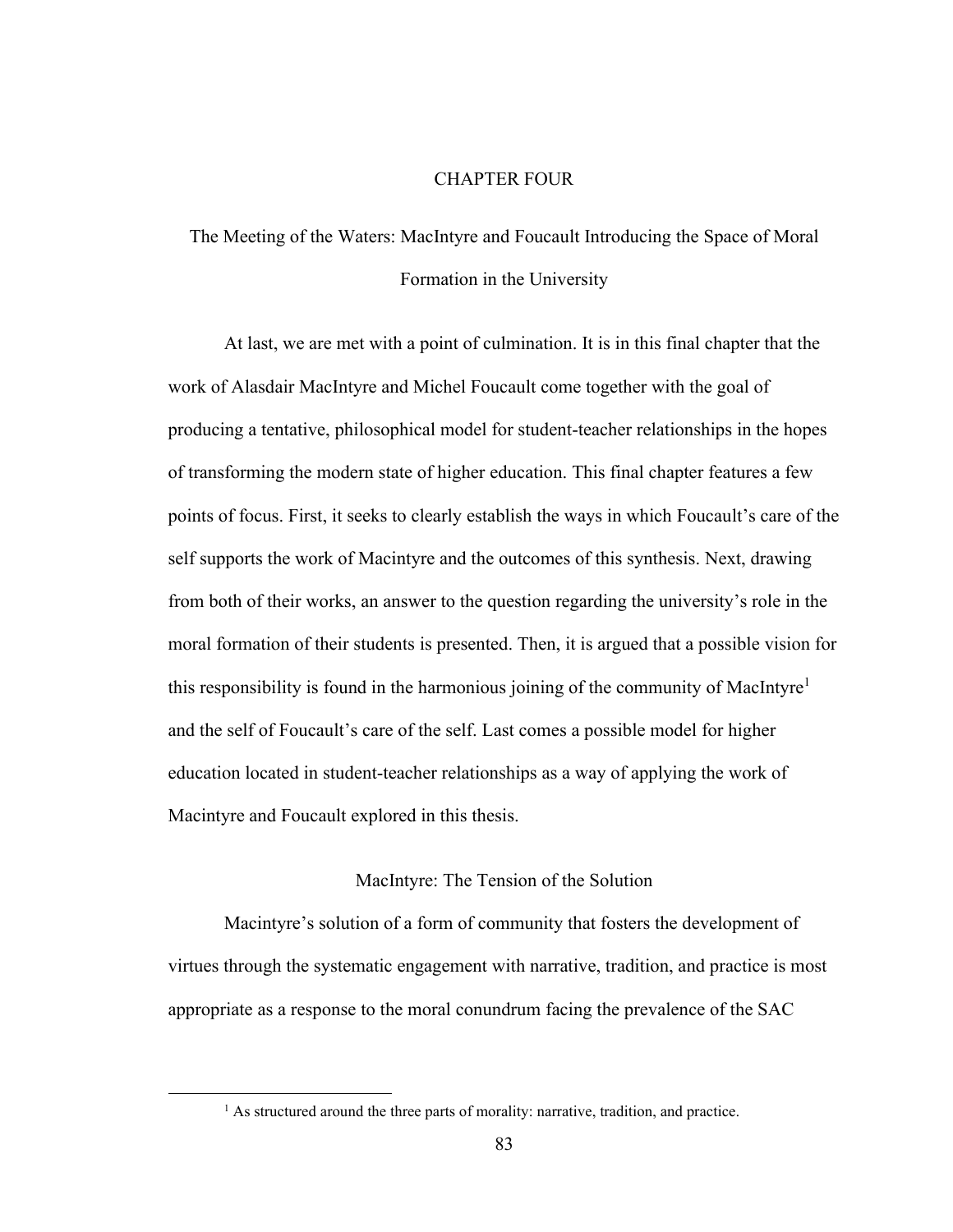# CHAPTER FOUR

## The Meeting of the Waters: MacIntyre and Foucault Introducing the Space of Moral Formation in the University

At last, we are met with a point of culmination. It is in this final chapter that the work of Alasdair MacIntyre and Michel Foucault come together with the goal of producing a tentative, philosophical model for student-teacher relationships in the hopes of transforming the modern state of higher education. This final chapter features a few points of focus. First, it seeks to clearly establish the ways in which Foucault's care of the self supports the work of Macintyre and the outcomes of this synthesis. Next, drawing from both of their works, an answer to the question regarding the university's role in the moral formation of their students is presented. Then, it is argued that a possible vision for this responsibility is found in the harmonious joining of the community of MacIntyre[1] and the self of Foucault's care of the self. Last comes a possible model for higher education located in student-teacher relationships as a way of applying the work of Macintyre and Foucault explored in this thesis.

### MacIntyre: The Tension of the Solution

Macintyre's solution of a form of community that fosters the development of virtues through the systematic engagement with narrative, tradition, and practice is most appropriate as a response to the moral conundrum facing the prevalence of the SAC

[1] As structured around the three parts of morality: narrative, tradition, and practice.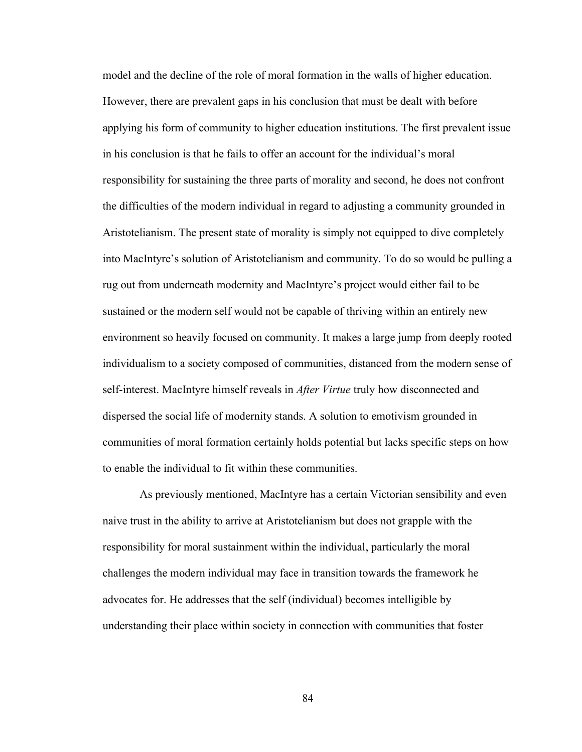model and the decline of the role of moral formation in the walls of higher education. However, there are prevalent gaps in his conclusion that must be dealt with before applying his form of community to higher education institutions. The first prevalent issue in his conclusion is that he fails to offer an account for the individual's moral responsibility for sustaining the three parts of morality and second, he does not confront the difficulties of the modern individual in regard to adjusting a community grounded in Aristotelianism. The present state of morality is simply not equipped to dive completely into MacIntyre's solution of Aristotelianism and community. To do so would be pulling a rug out from underneath modernity and MacIntyre's project would either fail to be sustained or the modern self would not be capable of thriving within an entirely new environment so heavily focused on community. It makes a large jump from deeply rooted individualism to a society composed of communities, distanced from the modern sense of self-interest. MacIntyre himself reveals in *After Virtue* truly how disconnected and dispersed the social life of modernity stands. A solution to emotivism grounded in communities of moral formation certainly holds potential but lacks specific steps on how to enable the individual to fit within these communities.

As previously mentioned, MacIntyre has a certain Victorian sensibility and even naive trust in the ability to arrive at Aristotelianism but does not grapple with the responsibility for moral sustainment within the individual, particularly the moral challenges the modern individual may face in transition towards the framework he advocates for. He addresses that the self (individual) becomes intelligible by understanding their place within society in connection with communities that foster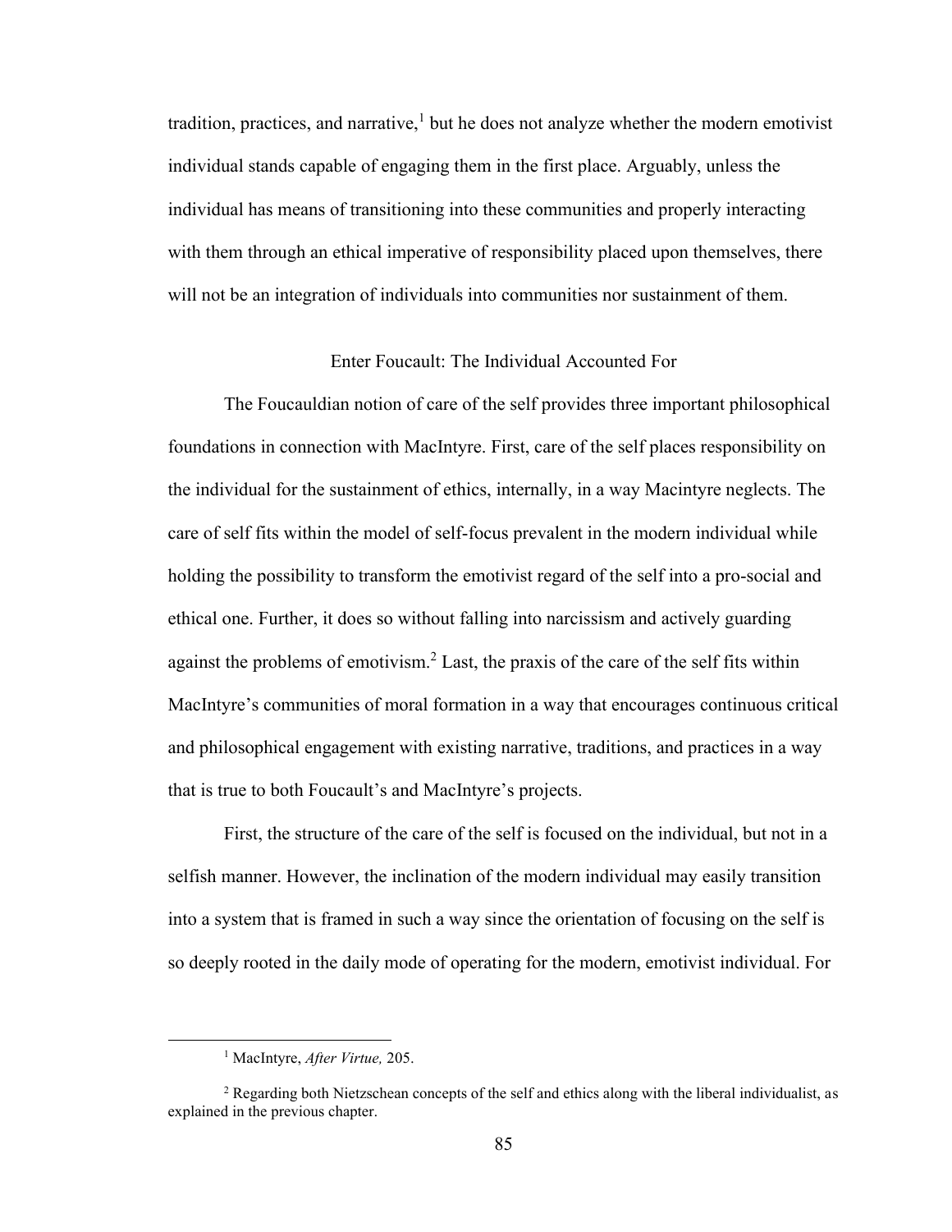tradition, practices, and narrative,[1] but he does not analyze whether the modern emotivist individual stands capable of engaging them in the first place. Arguably, unless the individual has means of transitioning into these communities and properly interacting with them through an ethical imperative of responsibility placed upon themselves, there will not be an integration of individuals into communities nor sustainment of them.

## Enter Foucault: The Individual Accounted For

The Foucauldian notion of care of the self provides three important philosophical foundations in connection with MacIntyre. First, care of the self places responsibility on the individual for the sustainment of ethics, internally, in a way Macintyre neglects. The care of self fits within the model of self-focus prevalent in the modern individual while holding the possibility to transform the emotivist regard of the self into a pro-social and ethical one. Further, it does so without falling into narcissism and actively guarding against the problems of emotivism.[2] Last, the praxis of the care of the self fits within MacIntyre's communities of moral formation in a way that encourages continuous critical and philosophical engagement with existing narrative, traditions, and practices in a way that is true to both Foucault's and MacIntyre's projects.

First, the structure of the care of the self is focused on the individual, but not in a selfish manner. However, the inclination of the modern individual may easily transition into a system that is framed in such a way since the orientation of focusing on the self is so deeply rooted in the daily mode of operating for the modern, emotivist individual. For

---

[1] MacIntyre, *After Virtue,* 205.

[2] Regarding both Nietzschean concepts of the self and ethics along with the liberal individualist, as explained in the previous chapter.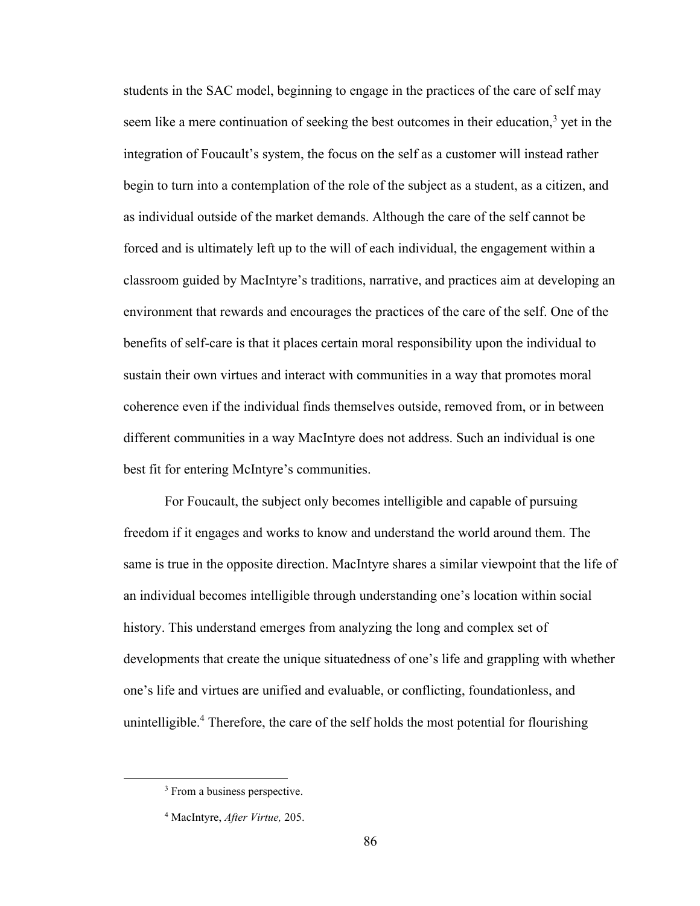students in the SAC model, beginning to engage in the practices of the care of self may seem like a mere continuation of seeking the best outcomes in their education,[3] yet in the integration of Foucault's system, the focus on the self as a customer will instead rather begin to turn into a contemplation of the role of the subject as a student, as a citizen, and as individual outside of the market demands. Although the care of the self cannot be forced and is ultimately left up to the will of each individual, the engagement within a classroom guided by MacIntyre's traditions, narrative, and practices aim at developing an environment that rewards and encourages the practices of the care of the self. One of the benefits of self-care is that it places certain moral responsibility upon the individual to sustain their own virtues and interact with communities in a way that promotes moral coherence even if the individual finds themselves outside, removed from, or in between different communities in a way MacIntyre does not address. Such an individual is one best fit for entering McIntyre's communities.

For Foucault, the subject only becomes intelligible and capable of pursuing freedom if it engages and works to know and understand the world around them. The same is true in the opposite direction. MacIntyre shares a similar viewpoint that the life of an individual becomes intelligible through understanding one's location within social history. This understand emerges from analyzing the long and complex set of developments that create the unique situatedness of one's life and grappling with whether one's life and virtues are unified and evaluable, or conflicting, foundationless, and unintelligible.[4] Therefore, the care of the self holds the most potential for flourishing

---

[3] From a business perspective.

[4] MacIntyre, *After Virtue,* 205.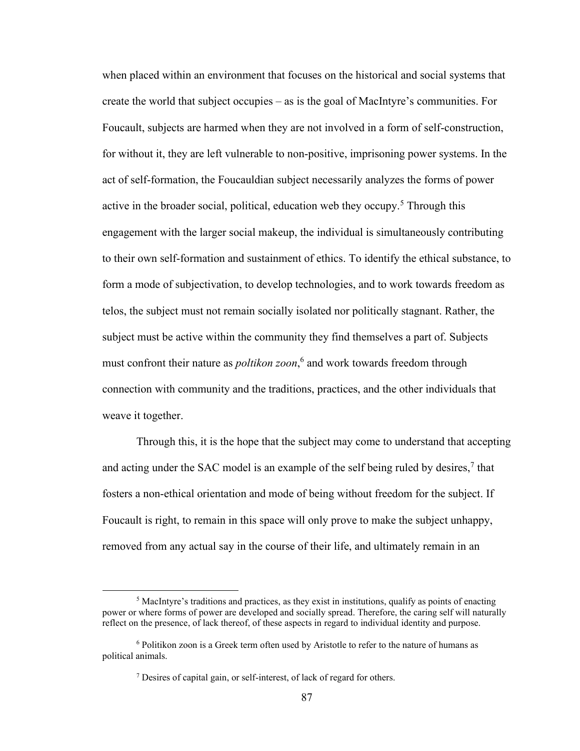when placed within an environment that focuses on the historical and social systems that create the world that subject occupies – as is the goal of MacIntyre's communities. For Foucault, subjects are harmed when they are not involved in a form of self-construction, for without it, they are left vulnerable to non-positive, imprisoning power systems. In the act of self-formation, the Foucauldian subject necessarily analyzes the forms of power active in the broader social, political, education web they occupy.[5] Through this engagement with the larger social makeup, the individual is simultaneously contributing to their own self-formation and sustainment of ethics. To identify the ethical substance, to form a mode of subjectivation, to develop technologies, and to work towards freedom as telos, the subject must not remain socially isolated nor politically stagnant. Rather, the subject must be active within the community they find themselves a part of. Subjects must confront their nature as *poltikon zoon*,[6] and work towards freedom through connection with community and the traditions, practices, and the other individuals that weave it together.

Through this, it is the hope that the subject may come to understand that accepting and acting under the SAC model is an example of the self being ruled by desires,[7] that fosters a non-ethical orientation and mode of being without freedom for the subject. If Foucault is right, to remain in this space will only prove to make the subject unhappy, removed from any actual say in the course of their life, and ultimately remain in an

---

[5] MacIntyre's traditions and practices, as they exist in institutions, qualify as points of enacting power or where forms of power are developed and socially spread. Therefore, the caring self will naturally reflect on the presence, of lack thereof, of these aspects in regard to individual identity and purpose.

[6] Politikon zoon is a Greek term often used by Aristotle to refer to the nature of humans as political animals.

[7] Desires of capital gain, or self-interest, of lack of regard for others.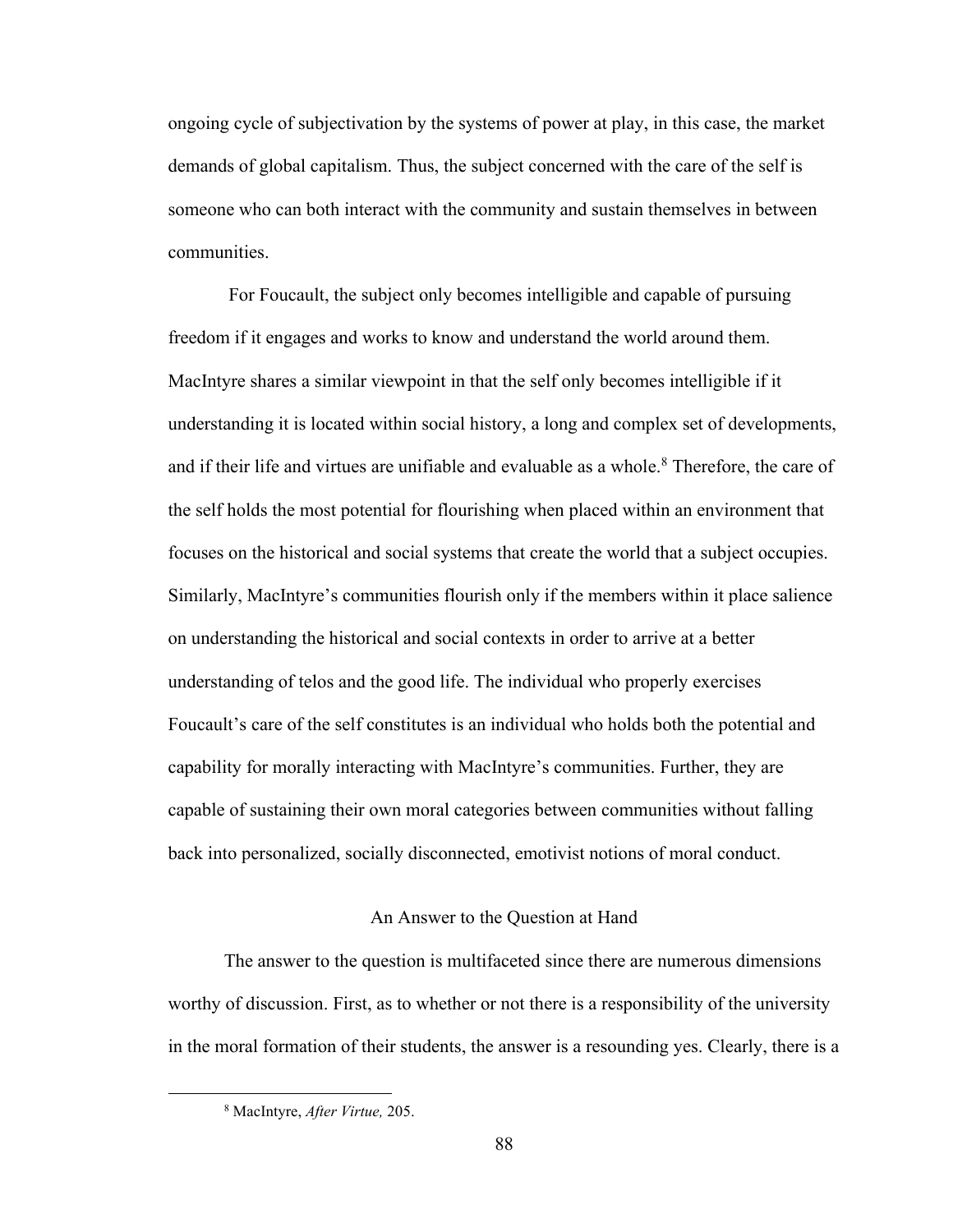ongoing cycle of subjectivation by the systems of power at play, in this case, the market demands of global capitalism. Thus, the subject concerned with the care of the self is someone who can both interact with the community and sustain themselves in between communities.

For Foucault, the subject only becomes intelligible and capable of pursuing freedom if it engages and works to know and understand the world around them. MacIntyre shares a similar viewpoint in that the self only becomes intelligible if it understanding it is located within social history, a long and complex set of developments, and if their life and virtues are unifiable and evaluable as a whole.[8] Therefore, the care of the self holds the most potential for flourishing when placed within an environment that focuses on the historical and social systems that create the world that a subject occupies. Similarly, MacIntyre's communities flourish only if the members within it place salience on understanding the historical and social contexts in order to arrive at a better understanding of telos and the good life. The individual who properly exercises Foucault's care of the self constitutes is an individual who holds both the potential and capability for morally interacting with MacIntyre's communities. Further, they are capable of sustaining their own moral categories between communities without falling back into personalized, socially disconnected, emotivist notions of moral conduct.

## An Answer to the Question at Hand

The answer to the question is multifaceted since there are numerous dimensions worthy of discussion. First, as to whether or not there is a responsibility of the university in the moral formation of their students, the answer is a resounding yes. Clearly, there is a

[8] MacIntyre, *After Virtue,* 205.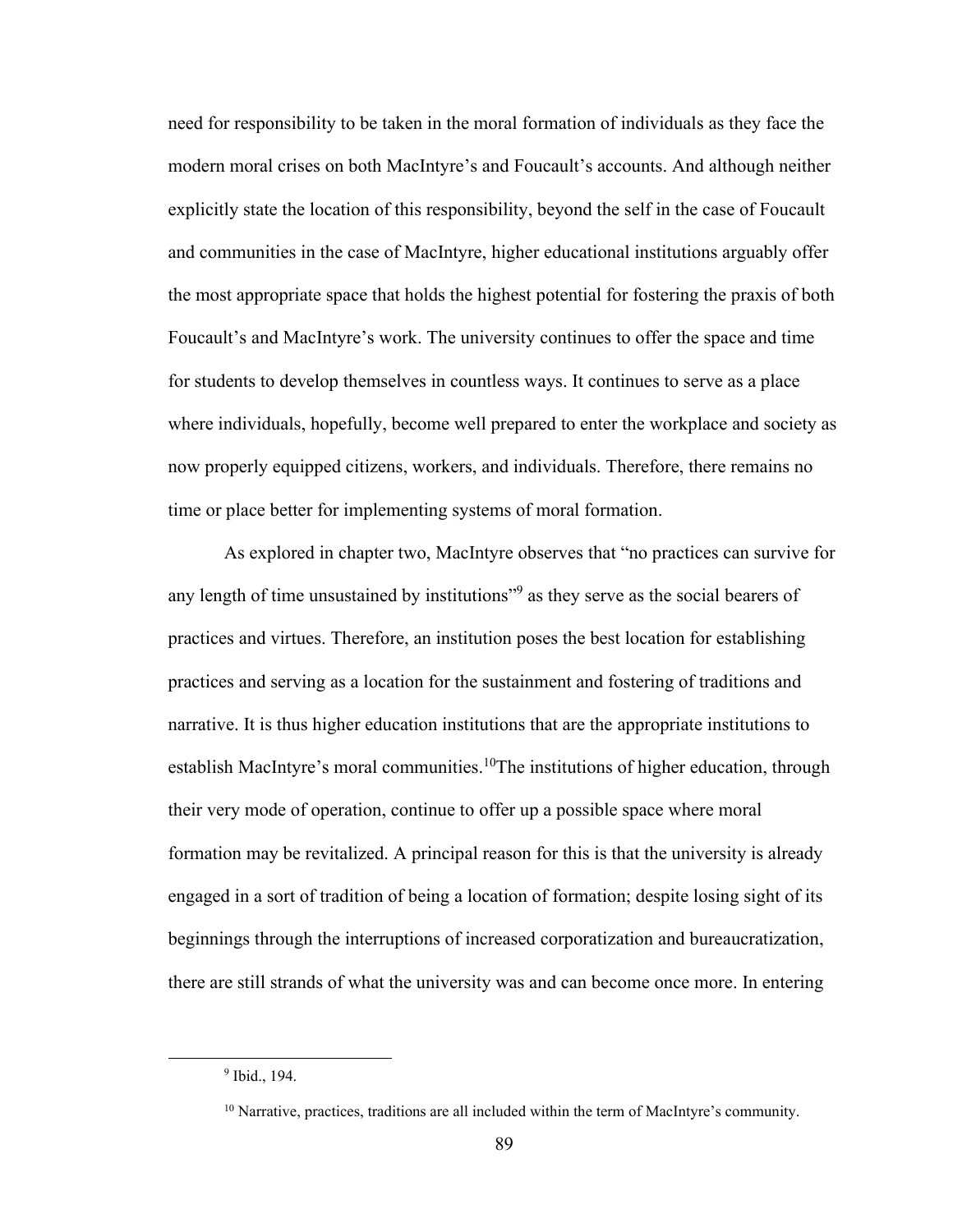need for responsibility to be taken in the moral formation of individuals as they face the modern moral crises on both MacIntyre's and Foucault's accounts. And although neither explicitly state the location of this responsibility, beyond the self in the case of Foucault and communities in the case of MacIntyre, higher educational institutions arguably offer the most appropriate space that holds the highest potential for fostering the praxis of both Foucault's and MacIntyre's work. The university continues to offer the space and time for students to develop themselves in countless ways. It continues to serve as a place where individuals, hopefully, become well prepared to enter the workplace and society as now properly equipped citizens, workers, and individuals. Therefore, there remains no time or place better for implementing systems of moral formation.

As explored in chapter two, MacIntyre observes that "no practices can survive for any length of time unsustained by institutions"[9] as they serve as the social bearers of practices and virtues. Therefore, an institution poses the best location for establishing practices and serving as a location for the sustainment and fostering of traditions and narrative. It is thus higher education institutions that are the appropriate institutions to establish MacIntyre's moral communities.[10]The institutions of higher education, through their very mode of operation, continue to offer up a possible space where moral formation may be revitalized. A principal reason for this is that the university is already engaged in a sort of tradition of being a location of formation; despite losing sight of its beginnings through the interruptions of increased corporatization and bureaucratization, there are still strands of what the university was and can become once more. In entering

[9] Ibid., 194.

[10] Narrative, practices, traditions are all included within the term of MacIntyre's community.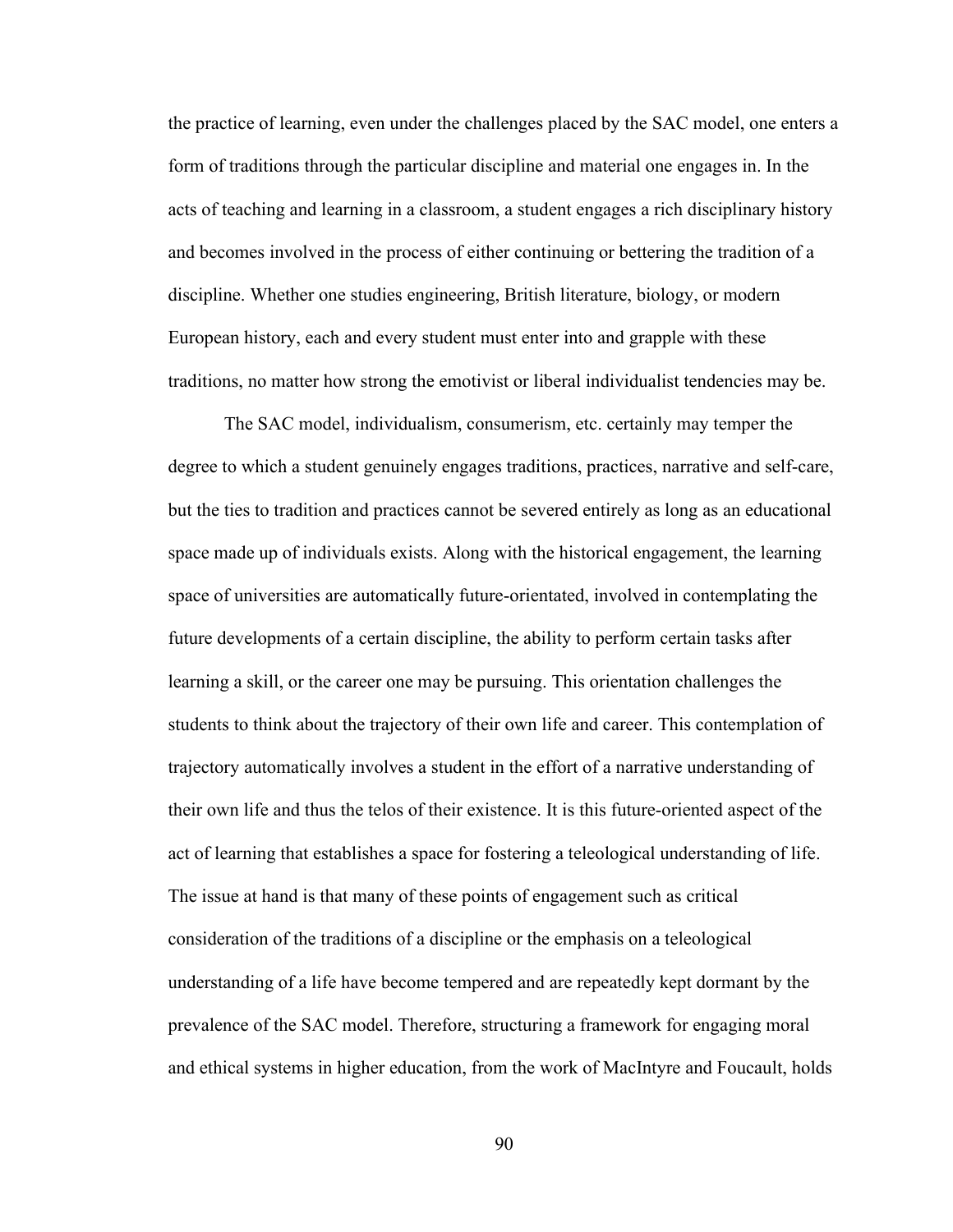the practice of learning, even under the challenges placed by the SAC model, one enters a form of traditions through the particular discipline and material one engages in. In the acts of teaching and learning in a classroom, a student engages a rich disciplinary history and becomes involved in the process of either continuing or bettering the tradition of a discipline. Whether one studies engineering, British literature, biology, or modern European history, each and every student must enter into and grapple with these traditions, no matter how strong the emotivist or liberal individualist tendencies may be.

The SAC model, individualism, consumerism, etc. certainly may temper the degree to which a student genuinely engages traditions, practices, narrative and self-care, but the ties to tradition and practices cannot be severed entirely as long as an educational space made up of individuals exists. Along with the historical engagement, the learning space of universities are automatically future-orientated, involved in contemplating the future developments of a certain discipline, the ability to perform certain tasks after learning a skill, or the career one may be pursuing. This orientation challenges the students to think about the trajectory of their own life and career. This contemplation of trajectory automatically involves a student in the effort of a narrative understanding of their own life and thus the telos of their existence. It is this future-oriented aspect of the act of learning that establishes a space for fostering a teleological understanding of life. The issue at hand is that many of these points of engagement such as critical consideration of the traditions of a discipline or the emphasis on a teleological understanding of a life have become tempered and are repeatedly kept dormant by the prevalence of the SAC model. Therefore, structuring a framework for engaging moral and ethical systems in higher education, from the work of MacIntyre and Foucault, holds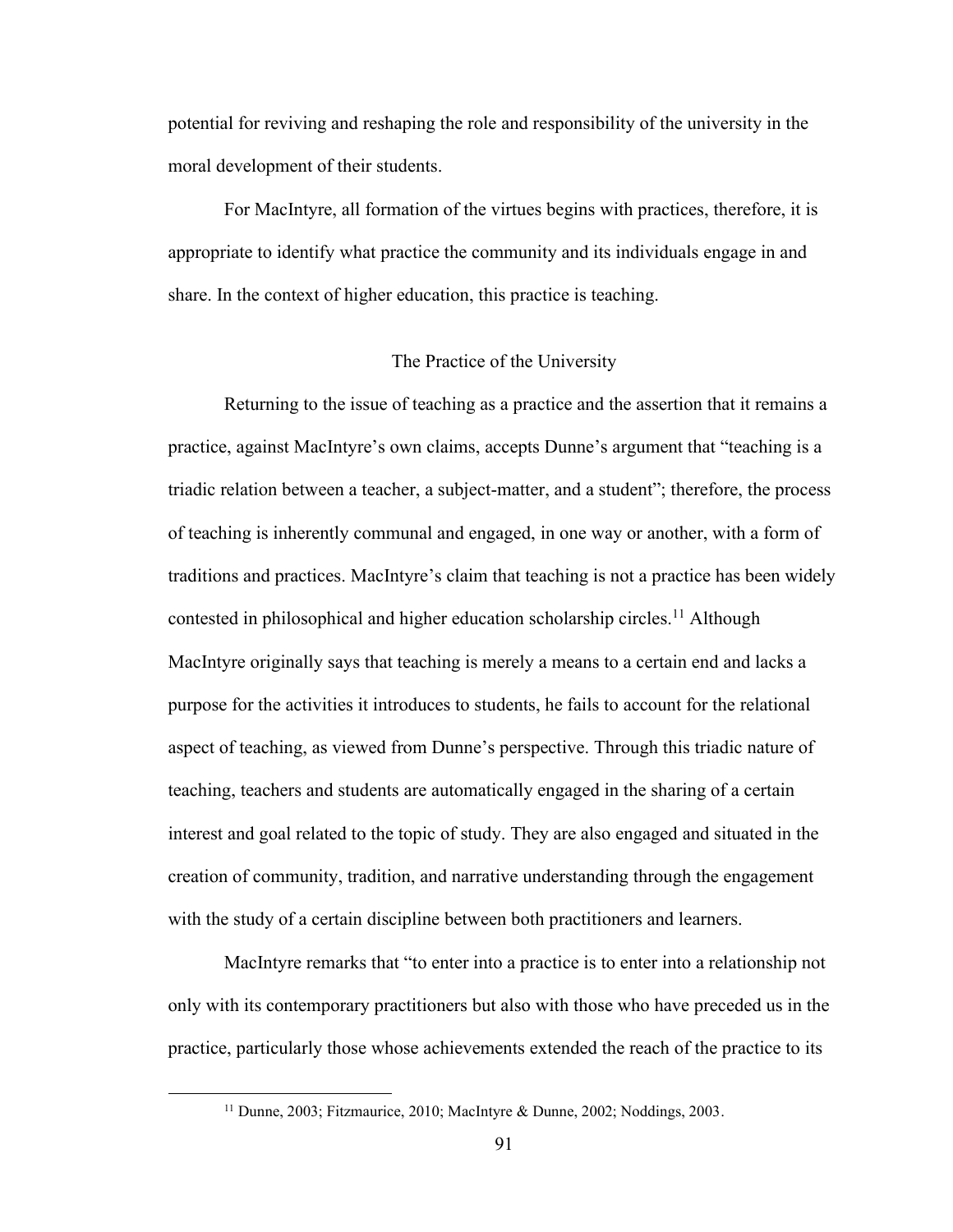potential for reviving and reshaping the role and responsibility of the university in the moral development of their students.

For MacIntyre, all formation of the virtues begins with practices, therefore, it is appropriate to identify what practice the community and its individuals engage in and share. In the context of higher education, this practice is teaching.

## The Practice of the University

Returning to the issue of teaching as a practice and the assertion that it remains a practice, against MacIntyre's own claims, accepts Dunne's argument that "teaching is a triadic relation between a teacher, a subject-matter, and a student"; therefore, the process of teaching is inherently communal and engaged, in one way or another, with a form of traditions and practices. MacIntyre's claim that teaching is not a practice has been widely contested in philosophical and higher education scholarship circles.[11] Although MacIntyre originally says that teaching is merely a means to a certain end and lacks a purpose for the activities it introduces to students, he fails to account for the relational aspect of teaching, as viewed from Dunne's perspective. Through this triadic nature of teaching, teachers and students are automatically engaged in the sharing of a certain interest and goal related to the topic of study. They are also engaged and situated in the creation of community, tradition, and narrative understanding through the engagement with the study of a certain discipline between both practitioners and learners.

MacIntyre remarks that "to enter into a practice is to enter into a relationship not only with its contemporary practitioners but also with those who have preceded us in the practice, particularly those whose achievements extended the reach of the practice to its

[11] Dunne, 2003; Fitzmaurice, 2010; MacIntyre & Dunne, 2002; Noddings, 2003.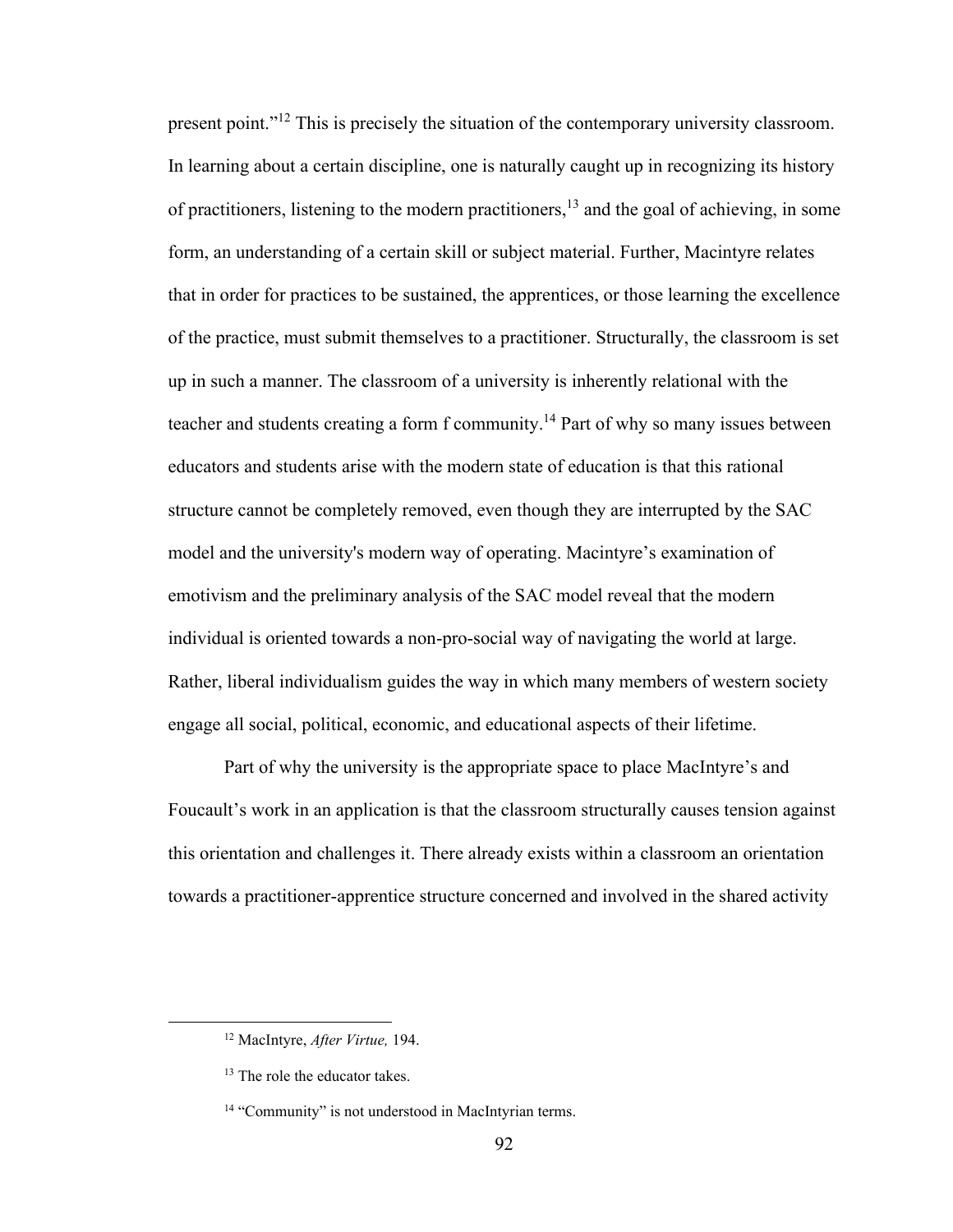present point."[12] This is precisely the situation of the contemporary university classroom. In learning about a certain discipline, one is naturally caught up in recognizing its history of practitioners, listening to the modern practitioners,[13] and the goal of achieving, in some form, an understanding of a certain skill or subject material. Further, Macintyre relates that in order for practices to be sustained, the apprentices, or those learning the excellence of the practice, must submit themselves to a practitioner. Structurally, the classroom is set up in such a manner. The classroom of a university is inherently relational with the teacher and students creating a form f community.[14] Part of why so many issues between educators and students arise with the modern state of education is that this rational structure cannot be completely removed, even though they are interrupted by the SAC model and the university's modern way of operating. Macintyre's examination of emotivism and the preliminary analysis of the SAC model reveal that the modern individual is oriented towards a non-pro-social way of navigating the world at large. Rather, liberal individualism guides the way in which many members of western society engage all social, political, economic, and educational aspects of their lifetime.

Part of why the university is the appropriate space to place MacIntyre's and Foucault's work in an application is that the classroom structurally causes tension against this orientation and challenges it. There already exists within a classroom an orientation towards a practitioner-apprentice structure concerned and involved in the shared activity

---

[12] MacIntyre, *After Virtue,* 194.

[13] The role the educator takes.

[14] "Community" is not understood in MacIntyrian terms.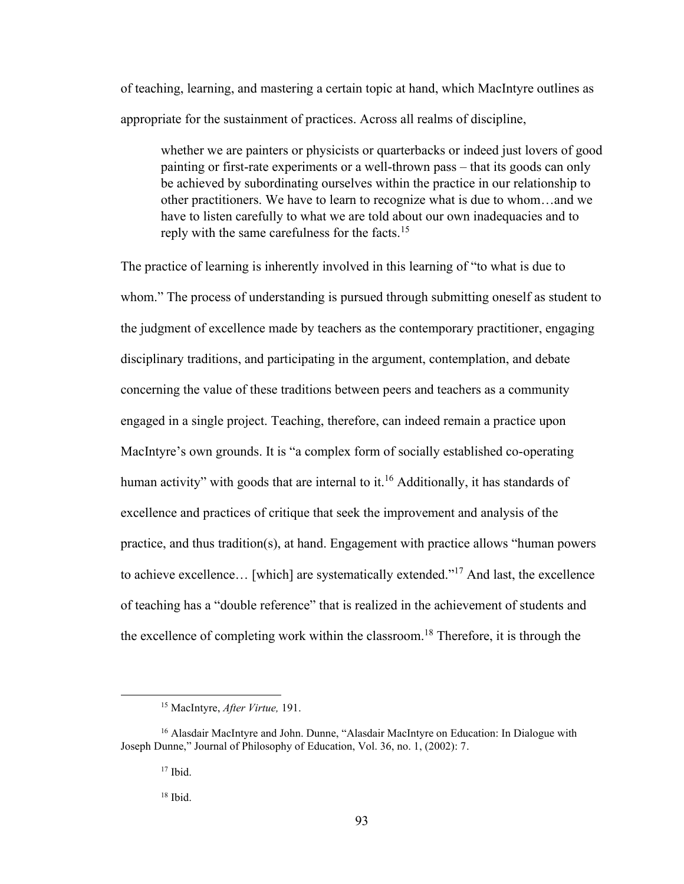of teaching, learning, and mastering a certain topic at hand, which MacIntyre outlines as appropriate for the sustainment of practices. Across all realms of discipline,

> whether we are painters or physicists or quarterbacks or indeed just lovers of good painting or first-rate experiments or a well-thrown pass – that its goods can only be achieved by subordinating ourselves within the practice in our relationship to other practitioners. We have to learn to recognize what is due to whom…and we have to listen carefully to what we are told about our own inadequacies and to reply with the same carefulness for the facts.[15]

The practice of learning is inherently involved in this learning of "to what is due to whom." The process of understanding is pursued through submitting oneself as student to the judgment of excellence made by teachers as the contemporary practitioner, engaging disciplinary traditions, and participating in the argument, contemplation, and debate concerning the value of these traditions between peers and teachers as a community engaged in a single project. Teaching, therefore, can indeed remain a practice upon MacIntyre's own grounds. It is "a complex form of socially established co-operating human activity" with goods that are internal to it.[16] Additionally, it has standards of excellence and practices of critique that seek the improvement and analysis of the practice, and thus tradition(s), at hand. Engagement with practice allows "human powers to achieve excellence… [which] are systematically extended."[17] And last, the excellence of teaching has a "double reference" that is realized in the achievement of students and the excellence of completing work within the classroom.[18] Therefore, it is through the

---

[15] MacIntyre, *After Virtue,* 191.

[16] Alasdair MacIntyre and John. Dunne, "Alasdair MacIntyre on Education: In Dialogue with Joseph Dunne," Journal of Philosophy of Education, Vol. 36, no. 1, (2002): 7.

[17] Ibid.

[18] Ibid.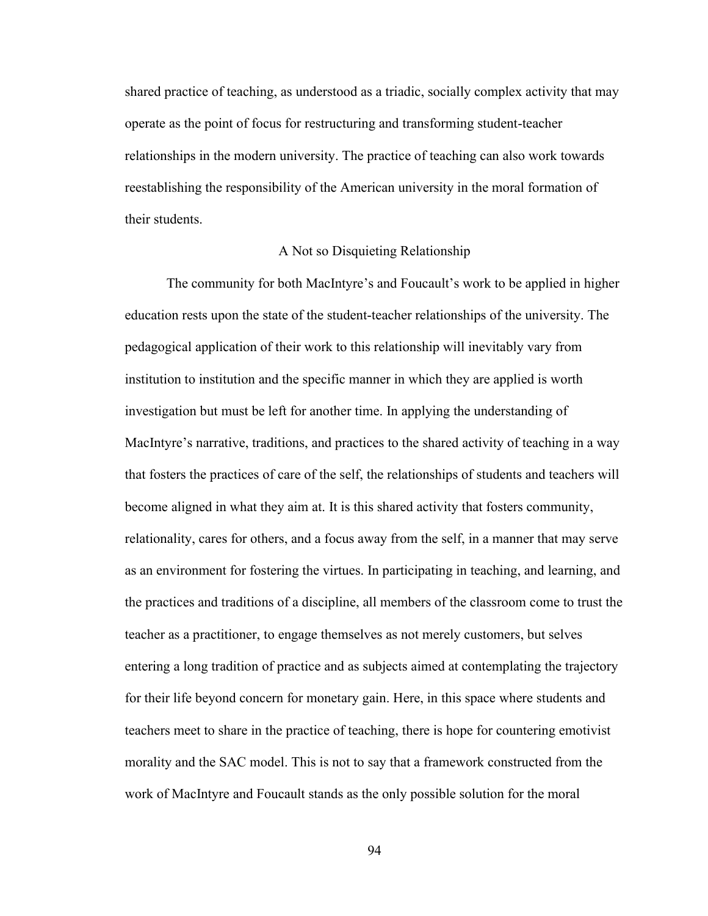shared practice of teaching, as understood as a triadic, socially complex activity that may operate as the point of focus for restructuring and transforming student-teacher relationships in the modern university. The practice of teaching can also work towards reestablishing the responsibility of the American university in the moral formation of their students.

## A Not so Disquieting Relationship

The community for both MacIntyre's and Foucault's work to be applied in higher education rests upon the state of the student-teacher relationships of the university. The pedagogical application of their work to this relationship will inevitably vary from institution to institution and the specific manner in which they are applied is worth investigation but must be left for another time. In applying the understanding of MacIntyre's narrative, traditions, and practices to the shared activity of teaching in a way that fosters the practices of care of the self, the relationships of students and teachers will become aligned in what they aim at. It is this shared activity that fosters community, relationality, cares for others, and a focus away from the self, in a manner that may serve as an environment for fostering the virtues. In participating in teaching, and learning, and the practices and traditions of a discipline, all members of the classroom come to trust the teacher as a practitioner, to engage themselves as not merely customers, but selves entering a long tradition of practice and as subjects aimed at contemplating the trajectory for their life beyond concern for monetary gain. Here, in this space where students and teachers meet to share in the practice of teaching, there is hope for countering emotivist morality and the SAC model. This is not to say that a framework constructed from the work of MacIntyre and Foucault stands as the only possible solution for the moral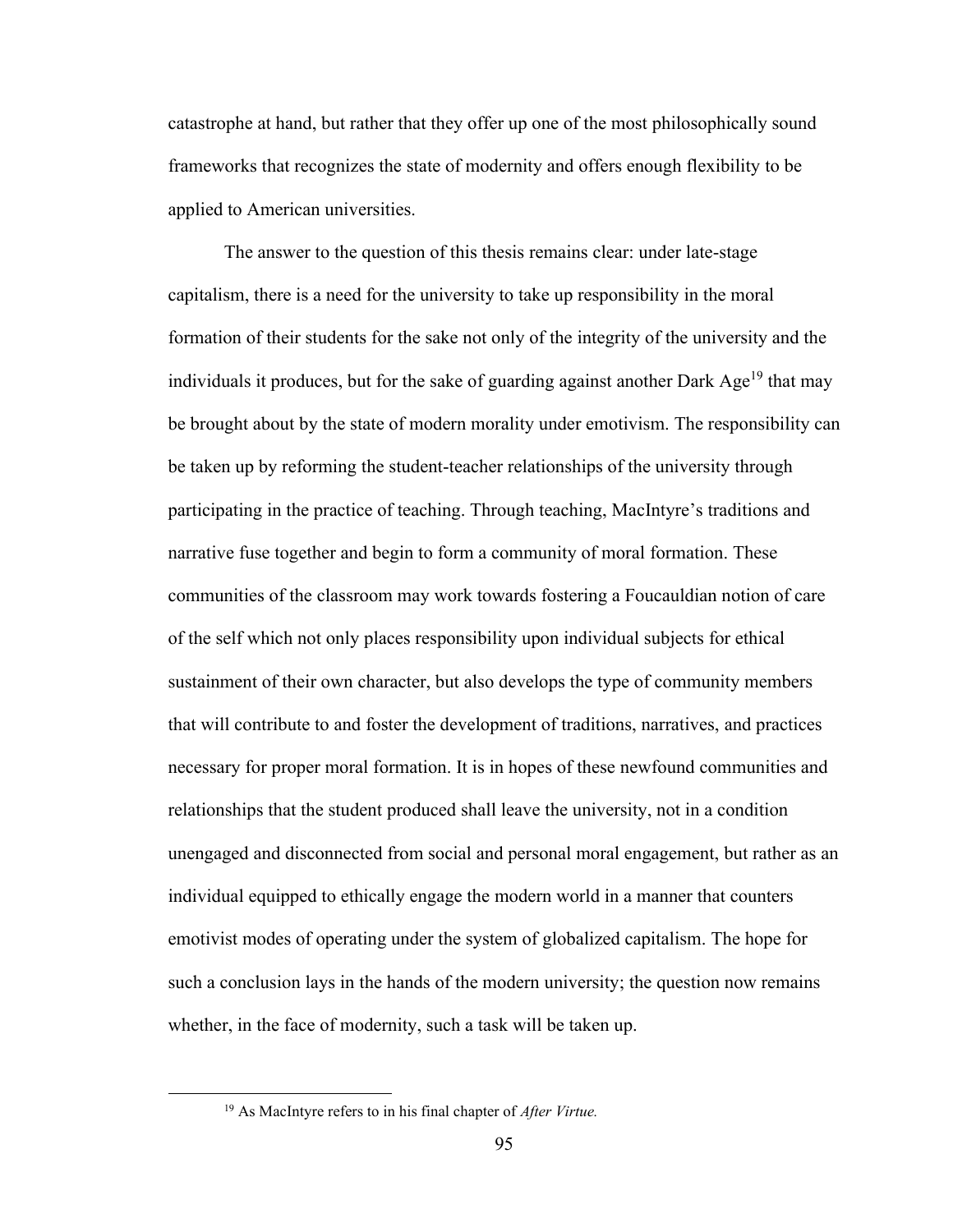catastrophe at hand, but rather that they offer up one of the most philosophically sound frameworks that recognizes the state of modernity and offers enough flexibility to be applied to American universities.

The answer to the question of this thesis remains clear: under late-stage capitalism, there is a need for the university to take up responsibility in the moral formation of their students for the sake not only of the integrity of the university and the individuals it produces, but for the sake of guarding against another Dark Age[19] that may be brought about by the state of modern morality under emotivism. The responsibility can be taken up by reforming the student-teacher relationships of the university through participating in the practice of teaching. Through teaching, MacIntyre's traditions and narrative fuse together and begin to form a community of moral formation. These communities of the classroom may work towards fostering a Foucauldian notion of care of the self which not only places responsibility upon individual subjects for ethical sustainment of their own character, but also develops the type of community members that will contribute to and foster the development of traditions, narratives, and practices necessary for proper moral formation. It is in hopes of these newfound communities and relationships that the student produced shall leave the university, not in a condition unengaged and disconnected from social and personal moral engagement, but rather as an individual equipped to ethically engage the modern world in a manner that counters emotivist modes of operating under the system of globalized capitalism. The hope for such a conclusion lays in the hands of the modern university; the question now remains whether, in the face of modernity, such a task will be taken up.

[19] As MacIntyre refers to in his final chapter of *After Virtue.*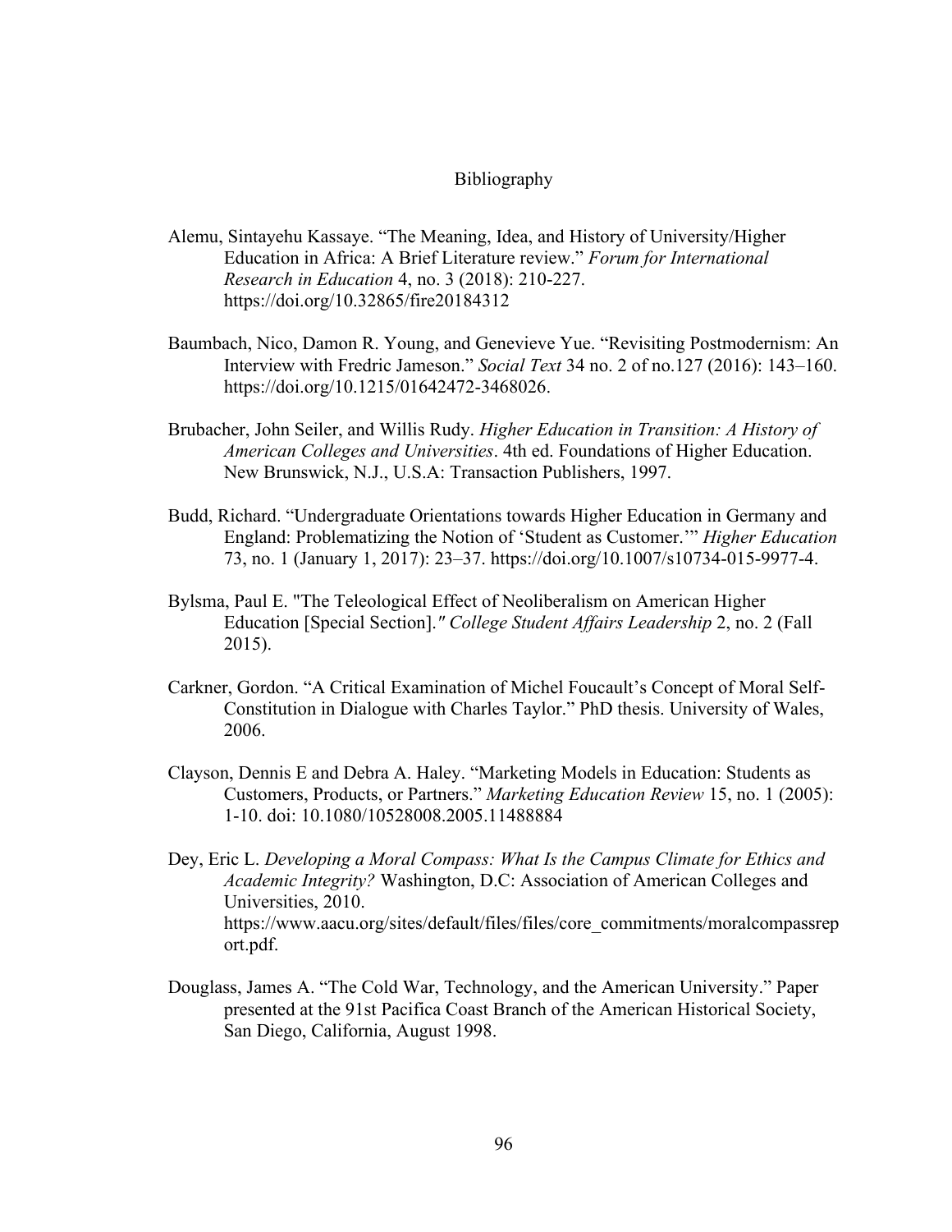# Bibliography

Alemu, Sintayehu Kassaye. "The Meaning, Idea, and History of University/Higher Education in Africa: A Brief Literature review." *Forum for International Research in Education* 4, no. 3 (2018): 210-227. https://doi.org/10.32865/fire20184312

Baumbach, Nico, Damon R. Young, and Genevieve Yue. "Revisiting Postmodernism: An Interview with Fredric Jameson." *Social Text* 34 no. 2 of no.127 (2016): 143–160. https://doi.org/10.1215/01642472-3468026.

Brubacher, John Seiler, and Willis Rudy. *Higher Education in Transition: A History of American Colleges and Universities*. 4th ed. Foundations of Higher Education. New Brunswick, N.J., U.S.A: Transaction Publishers, 1997.

Budd, Richard. "Undergraduate Orientations towards Higher Education in Germany and England: Problematizing the Notion of 'Student as Customer.'" *Higher Education* 73, no. 1 (January 1, 2017): 23–37. https://doi.org/10.1007/s10734-015-9977-4.

Bylsma, Paul E. "The Teleological Effect of Neoliberalism on American Higher Education [Special Section]." *College Student Affairs Leadership* 2, no. 2 (Fall 2015).

Carkner, Gordon. "A Critical Examination of Michel Foucault's Concept of Moral Self-Constitution in Dialogue with Charles Taylor." PhD thesis. University of Wales, 2006.

Clayson, Dennis E and Debra A. Haley. "Marketing Models in Education: Students as Customers, Products, or Partners." *Marketing Education Review* 15, no. 1 (2005): 1-10. doi: 10.1080/10528008.2005.11488884

Dey, Eric L. *Developing a Moral Compass: What Is the Campus Climate for Ethics and Academic Integrity?* Washington, D.C: Association of American Colleges and Universities, 2010. https://www.aacu.org/sites/default/files/files/core_commitments/moralcompassreport.pdf.

Douglass, James A. "The Cold War, Technology, and the American University." Paper presented at the 91st Pacifica Coast Branch of the American Historical Society, San Diego, California, August 1998.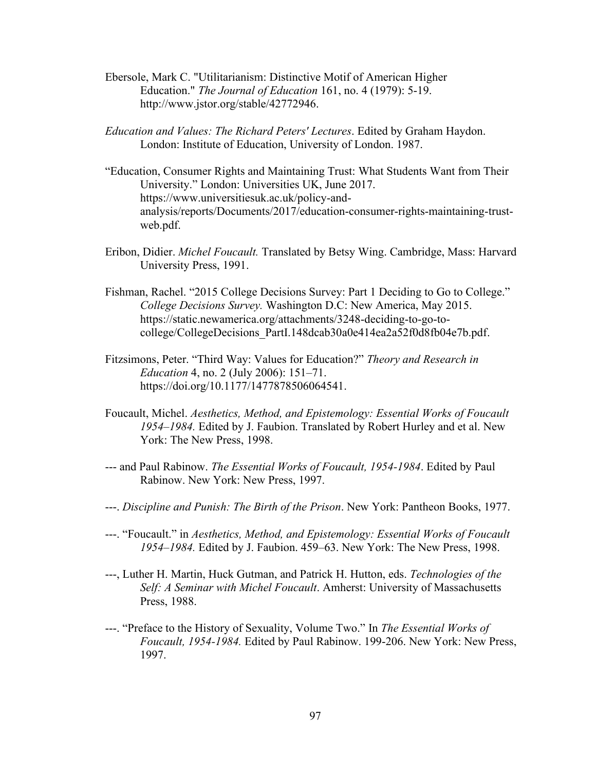Ebersole, Mark C. "Utilitarianism: Distinctive Motif of American Higher Education." *The Journal of Education* 161, no. 4 (1979): 5-19. http://www.jstor.org/stable/42772946.

*Education and Values: The Richard Peters' Lectures*. Edited by Graham Haydon. London: Institute of Education, University of London. 1987.

"Education, Consumer Rights and Maintaining Trust: What Students Want from Their University." London: Universities UK, June 2017. https://www.universitiesuk.ac.uk/policy-and-analysis/reports/Documents/2017/education-consumer-rights-maintaining-trust-web.pdf.

Eribon, Didier. *Michel Foucault.* Translated by Betsy Wing. Cambridge, Mass: Harvard University Press, 1991.

Fishman, Rachel. "2015 College Decisions Survey: Part 1 Deciding to Go to College." *College Decisions Survey.* Washington D.C: New America, May 2015. https://static.newamerica.org/attachments/3248-deciding-to-go-to-college/CollegeDecisions_PartI.148dcab30a0e414ea2a52f0d8fb04e7b.pdf.

Fitzsimons, Peter. "Third Way: Values for Education?" *Theory and Research in Education* 4, no. 2 (July 2006): 151–71. https://doi.org/10.1177/1477878506064541.

Foucault, Michel. *Aesthetics, Method, and Epistemology: Essential Works of Foucault 1954–1984.* Edited by J. Faubion. Translated by Robert Hurley and et al. New York: The New Press, 1998.

--- and Paul Rabinow. *The Essential Works of Foucault, 1954-1984*. Edited by Paul Rabinow. New York: New Press, 1997.

---. *Discipline and Punish: The Birth of the Prison*. New York: Pantheon Books, 1977.

---. "Foucault." in *Aesthetics, Method, and Epistemology: Essential Works of Foucault 1954–1984.* Edited by J. Faubion. 459–63. New York: The New Press, 1998.

---, Luther H. Martin, Huck Gutman, and Patrick H. Hutton, eds. *Technologies of the Self: A Seminar with Michel Foucault*. Amherst: University of Massachusetts Press, 1988.

---. "Preface to the History of Sexuality, Volume Two." In *The Essential Works of Foucault, 1954-1984.* Edited by Paul Rabinow. 199-206. New York: New Press, 1997.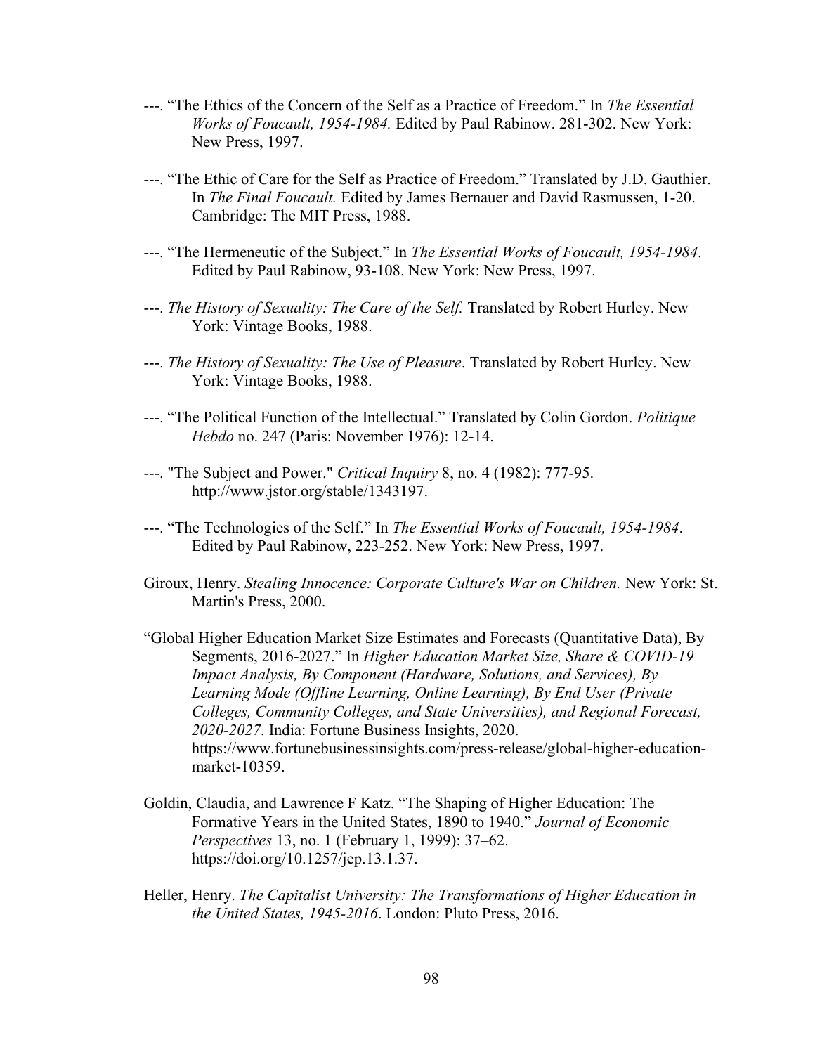---. "The Ethics of the Concern of the Self as a Practice of Freedom." In *The Essential Works of Foucault, 1954-1984.* Edited by Paul Rabinow. 281-302. New York: New Press, 1997.

---. "The Ethic of Care for the Self as Practice of Freedom." Translated by J.D. Gauthier. In *The Final Foucault.* Edited by James Bernauer and David Rasmussen, 1-20. Cambridge: The MIT Press, 1988.

---. "The Hermeneutic of the Subject." In *The Essential Works of Foucault, 1954-1984*. Edited by Paul Rabinow, 93-108. New York: New Press, 1997.

---. *The History of Sexuality: The Care of the Self.* Translated by Robert Hurley. New York: Vintage Books, 1988.

---. *The History of Sexuality: The Use of Pleasure*. Translated by Robert Hurley. New York: Vintage Books, 1988.

---. "The Political Function of the Intellectual." Translated by Colin Gordon. *Politique Hebdo* no. 247 (Paris: November 1976): 12-14.

---. "The Subject and Power." *Critical Inquiry* 8, no. 4 (1982): 777-95. http://www.jstor.org/stable/1343197.

---. "The Technologies of the Self." In *The Essential Works of Foucault, 1954-1984*. Edited by Paul Rabinow, 223-252. New York: New Press, 1997.

Giroux, Henry. *Stealing Innocence: Corporate Culture's War on Children.* New York: St. Martin's Press, 2000.

"Global Higher Education Market Size Estimates and Forecasts (Quantitative Data), By Segments, 2016-2027." In *Higher Education Market Size, Share & COVID-19 Impact Analysis, By Component (Hardware, Solutions, and Services), By Learning Mode (Offline Learning, Online Learning), By End User (Private Colleges, Community Colleges, and State Universities), and Regional Forecast, 2020-2027*. India: Fortune Business Insights, 2020. https://www.fortunebusinessinsights.com/press-release/global-higher-education-market-10359.

Goldin, Claudia, and Lawrence F Katz. "The Shaping of Higher Education: The Formative Years in the United States, 1890 to 1940." *Journal of Economic Perspectives* 13, no. 1 (February 1, 1999): 37–62. https://doi.org/10.1257/jep.13.1.37.

Heller, Henry. *The Capitalist University: The Transformations of Higher Education in the United States, 1945-2016*. London: Pluto Press, 2016.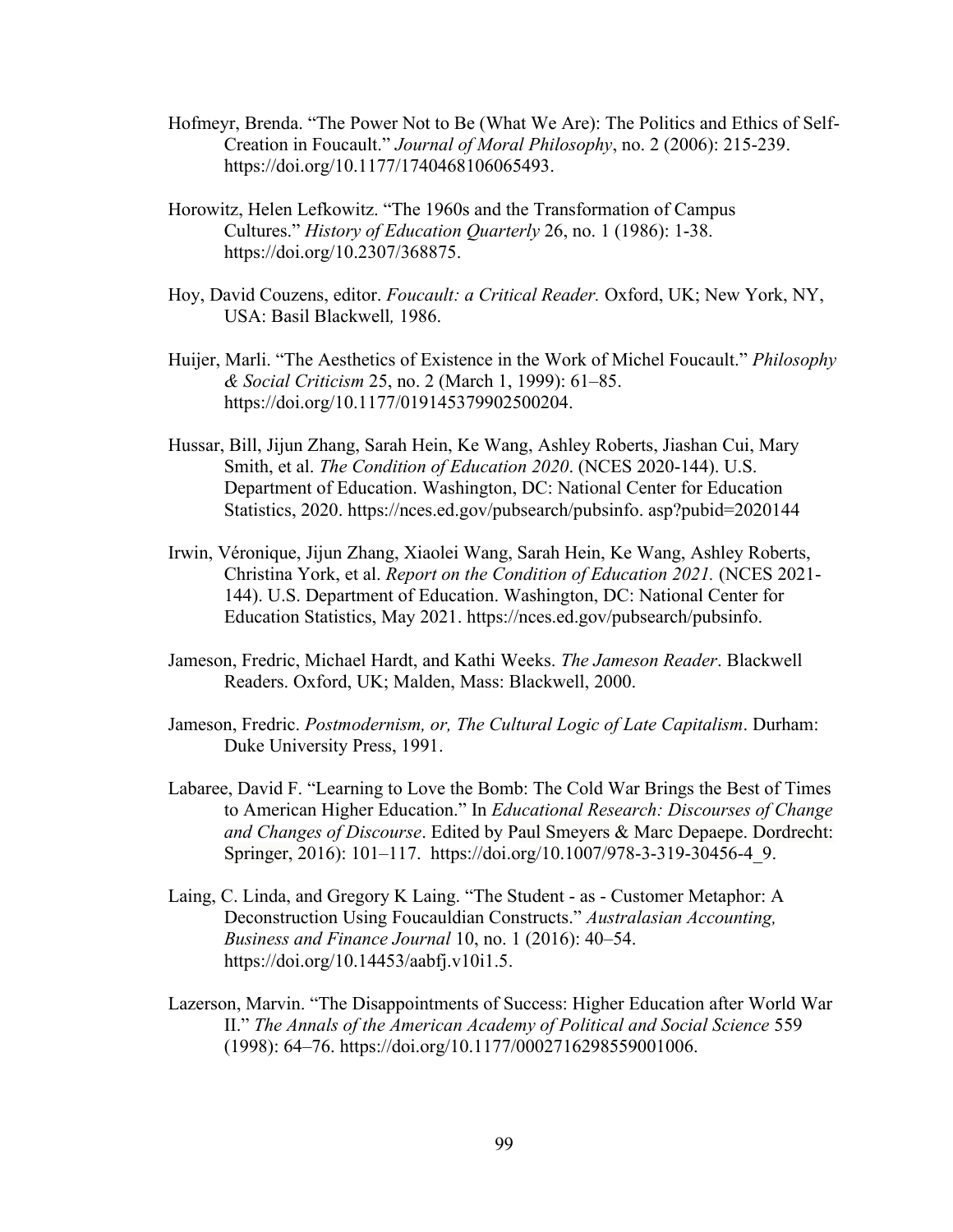Hofmeyr, Brenda. "The Power Not to Be (What We Are): The Politics and Ethics of Self-Creation in Foucault." *Journal of Moral Philosophy*, no. 2 (2006): 215-239. https://doi.org/10.1177/1740468106065493.

Horowitz, Helen Lefkowitz. "The 1960s and the Transformation of Campus Cultures." *History of Education Quarterly* 26, no. 1 (1986): 1-38. https://doi.org/10.2307/368875.

Hoy, David Couzens, editor. *Foucault: a Critical Reader.* Oxford, UK; New York, NY, USA: Basil Blackwell*,* 1986.

Huijer, Marli. "The Aesthetics of Existence in the Work of Michel Foucault." *Philosophy & Social Criticism* 25, no. 2 (March 1, 1999): 61–85. https://doi.org/10.1177/019145379902500204.

Hussar, Bill, Jijun Zhang, Sarah Hein, Ke Wang, Ashley Roberts, Jiashan Cui, Mary Smith, et al. *The Condition of Education 2020*. (NCES 2020-144). U.S. Department of Education. Washington, DC: National Center for Education Statistics, 2020. https://nces.ed.gov/pubsearch/pubsinfo. asp?pubid=2020144

Irwin, Véronique, Jijun Zhang, Xiaolei Wang, Sarah Hein, Ke Wang, Ashley Roberts, Christina York, et al. *Report on the Condition of Education 2021.* (NCES 2021-144). U.S. Department of Education. Washington, DC: National Center for Education Statistics, May 2021. https://nces.ed.gov/pubsearch/pubsinfo.

Jameson, Fredric, Michael Hardt, and Kathi Weeks. *The Jameson Reader*. Blackwell Readers. Oxford, UK; Malden, Mass: Blackwell, 2000.

Jameson, Fredric. *Postmodernism, or, The Cultural Logic of Late Capitalism*. Durham: Duke University Press, 1991.

Labaree, David F. "Learning to Love the Bomb: The Cold War Brings the Best of Times to American Higher Education." In *Educational Research: Discourses of Change and Changes of Discourse*. Edited by Paul Smeyers & Marc Depaepe. Dordrecht: Springer, 2016): 101–117. https://doi.org/10.1007/978-3-319-30456-4_9.

Laing, C. Linda, and Gregory K Laing. "The Student - as - Customer Metaphor: A Deconstruction Using Foucauldian Constructs." *Australasian Accounting, Business and Finance Journal* 10, no. 1 (2016): 40–54. https://doi.org/10.14453/aabfj.v10i1.5.

Lazerson, Marvin. "The Disappointments of Success: Higher Education after World War II." *The Annals of the American Academy of Political and Social Science* 559 (1998): 64–76. https://doi.org/10.1177/0002716298559001006.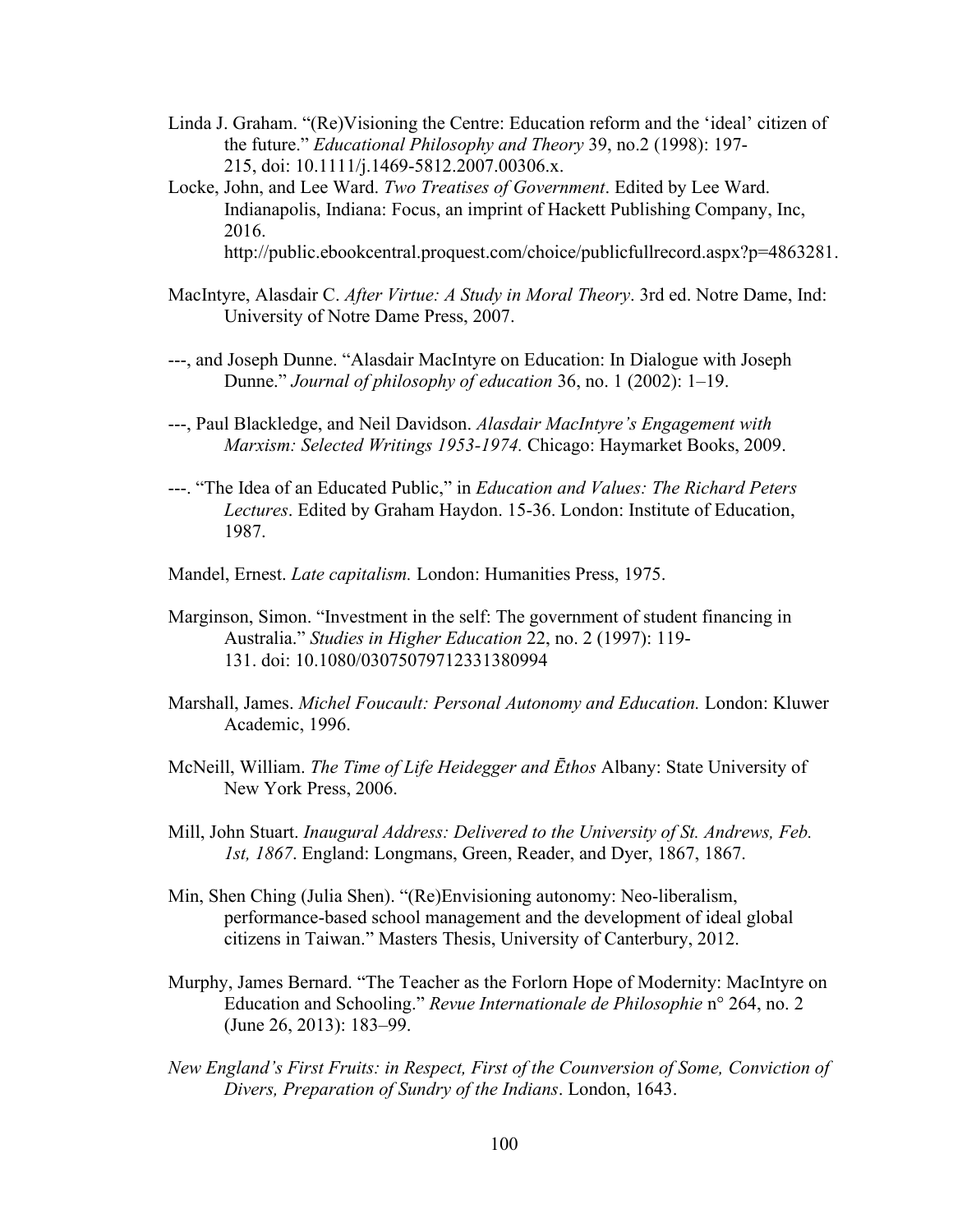Linda J. Graham. "(Re)Visioning the Centre: Education reform and the 'ideal' citizen of the future." *Educational Philosophy and Theory* 39, no.2 (1998): 197-215, doi: 10.1111/j.1469-5812.2007.00306.x.

Locke, John, and Lee Ward. *Two Treatises of Government*. Edited by Lee Ward. Indianapolis, Indiana: Focus, an imprint of Hackett Publishing Company, Inc, 2016. http://public.ebookcentral.proquest.com/choice/publicfullrecord.aspx?p=4863281.

MacIntyre, Alasdair C. *After Virtue: A Study in Moral Theory*. 3rd ed. Notre Dame, Ind: University of Notre Dame Press, 2007.

---, and Joseph Dunne. "Alasdair MacIntyre on Education: In Dialogue with Joseph Dunne." *Journal of philosophy of education* 36, no. 1 (2002): 1–19.

---, Paul Blackledge, and Neil Davidson. *Alasdair MacIntyre's Engagement with Marxism: Selected Writings 1953-1974.* Chicago: Haymarket Books, 2009.

---. "The Idea of an Educated Public," in *Education and Values: The Richard Peters Lectures*. Edited by Graham Haydon. 15-36. London: Institute of Education, 1987.

Mandel, Ernest. *Late capitalism.* London: Humanities Press, 1975.

Marginson, Simon. "Investment in the self: The government of student financing in Australia." *Studies in Higher Education* 22, no. 2 (1997): 119-131. doi: 10.1080/03075079712331380994

Marshall, James. *Michel Foucault: Personal Autonomy and Education.* London: Kluwer Academic, 1996.

McNeill, William. *The Time of Life Heidegger and Ēthos* Albany: State University of New York Press, 2006.

Mill, John Stuart. *Inaugural Address: Delivered to the University of St. Andrews, Feb. 1st, 1867*. England: Longmans, Green, Reader, and Dyer, 1867, 1867.

Min, Shen Ching (Julia Shen). "(Re)Envisioning autonomy: Neo-liberalism, performance-based school management and the development of ideal global citizens in Taiwan." Masters Thesis, University of Canterbury, 2012.

Murphy, James Bernard. "The Teacher as the Forlorn Hope of Modernity: MacIntyre on Education and Schooling." *Revue Internationale de Philosophie* n° 264, no. 2 (June 26, 2013): 183–99.

*New England's First Fruits: in Respect, First of the Counversion of Some, Conviction of Divers, Preparation of Sundry of the Indians*. London, 1643.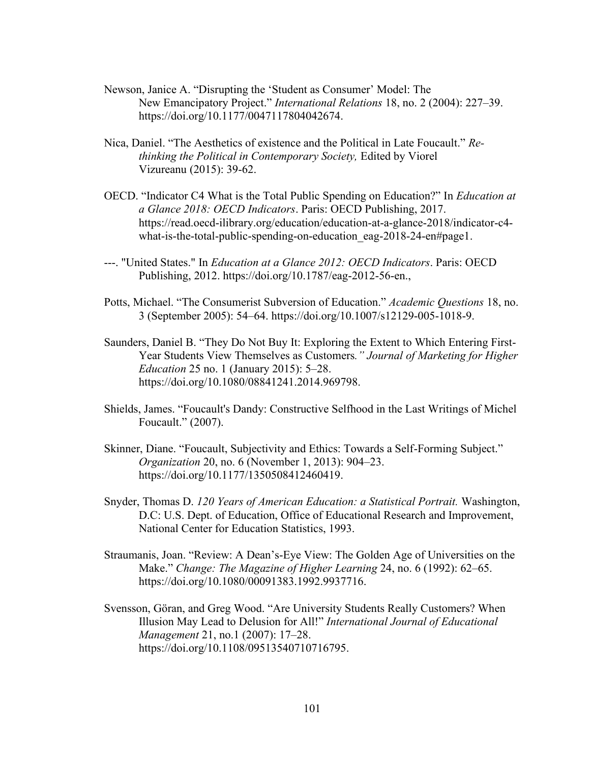Newson, Janice A. “Disrupting the ‘Student as Consumer’ Model: The New Emancipatory Project.” *International Relations* 18, no. 2 (2004): 227–39. https://doi.org/10.1177/0047117804042674.

Nica, Daniel. “The Aesthetics of existence and the Political in Late Foucault.” *Re-thinking the Political in Contemporary Society,* Edited by Viorel Vizureanu (2015): 39-62.

OECD. “Indicator C4 What is the Total Public Spending on Education?” In *Education at a Glance 2018: OECD Indicators*. Paris: OECD Publishing, 2017. https://read.oecd-ilibrary.org/education/education-at-a-glance-2018/indicator-c4-what-is-the-total-public-spending-on-education_eag-2018-24-en#page1.

---. "United States." In *Education at a Glance 2012: OECD Indicators*. Paris: OECD Publishing, 2012. https://doi.org/10.1787/eag-2012-56-en.,

Potts, Michael. “The Consumerist Subversion of Education.” *Academic Questions* 18, no. 3 (September 2005): 54–64. https://doi.org/10.1007/s12129-005-1018-9.

Saunders, Daniel B. “They Do Not Buy It: Exploring the Extent to Which Entering First-Year Students View Themselves as Customers*.” Journal of Marketing for Higher Education* 25 no. 1 (January 2015): 5–28. https://doi.org/10.1080/08841241.2014.969798.

Shields, James. “Foucault's Dandy: Constructive Selfhood in the Last Writings of Michel Foucault.” (2007).

Skinner, Diane. “Foucault, Subjectivity and Ethics: Towards a Self-Forming Subject.” *Organization* 20, no. 6 (November 1, 2013): 904–23. https://doi.org/10.1177/1350508412460419.

Snyder, Thomas D. *120 Years of American Education: a Statistical Portrait.* Washington, D.C: U.S. Dept. of Education, Office of Educational Research and Improvement, National Center for Education Statistics, 1993.

Straumanis, Joan. “Review: A Dean’s-Eye View: The Golden Age of Universities on the Make.” *Change: The Magazine of Higher Learning* 24, no. 6 (1992): 62–65. https://doi.org/10.1080/00091383.1992.9937716.

Svensson, Göran, and Greg Wood. “Are University Students Really Customers? When Illusion May Lead to Delusion for All!” *International Journal of Educational Management* 21, no.1 (2007): 17–28. https://doi.org/10.1108/09513540710716795.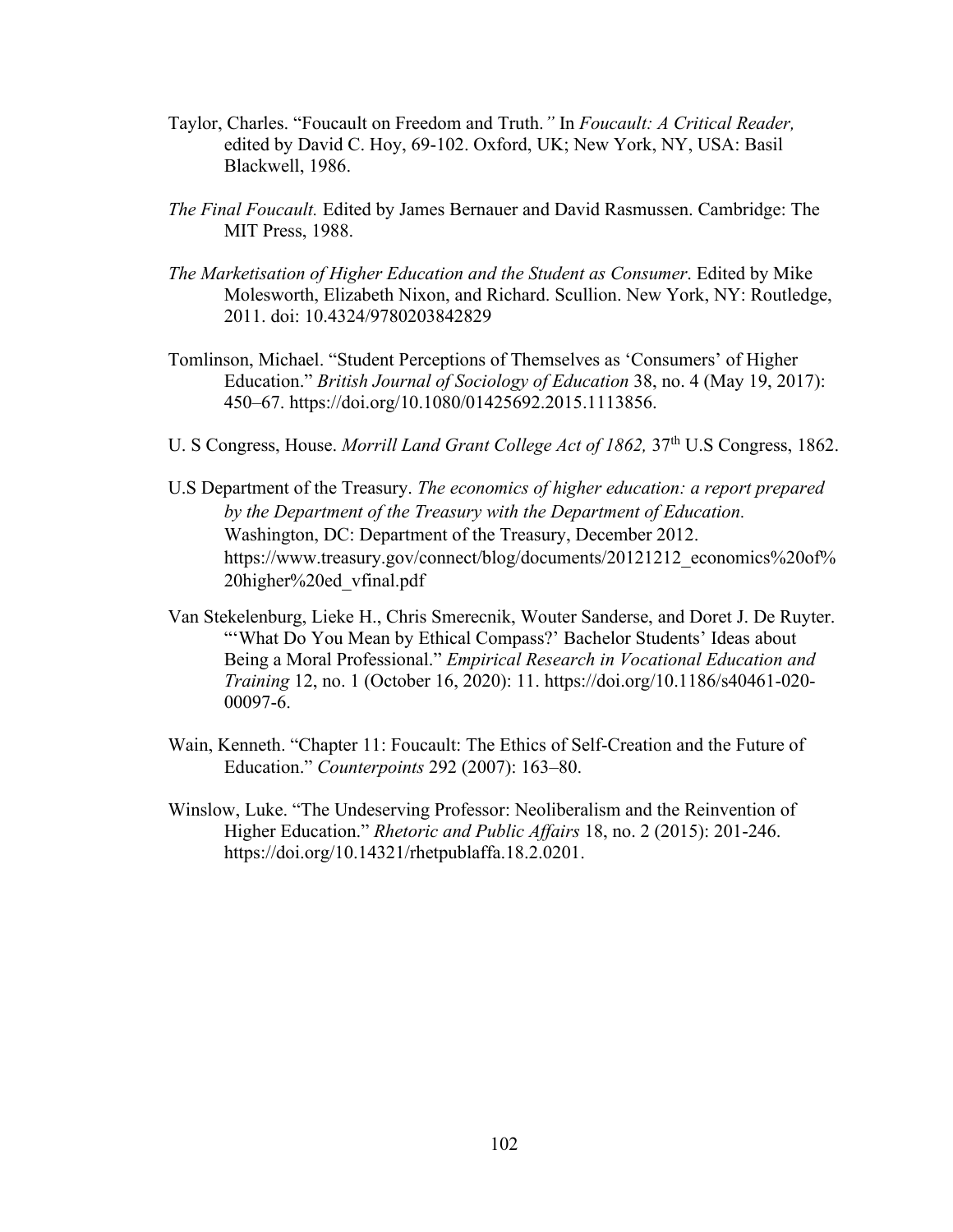Taylor, Charles. "Foucault on Freedom and Truth." In *Foucault: A Critical Reader,* edited by David C. Hoy, 69-102. Oxford, UK; New York, NY, USA: Basil Blackwell, 1986.

*The Final Foucault.* Edited by James Bernauer and David Rasmussen. Cambridge: The MIT Press, 1988.

*The Marketisation of Higher Education and the Student as Consumer*. Edited by Mike Molesworth, Elizabeth Nixon, and Richard. Scullion. New York, NY: Routledge, 2011. doi: 10.4324/9780203842829

Tomlinson, Michael. "Student Perceptions of Themselves as 'Consumers' of Higher Education." *British Journal of Sociology of Education* 38, no. 4 (May 19, 2017): 450–67. https://doi.org/10.1080/01425692.2015.1113856.

U. S Congress, House. *Morrill Land Grant College Act of 1862,* 37th U.S Congress, 1862.

U.S Department of the Treasury. *The economics of higher education: a report prepared by the Department of the Treasury with the Department of Education.* Washington, DC: Department of the Treasury, December 2012. https://www.treasury.gov/connect/blog/documents/20121212_economics%20of%20higher%20ed_vfinal.pdf

Van Stekelenburg, Lieke H., Chris Smerecnik, Wouter Sanderse, and Doret J. De Ruyter. "'What Do You Mean by Ethical Compass?' Bachelor Students' Ideas about Being a Moral Professional." *Empirical Research in Vocational Education and Training* 12, no. 1 (October 16, 2020): 11. https://doi.org/10.1186/s40461-020-00097-6.

Wain, Kenneth. "Chapter 11: Foucault: The Ethics of Self-Creation and the Future of Education." *Counterpoints* 292 (2007): 163–80.

Winslow, Luke. "The Undeserving Professor: Neoliberalism and the Reinvention of Higher Education." *Rhetoric and Public Affairs* 18, no. 2 (2015): 201-246. https://doi.org/10.14321/rhetpublaffa.18.2.0201.